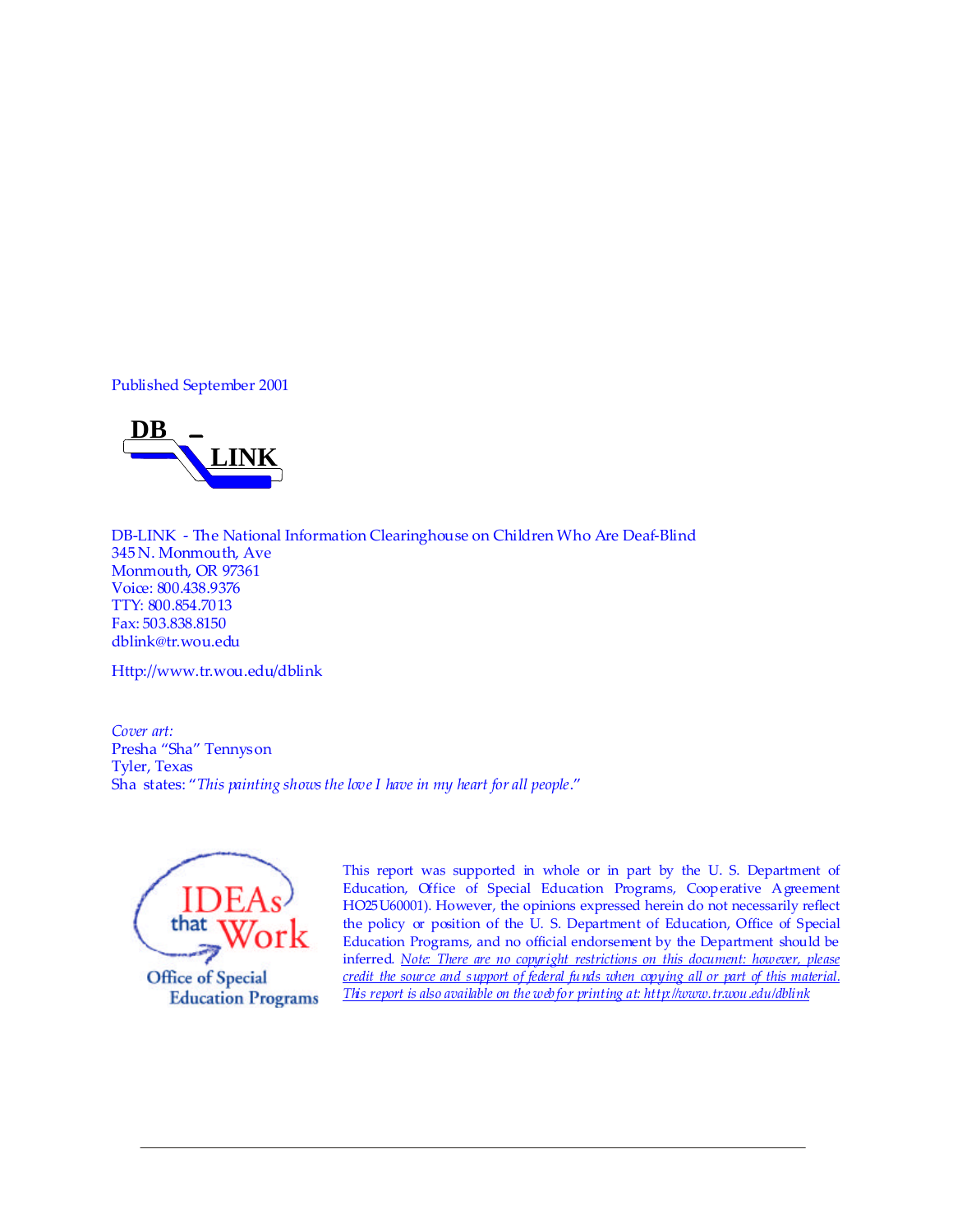Published September 2001

DB-LINK

DB-LINK - The National Information Clearinghouse on Children Who Are Deaf-Blind
345 N. Monmouth, Ave
Monmouth, OR 97361
Voice: 800.438.9376
TTY: 800.854.7013
Fax: 503.838.8150
dblink@tr.wou.edu

Http://www.tr.wou.edu/dblink

*Cover art:*
Presha "Sha" Tennyson
Tyler, Texas
Sha states: "*This painting shows the love I have in my heart for all people*."

IDEAs that Work
Office of Special Education Programs

This report was supported in whole or in part by the U. S. Department of Education, Office of Special Education Programs, Cooperative Agreement HO25U60001). However, the opinions expressed herein do not necessarily reflect the policy or position of the U. S. Department of Education, Office of Special Education Programs, and no official endorsement by the Department should be inferred. *Note: There are no copyright restrictions on this document: however, please credit the source and support of federal funds when copying all or part of this material. This report is also available on the web for printing at: http://www.tr.wou.edu/dblink*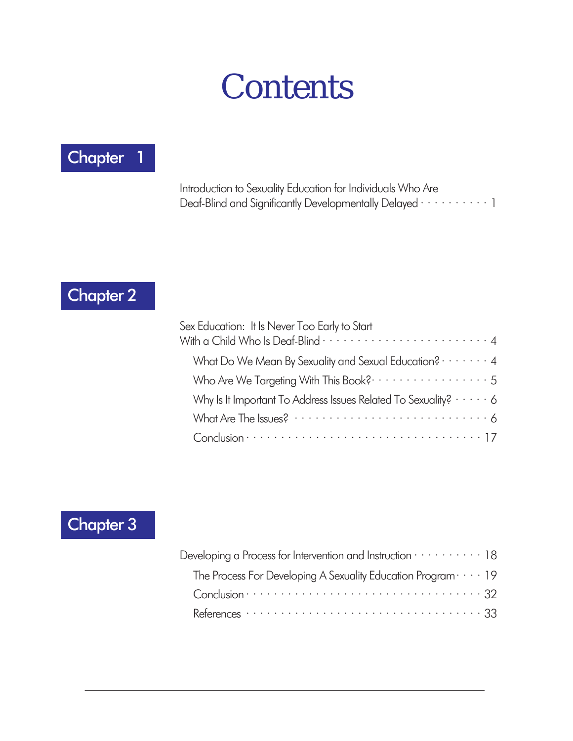# Contents

## Chapter 1

Introduction to Sexuality Education for Individuals Who Are Deaf-Blind and Significantly Developmentally Delayed · · · · · · · · · · 1

## Chapter 2

Sex Education: It Is Never Too Early to Start With a Child Who Is Deaf-Blind · · · · · · · · · · · · · · · · · · · · · · · · 4

- What Do We Mean By Sexuality and Sexual Education? · · · · · · · 4
- Who Are We Targeting With This Book? · · · · · · · · · · · · · · · · · 5
- Why Is It Important To Address Issues Related To Sexuality? · · · · · 6
- What Are The Issues? · · · · · · · · · · · · · · · · · · · · · · · · · · · 6
- Conclusion · · · · · · · · · · · · · · · · · · · · · · · · · · · · · · · · 17

## Chapter 3

Developing a Process for Intervention and Instruction · · · · · · · · · · 18

- The Process For Developing A Sexuality Education Program · · · · 19
- Conclusion · · · · · · · · · · · · · · · · · · · · · · · · · · · · · · · · 32
- References · · · · · · · · · · · · · · · · · · · · · · · · · · · · · · · 33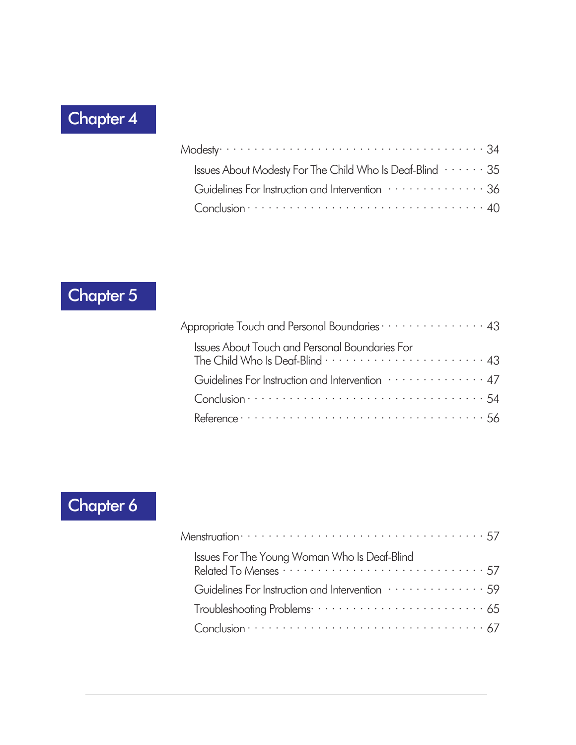## Chapter 4

Modesty · · · · · · · · · · · · · · · · · · · · · · · · · · · · · · · · · · · 34

- Issues About Modesty For The Child Who Is Deaf-Blind · · · · · · 35
- Guidelines For Instruction and Intervention · · · · · · · · · · · · · · 36
- Conclusion · · · · · · · · · · · · · · · · · · · · · · · · · · · · · · · · · 40

## Chapter 5

Appropriate Touch and Personal Boundaries · · · · · · · · · · · · · · · 43

- Issues About Touch and Personal Boundaries For The Child Who Is Deaf-Blind · · · · · · · · · · · · · · · · · · · · · · · 43
- Guidelines For Instruction and Intervention · · · · · · · · · · · · · · 47
- Conclusion · · · · · · · · · · · · · · · · · · · · · · · · · · · · · · · · · 54
- Reference · · · · · · · · · · · · · · · · · · · · · · · · · · · · · · · · · · 56

## Chapter 6

Menstruation · · · · · · · · · · · · · · · · · · · · · · · · · · · · · · · · · 57

- Issues For The Young Woman Who Is Deaf-Blind Related To Menses · · · · · · · · · · · · · · · · · · · · · · · · · · · · · 57
- Guidelines For Instruction and Intervention · · · · · · · · · · · · · · 59
- Troubleshooting Problems · · · · · · · · · · · · · · · · · · · · · · · · · 65
- Conclusion · · · · · · · · · · · · · · · · · · · · · · · · · · · · · · · · · 67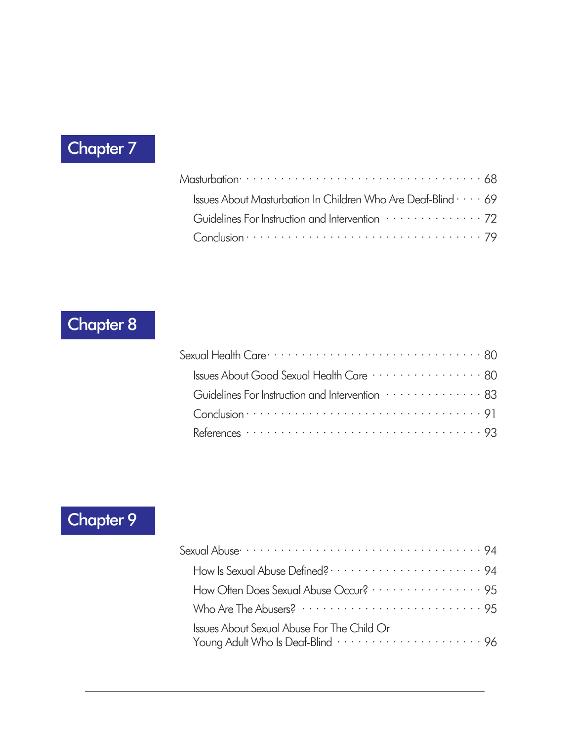## Chapter 7

Masturbation · · · · · · · · · · · · · · · · · · · · · · · · · · · · · · · 68

- Issues About Masturbation In Children Who Are Deaf-Blind · · · · 69
- Guidelines For Instruction and Intervention · · · · · · · · · · · · · · 72
- Conclusion · · · · · · · · · · · · · · · · · · · · · · · · · · · · · · · · 79

## Chapter 8

Sexual Health Care · · · · · · · · · · · · · · · · · · · · · · · · · · · · 80

- Issues About Good Sexual Health Care · · · · · · · · · · · · · · · · 80
- Guidelines For Instruction and Intervention · · · · · · · · · · · · · · 83
- Conclusion · · · · · · · · · · · · · · · · · · · · · · · · · · · · · · · · 91
- References · · · · · · · · · · · · · · · · · · · · · · · · · · · · · · · · 93

## Chapter 9

Sexual Abuse · · · · · · · · · · · · · · · · · · · · · · · · · · · · · · · 94

- How Is Sexual Abuse Defined? · · · · · · · · · · · · · · · · · · · · · 94
- How Often Does Sexual Abuse Occur? · · · · · · · · · · · · · · · · · 95
- Who Are The Abusers? · · · · · · · · · · · · · · · · · · · · · · · · · · 95
- Issues About Sexual Abuse For The Child Or Young Adult Who Is Deaf-Blind · · · · · · · · · · · · · · · · · · · · · · 96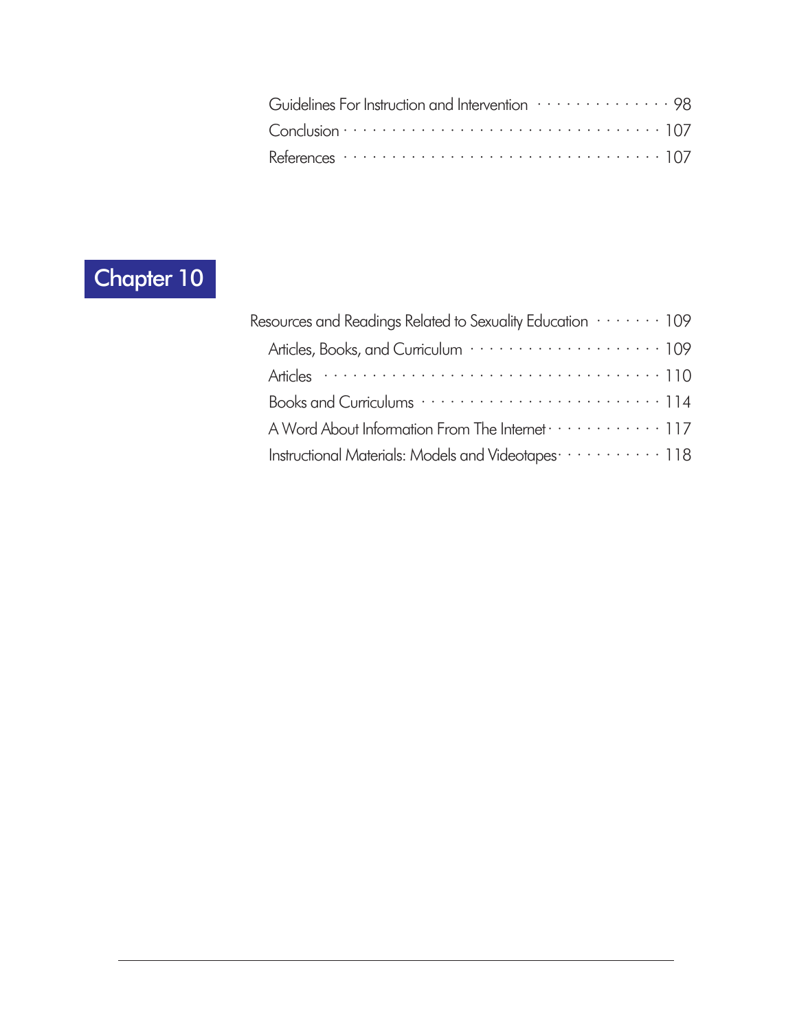- Guidelines For Instruction and Intervention · · · · · · · · · · · · · · 98
- Conclusion · · · · · · · · · · · · · · · · · · · · · · · · · · · · · · · · · 107
- References · · · · · · · · · · · · · · · · · · · · · · · · · · · · · · · · 107

## Chapter 10

Resources and Readings Related to Sexuality Education · · · · · · · 109

- Articles, Books, and Curriculum · · · · · · · · · · · · · · · · · · · · 109
- Articles · · · · · · · · · · · · · · · · · · · · · · · · · · · · · · · · · · 110
- Books and Curriculums · · · · · · · · · · · · · · · · · · · · · · · · · 114
- A Word About Information From The Internet · · · · · · · · · · · · 117
- Instructional Materials: Models and Videotapes · · · · · · · · · · · 118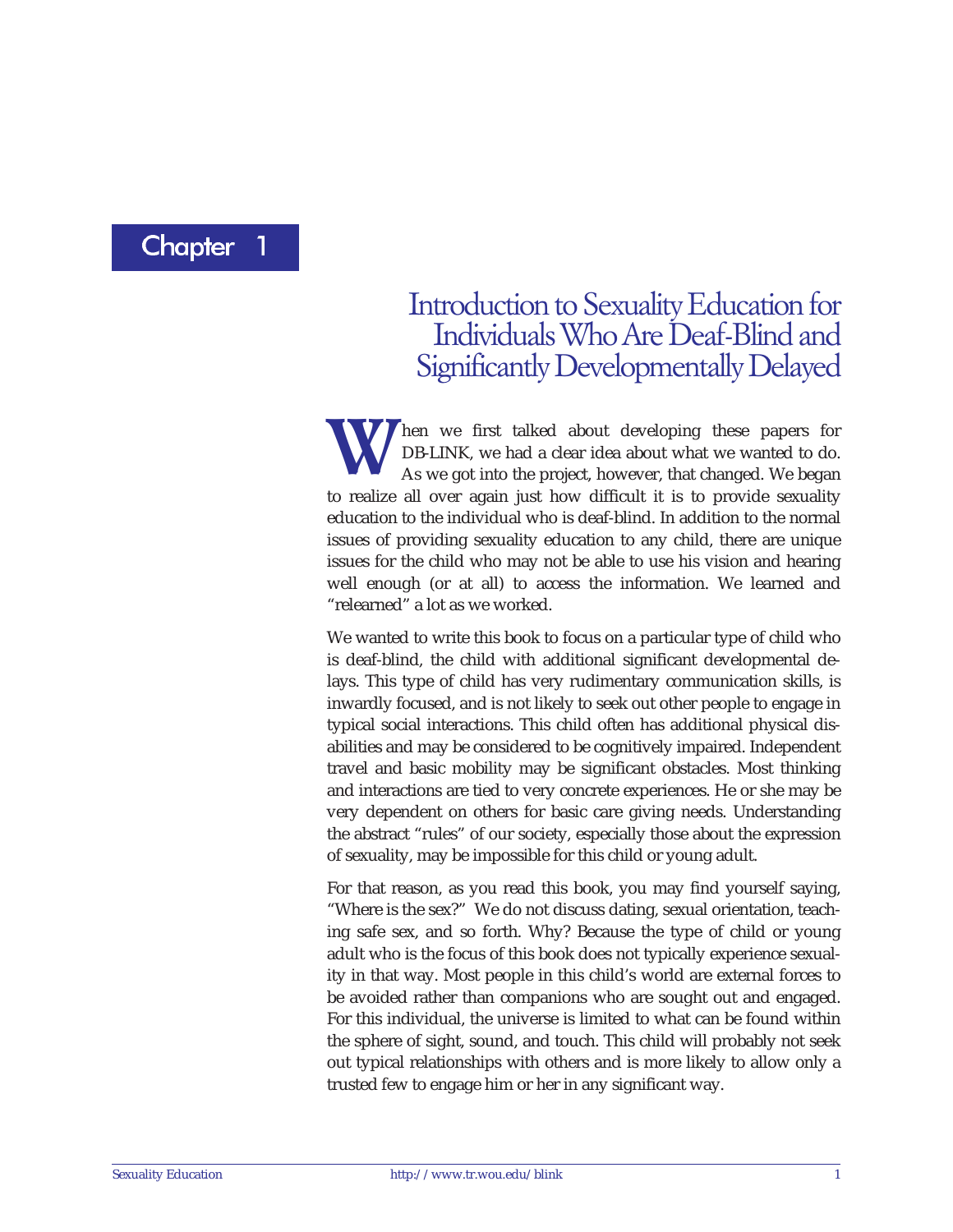# Chapter 1

## Introduction to Sexuality Education for Individuals Who Are Deaf-Blind and Significantly Developmentally Delayed

When we first talked about developing these papers for DB-LINK, we had a clear idea about what we wanted to do. As we got into the project, however, that changed. We began to realize all over again just how difficult it is to provide sexuality education to the individual who is deaf-blind. In addition to the normal issues of providing sexuality education to any child, there are unique issues for the child who may not be able to use his vision and hearing well enough (or at all) to access the information. We learned and "relearned" a lot as we worked.

We wanted to write this book to focus on a particular type of child who is deaf-blind, the child with additional significant developmental delays. This type of child has very rudimentary communication skills, is inwardly focused, and is not likely to seek out other people to engage in typical social interactions. This child often has additional physical disabilities and may be considered to be cognitively impaired. Independent travel and basic mobility may be significant obstacles. Most thinking and interactions are tied to very concrete experiences. He or she may be very dependent on others for basic care giving needs. Understanding the abstract "rules" of our society, especially those about the expression of sexuality, may be impossible for this child or young adult.

For that reason, as you read this book, you may find yourself saying, "Where is the sex?" We do not discuss dating, sexual orientation, teaching safe sex, and so forth. Why? Because the type of child or young adult who is the focus of this book does not typically experience sexuality in that way. Most people in this child's world are external forces to be avoided rather than companions who are sought out and engaged. For this individual, the universe is limited to what can be found within the sphere of sight, sound, and touch. This child will probably not seek out typical relationships with others and is more likely to allow only a trusted few to engage him or her in any significant way.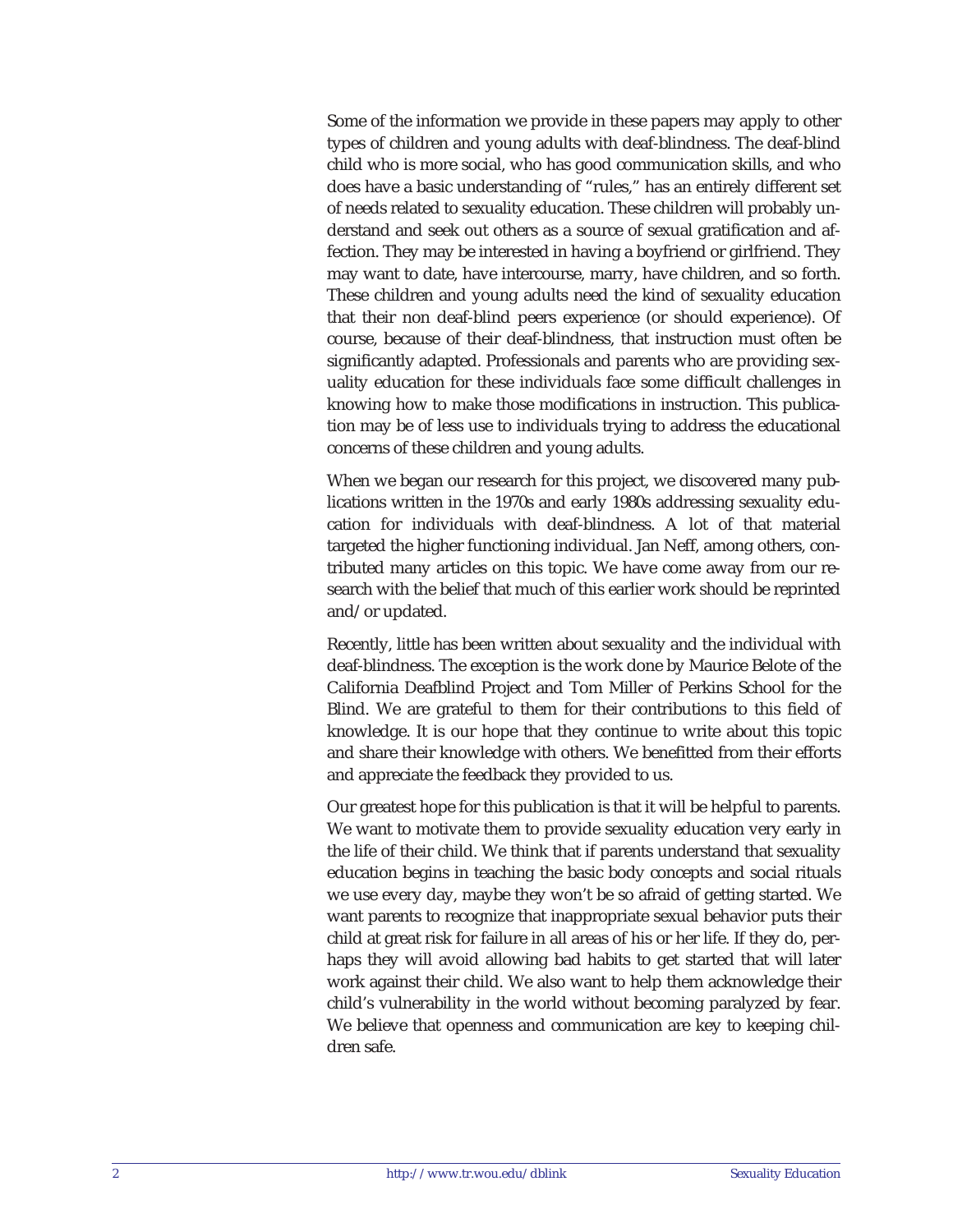Some of the information we provide in these papers may apply to other types of children and young adults with deaf-blindness. The deaf-blind child who is more social, who has good communication skills, and who does have a basic understanding of "rules," has an entirely different set of needs related to sexuality education. These children will probably understand and seek out others as a source of sexual gratification and affection. They may be interested in having a boyfriend or girlfriend. They may want to date, have intercourse, marry, have children, and so forth. These children and young adults need the kind of sexuality education that their non deaf-blind peers experience (or should experience). Of course, because of their deaf-blindness, that instruction must often be significantly adapted. Professionals and parents who are providing sexuality education for these individuals face some difficult challenges in knowing how to make those modifications in instruction. This publication may be of less use to individuals trying to address the educational concerns of these children and young adults.

When we began our research for this project, we discovered many publications written in the 1970s and early 1980s addressing sexuality education for individuals with deaf-blindness. A lot of that material targeted the higher functioning individual. Jan Neff, among others, contributed many articles on this topic. We have come away from our research with the belief that much of this earlier work should be reprinted and/or updated.

Recently, little has been written about sexuality and the individual with deaf-blindness. The exception is the work done by Maurice Belote of the California Deafblind Project and Tom Miller of Perkins School for the Blind. We are grateful to them for their contributions to this field of knowledge. It is our hope that they continue to write about this topic and share their knowledge with others. We benefitted from their efforts and appreciate the feedback they provided to us.

Our greatest hope for this publication is that it will be helpful to parents. We want to motivate them to provide sexuality education very early in the life of their child. We think that if parents understand that sexuality education begins in teaching the basic body concepts and social rituals we use every day, maybe they won't be so afraid of getting started. We want parents to recognize that inappropriate sexual behavior puts their child at great risk for failure in all areas of his or her life. If they do, perhaps they will avoid allowing bad habits to get started that will later work against their child. We also want to help them acknowledge their child's vulnerability in the world without becoming paralyzed by fear. We believe that openness and communication are key to keeping children safe.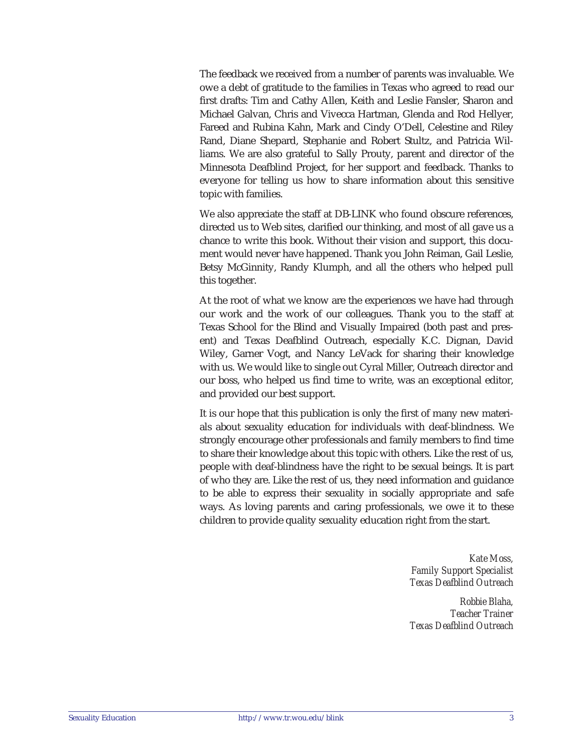The feedback we received from a number of parents was invaluable. We owe a debt of gratitude to the families in Texas who agreed to read our first drafts: Tim and Cathy Allen, Keith and Leslie Fansler, Sharon and Michael Galvan, Chris and Vivecca Hartman, Glenda and Rod Hellyer, Fareed and Rubina Kahn, Mark and Cindy O'Dell, Celestine and Riley Rand, Diane Shepard, Stephanie and Robert Stultz, and Patricia Williams. We are also grateful to Sally Prouty, parent and director of the Minnesota Deafblind Project, for her support and feedback. Thanks to everyone for telling us how to share information about this sensitive topic with families.

We also appreciate the staff at DB-LINK who found obscure references, directed us to Web sites, clarified our thinking, and most of all gave us a chance to write this book. Without their vision and support, this document would never have happened. Thank you John Reiman, Gail Leslie, Betsy McGinnity, Randy Klumph, and all the others who helped pull this together.

At the root of what we know are the experiences we have had through our work and the work of our colleagues. Thank you to the staff at Texas School for the Blind and Visually Impaired (both past and present) and Texas Deafblind Outreach, especially K.C. Dignan, David Wiley, Garner Vogt, and Nancy LeVack for sharing their knowledge with us. We would like to single out Cyral Miller, Outreach director and our boss, who helped us find time to write, was an exceptional editor, and provided our best support.

It is our hope that this publication is only the first of many new materials about sexuality education for individuals with deaf-blindness. We strongly encourage other professionals and family members to find time to share their knowledge about this topic with others. Like the rest of us, people with deaf-blindness have the right to be sexual beings. It is part of who they are. Like the rest of us, they need information and guidance to be able to express their sexuality in socially appropriate and safe ways. As loving parents and caring professionals, we owe it to these children to provide quality sexuality education right from the start.

*Kate Moss,*
*Family Support Specialist*
*Texas Deafblind Outreach*

*Robbie Blaha,*
*Teacher Trainer*
*Texas Deafblind Outreach*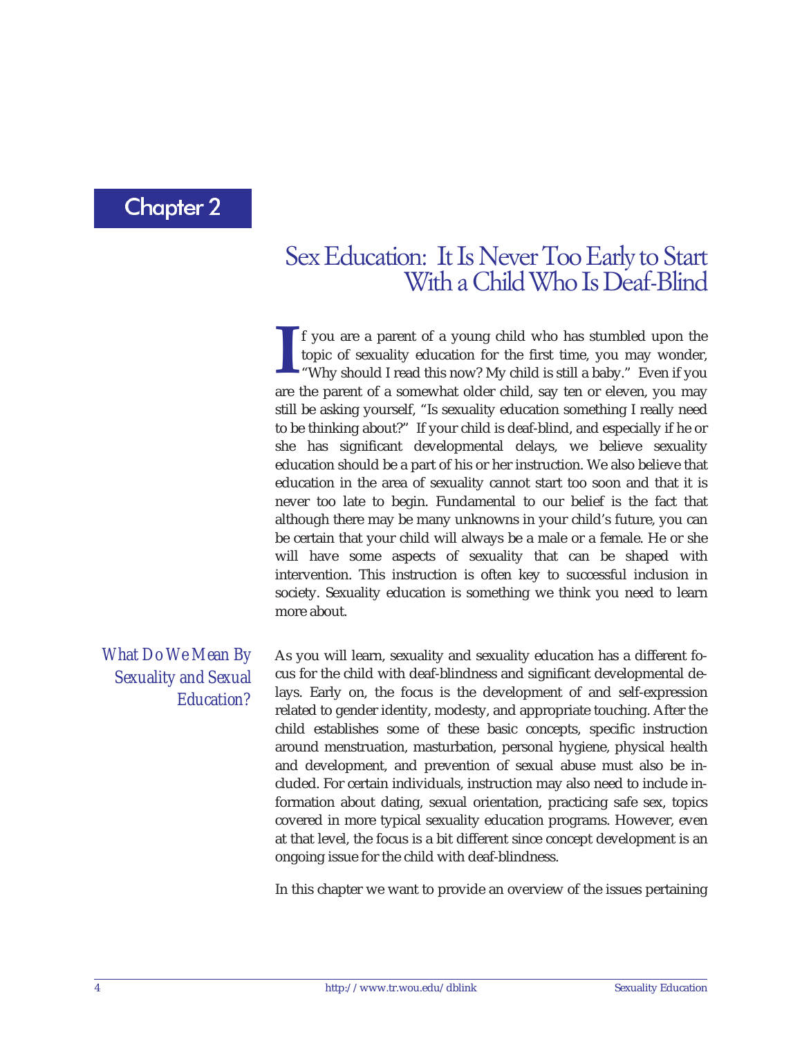## Chapter 2

# Sex Education: It Is Never Too Early to Start With a Child Who Is Deaf-Blind

If you are a parent of a young child who has stumbled upon the topic of sexuality education for the first time, you may wonder, "Why should I read this now? My child is still a baby." Even if you are the parent of a somewhat older child, say ten or eleven, you may still be asking yourself, "Is sexuality education something I really need to be thinking about?" If your child is deaf-blind, and especially if he or she has significant developmental delays, we believe sexuality education should be a part of his or her instruction. We also believe that education in the area of sexuality cannot start too soon and that it is never too late to begin. Fundamental to our belief is the fact that although there may be many unknowns in your child's future, you can be certain that your child will always be a male or a female. He or she will have some aspects of sexuality that can be shaped with intervention. This instruction is often key to successful inclusion in society. Sexuality education is something we think you need to learn more about.

### *What Do We Mean By Sexuality and Sexual Education?*

As you will learn, sexuality and sexuality education has a different focus for the child with deaf-blindness and significant developmental delays. Early on, the focus is the development of and self-expression related to gender identity, modesty, and appropriate touching. After the child establishes some of these basic concepts, specific instruction around menstruation, masturbation, personal hygiene, physical health and development, and prevention of sexual abuse must also be included. For certain individuals, instruction may also need to include information about dating, sexual orientation, practicing safe sex, topics covered in more typical sexuality education programs. However, even at that level, the focus is a bit different since concept development is an ongoing issue for the child with deaf-blindness.

In this chapter we want to provide an overview of the issues pertaining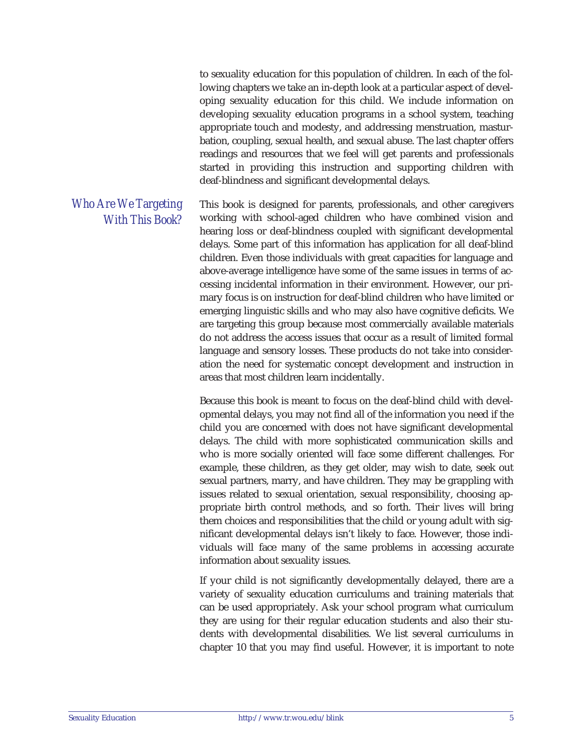to sexuality education for this population of children. In each of the following chapters we take an in-depth look at a particular aspect of developing sexuality education for this child. We include information on developing sexuality education programs in a school system, teaching appropriate touch and modesty, and addressing menstruation, masturbation, coupling, sexual health, and sexual abuse. The last chapter offers readings and resources that we feel will get parents and professionals started in providing this instruction and supporting children with deaf-blindness and significant developmental delays.

## *Who Are We Targeting With This Book?*

This book is designed for parents, professionals, and other caregivers working with school-aged children who have combined vision and hearing loss or deaf-blindness coupled with significant developmental delays. Some part of this information has application for all deaf-blind children. Even those individuals with great capacities for language and above-average intelligence have some of the same issues in terms of accessing incidental information in their environment. However, our primary focus is on instruction for deaf-blind children who have limited or emerging linguistic skills and who may also have cognitive deficits. We are targeting this group because most commercially available materials do not address the access issues that occur as a result of limited formal language and sensory losses. These products do not take into consideration the need for systematic concept development and instruction in areas that most children learn incidentally.

Because this book is meant to focus on the deaf-blind child with developmental delays, you may not find all of the information you need if the child you are concerned with does not have significant developmental delays. The child with more sophisticated communication skills and who is more socially oriented will face some different challenges. For example, these children, as they get older, may wish to date, seek out sexual partners, marry, and have children. They may be grappling with issues related to sexual orientation, sexual responsibility, choosing appropriate birth control methods, and so forth. Their lives will bring them choices and responsibilities that the child or young adult with significant developmental delays isn't likely to face. However, those individuals will face many of the same problems in accessing accurate information about sexuality issues.

If your child is not significantly developmentally delayed, there are a variety of sexuality education curriculums and training materials that can be used appropriately. Ask your school program what curriculum they are using for their regular education students and also their students with developmental disabilities. We list several curriculums in chapter 10 that you may find useful. However, it is important to note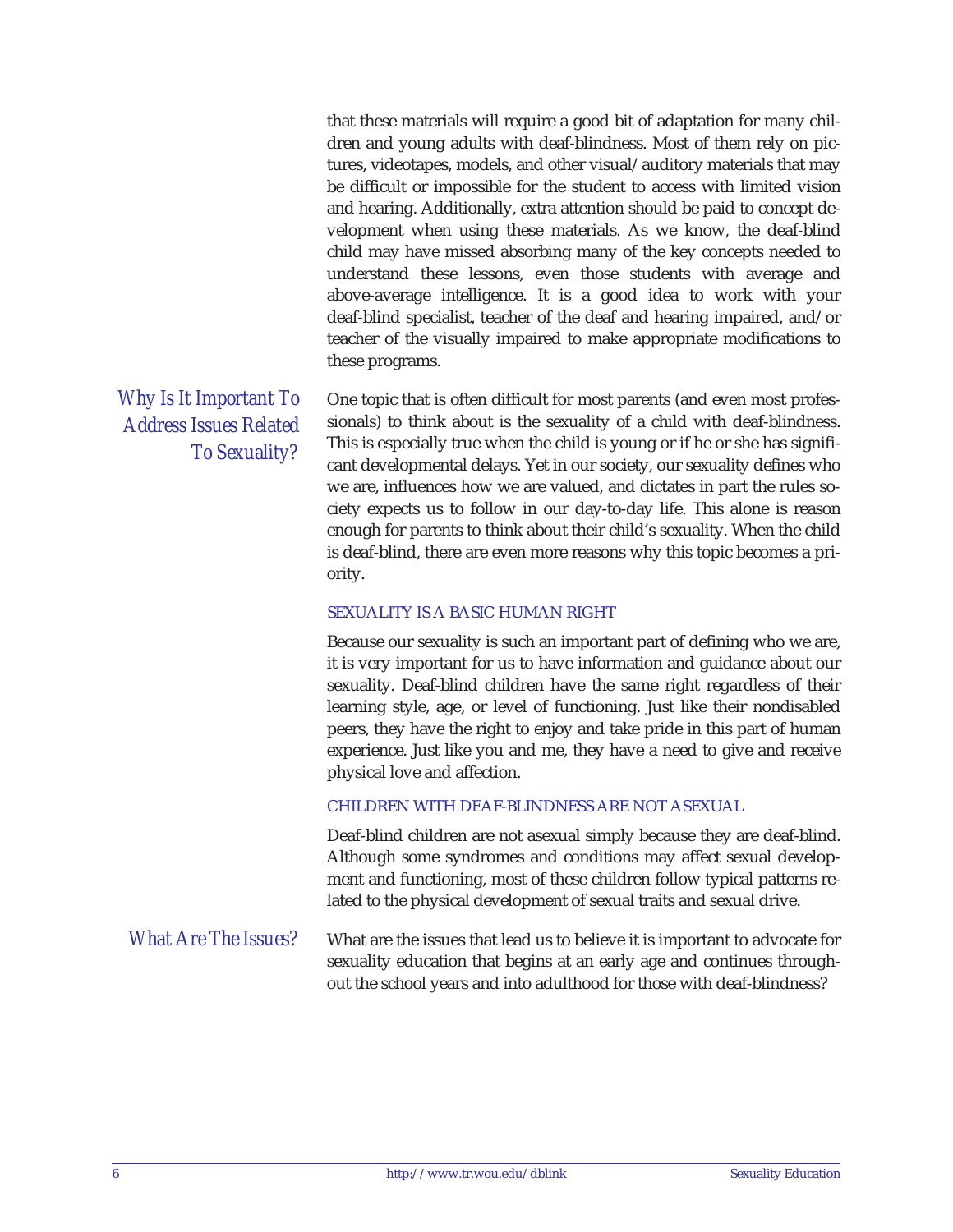that these materials will require a good bit of adaptation for many children and young adults with deaf-blindness. Most of them rely on pictures, videotapes, models, and other visual/auditory materials that may be difficult or impossible for the student to access with limited vision and hearing. Additionally, extra attention should be paid to concept development when using these materials. As we know, the deaf-blind child may have missed absorbing many of the key concepts needed to understand these lessons, even those students with average and above-average intelligence. It is a good idea to work with your deaf-blind specialist, teacher of the deaf and hearing impaired, and/or teacher of the visually impaired to make appropriate modifications to these programs.

## *Why Is It Important To Address Issues Related To Sexuality?*

One topic that is often difficult for most parents (and even most professionals) to think about is the sexuality of a child with deaf-blindness. This is especially true when the child is young or if he or she has significant developmental delays. Yet in our society, our sexuality defines who we are, influences how we are valued, and dictates in part the rules society expects us to follow in our day-to-day life. This alone is reason enough for parents to think about their child's sexuality. When the child is deaf-blind, there are even more reasons why this topic becomes a priority.

### SEXUALITY IS A BASIC HUMAN RIGHT

Because our sexuality is such an important part of defining who we are, it is very important for us to have information and guidance about our sexuality. Deaf-blind children have the same right regardless of their learning style, age, or level of functioning. Just like their nondisabled peers, they have the right to enjoy and take pride in this part of human experience. Just like you and me, they have a need to give and receive physical love and affection.

### CHILDREN WITH DEAF-BLINDNESS ARE NOT ASEXUAL

Deaf-blind children are not asexual simply because they are deaf-blind. Although some syndromes and conditions may affect sexual development and functioning, most of these children follow typical patterns related to the physical development of sexual traits and sexual drive.

## *What Are The Issues?*

What are the issues that lead us to believe it is important to advocate for sexuality education that begins at an early age and continues throughout the school years and into adulthood for those with deaf-blindness?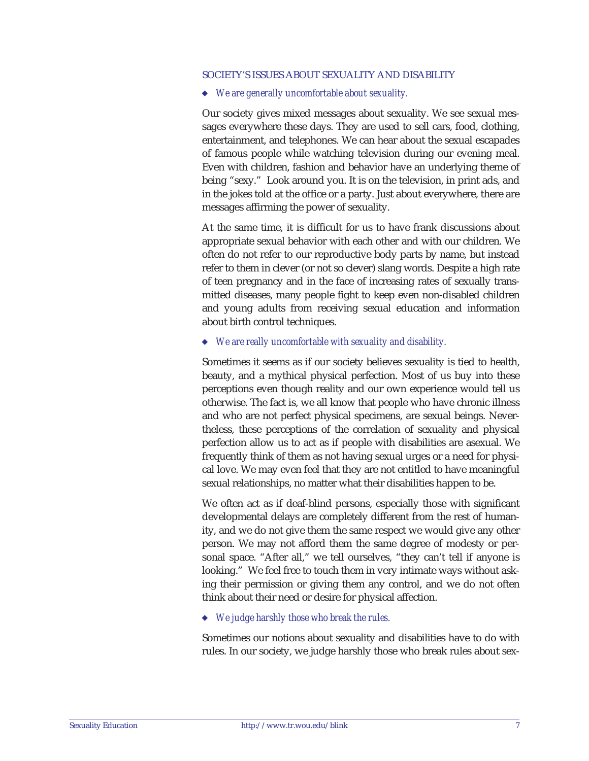## SOCIETY'S ISSUES ABOUT SEXUALITY AND DISABILITY

- *We are generally uncomfortable about sexuality.*

Our society gives mixed messages about sexuality. We see sexual messages everywhere these days. They are used to sell cars, food, clothing, entertainment, and telephones. We can hear about the sexual escapades of famous people while watching television during our evening meal. Even with children, fashion and behavior have an underlying theme of being "sexy." Look around you. It is on the television, in print ads, and in the jokes told at the office or a party. Just about everywhere, there are messages affirming the power of sexuality.

At the same time, it is difficult for us to have frank discussions about appropriate sexual behavior with each other and with our children. We often do not refer to our reproductive body parts by name, but instead refer to them in clever (or not so clever) slang words. Despite a high rate of teen pregnancy and in the face of increasing rates of sexually transmitted diseases, many people fight to keep even non-disabled children and young adults from receiving sexual education and information about birth control techniques.

- *We are really uncomfortable with sexuality and disability.*

Sometimes it seems as if our society believes sexuality is tied to health, beauty, and a mythical physical perfection. Most of us buy into these perceptions even though reality and our own experience would tell us otherwise. The fact is, we all know that people who have chronic illness and who are not perfect physical specimens, are sexual beings. Nevertheless, these perceptions of the correlation of sexuality and physical perfection allow us to act as if people with disabilities are asexual. We frequently think of them as not having sexual urges or a need for physical love. We may even feel that they are not entitled to have meaningful sexual relationships, no matter what their disabilities happen to be.

We often act as if deaf-blind persons, especially those with significant developmental delays are completely different from the rest of humanity, and we do not give them the same respect we would give any other person. We may not afford them the same degree of modesty or personal space. "After all," we tell ourselves, "they can't tell if anyone is looking." We feel free to touch them in very intimate ways without asking their permission or giving them any control, and we do not often think about their need or desire for physical affection.

- *We judge harshly those who break the rules.*

Sometimes our notions about sexuality and disabilities have to do with rules. In our society, we judge harshly those who break rules about sex-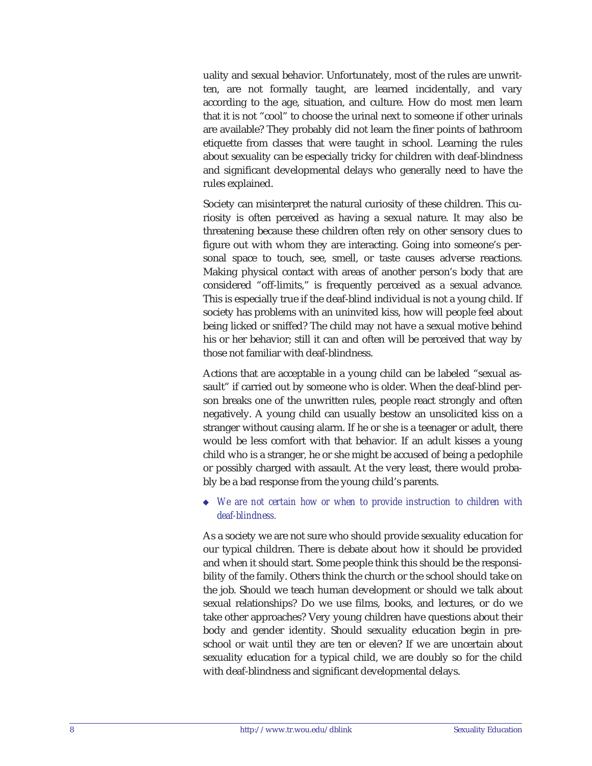uality and sexual behavior. Unfortunately, most of the rules are unwritten, are not formally taught, are learned incidentally, and vary according to the age, situation, and culture. How do most men learn that it is not "cool" to choose the urinal next to someone if other urinals are available? They probably did not learn the finer points of bathroom etiquette from classes that were taught in school. Learning the rules about sexuality can be especially tricky for children with deaf-blindness and significant developmental delays who generally need to have the rules explained.

Society can misinterpret the natural curiosity of these children. This curiosity is often perceived as having a sexual nature. It may also be threatening because these children often rely on other sensory clues to figure out with whom they are interacting. Going into someone's personal space to touch, see, smell, or taste causes adverse reactions. Making physical contact with areas of another person's body that are considered "off-limits," is frequently perceived as a sexual advance. This is especially true if the deaf-blind individual is not a young child. If society has problems with an uninvited kiss, how will people feel about being licked or sniffed? The child may not have a sexual motive behind his or her behavior; still it can and often will be perceived that way by those not familiar with deaf-blindness.

Actions that are acceptable in a young child can be labeled "sexual assault" if carried out by someone who is older. When the deaf-blind person breaks one of the unwritten rules, people react strongly and often negatively. A young child can usually bestow an unsolicited kiss on a stranger without causing alarm. If he or she is a teenager or adult, there would be less comfort with that behavior. If an adult kisses a young child who is a stranger, he or she might be accused of being a pedophile or possibly charged with assault. At the very least, there would probably be a bad response from the young child's parents.

- *We are not certain how or when to provide instruction to children with deaf-blindness.*

As a society we are not sure who should provide sexuality education for our typical children. There is debate about how it should be provided and when it should start. Some people think this should be the responsibility of the family. Others think the church or the school should take on the job. Should we teach human development or should we talk about sexual relationships? Do we use films, books, and lectures, or do we take other approaches? Very young children have questions about their body and gender identity. Should sexuality education begin in preschool or wait until they are ten or eleven? If we are uncertain about sexuality education for a typical child, we are doubly so for the child with deaf-blindness and significant developmental delays.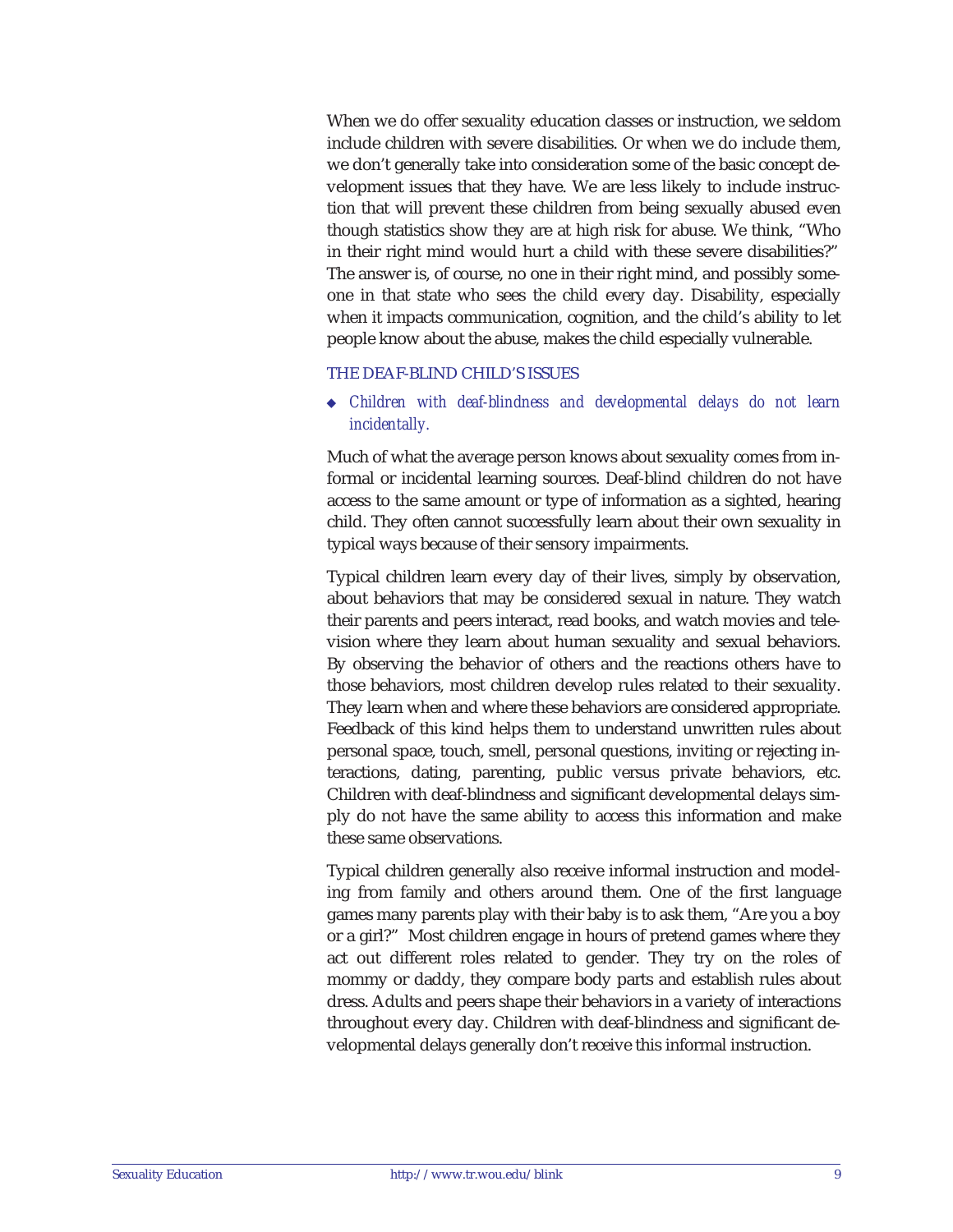When we do offer sexuality education classes or instruction, we seldom include children with severe disabilities. Or when we do include them, we don't generally take into consideration some of the basic concept development issues that they have. We are less likely to include instruction that will prevent these children from being sexually abused even though statistics show they are at high risk for abuse. We think, "Who in their right mind would hurt a child with these severe disabilities?" The answer is, of course, no one in their right mind, and possibly someone in that state who sees the child every day. Disability, especially when it impacts communication, cognition, and the child's ability to let people know about the abuse, makes the child especially vulnerable.

## THE DEAF-BLIND CHILD'S ISSUES

- *Children with deaf-blindness and developmental delays do not learn incidentally.*

Much of what the average person knows about sexuality comes from informal or incidental learning sources. Deaf-blind children do not have access to the same amount or type of information as a sighted, hearing child. They often cannot successfully learn about their own sexuality in typical ways because of their sensory impairments.

Typical children learn every day of their lives, simply by observation, about behaviors that may be considered sexual in nature. They watch their parents and peers interact, read books, and watch movies and television where they learn about human sexuality and sexual behaviors. By observing the behavior of others and the reactions others have to those behaviors, most children develop rules related to their sexuality. They learn when and where these behaviors are considered appropriate. Feedback of this kind helps them to understand unwritten rules about personal space, touch, smell, personal questions, inviting or rejecting interactions, dating, parenting, public versus private behaviors, etc. Children with deaf-blindness and significant developmental delays simply do not have the same ability to access this information and make these same observations.

Typical children generally also receive informal instruction and modeling from family and others around them. One of the first language games many parents play with their baby is to ask them, "Are you a boy or a girl?" Most children engage in hours of pretend games where they act out different roles related to gender. They try on the roles of mommy or daddy, they compare body parts and establish rules about dress. Adults and peers shape their behaviors in a variety of interactions throughout every day. Children with deaf-blindness and significant developmental delays generally don't receive this informal instruction.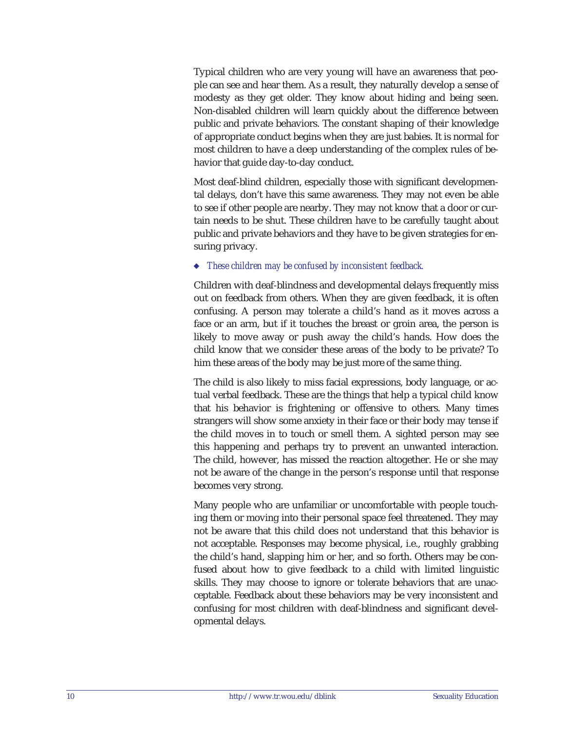Typical children who are very young will have an awareness that people can see and hear them. As a result, they naturally develop a sense of modesty as they get older. They know about hiding and being seen. Non-disabled children will learn quickly about the difference between public and private behaviors. The constant shaping of their knowledge of appropriate conduct begins when they are just babies. It is normal for most children to have a deep understanding of the complex rules of behavior that guide day-to-day conduct.

Most deaf-blind children, especially those with significant developmental delays, don't have this same awareness. They may not even be able to see if other people are nearby. They may not know that a door or curtain needs to be shut. These children have to be carefully taught about public and private behaviors and they have to be given strategies for ensuring privacy.

◆ *These children may be confused by inconsistent feedback.*

Children with deaf-blindness and developmental delays frequently miss out on feedback from others. When they are given feedback, it is often confusing. A person may tolerate a child's hand as it moves across a face or an arm, but if it touches the breast or groin area, the person is likely to move away or push away the child's hands. How does the child know that we consider these areas of the body to be private? To him these areas of the body may be just more of the same thing.

The child is also likely to miss facial expressions, body language, or actual verbal feedback. These are the things that help a typical child know that his behavior is frightening or offensive to others. Many times strangers will show some anxiety in their face or their body may tense if the child moves in to touch or smell them. A sighted person may see this happening and perhaps try to prevent an unwanted interaction. The child, however, has missed the reaction altogether. He or she may not be aware of the change in the person's response until that response becomes very strong.

Many people who are unfamiliar or uncomfortable with people touching them or moving into their personal space feel threatened. They may not be aware that this child does not understand that this behavior is not acceptable. Responses may become physical, i.e., roughly grabbing the child's hand, slapping him or her, and so forth. Others may be confused about how to give feedback to a child with limited linguistic skills. They may choose to ignore or tolerate behaviors that are unacceptable. Feedback about these behaviors may be very inconsistent and confusing for most children with deaf-blindness and significant developmental delays.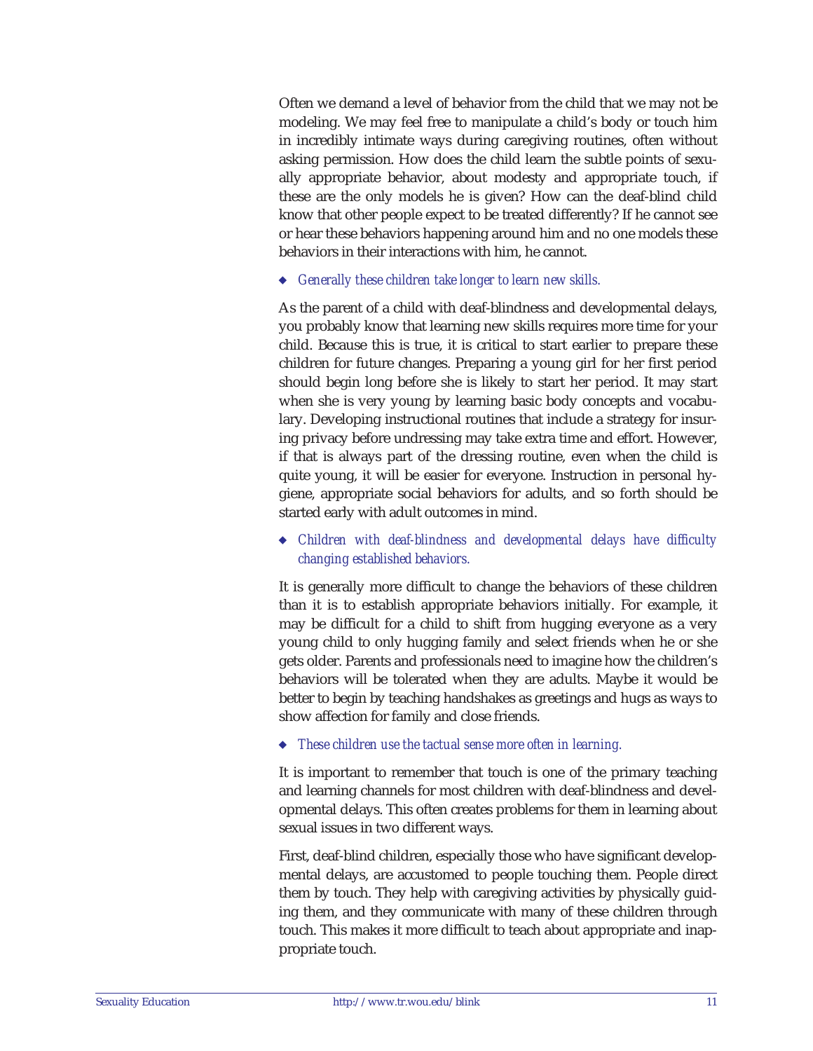Often we demand a level of behavior from the child that we may not be modeling. We may feel free to manipulate a child's body or touch him in incredibly intimate ways during caregiving routines, often without asking permission. How does the child learn the subtle points of sexually appropriate behavior, about modesty and appropriate touch, if these are the only models he is given? How can the deaf-blind child know that other people expect to be treated differently? If he cannot see or hear these behaviors happening around him and no one models these behaviors in their interactions with him, he cannot.

- *Generally these children take longer to learn new skills.*

As the parent of a child with deaf-blindness and developmental delays, you probably know that learning new skills requires more time for your child. Because this is true, it is critical to start earlier to prepare these children for future changes. Preparing a young girl for her first period should begin long before she is likely to start her period. It may start when she is very young by learning basic body concepts and vocabulary. Developing instructional routines that include a strategy for insuring privacy before undressing may take extra time and effort. However, if that is always part of the dressing routine, even when the child is quite young, it will be easier for everyone. Instruction in personal hygiene, appropriate social behaviors for adults, and so forth should be started early with adult outcomes in mind.

- *Children with deaf-blindness and developmental delays have difficulty changing established behaviors.*

It is generally more difficult to change the behaviors of these children than it is to establish appropriate behaviors initially. For example, it may be difficult for a child to shift from hugging everyone as a very young child to only hugging family and select friends when he or she gets older. Parents and professionals need to imagine how the children's behaviors will be tolerated when they are adults. Maybe it would be better to begin by teaching handshakes as greetings and hugs as ways to show affection for family and close friends.

- *These children use the tactual sense more often in learning.*

It is important to remember that touch is one of the primary teaching and learning channels for most children with deaf-blindness and developmental delays. This often creates problems for them in learning about sexual issues in two different ways.

First, deaf-blind children, especially those who have significant developmental delays, are accustomed to people touching them. People direct them by touch. They help with caregiving activities by physically guiding them, and they communicate with many of these children through touch. This makes it more difficult to teach about appropriate and inappropriate touch.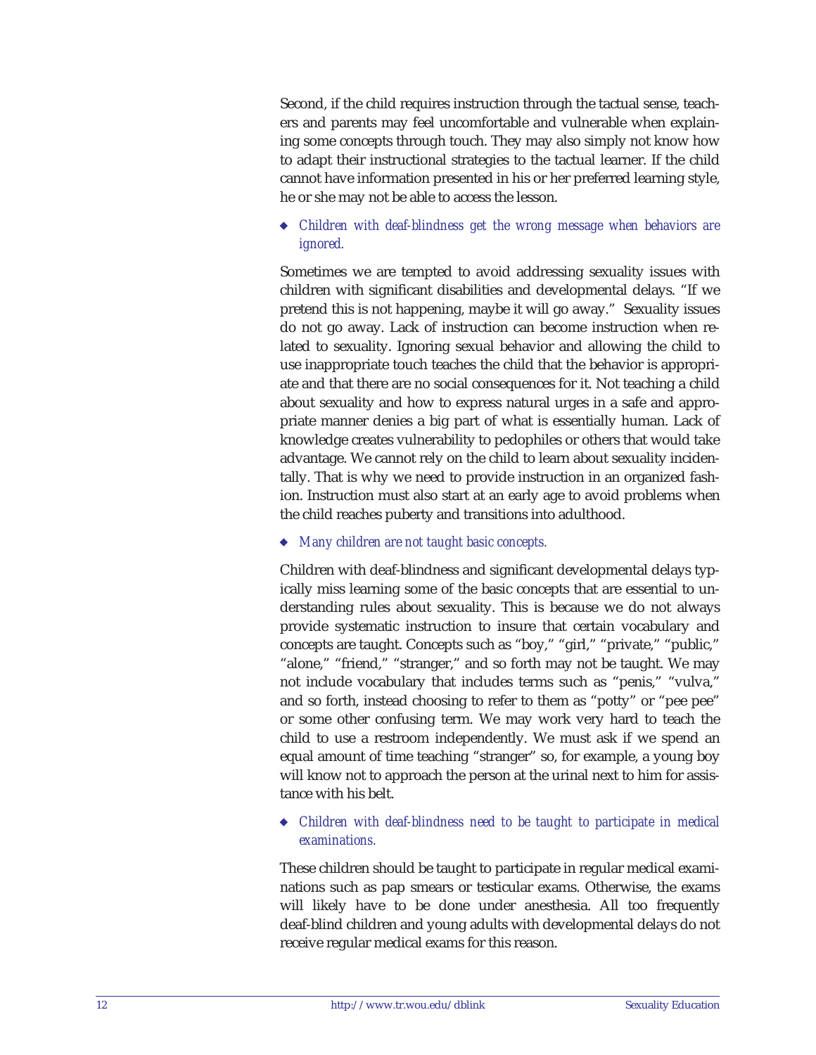Second, if the child requires instruction through the tactual sense, teachers and parents may feel uncomfortable and vulnerable when explaining some concepts through touch. They may also simply not know how to adapt their instructional strategies to the tactual learner. If the child cannot have information presented in his or her preferred learning style, he or she may not be able to access the lesson.

- *Children with deaf-blindness get the wrong message when behaviors are ignored.*

Sometimes we are tempted to avoid addressing sexuality issues with children with significant disabilities and developmental delays. "If we pretend this is not happening, maybe it will go away." Sexuality issues do not go away. Lack of instruction can become instruction when related to sexuality. Ignoring sexual behavior and allowing the child to use inappropriate touch teaches the child that the behavior is appropriate and that there are no social consequences for it. Not teaching a child about sexuality and how to express natural urges in a safe and appropriate manner denies a big part of what is essentially human. Lack of knowledge creates vulnerability to pedophiles or others that would take advantage. We cannot rely on the child to learn about sexuality incidentally. That is why we need to provide instruction in an organized fashion. Instruction must also start at an early age to avoid problems when the child reaches puberty and transitions into adulthood.

- *Many children are not taught basic concepts.*

Children with deaf-blindness and significant developmental delays typically miss learning some of the basic concepts that are essential to understanding rules about sexuality. This is because we do not always provide systematic instruction to insure that certain vocabulary and concepts are taught. Concepts such as "boy," "girl," "private," "public," "alone," "friend," "stranger," and so forth may not be taught. We may not include vocabulary that includes terms such as "penis," "vulva," and so forth, instead choosing to refer to them as "potty" or "pee pee" or some other confusing term. We may work very hard to teach the child to use a restroom independently. We must ask if we spend an equal amount of time teaching "stranger" so, for example, a young boy will know not to approach the person at the urinal next to him for assistance with his belt.

- *Children with deaf-blindness need to be taught to participate in medical examinations.*

These children should be taught to participate in regular medical examinations such as pap smears or testicular exams. Otherwise, the exams will likely have to be done under anesthesia. All too frequently deaf-blind children and young adults with developmental delays do not receive regular medical exams for this reason.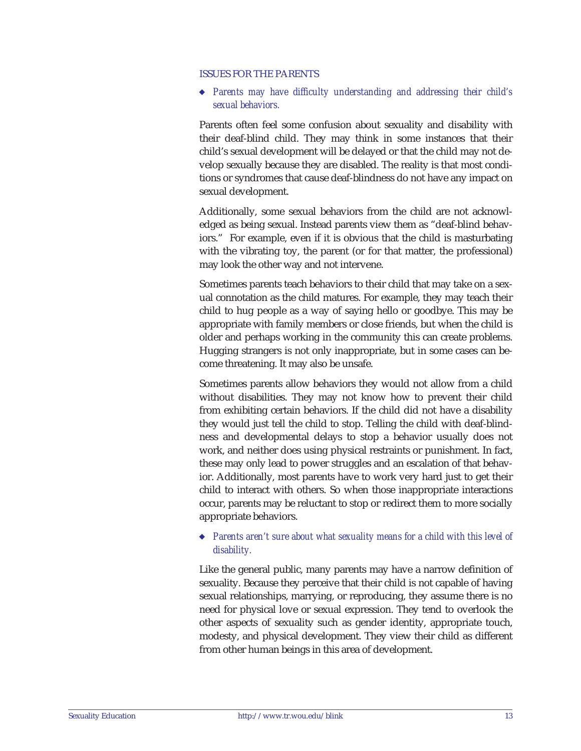## ISSUES FOR THE PARENTS

- *Parents may have difficulty understanding and addressing their child's sexual behaviors.*

Parents often feel some confusion about sexuality and disability with their deaf-blind child. They may think in some instances that their child's sexual development will be delayed or that the child may not develop sexually because they are disabled. The reality is that most conditions or syndromes that cause deaf-blindness do not have any impact on sexual development.

Additionally, some sexual behaviors from the child are not acknowledged as being sexual. Instead parents view them as "deaf-blind behaviors." For example, even if it is obvious that the child is masturbating with the vibrating toy, the parent (or for that matter, the professional) may look the other way and not intervene.

Sometimes parents teach behaviors to their child that may take on a sexual connotation as the child matures. For example, they may teach their child to hug people as a way of saying hello or goodbye. This may be appropriate with family members or close friends, but when the child is older and perhaps working in the community this can create problems. Hugging strangers is not only inappropriate, but in some cases can become threatening. It may also be unsafe.

Sometimes parents allow behaviors they would not allow from a child without disabilities. They may not know how to prevent their child from exhibiting certain behaviors. If the child did not have a disability they would just tell the child to stop. Telling the child with deaf-blindness and developmental delays to stop a behavior usually does not work, and neither does using physical restraints or punishment. In fact, these may only lead to power struggles and an escalation of that behavior. Additionally, most parents have to work very hard just to get their child to interact with others. So when those inappropriate interactions occur, parents may be reluctant to stop or redirect them to more socially appropriate behaviors.

- *Parents aren't sure about what sexuality means for a child with this level of disability.*

Like the general public, many parents may have a narrow definition of sexuality. Because they perceive that their child is not capable of having sexual relationships, marrying, or reproducing, they assume there is no need for physical love or sexual expression. They tend to overlook the other aspects of sexuality such as gender identity, appropriate touch, modesty, and physical development. They view their child as different from other human beings in this area of development.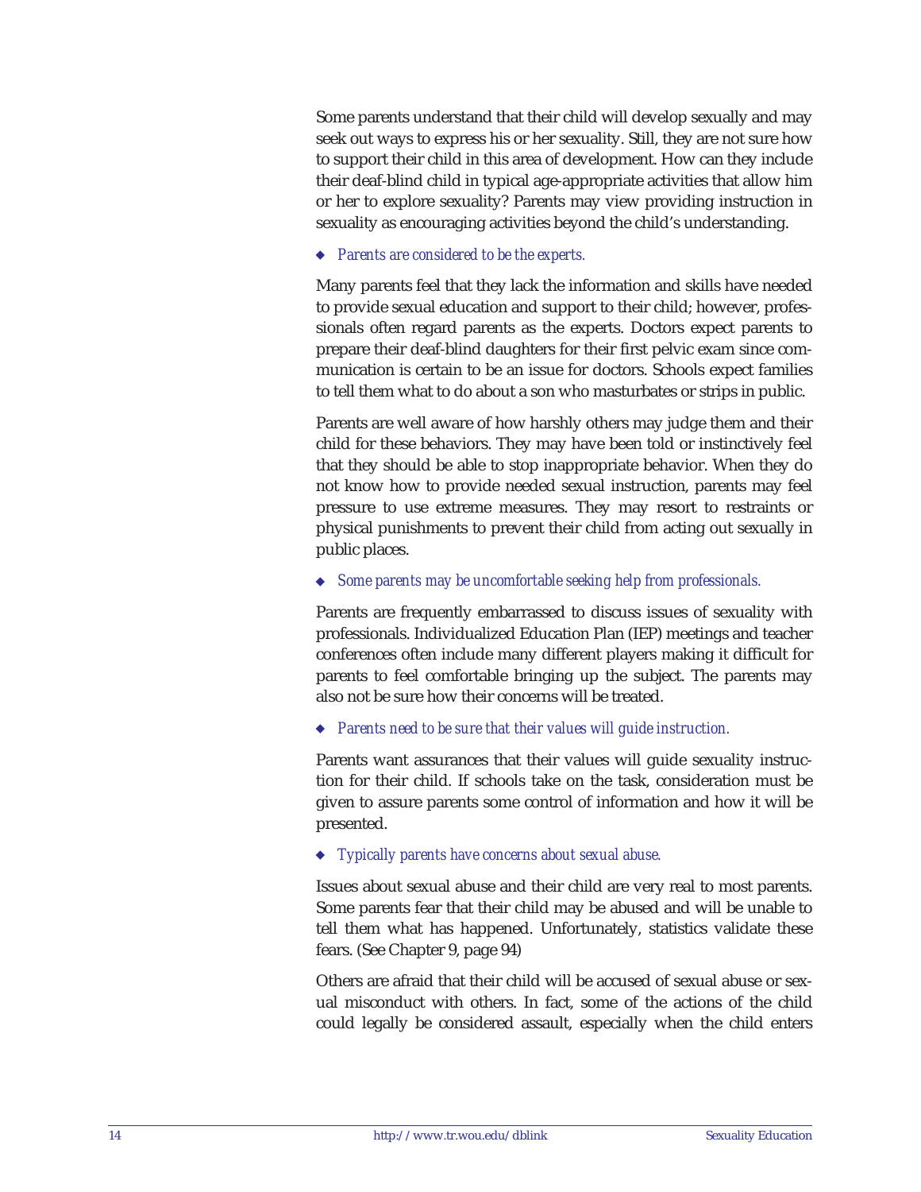Some parents understand that their child will develop sexually and may seek out ways to express his or her sexuality. Still, they are not sure how to support their child in this area of development. How can they include their deaf-blind child in typical age-appropriate activities that allow him or her to explore sexuality? Parents may view providing instruction in sexuality as encouraging activities beyond the child's understanding.

◆ *Parents are considered to be the experts.*

Many parents feel that they lack the information and skills have needed to provide sexual education and support to their child; however, professionals often regard parents as the experts. Doctors expect parents to prepare their deaf-blind daughters for their first pelvic exam since communication is certain to be an issue for doctors. Schools expect families to tell them what to do about a son who masturbates or strips in public.

Parents are well aware of how harshly others may judge them and their child for these behaviors. They may have been told or instinctively feel that they should be able to stop inappropriate behavior. When they do not know how to provide needed sexual instruction, parents may feel pressure to use extreme measures. They may resort to restraints or physical punishments to prevent their child from acting out sexually in public places.

◆ *Some parents may be uncomfortable seeking help from professionals.*

Parents are frequently embarrassed to discuss issues of sexuality with professionals. Individualized Education Plan (IEP) meetings and teacher conferences often include many different players making it difficult for parents to feel comfortable bringing up the subject. The parents may also not be sure how their concerns will be treated.

◆ *Parents need to be sure that their values will guide instruction.*

Parents want assurances that their values will guide sexuality instruction for their child. If schools take on the task, consideration must be given to assure parents some control of information and how it will be presented.

◆ *Typically parents have concerns about sexual abuse.*

Issues about sexual abuse and their child are very real to most parents. Some parents fear that their child may be abused and will be unable to tell them what has happened. Unfortunately, statistics validate these fears. (See Chapter 9, page 94)

Others are afraid that their child will be accused of sexual abuse or sexual misconduct with others. In fact, some of the actions of the child could legally be considered assault, especially when the child enters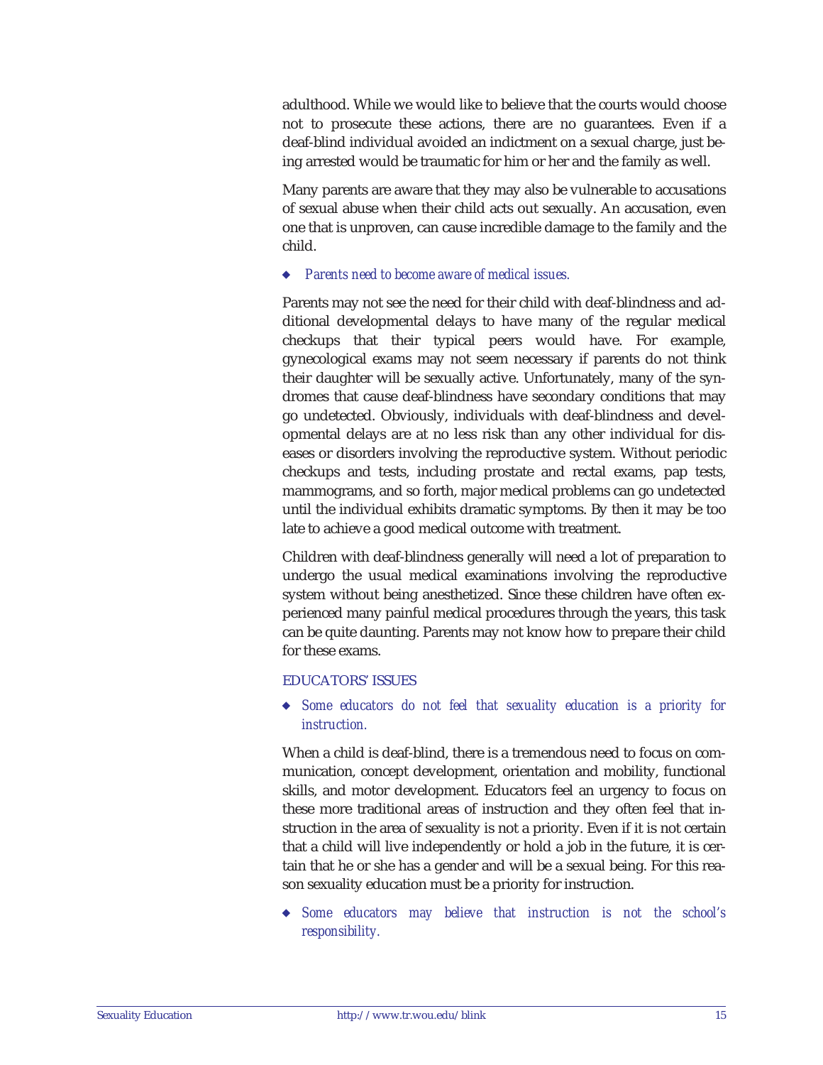adulthood. While we would like to believe that the courts would choose not to prosecute these actions, there are no guarantees. Even if a deaf-blind individual avoided an indictment on a sexual charge, just being arrested would be traumatic for him or her and the family as well.

Many parents are aware that they may also be vulnerable to accusations of sexual abuse when their child acts out sexually. An accusation, even one that is unproven, can cause incredible damage to the family and the child.

- *Parents need to become aware of medical issues.*

Parents may not see the need for their child with deaf-blindness and additional developmental delays to have many of the regular medical checkups that their typical peers would have. For example, gynecological exams may not seem necessary if parents do not think their daughter will be sexually active. Unfortunately, many of the syndromes that cause deaf-blindness have secondary conditions that may go undetected. Obviously, individuals with deaf-blindness and developmental delays are at no less risk than any other individual for diseases or disorders involving the reproductive system. Without periodic checkups and tests, including prostate and rectal exams, pap tests, mammograms, and so forth, major medical problems can go undetected until the individual exhibits dramatic symptoms. By then it may be too late to achieve a good medical outcome with treatment.

Children with deaf-blindness generally will need a lot of preparation to undergo the usual medical examinations involving the reproductive system without being anesthetized. Since these children have often experienced many painful medical procedures through the years, this task can be quite daunting. Parents may not know how to prepare their child for these exams.

### EDUCATORS' ISSUES

- *Some educators do not feel that sexuality education is a priority for instruction.*

When a child is deaf-blind, there is a tremendous need to focus on communication, concept development, orientation and mobility, functional skills, and motor development. Educators feel an urgency to focus on these more traditional areas of instruction and they often feel that instruction in the area of sexuality is not a priority. Even if it is not certain that a child will live independently or hold a job in the future, it is certain that he or she has a gender and will be a sexual being. For this reason sexuality education must be a priority for instruction.

- *Some educators may believe that instruction is not the school's responsibility.*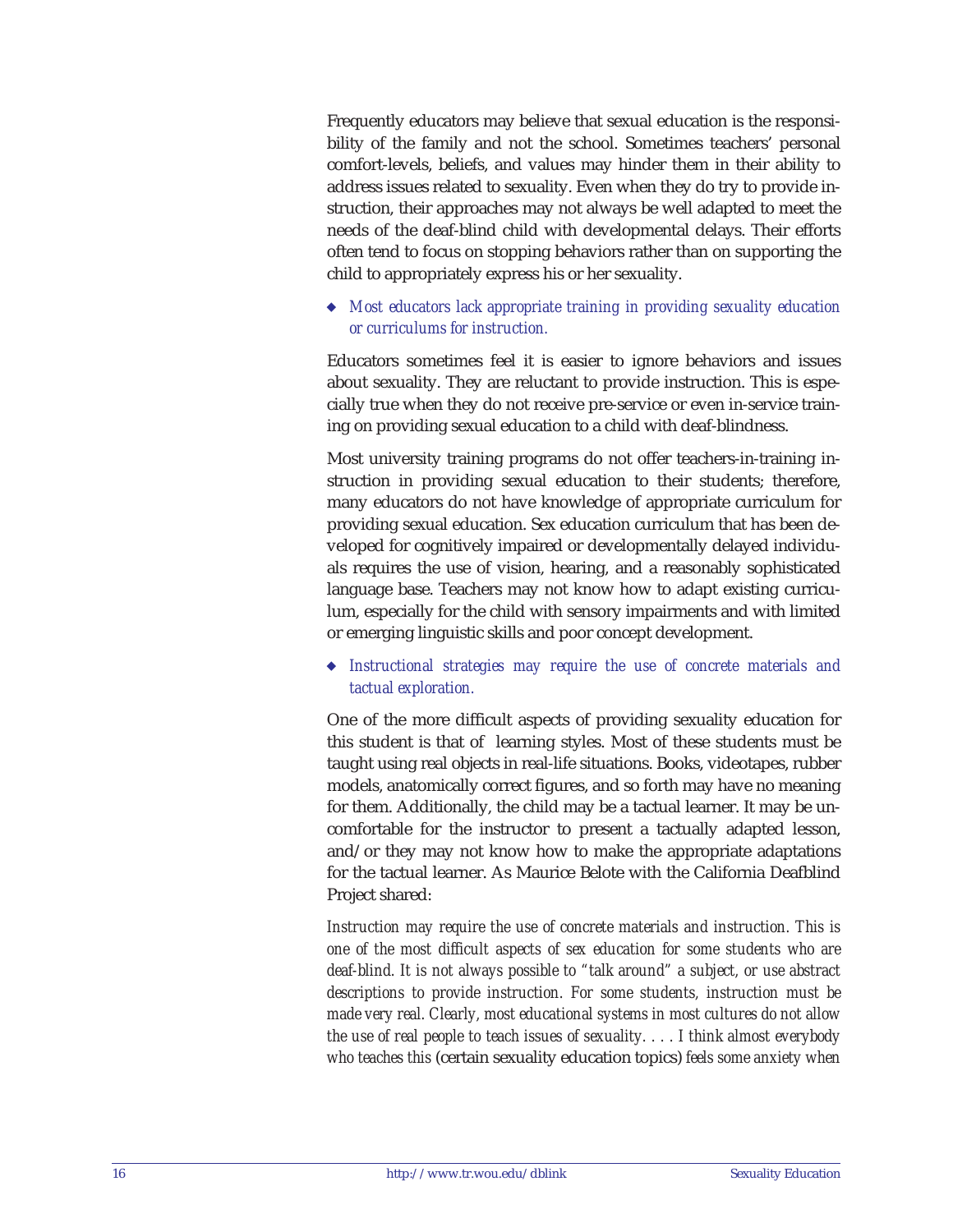Frequently educators may believe that sexual education is the responsibility of the family and not the school. Sometimes teachers' personal comfort-levels, beliefs, and values may hinder them in their ability to address issues related to sexuality. Even when they do try to provide instruction, their approaches may not always be well adapted to meet the needs of the deaf-blind child with developmental delays. Their efforts often tend to focus on stopping behaviors rather than on supporting the child to appropriately express his or her sexuality.

- *Most educators lack appropriate training in providing sexuality education or curriculums for instruction.*

Educators sometimes feel it is easier to ignore behaviors and issues about sexuality. They are reluctant to provide instruction. This is especially true when they do not receive pre-service or even in-service training on providing sexual education to a child with deaf-blindness.

Most university training programs do not offer teachers-in-training instruction in providing sexual education to their students; therefore, many educators do not have knowledge of appropriate curriculum for providing sexual education. Sex education curriculum that has been developed for cognitively impaired or developmentally delayed individuals requires the use of vision, hearing, and a reasonably sophisticated language base. Teachers may not know how to adapt existing curriculum, especially for the child with sensory impairments and with limited or emerging linguistic skills and poor concept development.

- *Instructional strategies may require the use of concrete materials and tactual exploration.*

One of the more difficult aspects of providing sexuality education for this student is that of learning styles. Most of these students must be taught using real objects in real-life situations. Books, videotapes, rubber models, anatomically correct figures, and so forth may have no meaning for them. Additionally, the child may be a tactual learner. It may be uncomfortable for the instructor to present a tactually adapted lesson, and/or they may not know how to make the appropriate adaptations for the tactual learner. As Maurice Belote with the California Deafblind Project shared:

*Instruction may require the use of concrete materials and instruction. This is one of the most difficult aspects of sex education for some students who are deaf-blind. It is not always possible to "talk around" a subject, or use abstract descriptions to provide instruction. For some students, instruction must be made very real. Clearly, most educational systems in most cultures do not allow the use of real people to teach issues of sexuality. . . . I think almost everybody who teaches this* (certain sexuality education topics) *feels some anxiety when*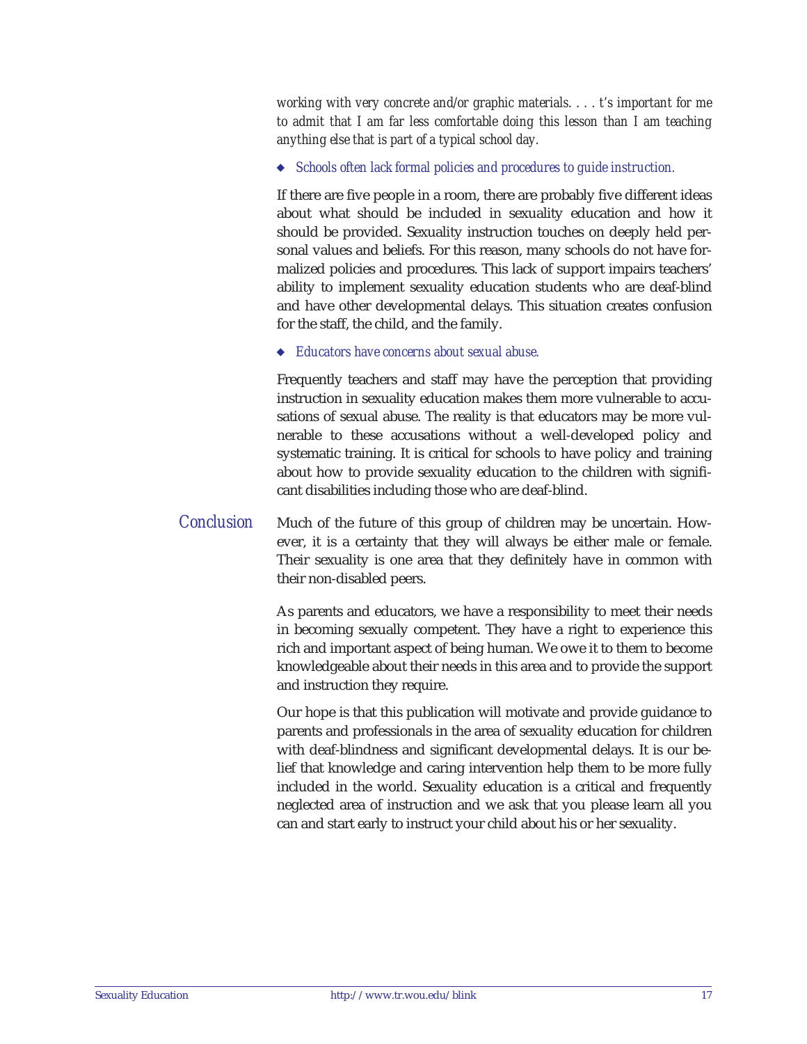*working with very concrete and/or graphic materials. . . . t's important for me to admit that I am far less comfortable doing this lesson than I am teaching anything else that is part of a typical school day.*

- *Schools often lack formal policies and procedures to guide instruction.*

If there are five people in a room, there are probably five different ideas about what should be included in sexuality education and how it should be provided. Sexuality instruction touches on deeply held personal values and beliefs. For this reason, many schools do not have formalized policies and procedures. This lack of support impairs teachers' ability to implement sexuality education students who are deaf-blind and have other developmental delays. This situation creates confusion for the staff, the child, and the family.

- *Educators have concerns about sexual abuse.*

Frequently teachers and staff may have the perception that providing instruction in sexuality education makes them more vulnerable to accusations of sexual abuse. The reality is that educators may be more vulnerable to these accusations without a well-developed policy and systematic training. It is critical for schools to have policy and training about how to provide sexuality education to the children with significant disabilities including those who are deaf-blind.

## *Conclusion*

Much of the future of this group of children may be uncertain. However, it is a certainty that they will always be either male or female. Their sexuality is one area that they definitely have in common with their non-disabled peers.

As parents and educators, we have a responsibility to meet their needs in becoming sexually competent. They have a right to experience this rich and important aspect of being human. We owe it to them to become knowledgeable about their needs in this area and to provide the support and instruction they require.

Our hope is that this publication will motivate and provide guidance to parents and professionals in the area of sexuality education for children with deaf-blindness and significant developmental delays. It is our belief that knowledge and caring intervention help them to be more fully included in the world. Sexuality education is a critical and frequently neglected area of instruction and we ask that you please learn all you can and start early to instruct your child about his or her sexuality.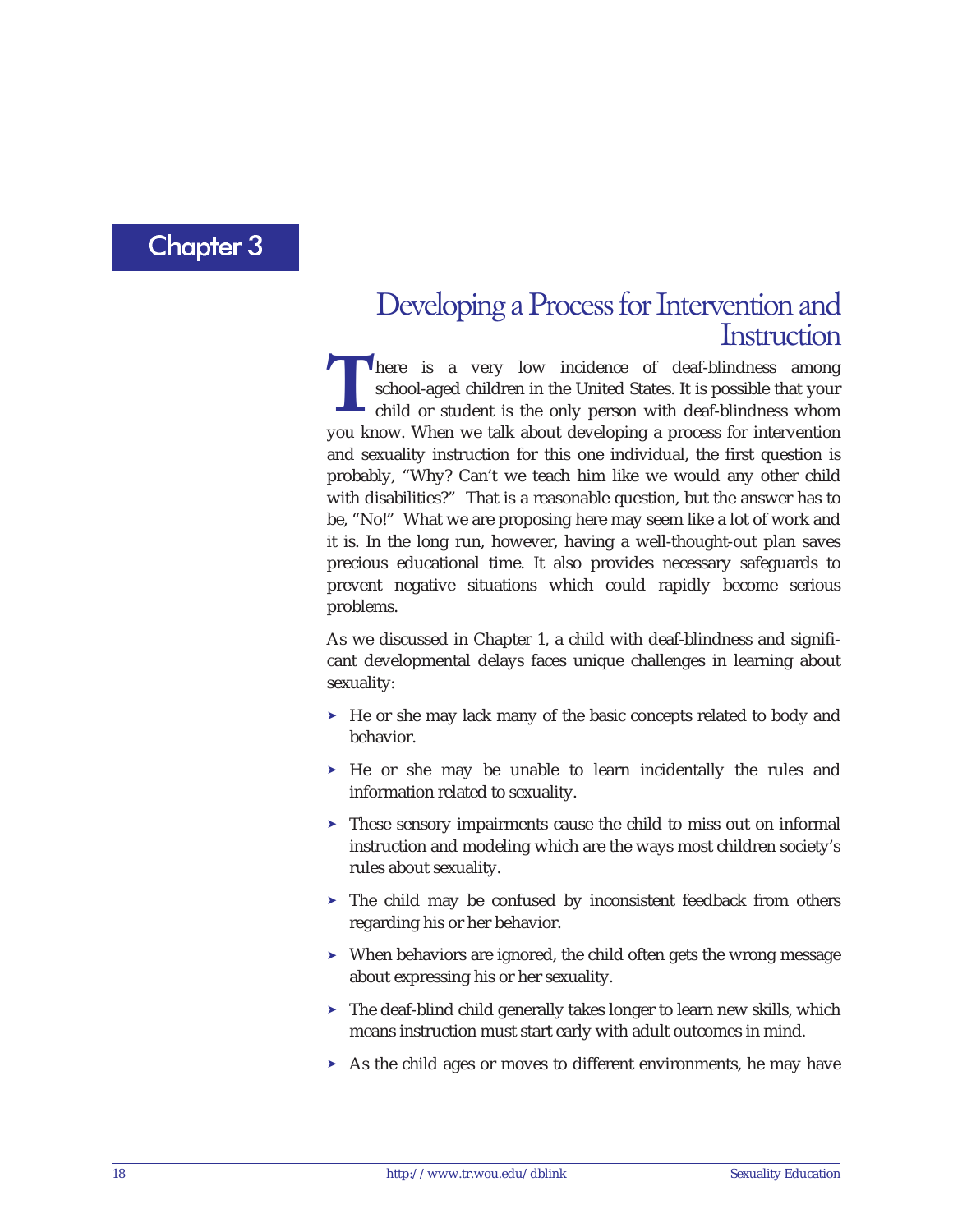# Chapter 3

## Developing a Process for Intervention and Instruction

There is a very low incidence of deaf-blindness among school-aged children in the United States. It is possible that your child or student is the only person with deaf-blindness whom you know. When we talk about developing a process for intervention and sexuality instruction for this one individual, the first question is probably, "Why? Can't we teach him like we would any other child with disabilities?" That is a reasonable question, but the answer has to be, "No!" What we are proposing here may seem like a lot of work and it is. In the long run, however, having a well-thought-out plan saves precious educational time. It also provides necessary safeguards to prevent negative situations which could rapidly become serious problems.

As we discussed in Chapter 1, a child with deaf-blindness and significant developmental delays faces unique challenges in learning about sexuality:

- He or she may lack many of the basic concepts related to body and behavior.
- He or she may be unable to learn incidentally the rules and information related to sexuality.
- These sensory impairments cause the child to miss out on informal instruction and modeling which are the ways most children society's rules about sexuality.
- The child may be confused by inconsistent feedback from others regarding his or her behavior.
- When behaviors are ignored, the child often gets the wrong message about expressing his or her sexuality.
- The deaf-blind child generally takes longer to learn new skills, which means instruction must start early with adult outcomes in mind.
- As the child ages or moves to different environments, he may have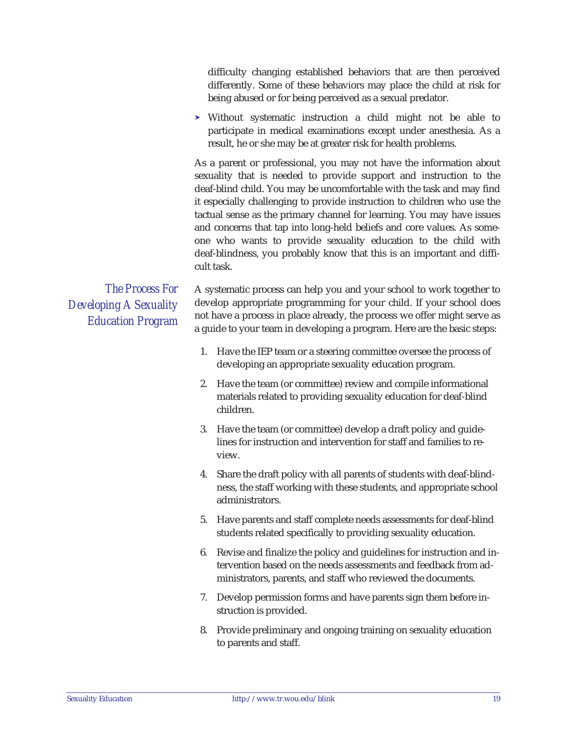difficulty changing established behaviors that are then perceived differently. Some of these behaviors may place the child at risk for being abused or for being perceived as a sexual predator.

- Without systematic instruction a child might not be able to participate in medical examinations except under anesthesia. As a result, he or she may be at greater risk for health problems.

As a parent or professional, you may not have the information about sexuality that is needed to provide support and instruction to the deaf-blind child. You may be uncomfortable with the task and may find it especially challenging to provide instruction to children who use the tactual sense as the primary channel for learning. You may have issues and concerns that tap into long-held beliefs and core values. As someone who wants to provide sexuality education to the child with deaf-blindness, you probably know that this is an important and difficult task.

## The Process For Developing A Sexuality Education Program

A systematic process can help you and your school to work together to develop appropriate programming for your child. If your school does not have a process in place already, the process we offer might serve as a guide to your team in developing a program. Here are the basic steps:

1. Have the IEP team or a steering committee oversee the process of developing an appropriate sexuality education program.
2. Have the team (or committee) review and compile informational materials related to providing sexuality education for deaf-blind children.
3. Have the team (or committee) develop a draft policy and guidelines for instruction and intervention for staff and families to review.
4. Share the draft policy with all parents of students with deaf-blindness, the staff working with these students, and appropriate school administrators.
5. Have parents and staff complete needs assessments for deaf-blind students related specifically to providing sexuality education.
6. Revise and finalize the policy and guidelines for instruction and intervention based on the needs assessments and feedback from administrators, parents, and staff who reviewed the documents.
7. Develop permission forms and have parents sign them before instruction is provided.
8. Provide preliminary and ongoing training on sexuality education to parents and staff.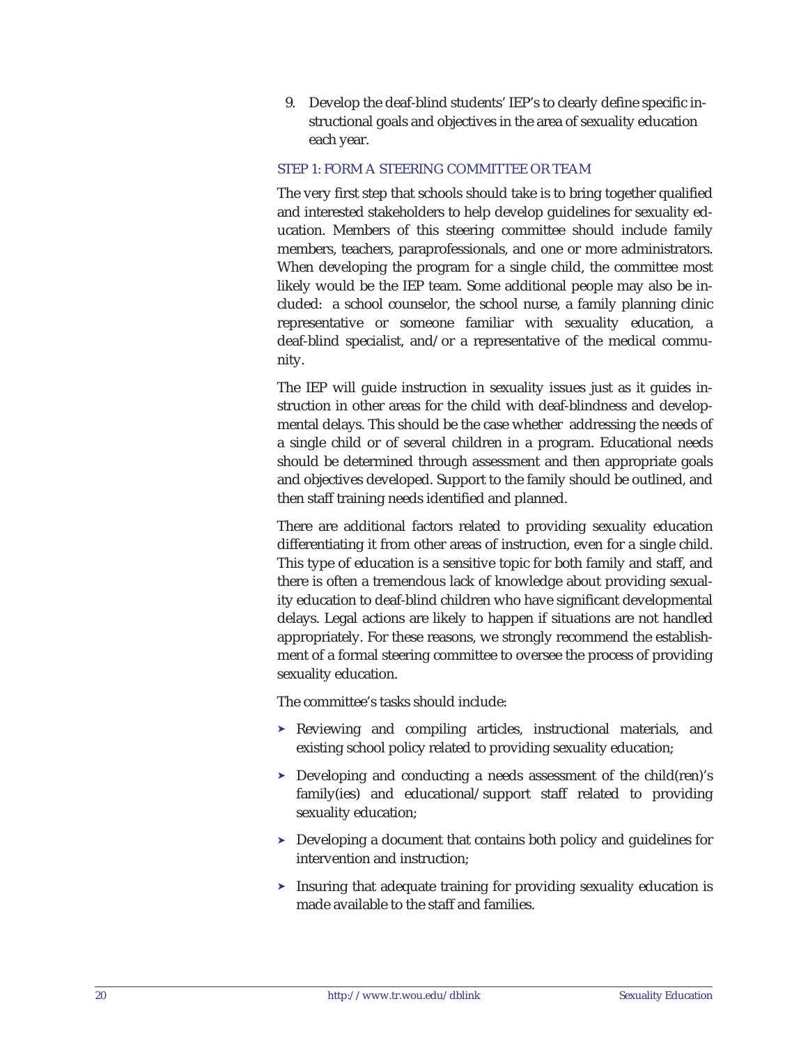9. Develop the deaf-blind students' IEP's to clearly define specific instructional goals and objectives in the area of sexuality education each year.

### STEP 1: FORM A STEERING COMMITTEE OR TEAM

The very first step that schools should take is to bring together qualified and interested stakeholders to help develop guidelines for sexuality education. Members of this steering committee should include family members, teachers, paraprofessionals, and one or more administrators. When developing the program for a single child, the committee most likely would be the IEP team. Some additional people may also be included: a school counselor, the school nurse, a family planning clinic representative or someone familiar with sexuality education, a deaf-blind specialist, and/or a representative of the medical community.

The IEP will guide instruction in sexuality issues just as it guides instruction in other areas for the child with deaf-blindness and developmental delays. This should be the case whether addressing the needs of a single child or of several children in a program. Educational needs should be determined through assessment and then appropriate goals and objectives developed. Support to the family should be outlined, and then staff training needs identified and planned.

There are additional factors related to providing sexuality education differentiating it from other areas of instruction, even for a single child. This type of education is a sensitive topic for both family and staff, and there is often a tremendous lack of knowledge about providing sexuality education to deaf-blind children who have significant developmental delays. Legal actions are likely to happen if situations are not handled appropriately. For these reasons, we strongly recommend the establishment of a formal steering committee to oversee the process of providing sexuality education.

The committee's tasks should include:

- Reviewing and compiling articles, instructional materials, and existing school policy related to providing sexuality education;
- Developing and conducting a needs assessment of the child(ren)'s family(ies) and educational/support staff related to providing sexuality education;
- Developing a document that contains both policy and guidelines for intervention and instruction;
- Insuring that adequate training for providing sexuality education is made available to the staff and families.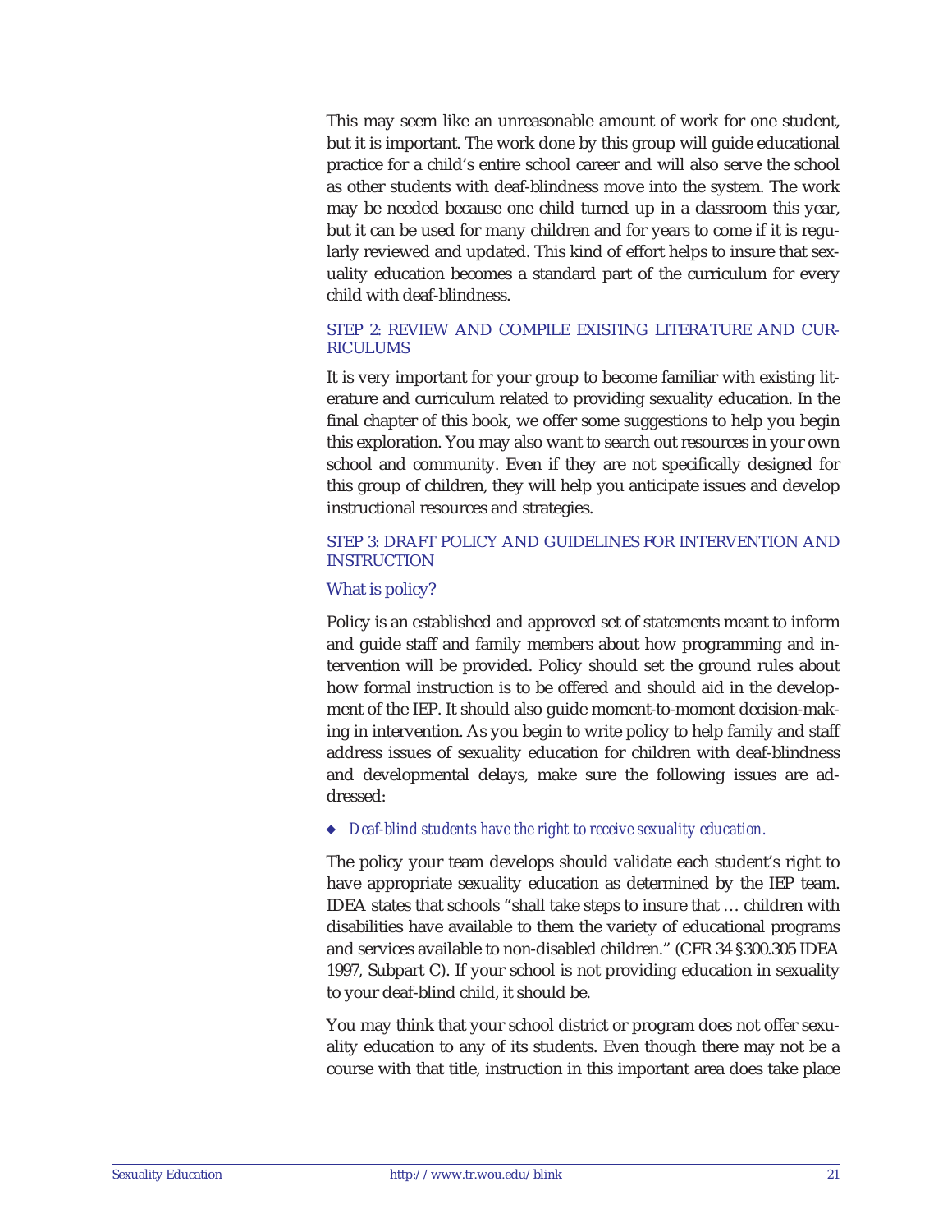This may seem like an unreasonable amount of work for one student, but it is important. The work done by this group will guide educational practice for a child's entire school career and will also serve the school as other students with deaf-blindness move into the system. The work may be needed because one child turned up in a classroom this year, but it can be used for many children and for years to come if it is regularly reviewed and updated. This kind of effort helps to insure that sexuality education becomes a standard part of the curriculum for every child with deaf-blindness.

### STEP 2: REVIEW AND COMPILE EXISTING LITERATURE AND CURRICULUMS

It is very important for your group to become familiar with existing literature and curriculum related to providing sexuality education. In the final chapter of this book, we offer some suggestions to help you begin this exploration. You may also want to search out resources in your own school and community. Even if they are not specifically designed for this group of children, they will help you anticipate issues and develop instructional resources and strategies.

### STEP 3: DRAFT POLICY AND GUIDELINES FOR INTERVENTION AND INSTRUCTION

#### What is policy?

Policy is an established and approved set of statements meant to inform and guide staff and family members about how programming and intervention will be provided. Policy should set the ground rules about how formal instruction is to be offered and should aid in the development of the IEP. It should also guide moment-to-moment decision-making in intervention. As you begin to write policy to help family and staff address issues of sexuality education for children with deaf-blindness and developmental delays, make sure the following issues are addressed:

- *Deaf-blind students have the right to receive sexuality education.*

The policy your team develops should validate each student's right to have appropriate sexuality education as determined by the IEP team. IDEA states that schools "shall take steps to insure that … children with disabilities have available to them the variety of educational programs and services available to non-disabled children." (CFR 34 §300.305 IDEA 1997, Subpart C). If your school is not providing education in sexuality to your deaf-blind child, it should be.

You may think that your school district or program does not offer sexuality education to any of its students. Even though there may not be a course with that title, instruction in this important area does take place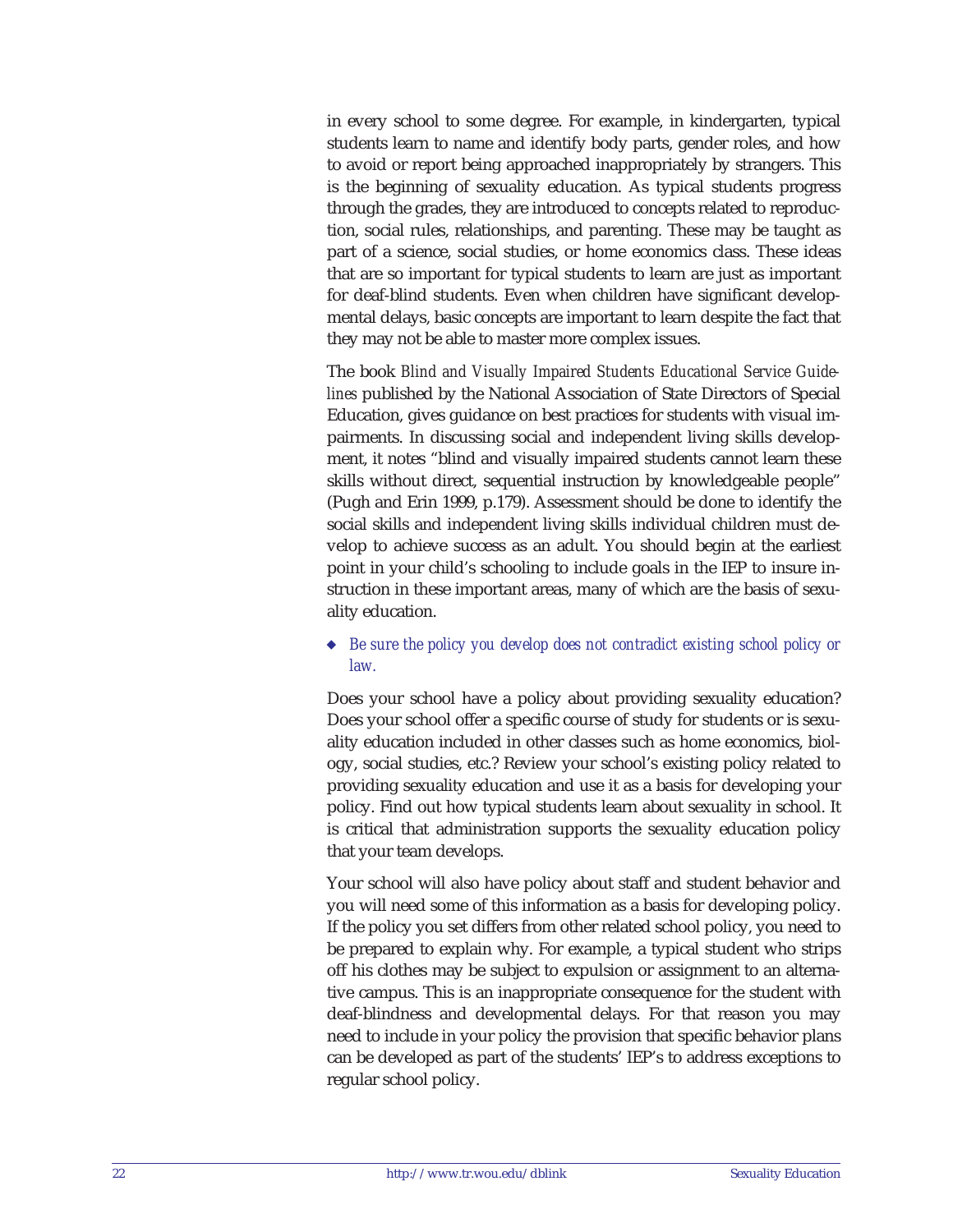in every school to some degree. For example, in kindergarten, typical students learn to name and identify body parts, gender roles, and how to avoid or report being approached inappropriately by strangers. This is the beginning of sexuality education. As typical students progress through the grades, they are introduced to concepts related to reproduction, social rules, relationships, and parenting. These may be taught as part of a science, social studies, or home economics class. These ideas that are so important for typical students to learn are just as important for deaf-blind students. Even when children have significant developmental delays, basic concepts are important to learn despite the fact that they may not be able to master more complex issues.

The book *Blind and Visually Impaired Students Educational Service Guidelines* published by the National Association of State Directors of Special Education, gives guidance on best practices for students with visual impairments. In discussing social and independent living skills development, it notes "blind and visually impaired students cannot learn these skills without direct, sequential instruction by knowledgeable people" (Pugh and Erin 1999, p.179). Assessment should be done to identify the social skills and independent living skills individual children must develop to achieve success as an adult. You should begin at the earliest point in your child's schooling to include goals in the IEP to insure instruction in these important areas, many of which are the basis of sexuality education.

- *Be sure the policy you develop does not contradict existing school policy or law.*

Does your school have a policy about providing sexuality education? Does your school offer a specific course of study for students or is sexuality education included in other classes such as home economics, biology, social studies, etc.? Review your school's existing policy related to providing sexuality education and use it as a basis for developing your policy. Find out how typical students learn about sexuality in school. It is critical that administration supports the sexuality education policy that your team develops.

Your school will also have policy about staff and student behavior and you will need some of this information as a basis for developing policy. If the policy you set differs from other related school policy, you need to be prepared to explain why. For example, a typical student who strips off his clothes may be subject to expulsion or assignment to an alternative campus. This is an inappropriate consequence for the student with deaf-blindness and developmental delays. For that reason you may need to include in your policy the provision that specific behavior plans can be developed as part of the students' IEP's to address exceptions to regular school policy.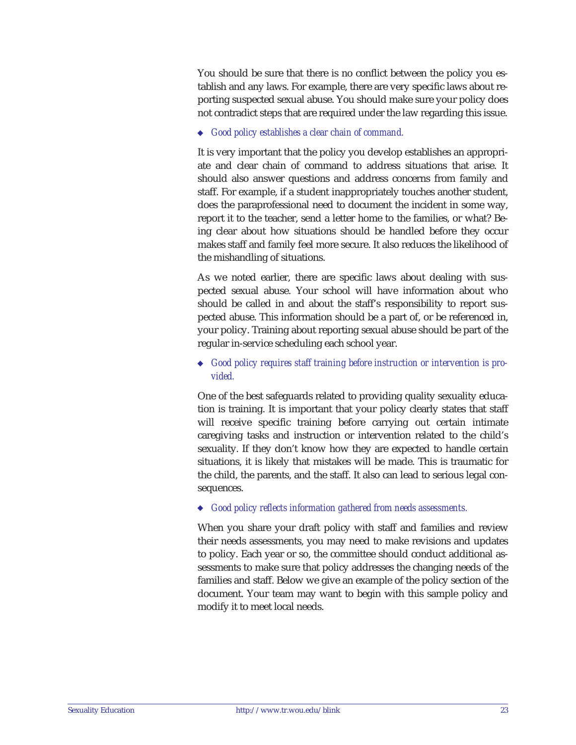You should be sure that there is no conflict between the policy you establish and any laws. For example, there are very specific laws about reporting suspected sexual abuse. You should make sure your policy does not contradict steps that are required under the law regarding this issue.

- *Good policy establishes a clear chain of command.*

It is very important that the policy you develop establishes an appropriate and clear chain of command to address situations that arise. It should also answer questions and address concerns from family and staff. For example, if a student inappropriately touches another student, does the paraprofessional need to document the incident in some way, report it to the teacher, send a letter home to the families, or what? Being clear about how situations should be handled before they occur makes staff and family feel more secure. It also reduces the likelihood of the mishandling of situations.

As we noted earlier, there are specific laws about dealing with suspected sexual abuse. Your school will have information about who should be called in and about the staff's responsibility to report suspected abuse. This information should be a part of, or be referenced in, your policy. Training about reporting sexual abuse should be part of the regular in-service scheduling each school year.

- *Good policy requires staff training before instruction or intervention is provided.*

One of the best safeguards related to providing quality sexuality education is training. It is important that your policy clearly states that staff will receive specific training before carrying out certain intimate caregiving tasks and instruction or intervention related to the child's sexuality. If they don't know how they are expected to handle certain situations, it is likely that mistakes will be made. This is traumatic for the child, the parents, and the staff. It also can lead to serious legal consequences.

- *Good policy reflects information gathered from needs assessments.*

When you share your draft policy with staff and families and review their needs assessments, you may need to make revisions and updates to policy. Each year or so, the committee should conduct additional assessments to make sure that policy addresses the changing needs of the families and staff. Below we give an example of the policy section of the document. Your team may want to begin with this sample policy and modify it to meet local needs.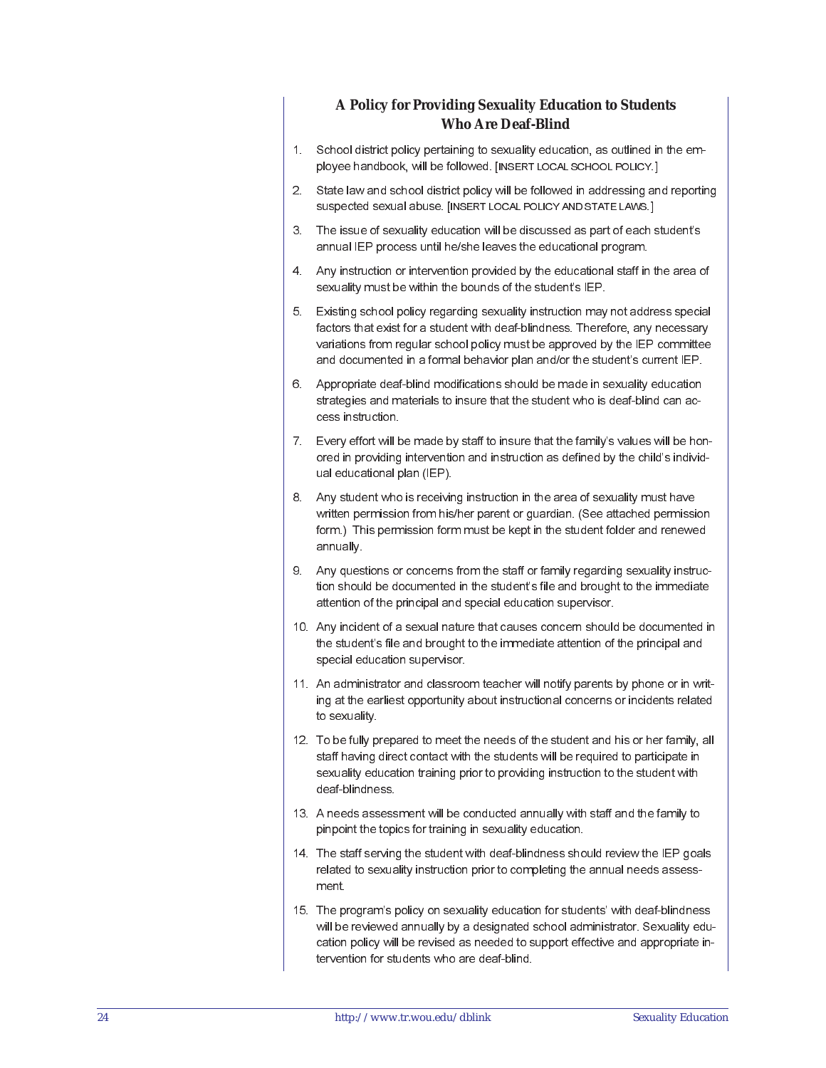## A Policy for Providing Sexuality Education to Students Who Are Deaf-Blind

1. School district policy pertaining to sexuality education, as outlined in the employee handbook, will be followed. [INSERT LOCAL SCHOOL POLICY.]
2. State law and school district policy will be followed in addressing and reporting suspected sexual abuse. [INSERT LOCAL POLICY AND STATE LAWS.]
3. The issue of sexuality education will be discussed as part of each student's annual IEP process until he/she leaves the educational program.
4. Any instruction or intervention provided by the educational staff in the area of sexuality must be within the bounds of the student's IEP.
5. Existing school policy regarding sexuality instruction may not address special factors that exist for a student with deaf-blindness. Therefore, any necessary variations from regular school policy must be approved by the IEP committee and documented in a formal behavior plan and/or the student's current IEP.
6. Appropriate deaf-blind modifications should be made in sexuality education strategies and materials to insure that the student who is deaf-blind can access instruction.
7. Every effort will be made by staff to insure that the family's values will be honored in providing intervention and instruction as defined by the child's individual educational plan (IEP).
8. Any student who is receiving instruction in the area of sexuality must have written permission from his/her parent or guardian. (See attached permission form.) This permission form must be kept in the student folder and renewed annually.
9. Any questions or concerns from the staff or family regarding sexuality instruction should be documented in the student's file and brought to the immediate attention of the principal and special education supervisor.
10. Any incident of a sexual nature that causes concern should be documented in the student's file and brought to the immediate attention of the principal and special education supervisor.
11. An administrator and classroom teacher will notify parents by phone or in writing at the earliest opportunity about instructional concerns or incidents related to sexuality.
12. To be fully prepared to meet the needs of the student and his or her family, all staff having direct contact with the students will be required to participate in sexuality education training prior to providing instruction to the student with deaf-blindness.
13. A needs assessment will be conducted annually with staff and the family to pinpoint the topics for training in sexuality education.
14. The staff serving the student with deaf-blindness should review the IEP goals related to sexuality instruction prior to completing the annual needs assessment.
15. The program's policy on sexuality education for students' with deaf-blindness will be reviewed annually by a designated school administrator. Sexuality education policy will be revised as needed to support effective and appropriate intervention for students who are deaf-blind.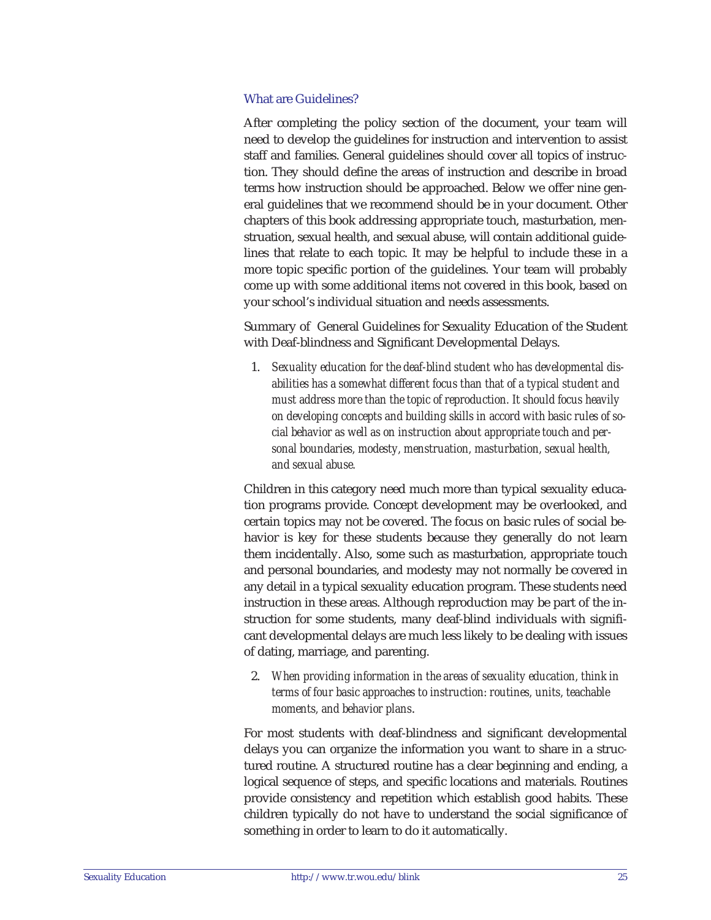### What are Guidelines?

After completing the policy section of the document, your team will need to develop the guidelines for instruction and intervention to assist staff and families. General guidelines should cover all topics of instruction. They should define the areas of instruction and describe in broad terms how instruction should be approached. Below we offer nine general guidelines that we recommend should be in your document. Other chapters of this book addressing appropriate touch, masturbation, menstruation, sexual health, and sexual abuse, will contain additional guidelines that relate to each topic. It may be helpful to include these in a more topic specific portion of the guidelines. Your team will probably come up with some additional items not covered in this book, based on your school's individual situation and needs assessments.

Summary of General Guidelines for Sexuality Education of the Student with Deaf-blindness and Significant Developmental Delays.

1. *Sexuality education for the deaf-blind student who has developmental disabilities has a somewhat different focus than that of a typical student and must address more than the topic of reproduction. It should focus heavily on developing concepts and building skills in accord with basic rules of social behavior as well as on instruction about appropriate touch and personal boundaries, modesty, menstruation, masturbation, sexual health, and sexual abuse.*

Children in this category need much more than typical sexuality education programs provide. Concept development may be overlooked, and certain topics may not be covered. The focus on basic rules of social behavior is key for these students because they generally do not learn them incidentally. Also, some such as masturbation, appropriate touch and personal boundaries, and modesty may not normally be covered in any detail in a typical sexuality education program. These students need instruction in these areas. Although reproduction may be part of the instruction for some students, many deaf-blind individuals with significant developmental delays are much less likely to be dealing with issues of dating, marriage, and parenting.

2. *When providing information in the areas of sexuality education, think in terms of four basic approaches to instruction: routines, units, teachable moments, and behavior plans.*

For most students with deaf-blindness and significant developmental delays you can organize the information you want to share in a structured routine. A structured routine has a clear beginning and ending, a logical sequence of steps, and specific locations and materials. Routines provide consistency and repetition which establish good habits. These children typically do not have to understand the social significance of something in order to learn to do it automatically.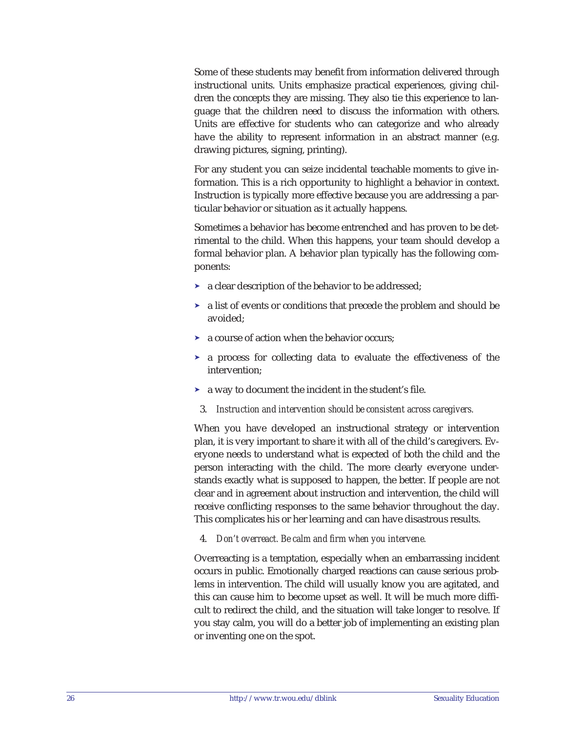Some of these students may benefit from information delivered through instructional units. Units emphasize practical experiences, giving children the concepts they are missing. They also tie this experience to language that the children need to discuss the information with others. Units are effective for students who can categorize and who already have the ability to represent information in an abstract manner (e.g. drawing pictures, signing, printing).

For any student you can seize incidental teachable moments to give information. This is a rich opportunity to highlight a behavior in context. Instruction is typically more effective because you are addressing a particular behavior or situation as it actually happens.

Sometimes a behavior has become entrenched and has proven to be detrimental to the child. When this happens, your team should develop a formal behavior plan. A behavior plan typically has the following components:

- a clear description of the behavior to be addressed;
- a list of events or conditions that precede the problem and should be avoided;
- a course of action when the behavior occurs;
- a process for collecting data to evaluate the effectiveness of the intervention;
- a way to document the incident in the student's file.

3. *Instruction and intervention should be consistent across caregivers.*

When you have developed an instructional strategy or intervention plan, it is very important to share it with all of the child's caregivers. Everyone needs to understand what is expected of both the child and the person interacting with the child. The more clearly everyone understands exactly what is supposed to happen, the better. If people are not clear and in agreement about instruction and intervention, the child will receive conflicting responses to the same behavior throughout the day. This complicates his or her learning and can have disastrous results.

4. *Don't overreact. Be calm and firm when you intervene.*

Overreacting is a temptation, especially when an embarrassing incident occurs in public. Emotionally charged reactions can cause serious problems in intervention. The child will usually know you are agitated, and this can cause him to become upset as well. It will be much more difficult to redirect the child, and the situation will take longer to resolve. If you stay calm, you will do a better job of implementing an existing plan or inventing one on the spot.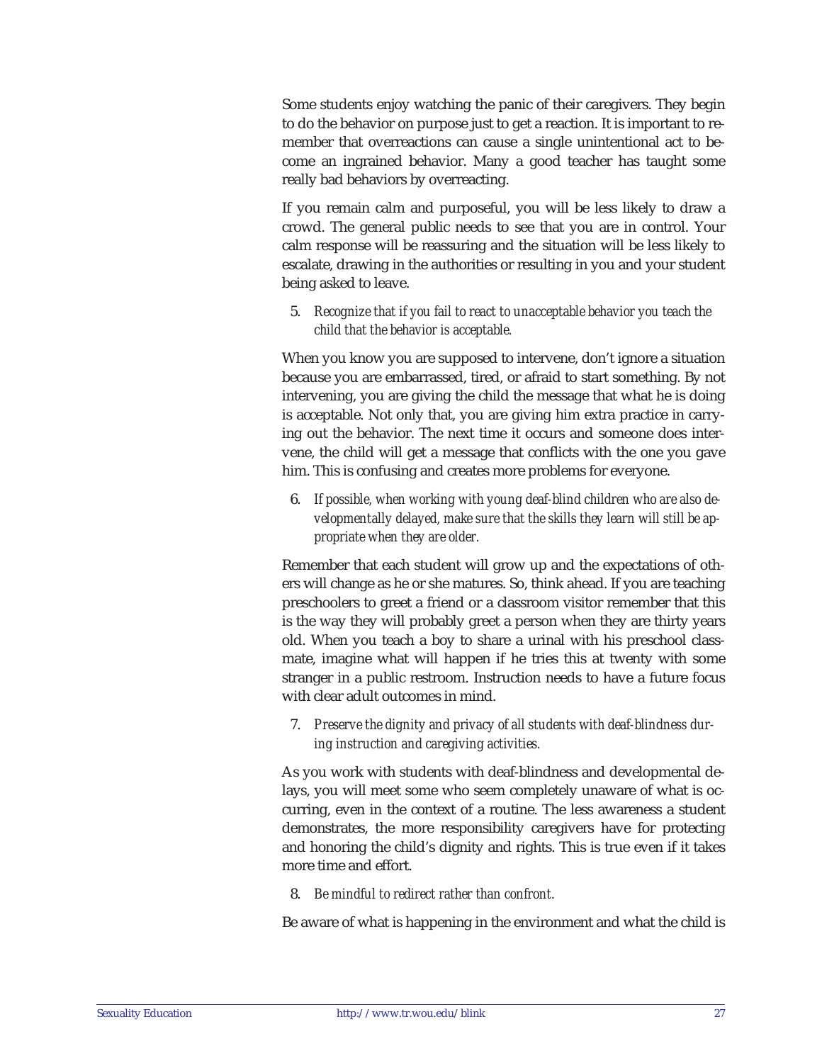Some students enjoy watching the panic of their caregivers. They begin to do the behavior on purpose just to get a reaction. It is important to remember that overreactions can cause a single unintentional act to become an ingrained behavior. Many a good teacher has taught some really bad behaviors by overreacting.

If you remain calm and purposeful, you will be less likely to draw a crowd. The general public needs to see that you are in control. Your calm response will be reassuring and the situation will be less likely to escalate, drawing in the authorities or resulting in you and your student being asked to leave.

5. *Recognize that if you fail to react to unacceptable behavior you teach the child that the behavior is acceptable.*

When you know you are supposed to intervene, don't ignore a situation because you are embarrassed, tired, or afraid to start something. By not intervening, you are giving the child the message that what he is doing is acceptable. Not only that, you are giving him extra practice in carrying out the behavior. The next time it occurs and someone does intervene, the child will get a message that conflicts with the one you gave him. This is confusing and creates more problems for everyone.

6. *If possible, when working with young deaf-blind children who are also developmentally delayed, make sure that the skills they learn will still be appropriate when they are older.*

Remember that each student will grow up and the expectations of others will change as he or she matures. So, think ahead. If you are teaching preschoolers to greet a friend or a classroom visitor remember that this is the way they will probably greet a person when they are thirty years old. When you teach a boy to share a urinal with his preschool classmate, imagine what will happen if he tries this at twenty with some stranger in a public restroom. Instruction needs to have a future focus with clear adult outcomes in mind.

7. *Preserve the dignity and privacy of all students with deaf-blindness during instruction and caregiving activities.*

As you work with students with deaf-blindness and developmental delays, you will meet some who seem completely unaware of what is occurring, even in the context of a routine. The less awareness a student demonstrates, the more responsibility caregivers have for protecting and honoring the child's dignity and rights. This is true even if it takes more time and effort.

8. *Be mindful to redirect rather than confront.*

Be aware of what is happening in the environment and what the child is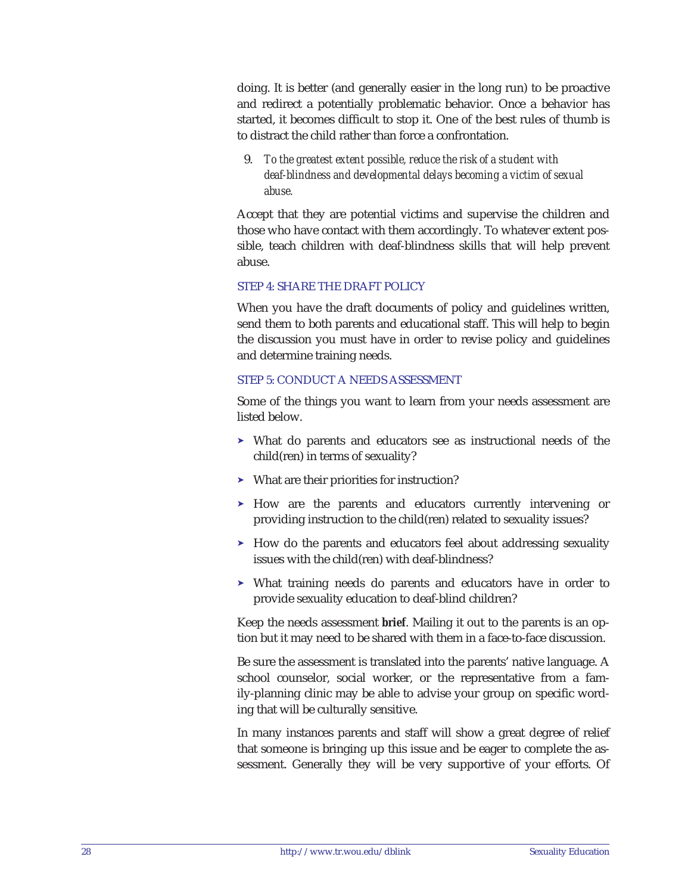doing. It is better (and generally easier in the long run) to be proactive and redirect a potentially problematic behavior. Once a behavior has started, it becomes difficult to stop it. One of the best rules of thumb is to distract the child rather than force a confrontation.

9. *To the greatest extent possible, reduce the risk of a student with deaf-blindness and developmental delays becoming a victim of sexual abuse.*

Accept that they are potential victims and supervise the children and those who have contact with them accordingly. To whatever extent possible, teach children with deaf-blindness skills that will help prevent abuse.

### STEP 4: SHARE THE DRAFT POLICY

When you have the draft documents of policy and guidelines written, send them to both parents and educational staff. This will help to begin the discussion you must have in order to revise policy and guidelines and determine training needs.

### STEP 5: CONDUCT A NEEDS ASSESSMENT

Some of the things you want to learn from your needs assessment are listed below.

- What do parents and educators see as instructional needs of the child(ren) in terms of sexuality?
- What are their priorities for instruction?
- How are the parents and educators currently intervening or providing instruction to the child(ren) related to sexuality issues?
- How do the parents and educators feel about addressing sexuality issues with the child(ren) with deaf-blindness?
- What training needs do parents and educators have in order to provide sexuality education to deaf-blind children?

Keep the needs assessment **brief**. Mailing it out to the parents is an option but it may need to be shared with them in a face-to-face discussion.

Be sure the assessment is translated into the parents' native language. A school counselor, social worker, or the representative from a family-planning clinic may be able to advise your group on specific wording that will be culturally sensitive.

In many instances parents and staff will show a great degree of relief that someone is bringing up this issue and be eager to complete the assessment. Generally they will be very supportive of your efforts. Of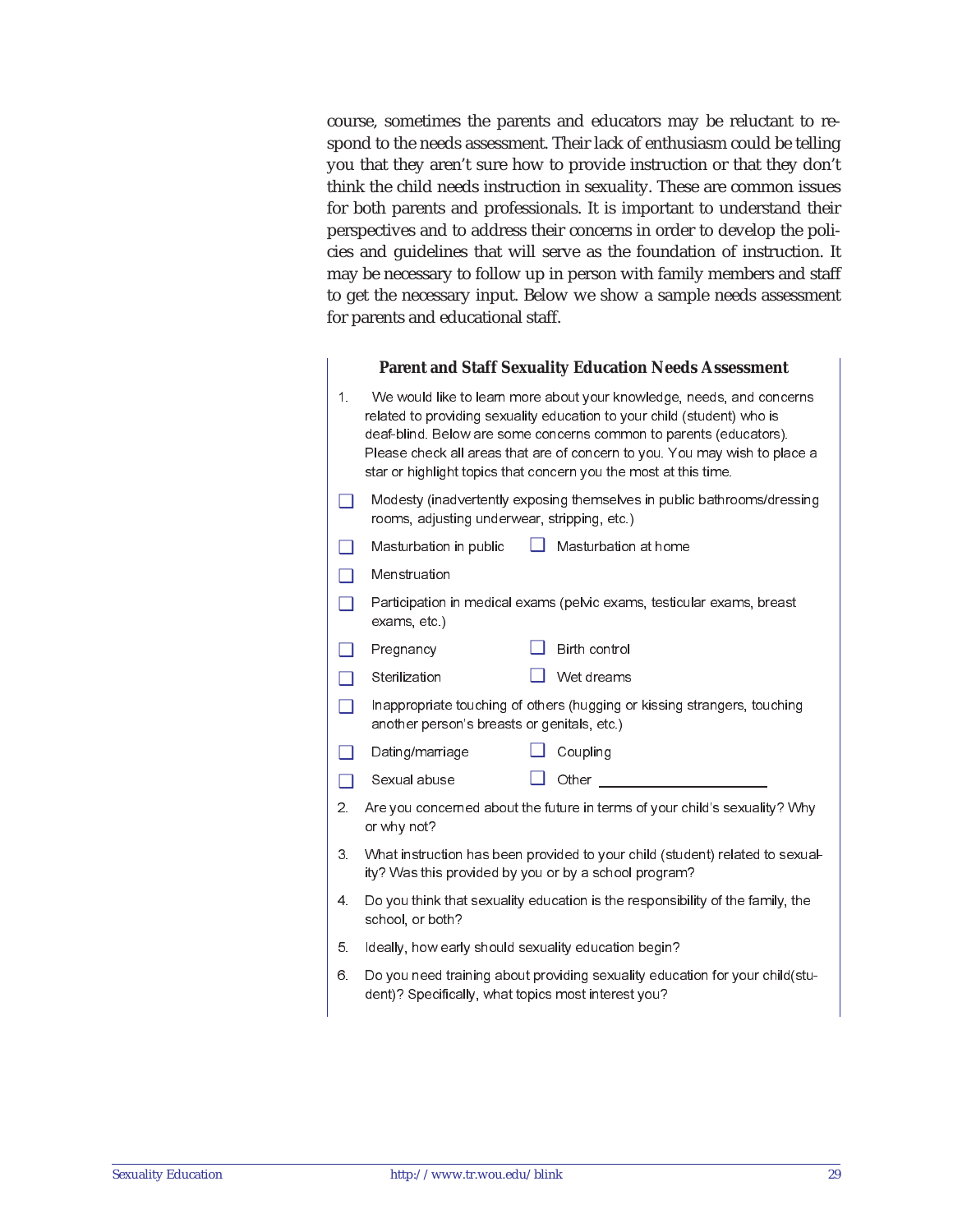course, sometimes the parents and educators may be reluctant to respond to the needs assessment. Their lack of enthusiasm could be telling you that they aren't sure how to provide instruction or that they don't think the child needs instruction in sexuality. These are common issues for both parents and professionals. It is important to understand their perspectives and to address their concerns in order to develop the policies and guidelines that will serve as the foundation of instruction. It may be necessary to follow up in person with family members and staff to get the necessary input. Below we show a sample needs assessment for parents and educational staff.

**Parent and Staff Sexuality Education Needs Assessment**

1. We would like to learn more about your knowledge, needs, and concerns related to providing sexuality education to your child (student) who is deaf-blind. Below are some concerns common to parents (educators). Please check all areas that are of concern to you. You may wish to place a star or highlight topics that concern you the most at this time.

- ☐ Modesty (inadvertently exposing themselves in public bathrooms/dressing rooms, adjusting underwear, stripping, etc.)
- ☐ Masturbation in public ☐ Masturbation at home
- ☐ Menstruation
- ☐ Participation in medical exams (pelvic exams, testicular exams, breast exams, etc.)
- ☐ Pregnancy ☐ Birth control
- ☐ Sterilization ☐ Wet dreams
- ☐ Inappropriate touching of others (hugging or kissing strangers, touching another person's breasts or genitals, etc.)
- ☐ Dating/marriage ☐ Coupling
- ☐ Sexual abuse ☐ Other ____________________

2. Are you concerned about the future in terms of your child's sexuality? Why or why not?

3. What instruction has been provided to your child (student) related to sexuality? Was this provided by you or by a school program?

4. Do you think that sexuality education is the responsibility of the family, the school, or both?

5. Ideally, how early should sexuality education begin?

6. Do you need training about providing sexuality education for your child(student)? Specifically, what topics most interest you?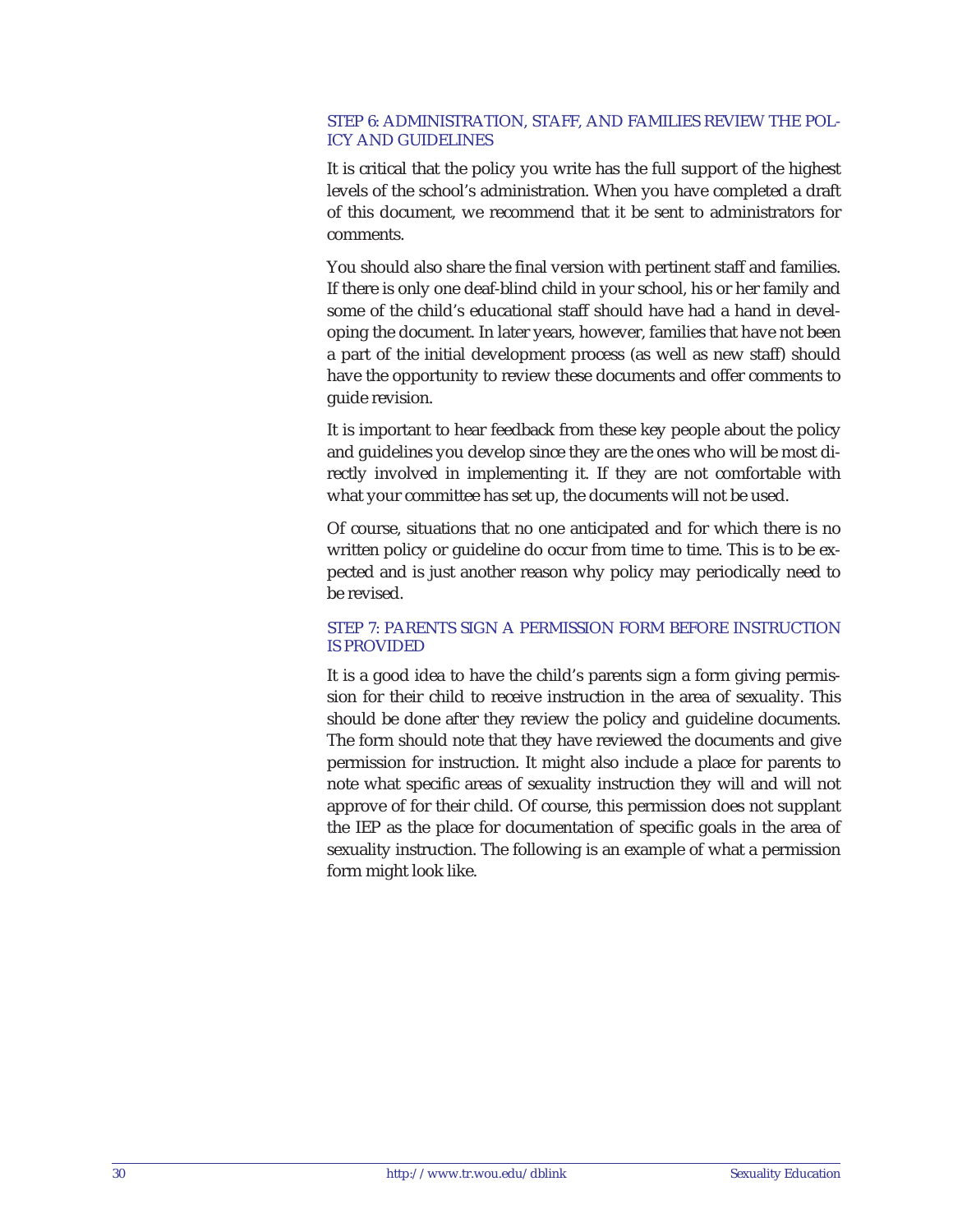### STEP 6: ADMINISTRATION, STAFF, AND FAMILIES REVIEW THE POLICY AND GUIDELINES

It is critical that the policy you write has the full support of the highest levels of the school's administration. When you have completed a draft of this document, we recommend that it be sent to administrators for comments.

You should also share the final version with pertinent staff and families. If there is only one deaf-blind child in your school, his or her family and some of the child's educational staff should have had a hand in developing the document. In later years, however, families that have not been a part of the initial development process (as well as new staff) should have the opportunity to review these documents and offer comments to guide revision.

It is important to hear feedback from these key people about the policy and guidelines you develop since they are the ones who will be most directly involved in implementing it. If they are not comfortable with what your committee has set up, the documents will not be used.

Of course, situations that no one anticipated and for which there is no written policy or guideline do occur from time to time. This is to be expected and is just another reason why policy may periodically need to be revised.

### STEP 7: PARENTS SIGN A PERMISSION FORM BEFORE INSTRUCTION IS PROVIDED

It is a good idea to have the child's parents sign a form giving permission for their child to receive instruction in the area of sexuality. This should be done after they review the policy and guideline documents. The form should note that they have reviewed the documents and give permission for instruction. It might also include a place for parents to note what specific areas of sexuality instruction they will and will not approve of for their child. Of course, this permission does not supplant the IEP as the place for documentation of specific goals in the area of sexuality instruction. The following is an example of what a permission form might look like.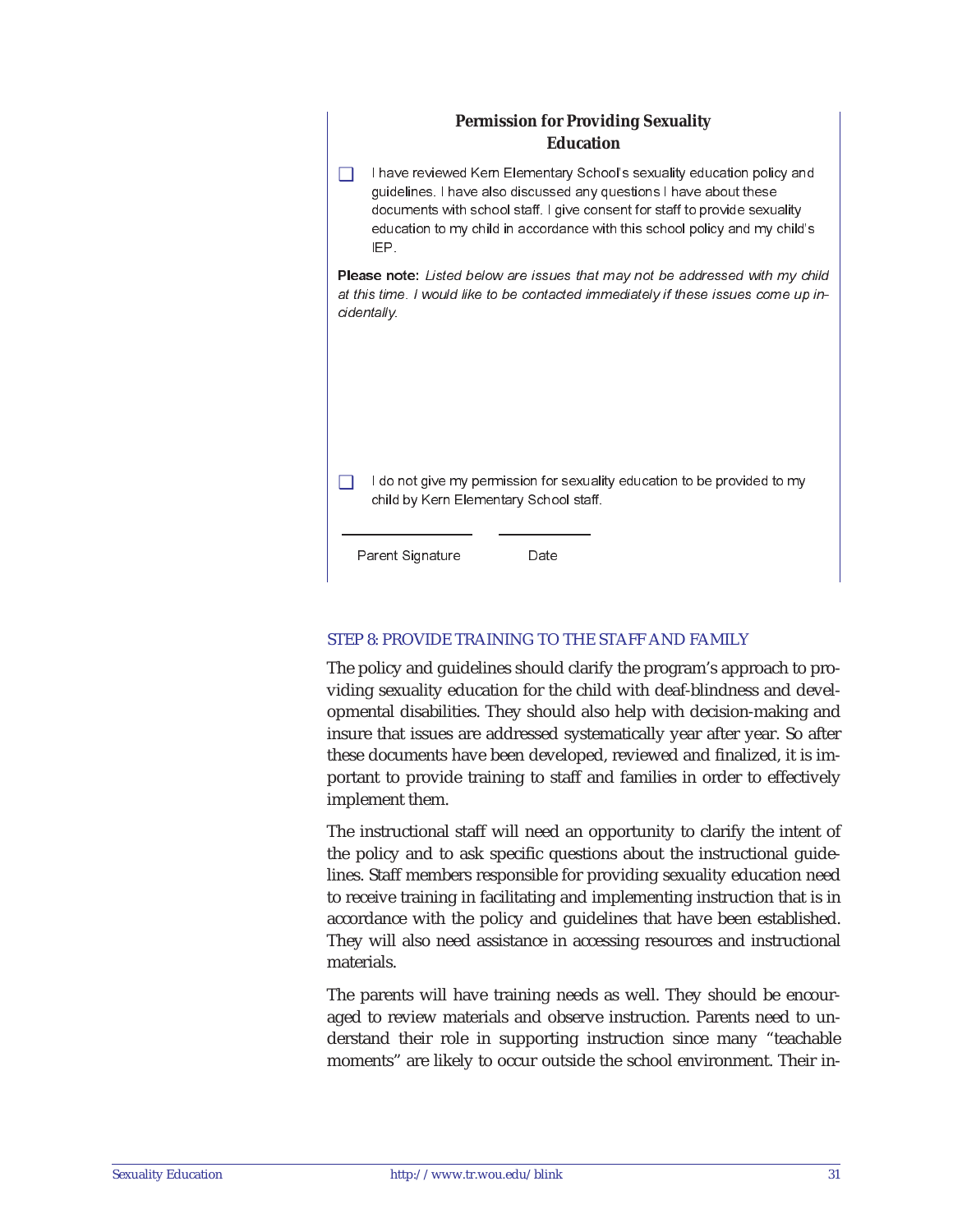**Permission for Providing Sexuality Education**

- ❑ I have reviewed Kern Elementary School's sexuality education policy and guidelines. I have also discussed any questions I have about these documents with school staff. I give consent for staff to provide sexuality education to my child in accordance with this school policy and my child's IEP.

**Please note:** *Listed below are issues that may not be addressed with my child at this time. I would like to be contacted immediately if these issues come up incidentally.*

- ❑ I do not give my permission for sexuality education to be provided to my child by Kern Elementary School staff.

\_\_\_\_\_\_\_\_\_\_\_\_\_\_\_\_\_\_\_\_ \_\_\_\_\_\_\_\_\_\_\_\_\_\_

Parent Signature Date

## STEP 8: PROVIDE TRAINING TO THE STAFF AND FAMILY

The policy and guidelines should clarify the program's approach to providing sexuality education for the child with deaf-blindness and developmental disabilities. They should also help with decision-making and insure that issues are addressed systematically year after year. So after these documents have been developed, reviewed and finalized, it is important to provide training to staff and families in order to effectively implement them.

The instructional staff will need an opportunity to clarify the intent of the policy and to ask specific questions about the instructional guidelines. Staff members responsible for providing sexuality education need to receive training in facilitating and implementing instruction that is in accordance with the policy and guidelines that have been established. They will also need assistance in accessing resources and instructional materials.

The parents will have training needs as well. They should be encouraged to review materials and observe instruction. Parents need to understand their role in supporting instruction since many "teachable moments" are likely to occur outside the school environment. Their in-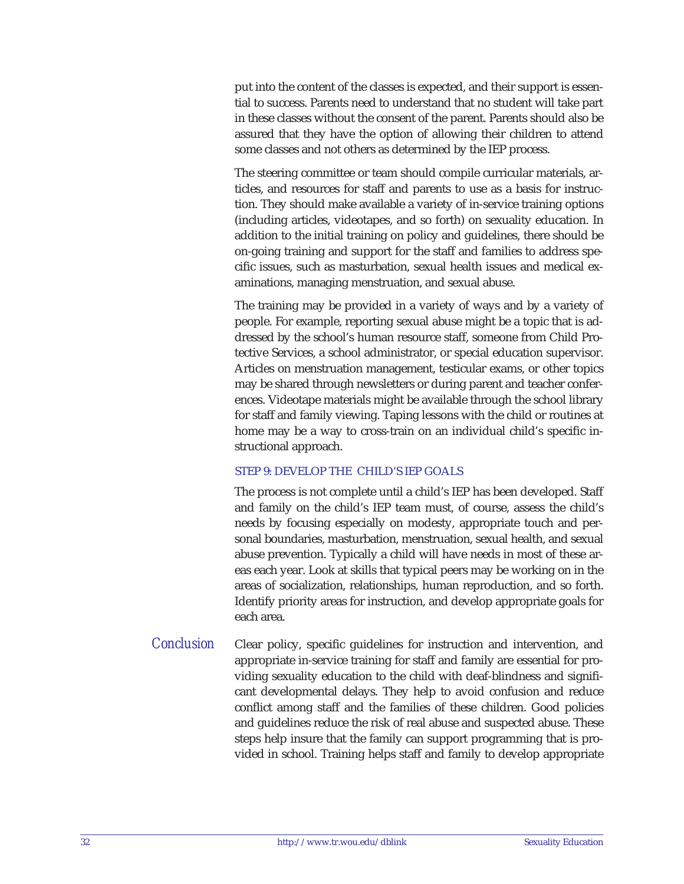put into the content of the classes is expected, and their support is essential to success. Parents need to understand that no student will take part in these classes without the consent of the parent. Parents should also be assured that they have the option of allowing their children to attend some classes and not others as determined by the IEP process.

The steering committee or team should compile curricular materials, articles, and resources for staff and parents to use as a basis for instruction. They should make available a variety of in-service training options (including articles, videotapes, and so forth) on sexuality education. In addition to the initial training on policy and guidelines, there should be on-going training and support for the staff and families to address specific issues, such as masturbation, sexual health issues and medical examinations, managing menstruation, and sexual abuse.

The training may be provided in a variety of ways and by a variety of people. For example, reporting sexual abuse might be a topic that is addressed by the school's human resource staff, someone from Child Protective Services, a school administrator, or special education supervisor. Articles on menstruation management, testicular exams, or other topics may be shared through newsletters or during parent and teacher conferences. Videotape materials might be available through the school library for staff and family viewing. Taping lessons with the child or routines at home may be a way to cross-train on an individual child's specific instructional approach.

### STEP 9: DEVELOP THE CHILD'S IEP GOALS

The process is not complete until a child's IEP has been developed. Staff and family on the child's IEP team must, of course, assess the child's needs by focusing especially on modesty, appropriate touch and personal boundaries, masturbation, menstruation, sexual health, and sexual abuse prevention. Typically a child will have needs in most of these areas each year. Look at skills that typical peers may be working on in the areas of socialization, relationships, human reproduction, and so forth. Identify priority areas for instruction, and develop appropriate goals for each area.

## Conclusion

Clear policy, specific guidelines for instruction and intervention, and appropriate in-service training for staff and family are essential for providing sexuality education to the child with deaf-blindness and significant developmental delays. They help to avoid confusion and reduce conflict among staff and the families of these children. Good policies and guidelines reduce the risk of real abuse and suspected abuse. These steps help insure that the family can support programming that is provided in school. Training helps staff and family to develop appropriate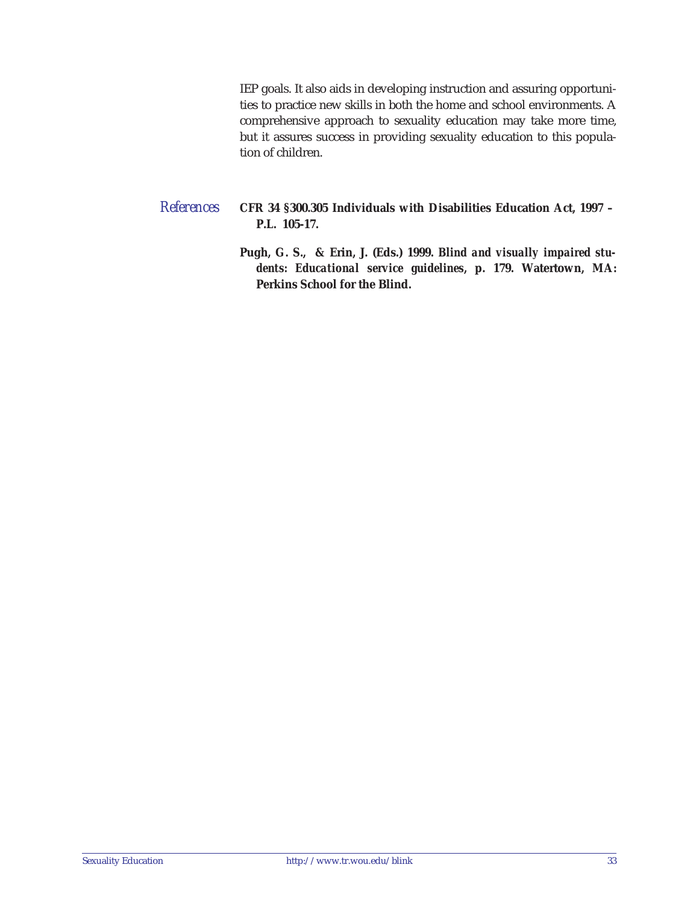IEP goals. It also aids in developing instruction and assuring opportunities to practice new skills in both the home and school environments. A comprehensive approach to sexuality education may take more time, but it assures success in providing sexuality education to this population of children.

## *References*

**CFR 34 §300.305 Individuals with Disabilities Education Act, 1997 – P.L. 105-17.**

**Pugh, G. S., & Erin, J. (Eds.) 1999.** ***Blind and visually impaired students: Educational service guidelines*****, p. 179. Watertown, MA: Perkins School for the Blind.**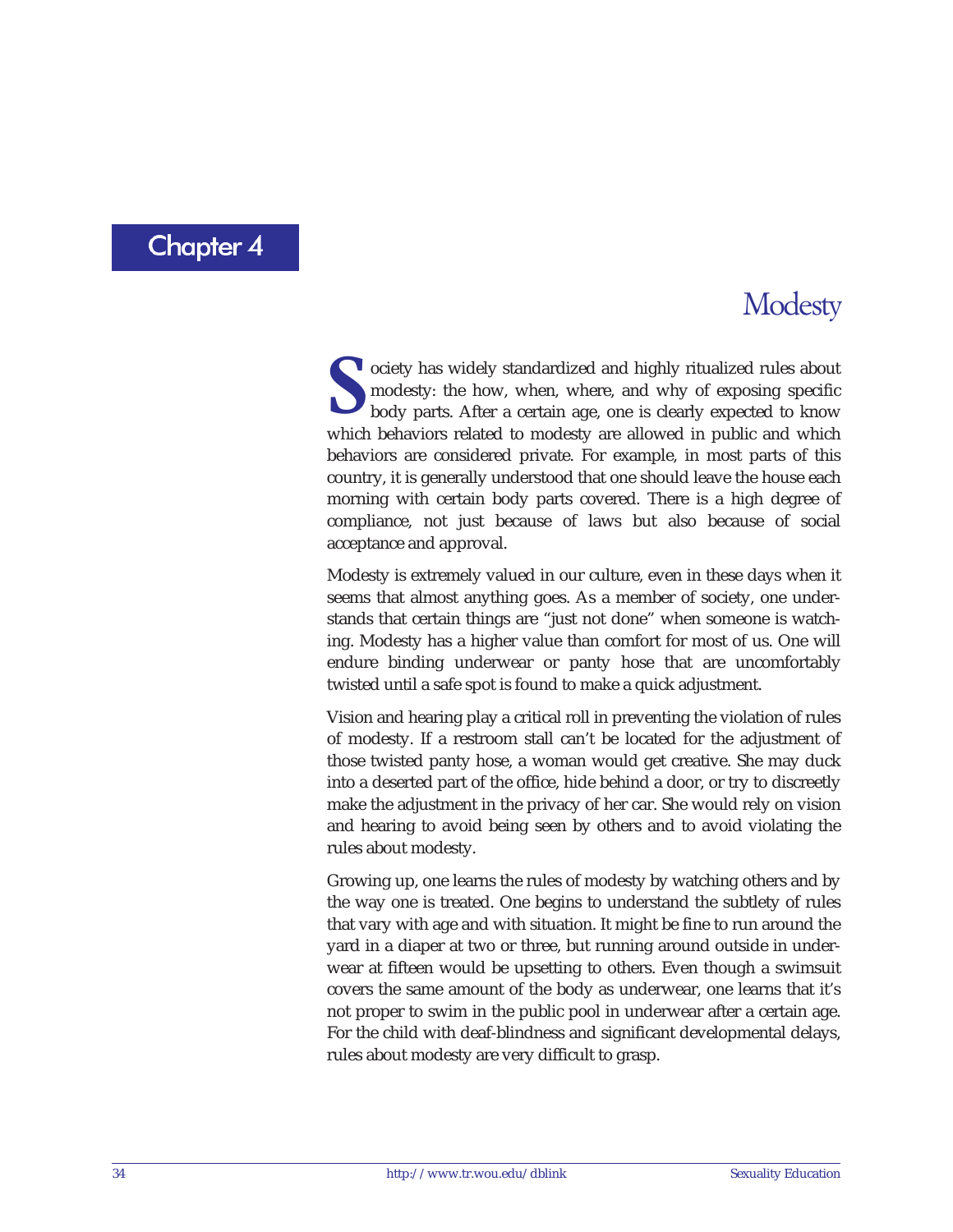# Chapter 4

## Modesty

Society has widely standardized and highly ritualized rules about modesty: the how, when, where, and why of exposing specific body parts. After a certain age, one is clearly expected to know which behaviors related to modesty are allowed in public and which behaviors are considered private. For example, in most parts of this country, it is generally understood that one should leave the house each morning with certain body parts covered. There is a high degree of compliance, not just because of laws but also because of social acceptance and approval.

Modesty is extremely valued in our culture, even in these days when it seems that almost anything goes. As a member of society, one understands that certain things are "just not done" when someone is watching. Modesty has a higher value than comfort for most of us. One will endure binding underwear or panty hose that are uncomfortably twisted until a safe spot is found to make a quick adjustment.

Vision and hearing play a critical roll in preventing the violation of rules of modesty. If a restroom stall can't be located for the adjustment of those twisted panty hose, a woman would get creative. She may duck into a deserted part of the office, hide behind a door, or try to discreetly make the adjustment in the privacy of her car. She would rely on vision and hearing to avoid being seen by others and to avoid violating the rules about modesty.

Growing up, one learns the rules of modesty by watching others and by the way one is treated. One begins to understand the subtlety of rules that vary with age and with situation. It might be fine to run around the yard in a diaper at two or three, but running around outside in underwear at fifteen would be upsetting to others. Even though a swimsuit covers the same amount of the body as underwear, one learns that it's not proper to swim in the public pool in underwear after a certain age. For the child with deaf-blindness and significant developmental delays, rules about modesty are very difficult to grasp.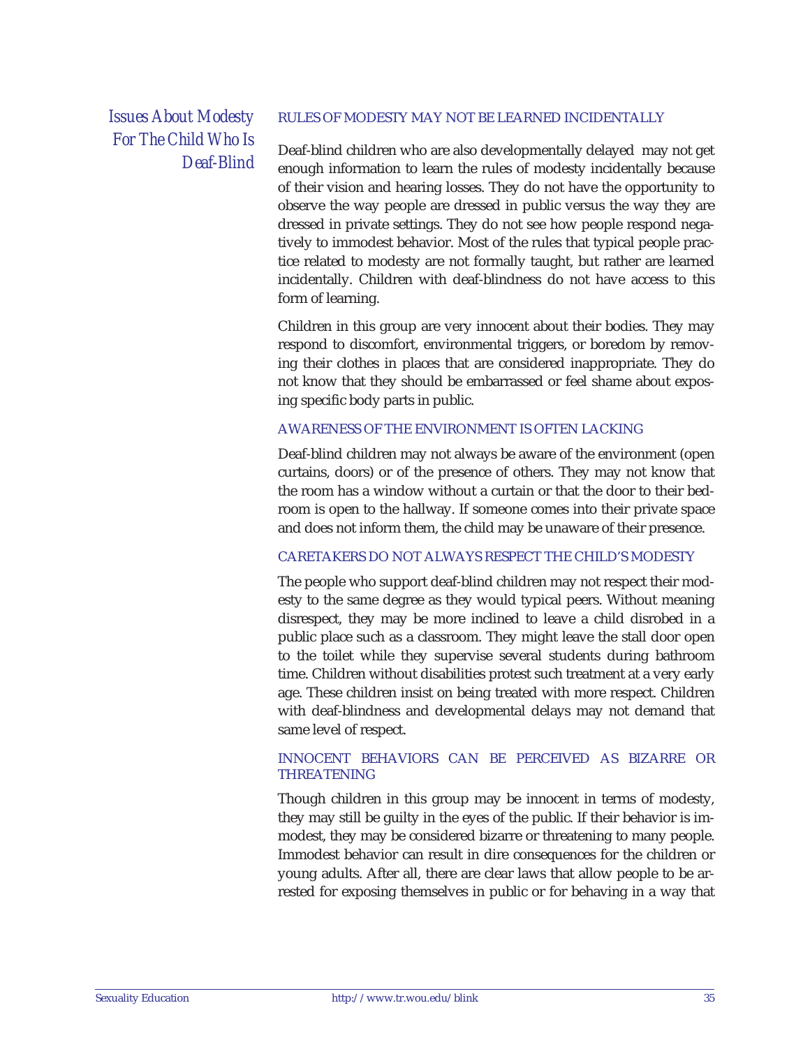## Issues About Modesty For The Child Who Is Deaf-Blind

### RULES OF MODESTY MAY NOT BE LEARNED INCIDENTALLY

Deaf-blind children who are also developmentally delayed may not get enough information to learn the rules of modesty incidentally because of their vision and hearing losses. They do not have the opportunity to observe the way people are dressed in public versus the way they are dressed in private settings. They do not see how people respond negatively to immodest behavior. Most of the rules that typical people practice related to modesty are not formally taught, but rather are learned incidentally. Children with deaf-blindness do not have access to this form of learning.

Children in this group are very innocent about their bodies. They may respond to discomfort, environmental triggers, or boredom by removing their clothes in places that are considered inappropriate. They do not know that they should be embarrassed or feel shame about exposing specific body parts in public.

### AWARENESS OF THE ENVIRONMENT IS OFTEN LACKING

Deaf-blind children may not always be aware of the environment (open curtains, doors) or of the presence of others. They may not know that the room has a window without a curtain or that the door to their bedroom is open to the hallway. If someone comes into their private space and does not inform them, the child may be unaware of their presence.

### CARETAKERS DO NOT ALWAYS RESPECT THE CHILD'S MODESTY

The people who support deaf-blind children may not respect their modesty to the same degree as they would typical peers. Without meaning disrespect, they may be more inclined to leave a child disrobed in a public place such as a classroom. They might leave the stall door open to the toilet while they supervise several students during bathroom time. Children without disabilities protest such treatment at a very early age. These children insist on being treated with more respect. Children with deaf-blindness and developmental delays may not demand that same level of respect.

### INNOCENT BEHAVIORS CAN BE PERCEIVED AS BIZARRE OR THREATENING

Though children in this group may be innocent in terms of modesty, they may still be guilty in the eyes of the public. If their behavior is immodest, they may be considered bizarre or threatening to many people. Immodest behavior can result in dire consequences for the children or young adults. After all, there are clear laws that allow people to be arrested for exposing themselves in public or for behaving in a way that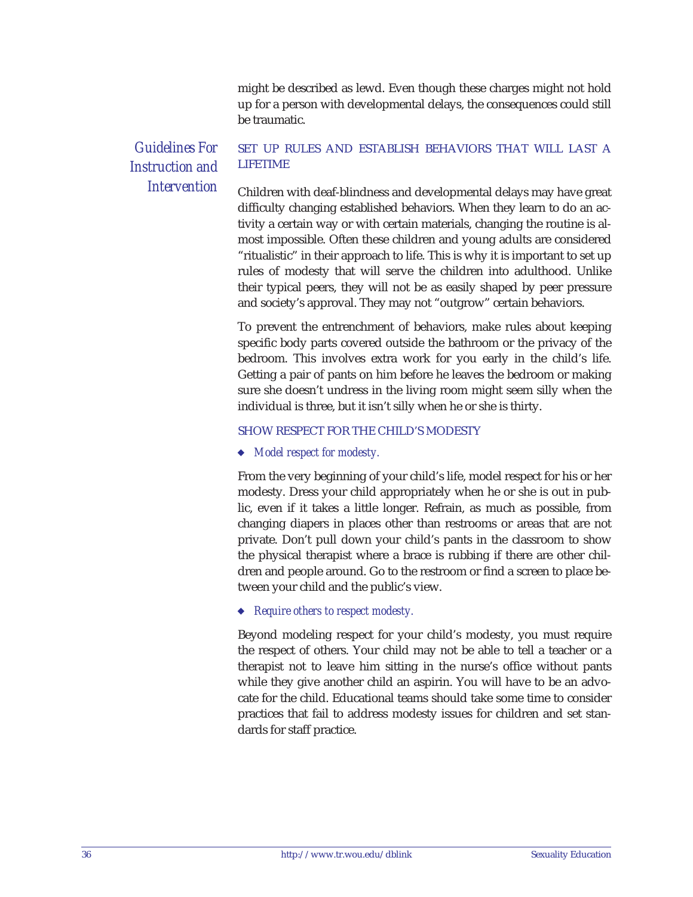might be described as lewd. Even though these charges might not hold up for a person with developmental delays, the consequences could still be traumatic.

## *Guidelines For Instruction and Intervention*

### SET UP RULES AND ESTABLISH BEHAVIORS THAT WILL LAST A LIFETIME

Children with deaf-blindness and developmental delays may have great difficulty changing established behaviors. When they learn to do an activity a certain way or with certain materials, changing the routine is almost impossible. Often these children and young adults are considered "ritualistic" in their approach to life. This is why it is important to set up rules of modesty that will serve the children into adulthood. Unlike their typical peers, they will not be as easily shaped by peer pressure and society's approval. They may not "outgrow" certain behaviors.

To prevent the entrenchment of behaviors, make rules about keeping specific body parts covered outside the bathroom or the privacy of the bedroom. This involves extra work for you early in the child's life. Getting a pair of pants on him before he leaves the bedroom or making sure she doesn't undress in the living room might seem silly when the individual is three, but it isn't silly when he or she is thirty.

### SHOW RESPECT FOR THE CHILD'S MODESTY

- *Model respect for modesty.*

From the very beginning of your child's life, model respect for his or her modesty. Dress your child appropriately when he or she is out in public, even if it takes a little longer. Refrain, as much as possible, from changing diapers in places other than restrooms or areas that are not private. Don't pull down your child's pants in the classroom to show the physical therapist where a brace is rubbing if there are other children and people around. Go to the restroom or find a screen to place between your child and the public's view.

- *Require others to respect modesty.*

Beyond modeling respect for your child's modesty, you must require the respect of others. Your child may not be able to tell a teacher or a therapist not to leave him sitting in the nurse's office without pants while they give another child an aspirin. You will have to be an advocate for the child. Educational teams should take some time to consider practices that fail to address modesty issues for children and set standards for staff practice.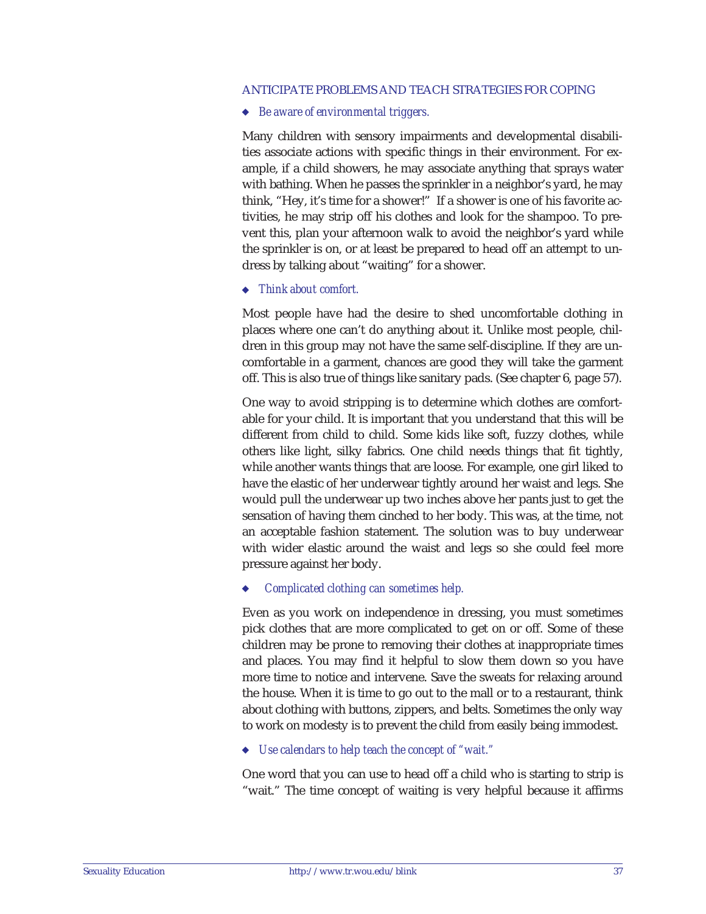## ANTICIPATE PROBLEMS AND TEACH STRATEGIES FOR COPING

◆ *Be aware of environmental triggers.*

Many children with sensory impairments and developmental disabilities associate actions with specific things in their environment. For example, if a child showers, he may associate anything that sprays water with bathing. When he passes the sprinkler in a neighbor's yard, he may think, "Hey, it's time for a shower!" If a shower is one of his favorite activities, he may strip off his clothes and look for the shampoo. To prevent this, plan your afternoon walk to avoid the neighbor's yard while the sprinkler is on, or at least be prepared to head off an attempt to undress by talking about "waiting" for a shower.

◆ *Think about comfort.*

Most people have had the desire to shed uncomfortable clothing in places where one can't do anything about it. Unlike most people, children in this group may not have the same self-discipline. If they are uncomfortable in a garment, chances are good they will take the garment off. This is also true of things like sanitary pads. (See chapter 6, page 57).

One way to avoid stripping is to determine which clothes are comfortable for your child. It is important that you understand that this will be different from child to child. Some kids like soft, fuzzy clothes, while others like light, silky fabrics. One child needs things that fit tightly, while another wants things that are loose. For example, one girl liked to have the elastic of her underwear tightly around her waist and legs. She would pull the underwear up two inches above her pants just to get the sensation of having them cinched to her body. This was, at the time, not an acceptable fashion statement. The solution was to buy underwear with wider elastic around the waist and legs so she could feel more pressure against her body.

◆ *Complicated clothing can sometimes help.*

Even as you work on independence in dressing, you must sometimes pick clothes that are more complicated to get on or off. Some of these children may be prone to removing their clothes at inappropriate times and places. You may find it helpful to slow them down so you have more time to notice and intervene. Save the sweats for relaxing around the house. When it is time to go out to the mall or to a restaurant, think about clothing with buttons, zippers, and belts. Sometimes the only way to work on modesty is to prevent the child from easily being immodest.

◆ *Use calendars to help teach the concept of "wait."*

One word that you can use to head off a child who is starting to strip is "wait." The time concept of waiting is very helpful because it affirms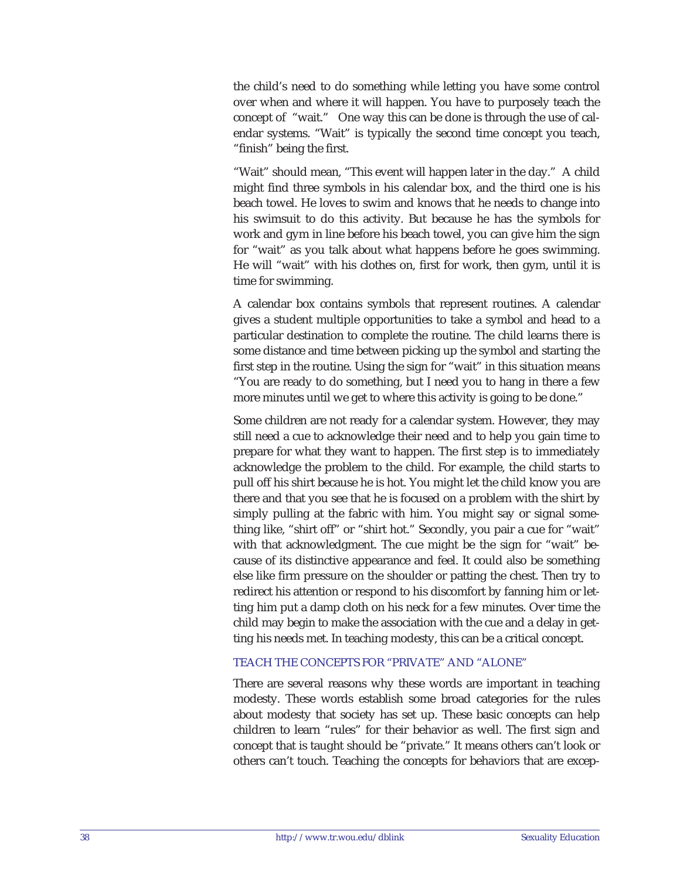the child's need to do something while letting you have some control over when and where it will happen. You have to purposely teach the concept of "wait." One way this can be done is through the use of calendar systems. "Wait" is typically the second time concept you teach, "finish" being the first.

"Wait" should mean, "This event will happen later in the day." A child might find three symbols in his calendar box, and the third one is his beach towel. He loves to swim and knows that he needs to change into his swimsuit to do this activity. But because he has the symbols for work and gym in line before his beach towel, you can give him the sign for "wait" as you talk about what happens before he goes swimming. He will "wait" with his clothes on, first for work, then gym, until it is time for swimming.

A calendar box contains symbols that represent routines. A calendar gives a student multiple opportunities to take a symbol and head to a particular destination to complete the routine. The child learns there is some distance and time between picking up the symbol and starting the first step in the routine. Using the sign for "wait" in this situation means "You are ready to do something, but I need you to hang in there a few more minutes until we get to where this activity is going to be done."

Some children are not ready for a calendar system. However, they may still need a cue to acknowledge their need and to help you gain time to prepare for what they want to happen. The first step is to immediately acknowledge the problem to the child. For example, the child starts to pull off his shirt because he is hot. You might let the child know you are there and that you see that he is focused on a problem with the shirt by simply pulling at the fabric with him. You might say or signal something like, "shirt off" or "shirt hot." Secondly, you pair a cue for "wait" with that acknowledgment. The cue might be the sign for "wait" because of its distinctive appearance and feel. It could also be something else like firm pressure on the shoulder or patting the chest. Then try to redirect his attention or respond to his discomfort by fanning him or letting him put a damp cloth on his neck for a few minutes. Over time the child may begin to make the association with the cue and a delay in getting his needs met. In teaching modesty, this can be a critical concept.

## TEACH THE CONCEPTS FOR "PRIVATE" AND "ALONE"

There are several reasons why these words are important in teaching modesty. These words establish some broad categories for the rules about modesty that society has set up. These basic concepts can help children to learn "rules" for their behavior as well. The first sign and concept that is taught should be "private." It means others can't look or others can't touch. Teaching the concepts for behaviors that are excep-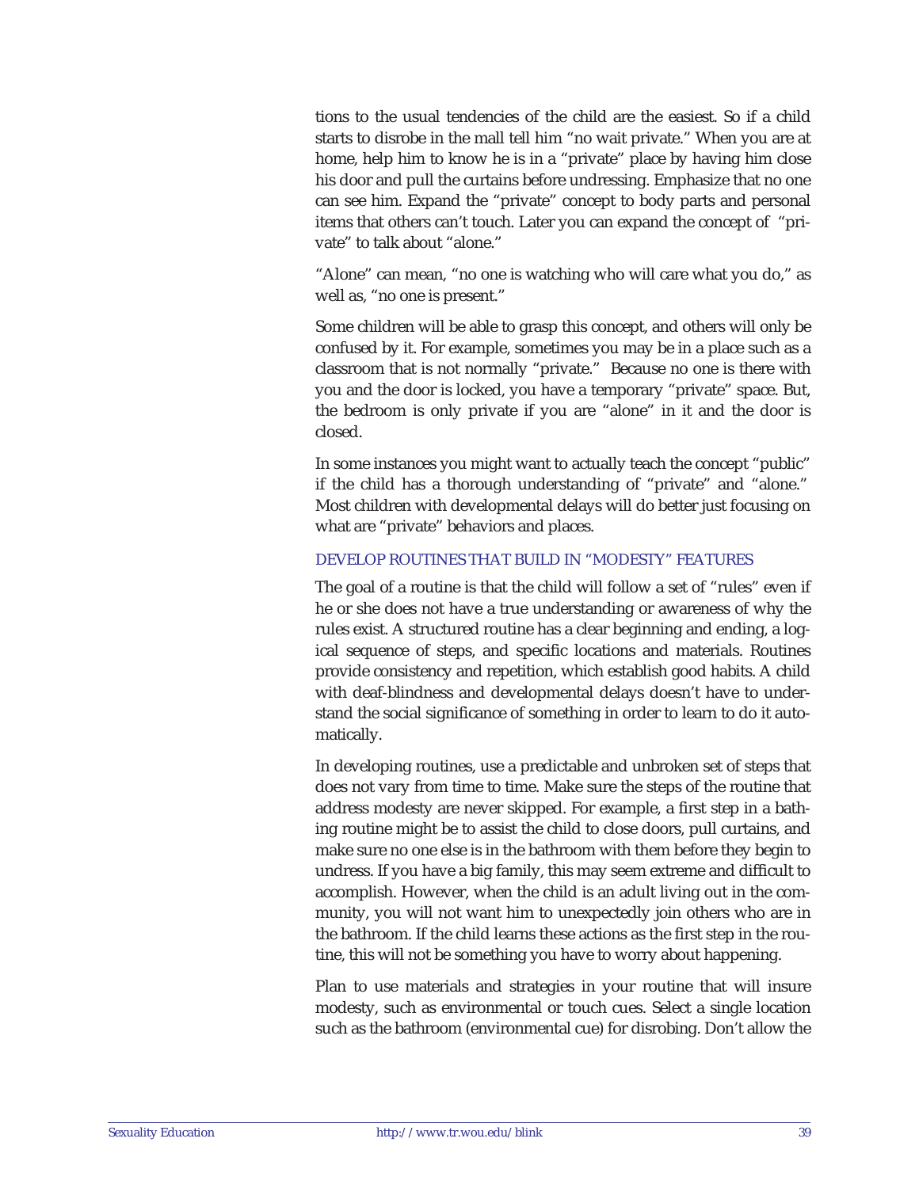tions to the usual tendencies of the child are the easiest. So if a child starts to disrobe in the mall tell him "no wait private." When you are at home, help him to know he is in a "private" place by having him close his door and pull the curtains before undressing. Emphasize that no one can see him. Expand the "private" concept to body parts and personal items that others can't touch. Later you can expand the concept of "private" to talk about "alone."

"Alone" can mean, "no one is watching who will care what you do," as well as, "no one is present."

Some children will be able to grasp this concept, and others will only be confused by it. For example, sometimes you may be in a place such as a classroom that is not normally "private." Because no one is there with you and the door is locked, you have a temporary "private" space. But, the bedroom is only private if you are "alone" in it and the door is closed.

In some instances you might want to actually teach the concept "public" if the child has a thorough understanding of "private" and "alone." Most children with developmental delays will do better just focusing on what are "private" behaviors and places.

### DEVELOP ROUTINES THAT BUILD IN "MODESTY" FEATURES

The goal of a routine is that the child will follow a set of "rules" even if he or she does not have a true understanding or awareness of why the rules exist. A structured routine has a clear beginning and ending, a logical sequence of steps, and specific locations and materials. Routines provide consistency and repetition, which establish good habits. A child with deaf-blindness and developmental delays doesn't have to understand the social significance of something in order to learn to do it automatically.

In developing routines, use a predictable and unbroken set of steps that does not vary from time to time. Make sure the steps of the routine that address modesty are never skipped. For example, a first step in a bathing routine might be to assist the child to close doors, pull curtains, and make sure no one else is in the bathroom with them before they begin to undress. If you have a big family, this may seem extreme and difficult to accomplish. However, when the child is an adult living out in the community, you will not want him to unexpectedly join others who are in the bathroom. If the child learns these actions as the first step in the routine, this will not be something you have to worry about happening.

Plan to use materials and strategies in your routine that will insure modesty, such as environmental or touch cues. Select a single location such as the bathroom (environmental cue) for disrobing. Don't allow the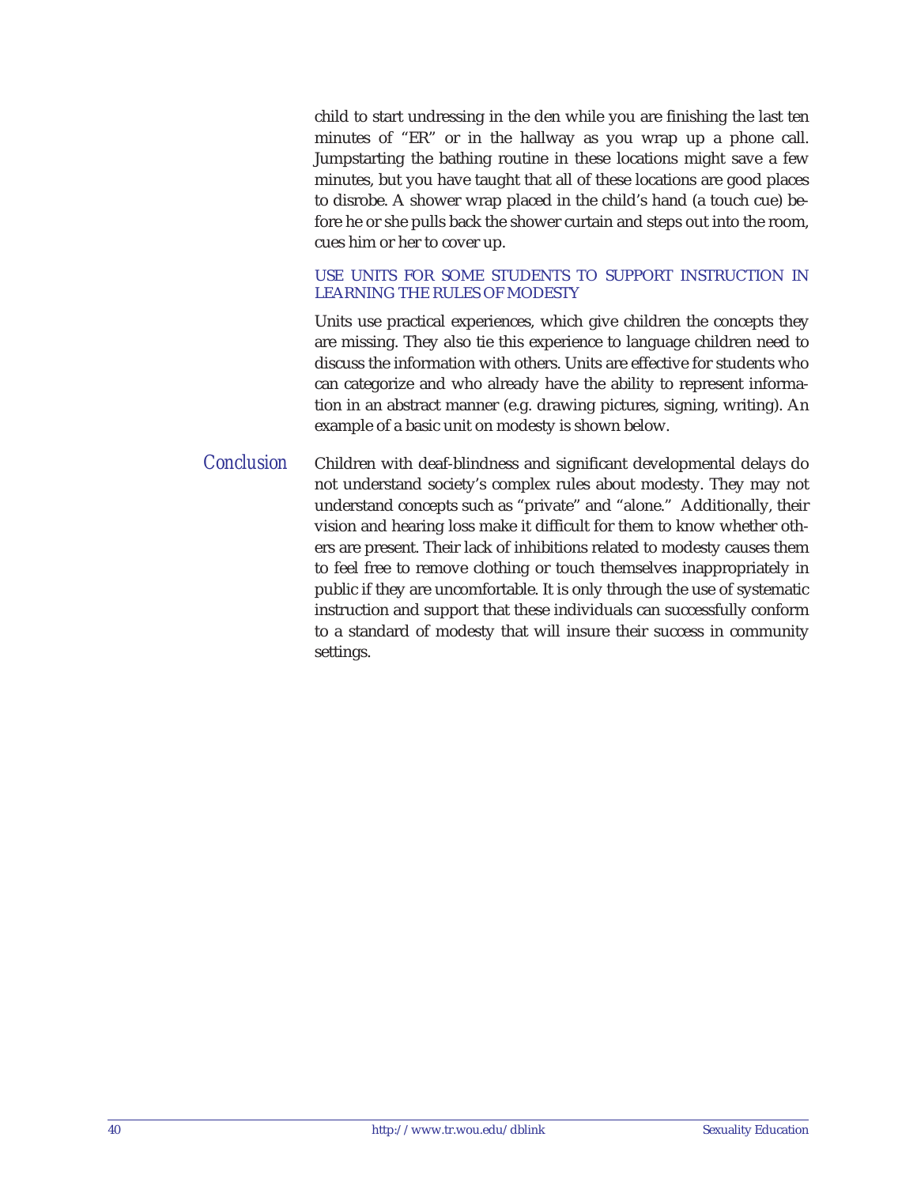child to start undressing in the den while you are finishing the last ten minutes of "ER" or in the hallway as you wrap up a phone call. Jumpstarting the bathing routine in these locations might save a few minutes, but you have taught that all of these locations are good places to disrobe. A shower wrap placed in the child's hand (a touch cue) before he or she pulls back the shower curtain and steps out into the room, cues him or her to cover up.

### USE UNITS FOR SOME STUDENTS TO SUPPORT INSTRUCTION IN LEARNING THE RULES OF MODESTY

Units use practical experiences, which give children the concepts they are missing. They also tie this experience to language children need to discuss the information with others. Units are effective for students who can categorize and who already have the ability to represent information in an abstract manner (e.g. drawing pictures, signing, writing). An example of a basic unit on modesty is shown below.

## *Conclusion*

Children with deaf-blindness and significant developmental delays do not understand society's complex rules about modesty. They may not understand concepts such as "private" and "alone." Additionally, their vision and hearing loss make it difficult for them to know whether others are present. Their lack of inhibitions related to modesty causes them to feel free to remove clothing or touch themselves inappropriately in public if they are uncomfortable. It is only through the use of systematic instruction and support that these individuals can successfully conform to a standard of modesty that will insure their success in community settings.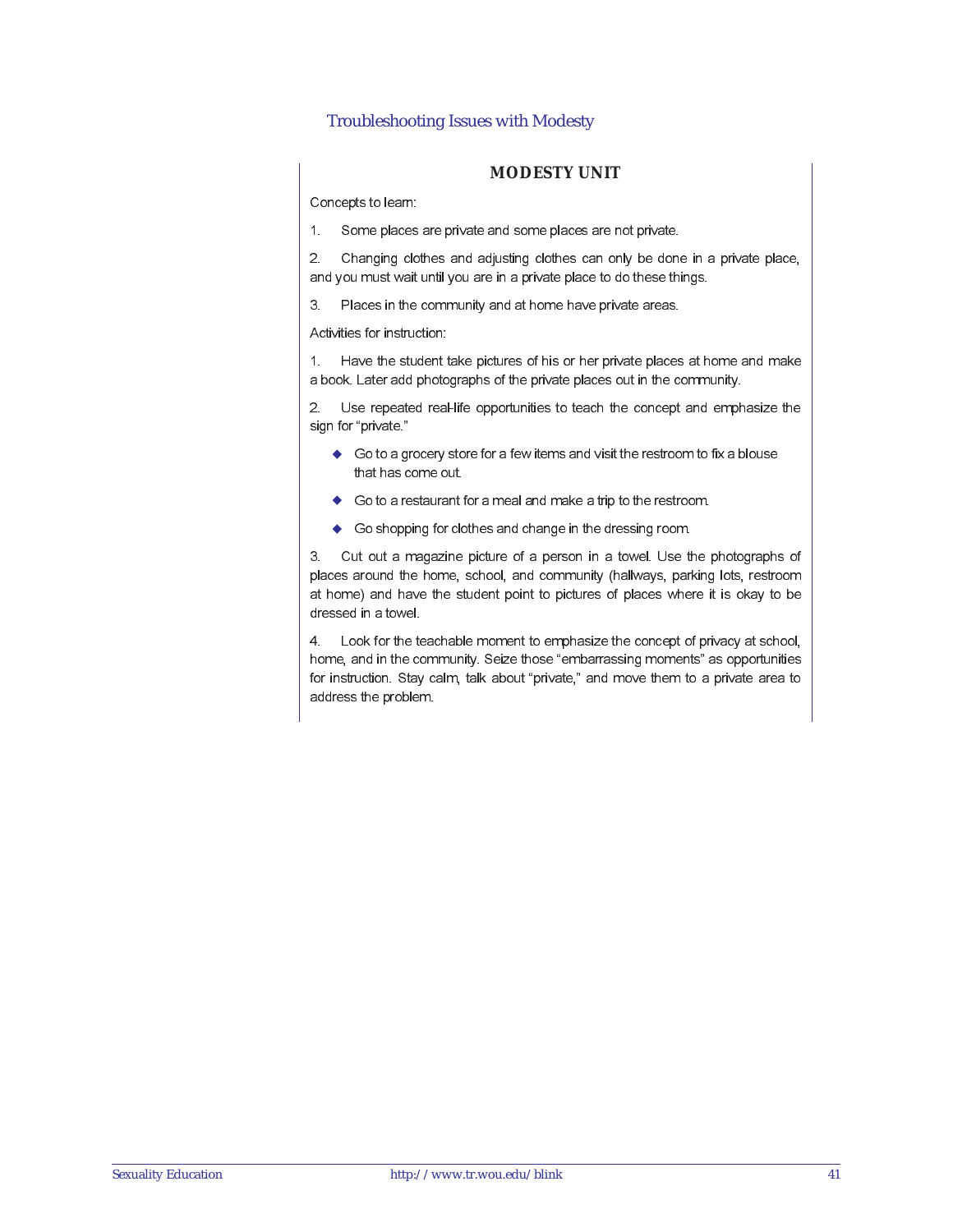## Troubleshooting Issues with Modesty

### MODESTY UNIT

Concepts to learn:

1. Some places are private and some places are not private.

2. Changing clothes and adjusting clothes can only be done in a private place, and you must wait until you are in a private place to do these things.

3. Places in the community and at home have private areas.

Activities for instruction:

1. Have the student take pictures of his or her private places at home and make a book. Later add photographs of the private places out in the community.

2. Use repeated real-life opportunities to teach the concept and emphasize the sign for "private."

   - Go to a grocery store for a few items and visit the restroom to fix a blouse that has come out.
   - Go to a restaurant for a meal and make a trip to the restroom.
   - Go shopping for clothes and change in the dressing room.

3. Cut out a magazine picture of a person in a towel. Use the photographs of places around the home, school, and community (hallways, parking lots, restroom at home) and have the student point to pictures of places where it is okay to be dressed in a towel.

4. Look for the teachable moment to emphasize the concept of privacy at school, home, and in the community. Seize those "embarrassing moments" as opportunities for instruction. Stay calm, talk about "private," and move them to a private area to address the problem.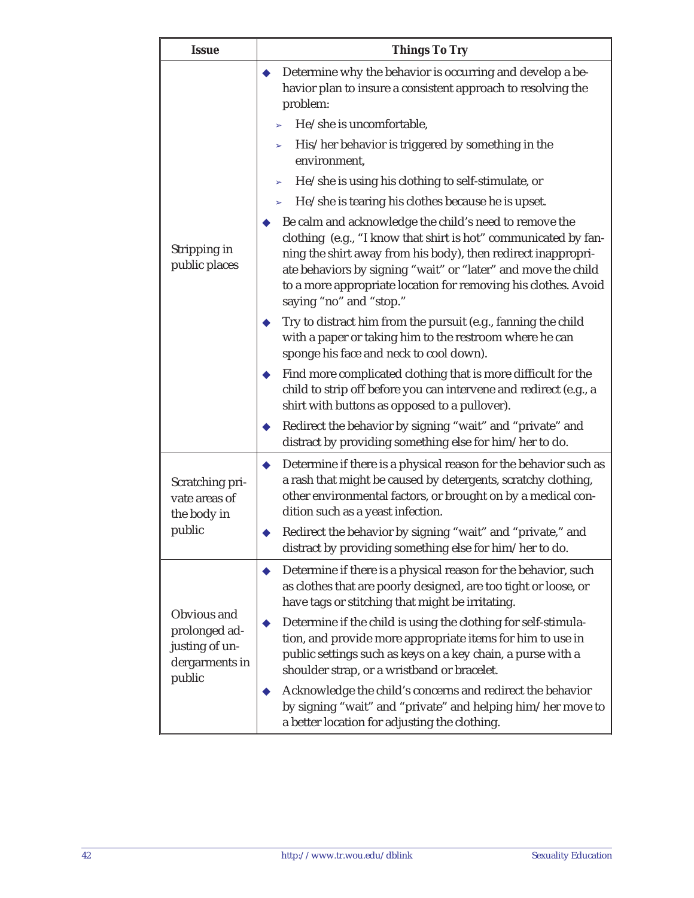| Issue | Things To Try |
|---|---|
| Stripping in public places | ◆ Determine why the behavior is occurring and develop a behavior plan to insure a consistent approach to resolving the problem:<br>➢ He/she is uncomfortable,<br>➢ His/her behavior is triggered by something in the environment,<br>➢ He/she is using his clothing to self-stimulate, or<br>➢ He/she is tearing his clothes because he is upset.<br>◆ Be calm and acknowledge the child's need to remove the clothing (e.g., "I know that shirt is hot" communicated by fanning the shirt away from his body), then redirect inappropriate behaviors by signing "wait" or "later" and move the child to a more appropriate location for removing his clothes. Avoid saying "no" and "stop."<br>◆ Try to distract him from the pursuit (e.g., fanning the child with a paper or taking him to the restroom where he can sponge his face and neck to cool down).<br>◆ Find more complicated clothing that is more difficult for the child to strip off before you can intervene and redirect (e.g., a shirt with buttons as opposed to a pullover).<br>◆ Redirect the behavior by signing "wait" and "private" and distract by providing something else for him/her to do. |
| Scratching private areas of the body in public | ◆ Determine if there is a physical reason for the behavior such as a rash that might be caused by detergents, scratchy clothing, other environmental factors, or brought on by a medical condition such as a yeast infection.<br>◆ Redirect the behavior by signing "wait" and "private," and distract by providing something else for him/her to do. |
| Obvious and prolonged adjusting of undergarments in public | ◆ Determine if there is a physical reason for the behavior, such as clothes that are poorly designed, are too tight or loose, or have tags or stitching that might be irritating.<br>◆ Determine if the child is using the clothing for self-stimulation, and provide more appropriate items for him to use in public settings such as keys on a key chain, a purse with a shoulder strap, or a wristband or bracelet.<br>◆ Acknowledge the child's concerns and redirect the behavior by signing "wait" and "private" and helping him/her move to a better location for adjusting the clothing. |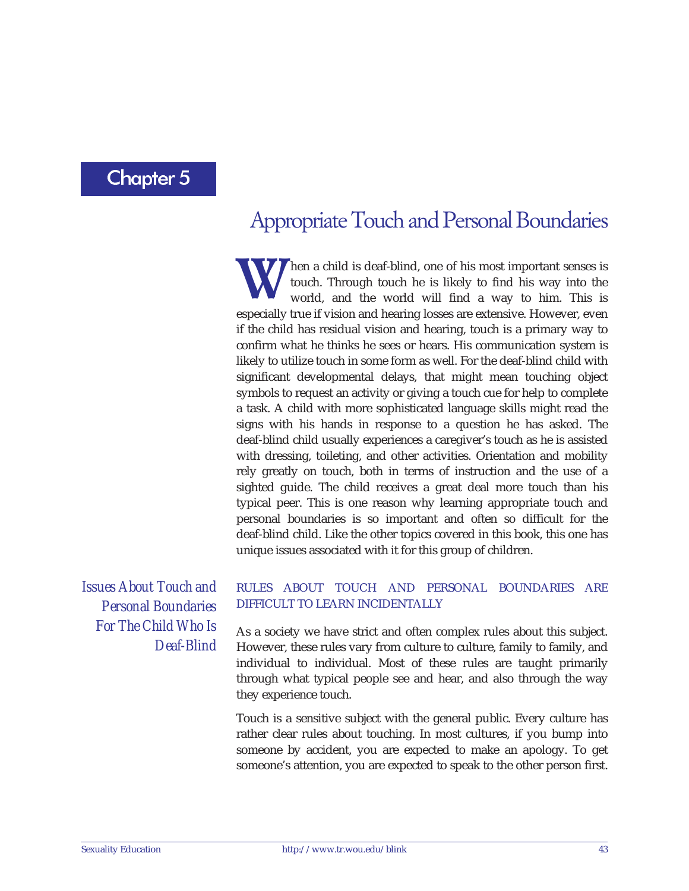# Chapter 5

## Appropriate Touch and Personal Boundaries

When a child is deaf-blind, one of his most important senses is touch. Through touch he is likely to find his way into the world, and the world will find a way to him. This is especially true if vision and hearing losses are extensive. However, even if the child has residual vision and hearing, touch is a primary way to confirm what he thinks he sees or hears. His communication system is likely to utilize touch in some form as well. For the deaf-blind child with significant developmental delays, that might mean touching object symbols to request an activity or giving a touch cue for help to complete a task. A child with more sophisticated language skills might read the signs with his hands in response to a question he has asked. The deaf-blind child usually experiences a caregiver's touch as he is assisted with dressing, toileting, and other activities. Orientation and mobility rely greatly on touch, both in terms of instruction and the use of a sighted guide. The child receives a great deal more touch than his typical peer. This is one reason why learning appropriate touch and personal boundaries is so important and often so difficult for the deaf-blind child. Like the other topics covered in this book, this one has unique issues associated with it for this group of children.

### *Issues About Touch and Personal Boundaries For The Child Who Is Deaf-Blind*

#### RULES ABOUT TOUCH AND PERSONAL BOUNDARIES ARE DIFFICULT TO LEARN INCIDENTALLY

As a society we have strict and often complex rules about this subject. However, these rules vary from culture to culture, family to family, and individual to individual. Most of these rules are taught primarily through what typical people see and hear, and also through the way they experience touch.

Touch is a sensitive subject with the general public. Every culture has rather clear rules about touching. In most cultures, if you bump into someone by accident, you are expected to make an apology. To get someone's attention, you are expected to speak to the other person first.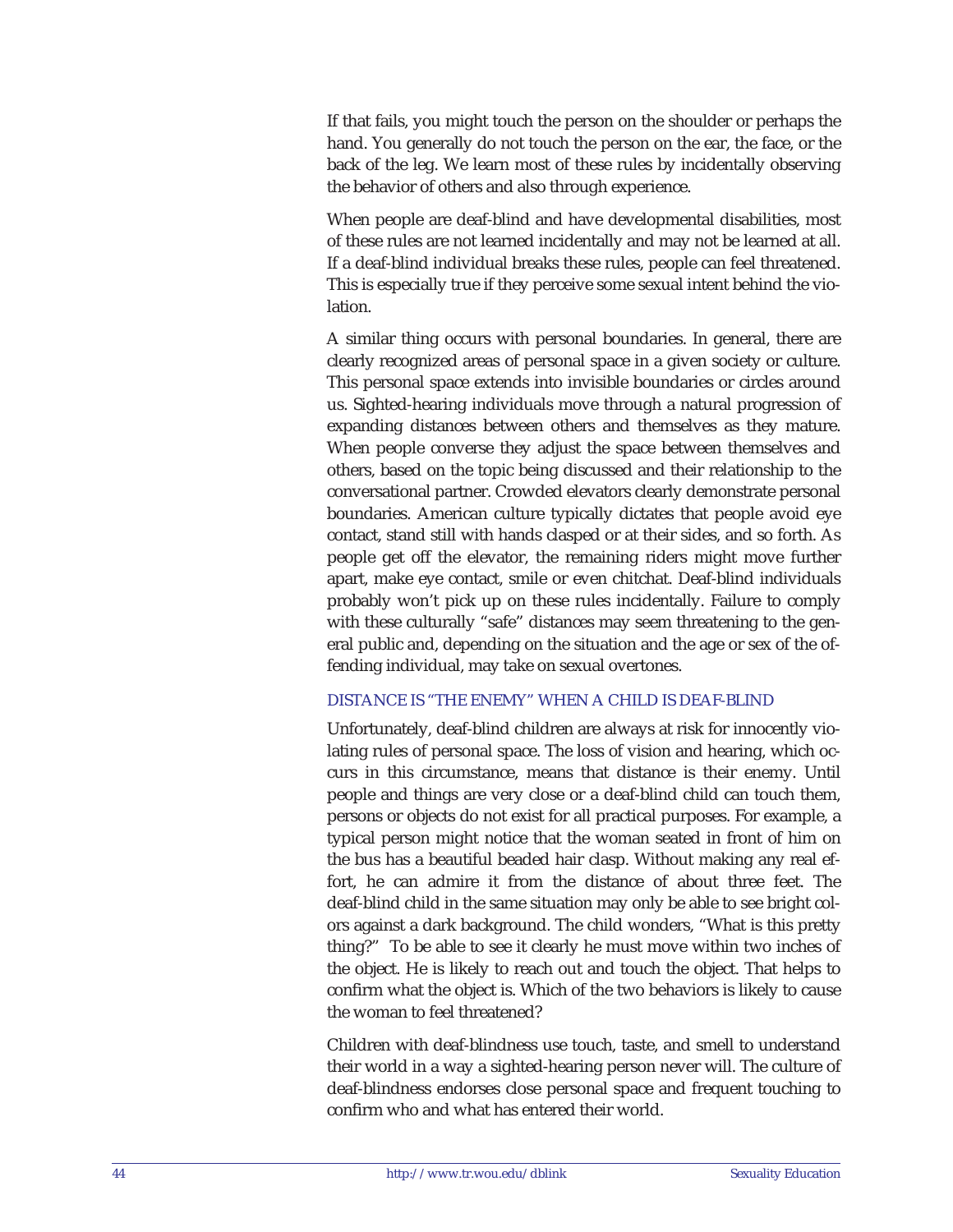If that fails, you might touch the person on the shoulder or perhaps the hand. You generally do not touch the person on the ear, the face, or the back of the leg. We learn most of these rules by incidentally observing the behavior of others and also through experience.

When people are deaf-blind and have developmental disabilities, most of these rules are not learned incidentally and may not be learned at all. If a deaf-blind individual breaks these rules, people can feel threatened. This is especially true if they perceive some sexual intent behind the violation.

A similar thing occurs with personal boundaries. In general, there are clearly recognized areas of personal space in a given society or culture. This personal space extends into invisible boundaries or circles around us. Sighted-hearing individuals move through a natural progression of expanding distances between others and themselves as they mature. When people converse they adjust the space between themselves and others, based on the topic being discussed and their relationship to the conversational partner. Crowded elevators clearly demonstrate personal boundaries. American culture typically dictates that people avoid eye contact, stand still with hands clasped or at their sides, and so forth. As people get off the elevator, the remaining riders might move further apart, make eye contact, smile or even chitchat. Deaf-blind individuals probably won't pick up on these rules incidentally. Failure to comply with these culturally "safe" distances may seem threatening to the general public and, depending on the situation and the age or sex of the offending individual, may take on sexual overtones.

### DISTANCE IS "THE ENEMY" WHEN A CHILD IS DEAF-BLIND

Unfortunately, deaf-blind children are always at risk for innocently violating rules of personal space. The loss of vision and hearing, which occurs in this circumstance, means that distance is their enemy. Until people and things are very close or a deaf-blind child can touch them, persons or objects do not exist for all practical purposes. For example, a typical person might notice that the woman seated in front of him on the bus has a beautiful beaded hair clasp. Without making any real effort, he can admire it from the distance of about three feet. The deaf-blind child in the same situation may only be able to see bright colors against a dark background. The child wonders, "What is this pretty thing?" To be able to see it clearly he must move within two inches of the object. He is likely to reach out and touch the object. That helps to confirm what the object is. Which of the two behaviors is likely to cause the woman to feel threatened?

Children with deaf-blindness use touch, taste, and smell to understand their world in a way a sighted-hearing person never will. The culture of deaf-blindness endorses close personal space and frequent touching to confirm who and what has entered their world.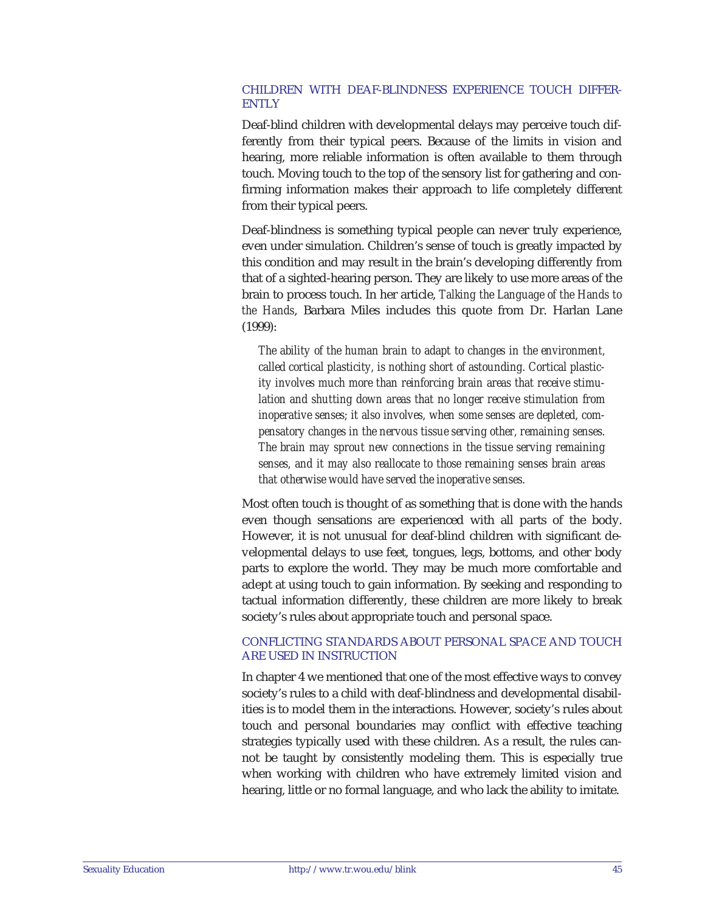### CHILDREN WITH DEAF-BLINDNESS EXPERIENCE TOUCH DIFFERENTLY

Deaf-blind children with developmental delays may perceive touch differently from their typical peers. Because of the limits in vision and hearing, more reliable information is often available to them through touch. Moving touch to the top of the sensory list for gathering and confirming information makes their approach to life completely different from their typical peers.

Deaf-blindness is something typical people can never truly experience, even under simulation. Children's sense of touch is greatly impacted by this condition and may result in the brain's developing differently from that of a sighted-hearing person. They are likely to use more areas of the brain to process touch. In her article, *Talking the Language of the Hands to the Hands*, Barbara Miles includes this quote from Dr. Harlan Lane (1999):

> *The ability of the human brain to adapt to changes in the environment, called cortical plasticity, is nothing short of astounding. Cortical plasticity involves much more than reinforcing brain areas that receive stimulation and shutting down areas that no longer receive stimulation from inoperative senses; it also involves, when some senses are depleted, compensatory changes in the nervous tissue serving other, remaining senses. The brain may sprout new connections in the tissue serving remaining senses, and it may also reallocate to those remaining senses brain areas that otherwise would have served the inoperative senses.*

Most often touch is thought of as something that is done with the hands even though sensations are experienced with all parts of the body. However, it is not unusual for deaf-blind children with significant developmental delays to use feet, tongues, legs, bottoms, and other body parts to explore the world. They may be much more comfortable and adept at using touch to gain information. By seeking and responding to tactual information differently, these children are more likely to break society's rules about appropriate touch and personal space.

### CONFLICTING STANDARDS ABOUT PERSONAL SPACE AND TOUCH ARE USED IN INSTRUCTION

In chapter 4 we mentioned that one of the most effective ways to convey society's rules to a child with deaf-blindness and developmental disabilities is to model them in the interactions. However, society's rules about touch and personal boundaries may conflict with effective teaching strategies typically used with these children. As a result, the rules cannot be taught by consistently modeling them. This is especially true when working with children who have extremely limited vision and hearing, little or no formal language, and who lack the ability to imitate.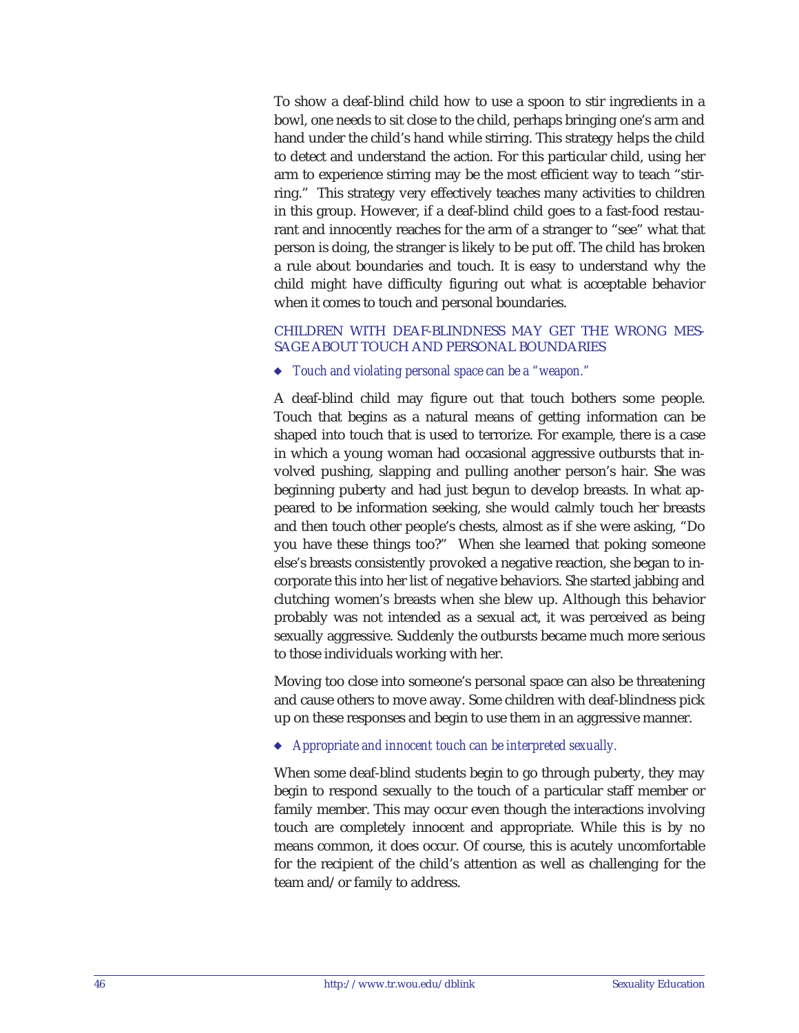To show a deaf-blind child how to use a spoon to stir ingredients in a bowl, one needs to sit close to the child, perhaps bringing one's arm and hand under the child's hand while stirring. This strategy helps the child to detect and understand the action. For this particular child, using her arm to experience stirring may be the most efficient way to teach "stirring." This strategy very effectively teaches many activities to children in this group. However, if a deaf-blind child goes to a fast-food restaurant and innocently reaches for the arm of a stranger to "see" what that person is doing, the stranger is likely to be put off. The child has broken a rule about boundaries and touch. It is easy to understand why the child might have difficulty figuring out what is acceptable behavior when it comes to touch and personal boundaries.

## CHILDREN WITH DEAF-BLINDNESS MAY GET THE WRONG MESSAGE ABOUT TOUCH AND PERSONAL BOUNDARIES

- *Touch and violating personal space can be a "weapon."*

A deaf-blind child may figure out that touch bothers some people. Touch that begins as a natural means of getting information can be shaped into touch that is used to terrorize. For example, there is a case in which a young woman had occasional aggressive outbursts that involved pushing, slapping and pulling another person's hair. She was beginning puberty and had just begun to develop breasts. In what appeared to be information seeking, she would calmly touch her breasts and then touch other people's chests, almost as if she were asking, "Do you have these things too?" When she learned that poking someone else's breasts consistently provoked a negative reaction, she began to incorporate this into her list of negative behaviors. She started jabbing and clutching women's breasts when she blew up. Although this behavior probably was not intended as a sexual act, it was perceived as being sexually aggressive. Suddenly the outbursts became much more serious to those individuals working with her.

Moving too close into someone's personal space can also be threatening and cause others to move away. Some children with deaf-blindness pick up on these responses and begin to use them in an aggressive manner.

- *Appropriate and innocent touch can be interpreted sexually.*

When some deaf-blind students begin to go through puberty, they may begin to respond sexually to the touch of a particular staff member or family member. This may occur even though the interactions involving touch are completely innocent and appropriate. While this is by no means common, it does occur. Of course, this is acutely uncomfortable for the recipient of the child's attention as well as challenging for the team and/or family to address.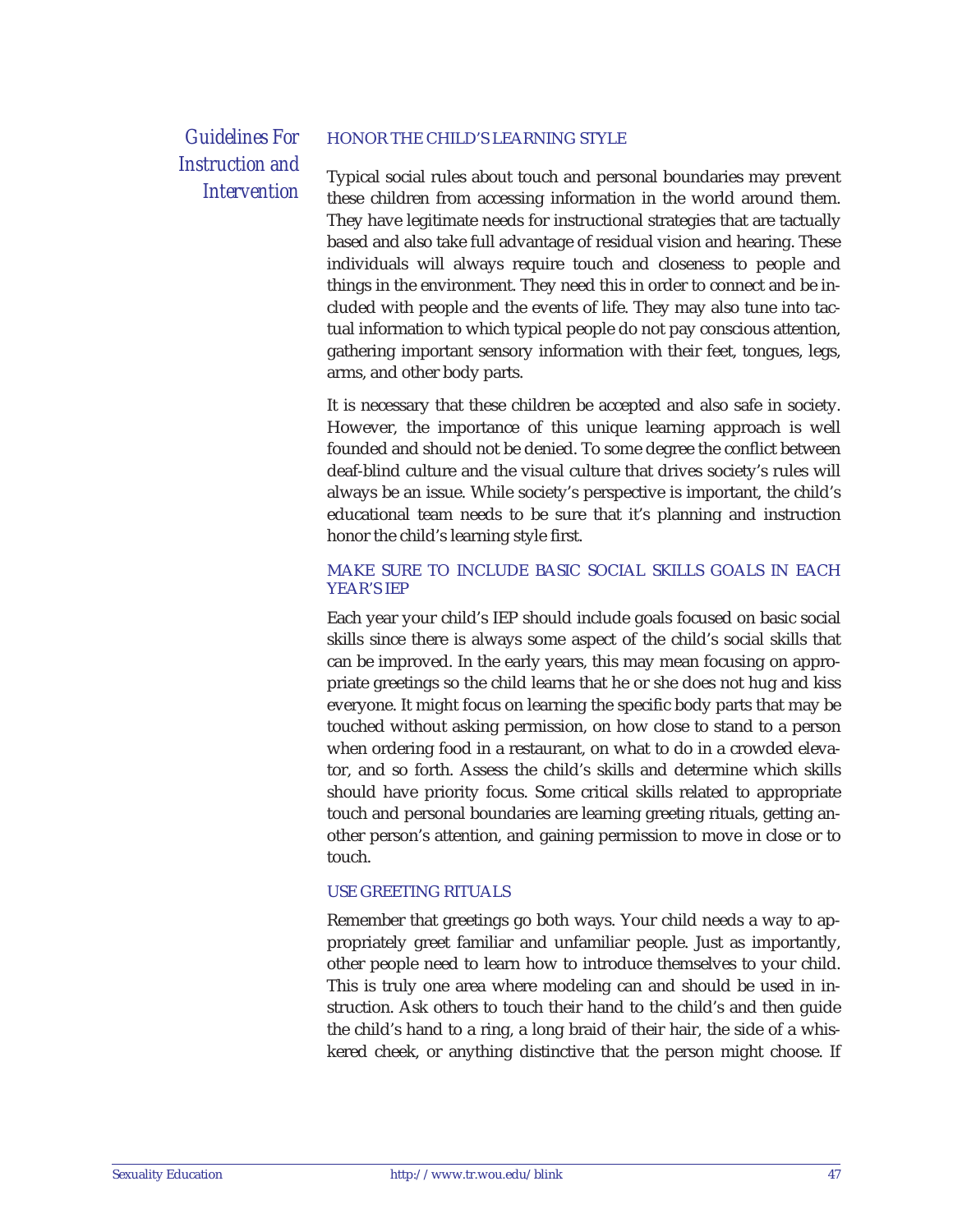## Guidelines For Instruction and Intervention

### HONOR THE CHILD'S LEARNING STYLE

Typical social rules about touch and personal boundaries may prevent these children from accessing information in the world around them. They have legitimate needs for instructional strategies that are tactually based and also take full advantage of residual vision and hearing. These individuals will always require touch and closeness to people and things in the environment. They need this in order to connect and be included with people and the events of life. They may also tune into tactual information to which typical people do not pay conscious attention, gathering important sensory information with their feet, tongues, legs, arms, and other body parts.

It is necessary that these children be accepted and also safe in society. However, the importance of this unique learning approach is well founded and should not be denied. To some degree the conflict between deaf-blind culture and the visual culture that drives society's rules will always be an issue. While society's perspective is important, the child's educational team needs to be sure that it's planning and instruction honor the child's learning style first.

### MAKE SURE TO INCLUDE BASIC SOCIAL SKILLS GOALS IN EACH YEAR'S IEP

Each year your child's IEP should include goals focused on basic social skills since there is always some aspect of the child's social skills that can be improved. In the early years, this may mean focusing on appropriate greetings so the child learns that he or she does not hug and kiss everyone. It might focus on learning the specific body parts that may be touched without asking permission, on how close to stand to a person when ordering food in a restaurant, on what to do in a crowded elevator, and so forth. Assess the child's skills and determine which skills should have priority focus. Some critical skills related to appropriate touch and personal boundaries are learning greeting rituals, getting another person's attention, and gaining permission to move in close or to touch.

### USE GREETING RITUALS

Remember that greetings go both ways. Your child needs a way to appropriately greet familiar and unfamiliar people. Just as importantly, other people need to learn how to introduce themselves to your child. This is truly one area where modeling can and should be used in instruction. Ask others to touch their hand to the child's and then guide the child's hand to a ring, a long braid of their hair, the side of a whiskered cheek, or anything distinctive that the person might choose. If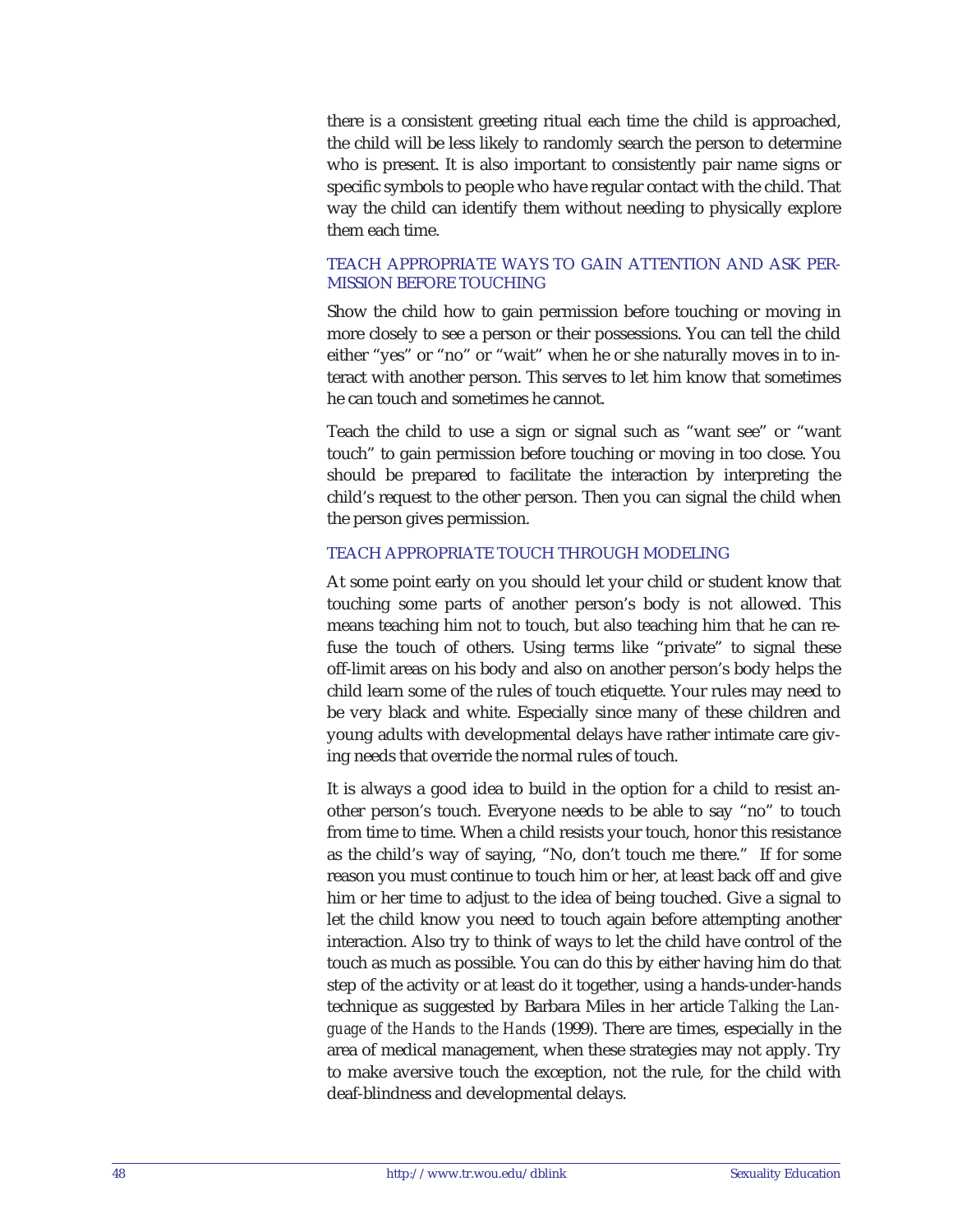there is a consistent greeting ritual each time the child is approached, the child will be less likely to randomly search the person to determine who is present. It is also important to consistently pair name signs or specific symbols to people who have regular contact with the child. That way the child can identify them without needing to physically explore them each time.

### TEACH APPROPRIATE WAYS TO GAIN ATTENTION AND ASK PERMISSION BEFORE TOUCHING

Show the child how to gain permission before touching or moving in more closely to see a person or their possessions. You can tell the child either "yes" or "no" or "wait" when he or she naturally moves in to interact with another person. This serves to let him know that sometimes he can touch and sometimes he cannot.

Teach the child to use a sign or signal such as "want see" or "want touch" to gain permission before touching or moving in too close. You should be prepared to facilitate the interaction by interpreting the child's request to the other person. Then you can signal the child when the person gives permission.

### TEACH APPROPRIATE TOUCH THROUGH MODELING

At some point early on you should let your child or student know that touching some parts of another person's body is not allowed. This means teaching him not to touch, but also teaching him that he can refuse the touch of others. Using terms like "private" to signal these off-limit areas on his body and also on another person's body helps the child learn some of the rules of touch etiquette. Your rules may need to be very black and white. Especially since many of these children and young adults with developmental delays have rather intimate care giving needs that override the normal rules of touch.

It is always a good idea to build in the option for a child to resist another person's touch. Everyone needs to be able to say "no" to touch from time to time. When a child resists your touch, honor this resistance as the child's way of saying, "No, don't touch me there." If for some reason you must continue to touch him or her, at least back off and give him or her time to adjust to the idea of being touched. Give a signal to let the child know you need to touch again before attempting another interaction. Also try to think of ways to let the child have control of the touch as much as possible. You can do this by either having him do that step of the activity or at least do it together, using a hands-under-hands technique as suggested by Barbara Miles in her article *Talking the Language of the Hands to the Hands* (1999). There are times, especially in the area of medical management, when these strategies may not apply. Try to make aversive touch the exception, not the rule, for the child with deaf-blindness and developmental delays.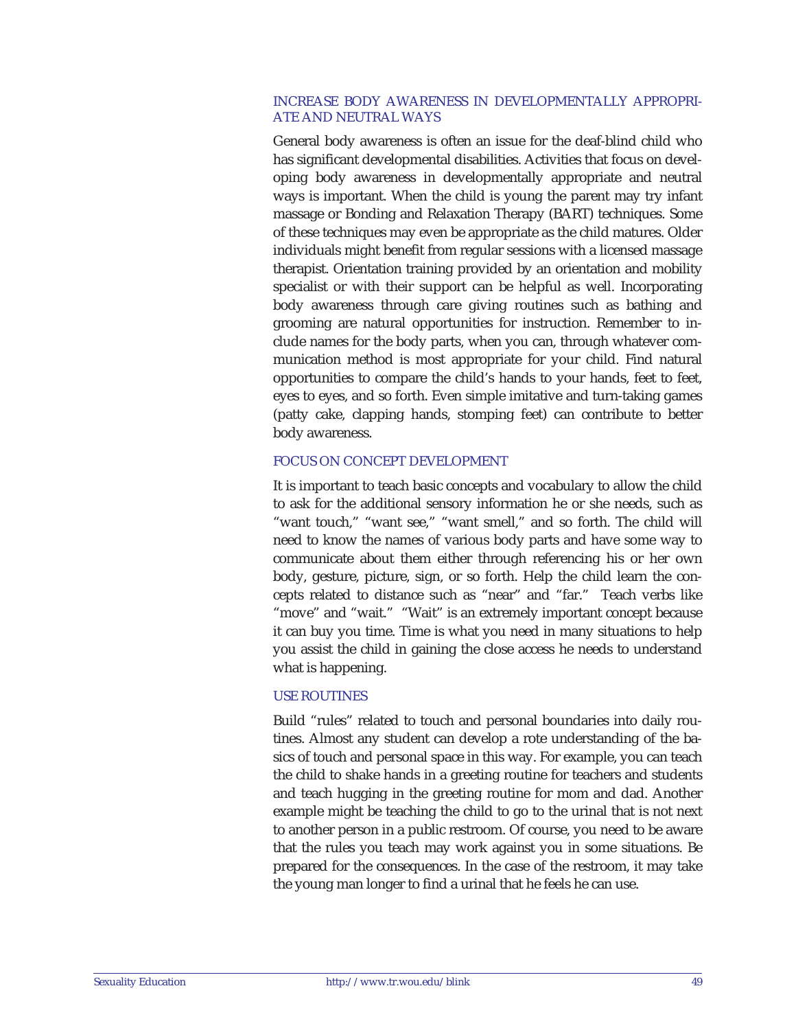### INCREASE BODY AWARENESS IN DEVELOPMENTALLY APPROPRIATE AND NEUTRAL WAYS

General body awareness is often an issue for the deaf-blind child who has significant developmental disabilities. Activities that focus on developing body awareness in developmentally appropriate and neutral ways is important. When the child is young the parent may try infant massage or Bonding and Relaxation Therapy (BART) techniques. Some of these techniques may even be appropriate as the child matures. Older individuals might benefit from regular sessions with a licensed massage therapist. Orientation training provided by an orientation and mobility specialist or with their support can be helpful as well. Incorporating body awareness through care giving routines such as bathing and grooming are natural opportunities for instruction. Remember to include names for the body parts, when you can, through whatever communication method is most appropriate for your child. Find natural opportunities to compare the child's hands to your hands, feet to feet, eyes to eyes, and so forth. Even simple imitative and turn-taking games (patty cake, clapping hands, stomping feet) can contribute to better body awareness.

### FOCUS ON CONCEPT DEVELOPMENT

It is important to teach basic concepts and vocabulary to allow the child to ask for the additional sensory information he or she needs, such as "want touch," "want see," "want smell," and so forth. The child will need to know the names of various body parts and have some way to communicate about them either through referencing his or her own body, gesture, picture, sign, or so forth. Help the child learn the concepts related to distance such as "near" and "far." Teach verbs like "move" and "wait." "Wait" is an extremely important concept because it can buy you time. Time is what you need in many situations to help you assist the child in gaining the close access he needs to understand what is happening.

### USE ROUTINES

Build "rules" related to touch and personal boundaries into daily routines. Almost any student can develop a rote understanding of the basics of touch and personal space in this way. For example, you can teach the child to shake hands in a greeting routine for teachers and students and teach hugging in the greeting routine for mom and dad. Another example might be teaching the child to go to the urinal that is not next to another person in a public restroom. Of course, you need to be aware that the rules you teach may work against you in some situations. Be prepared for the consequences. In the case of the restroom, it may take the young man longer to find a urinal that he feels he can use.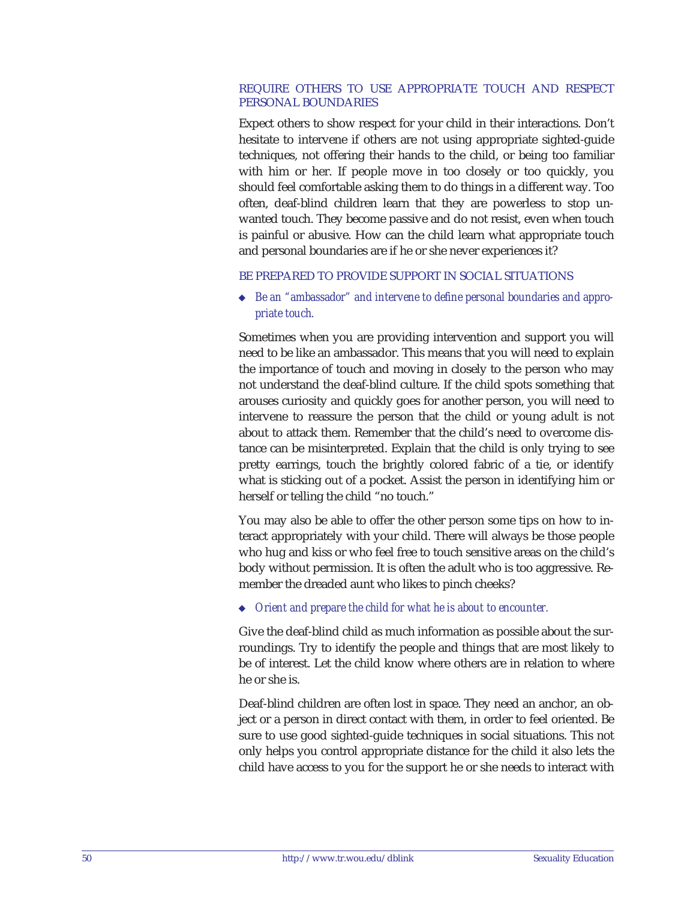### REQUIRE OTHERS TO USE APPROPRIATE TOUCH AND RESPECT PERSONAL BOUNDARIES

Expect others to show respect for your child in their interactions. Don't hesitate to intervene if others are not using appropriate sighted-guide techniques, not offering their hands to the child, or being too familiar with him or her. If people move in too closely or too quickly, you should feel comfortable asking them to do things in a different way. Too often, deaf-blind children learn that they are powerless to stop unwanted touch. They become passive and do not resist, even when touch is painful or abusive. How can the child learn what appropriate touch and personal boundaries are if he or she never experiences it?

### BE PREPARED TO PROVIDE SUPPORT IN SOCIAL SITUATIONS

- *Be an "ambassador" and intervene to define personal boundaries and appropriate touch.*

Sometimes when you are providing intervention and support you will need to be like an ambassador. This means that you will need to explain the importance of touch and moving in closely to the person who may not understand the deaf-blind culture. If the child spots something that arouses curiosity and quickly goes for another person, you will need to intervene to reassure the person that the child or young adult is not about to attack them. Remember that the child's need to overcome distance can be misinterpreted. Explain that the child is only trying to see pretty earrings, touch the brightly colored fabric of a tie, or identify what is sticking out of a pocket. Assist the person in identifying him or herself or telling the child "no touch."

You may also be able to offer the other person some tips on how to interact appropriately with your child. There will always be those people who hug and kiss or who feel free to touch sensitive areas on the child's body without permission. It is often the adult who is too aggressive. Remember the dreaded aunt who likes to pinch cheeks?

- *Orient and prepare the child for what he is about to encounter.*

Give the deaf-blind child as much information as possible about the surroundings. Try to identify the people and things that are most likely to be of interest. Let the child know where others are in relation to where he or she is.

Deaf-blind children are often lost in space. They need an anchor, an object or a person in direct contact with them, in order to feel oriented. Be sure to use good sighted-guide techniques in social situations. This not only helps you control appropriate distance for the child it also lets the child have access to you for the support he or she needs to interact with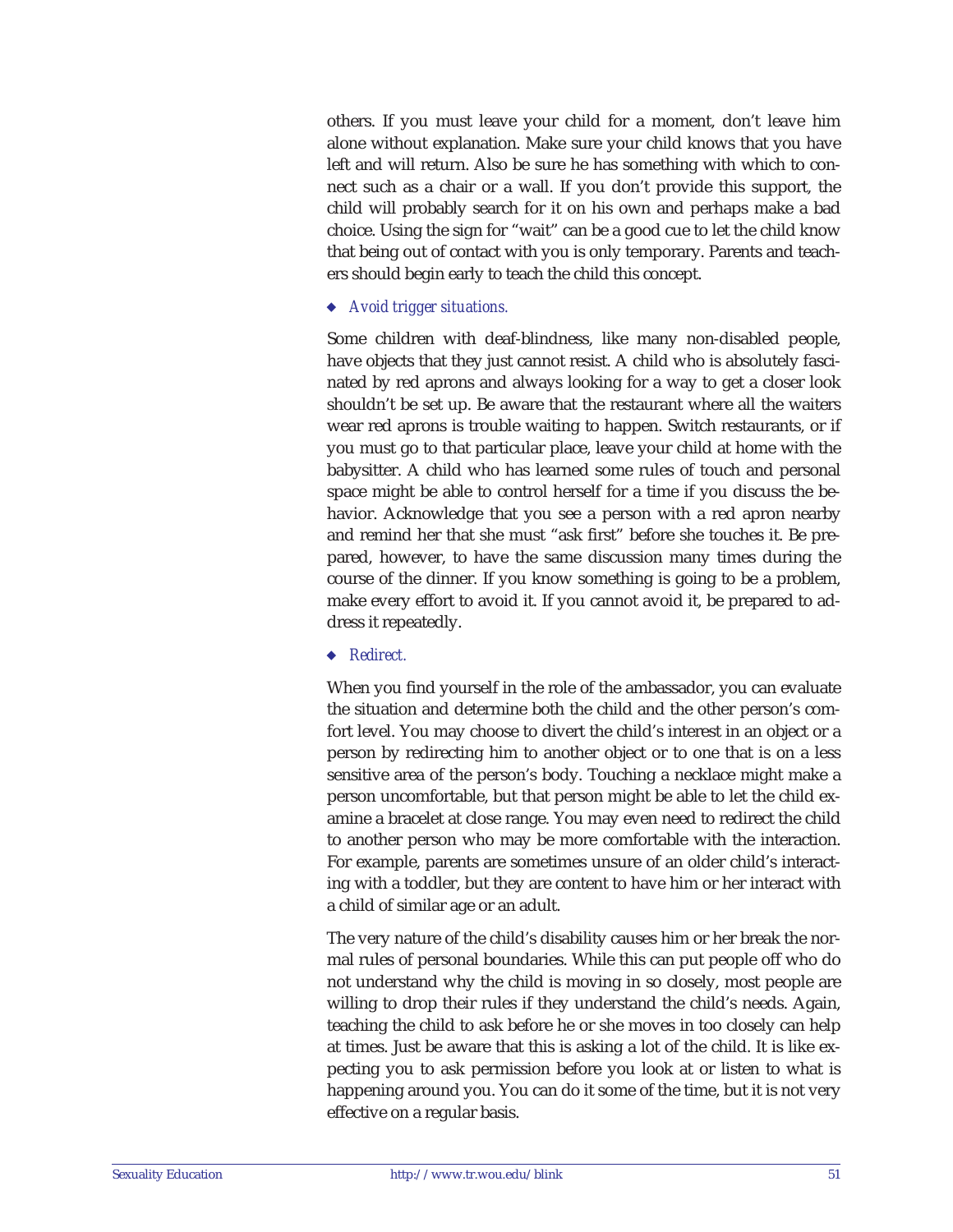others. If you must leave your child for a moment, don't leave him alone without explanation. Make sure your child knows that you have left and will return. Also be sure he has something with which to connect such as a chair or a wall. If you don't provide this support, the child will probably search for it on his own and perhaps make a bad choice. Using the sign for "wait" can be a good cue to let the child know that being out of contact with you is only temporary. Parents and teachers should begin early to teach the child this concept.

- *Avoid trigger situations.*

Some children with deaf-blindness, like many non-disabled people, have objects that they just cannot resist. A child who is absolutely fascinated by red aprons and always looking for a way to get a closer look shouldn't be set up. Be aware that the restaurant where all the waiters wear red aprons is trouble waiting to happen. Switch restaurants, or if you must go to that particular place, leave your child at home with the babysitter. A child who has learned some rules of touch and personal space might be able to control herself for a time if you discuss the behavior. Acknowledge that you see a person with a red apron nearby and remind her that she must "ask first" before she touches it. Be prepared, however, to have the same discussion many times during the course of the dinner. If you know something is going to be a problem, make every effort to avoid it. If you cannot avoid it, be prepared to address it repeatedly.

- *Redirect.*

When you find yourself in the role of the ambassador, you can evaluate the situation and determine both the child and the other person's comfort level. You may choose to divert the child's interest in an object or a person by redirecting him to another object or to one that is on a less sensitive area of the person's body. Touching a necklace might make a person uncomfortable, but that person might be able to let the child examine a bracelet at close range. You may even need to redirect the child to another person who may be more comfortable with the interaction. For example, parents are sometimes unsure of an older child's interacting with a toddler, but they are content to have him or her interact with a child of similar age or an adult.

The very nature of the child's disability causes him or her break the normal rules of personal boundaries. While this can put people off who do not understand why the child is moving in so closely, most people are willing to drop their rules if they understand the child's needs. Again, teaching the child to ask before he or she moves in too closely can help at times. Just be aware that this is asking a lot of the child. It is like expecting you to ask permission before you look at or listen to what is happening around you. You can do it some of the time, but it is not very effective on a regular basis.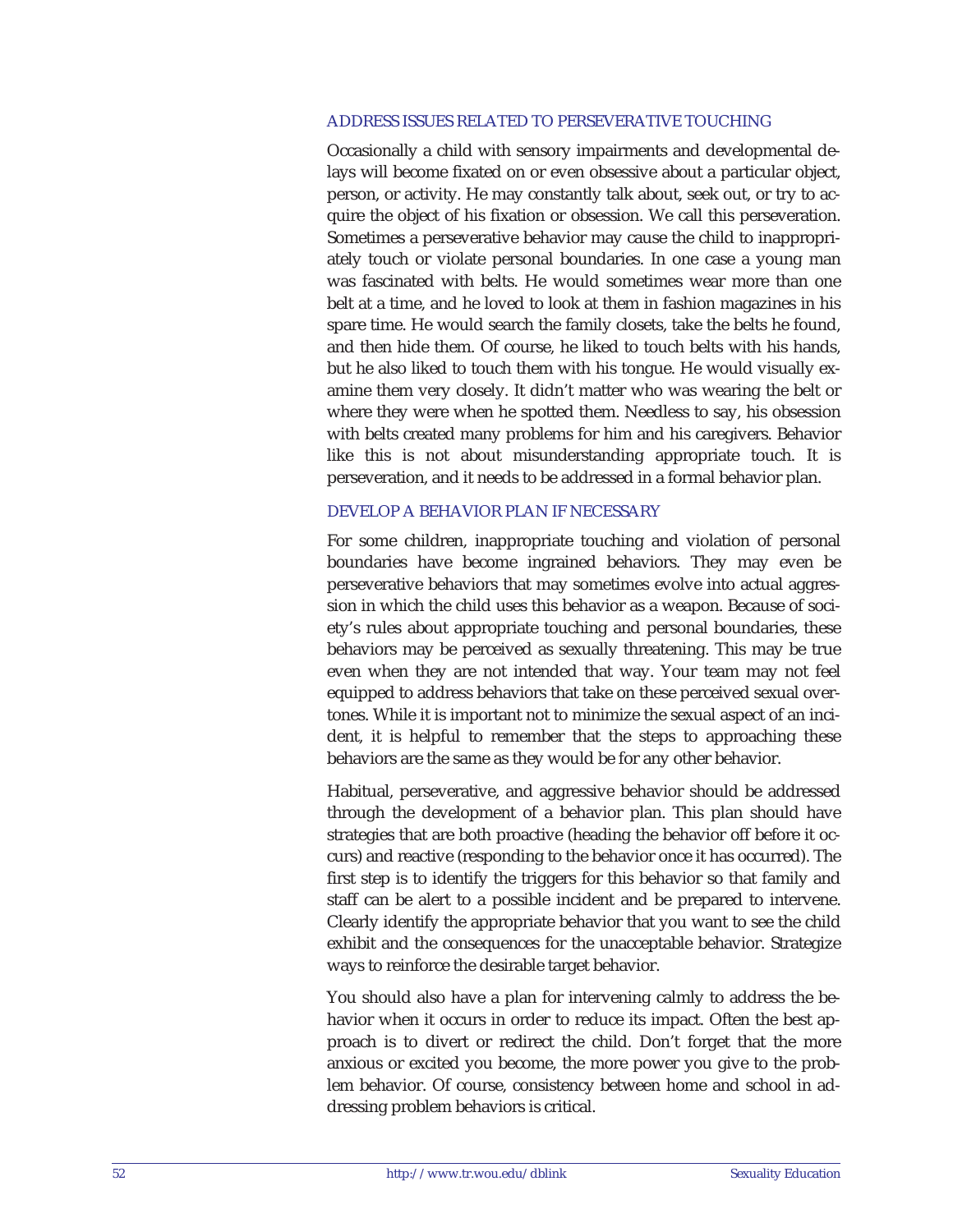### ADDRESS ISSUES RELATED TO PERSEVERATIVE TOUCHING

Occasionally a child with sensory impairments and developmental delays will become fixated on or even obsessive about a particular object, person, or activity. He may constantly talk about, seek out, or try to acquire the object of his fixation or obsession. We call this perseveration. Sometimes a perseverative behavior may cause the child to inappropriately touch or violate personal boundaries. In one case a young man was fascinated with belts. He would sometimes wear more than one belt at a time, and he loved to look at them in fashion magazines in his spare time. He would search the family closets, take the belts he found, and then hide them. Of course, he liked to touch belts with his hands, but he also liked to touch them with his tongue. He would visually examine them very closely. It didn't matter who was wearing the belt or where they were when he spotted them. Needless to say, his obsession with belts created many problems for him and his caregivers. Behavior like this is not about misunderstanding appropriate touch. It is perseveration, and it needs to be addressed in a formal behavior plan.

### DEVELOP A BEHAVIOR PLAN IF NECESSARY

For some children, inappropriate touching and violation of personal boundaries have become ingrained behaviors. They may even be perseverative behaviors that may sometimes evolve into actual aggression in which the child uses this behavior as a weapon. Because of society's rules about appropriate touching and personal boundaries, these behaviors may be perceived as sexually threatening. This may be true even when they are not intended that way. Your team may not feel equipped to address behaviors that take on these perceived sexual overtones. While it is important not to minimize the sexual aspect of an incident, it is helpful to remember that the steps to approaching these behaviors are the same as they would be for any other behavior.

Habitual, perseverative, and aggressive behavior should be addressed through the development of a behavior plan. This plan should have strategies that are both proactive (heading the behavior off before it occurs) and reactive (responding to the behavior once it has occurred). The first step is to identify the triggers for this behavior so that family and staff can be alert to a possible incident and be prepared to intervene. Clearly identify the appropriate behavior that you want to see the child exhibit and the consequences for the unacceptable behavior. Strategize ways to reinforce the desirable target behavior.

You should also have a plan for intervening calmly to address the behavior when it occurs in order to reduce its impact. Often the best approach is to divert or redirect the child. Don't forget that the more anxious or excited you become, the more power you give to the problem behavior. Of course, consistency between home and school in addressing problem behaviors is critical.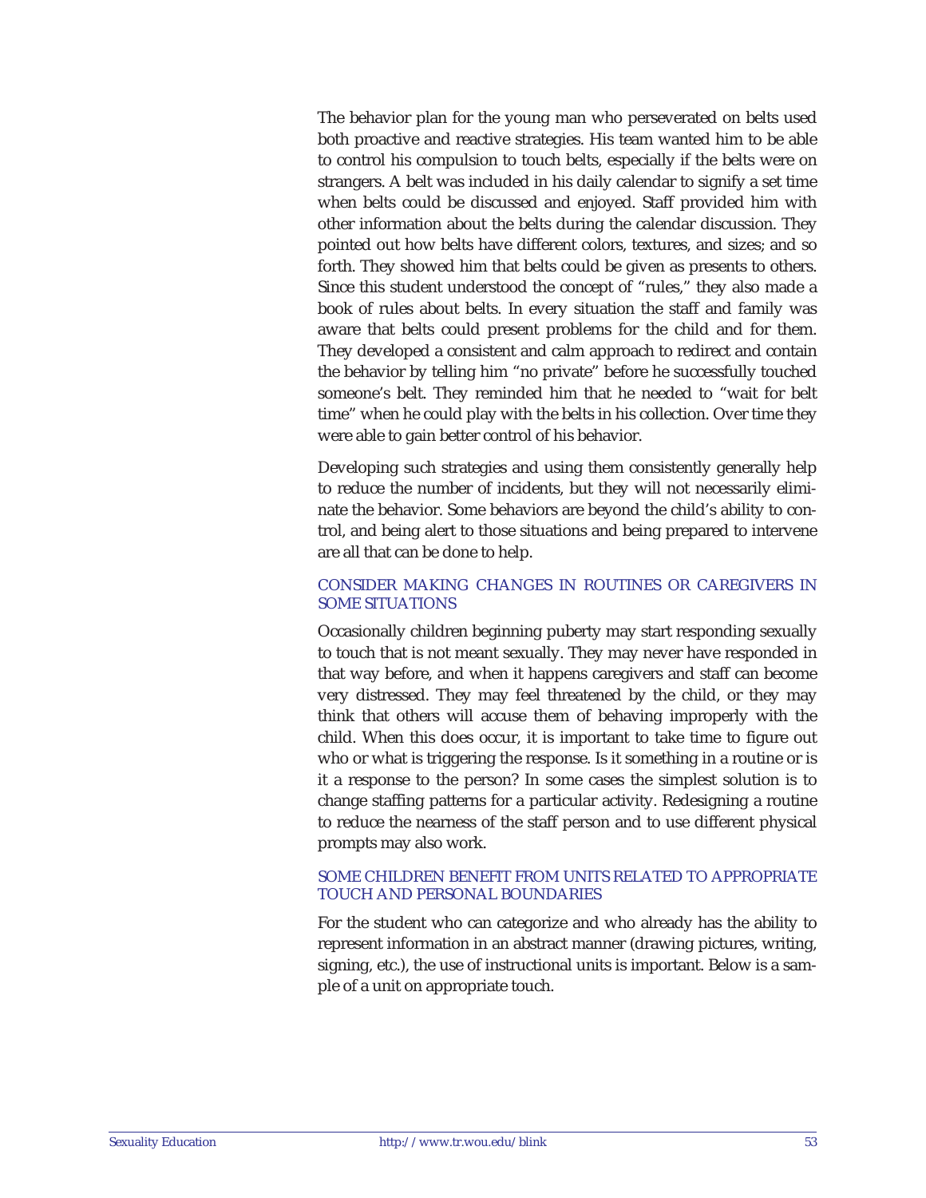The behavior plan for the young man who perseverated on belts used both proactive and reactive strategies. His team wanted him to be able to control his compulsion to touch belts, especially if the belts were on strangers. A belt was included in his daily calendar to signify a set time when belts could be discussed and enjoyed. Staff provided him with other information about the belts during the calendar discussion. They pointed out how belts have different colors, textures, and sizes; and so forth. They showed him that belts could be given as presents to others. Since this student understood the concept of "rules," they also made a book of rules about belts. In every situation the staff and family was aware that belts could present problems for the child and for them. They developed a consistent and calm approach to redirect and contain the behavior by telling him "no private" before he successfully touched someone's belt. They reminded him that he needed to "wait for belt time" when he could play with the belts in his collection. Over time they were able to gain better control of his behavior.

Developing such strategies and using them consistently generally help to reduce the number of incidents, but they will not necessarily eliminate the behavior. Some behaviors are beyond the child's ability to control, and being alert to those situations and being prepared to intervene are all that can be done to help.

### CONSIDER MAKING CHANGES IN ROUTINES OR CAREGIVERS IN SOME SITUATIONS

Occasionally children beginning puberty may start responding sexually to touch that is not meant sexually. They may never have responded in that way before, and when it happens caregivers and staff can become very distressed. They may feel threatened by the child, or they may think that others will accuse them of behaving improperly with the child. When this does occur, it is important to take time to figure out who or what is triggering the response. Is it something in a routine or is it a response to the person? In some cases the simplest solution is to change staffing patterns for a particular activity. Redesigning a routine to reduce the nearness of the staff person and to use different physical prompts may also work.

### SOME CHILDREN BENEFIT FROM UNITS RELATED TO APPROPRIATE TOUCH AND PERSONAL BOUNDARIES

For the student who can categorize and who already has the ability to represent information in an abstract manner (drawing pictures, writing, signing, etc.), the use of instructional units is important. Below is a sample of a unit on appropriate touch.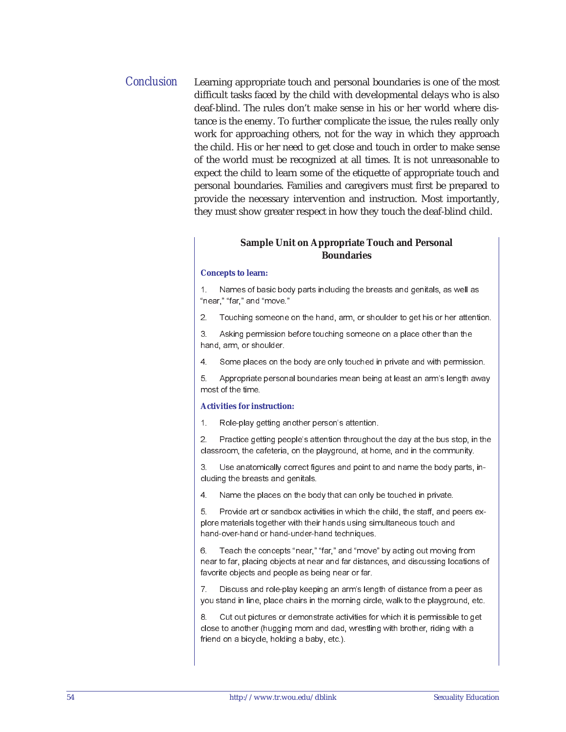## Conclusion

Learning appropriate touch and personal boundaries is one of the most difficult tasks faced by the child with developmental delays who is also deaf-blind. The rules don't make sense in his or her world where distance is the enemy. To further complicate the issue, the rules really only work for approaching others, not for the way in which they approach the child. His or her need to get close and touch in order to make sense of the world must be recognized at all times. It is not unreasonable to expect the child to learn some of the etiquette of appropriate touch and personal boundaries. Families and caregivers must first be prepared to provide the necessary intervention and instruction. Most importantly, they must show greater respect in how they touch the deaf-blind child.

### Sample Unit on Appropriate Touch and Personal Boundaries

**Concepts to learn:**

1. Names of basic body parts including the breasts and genitals, as well as "near," "far," and "move."
2. Touching someone on the hand, arm, or shoulder to get his or her attention.
3. Asking permission before touching someone on a place other than the hand, arm, or shoulder.
4. Some places on the body are only touched in private and with permission.
5. Appropriate personal boundaries mean being at least an arm's length away most of the time.

**Activities for instruction:**

1. Role-play getting another person's attention.
2. Practice getting people's attention throughout the day at the bus stop, in the classroom, the cafeteria, on the playground, at home, and in the community.
3. Use anatomically correct figures and point to and name the body parts, including the breasts and genitals.
4. Name the places on the body that can only be touched in private.
5. Provide art or sandbox activities in which the child, the staff, and peers explore materials together with their hands using simultaneous touch and hand-over-hand or hand-under-hand techniques.
6. Teach the concepts "near," "far," and "move" by acting out moving from near to far, placing objects at near and far distances, and discussing locations of favorite objects and people as being near or far.
7. Discuss and role-play keeping an arm's length of distance from a peer as you stand in line, place chairs in the morning circle, walk to the playground, etc.
8. Cut out pictures or demonstrate activities for which it is permissible to get close to another (hugging mom and dad, wrestling with brother, riding with a friend on a bicycle, holding a baby, etc.).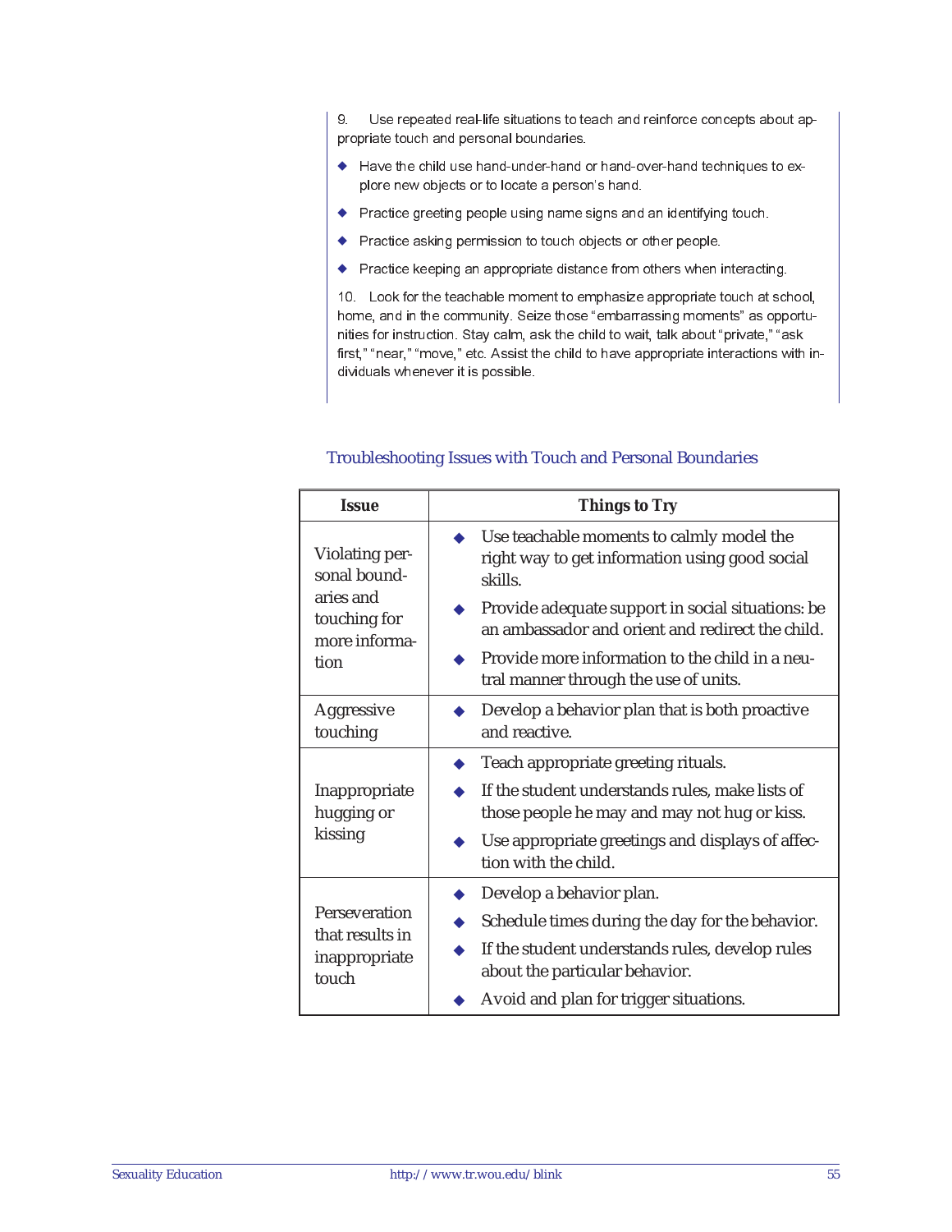9. Use repeated real-life situations to teach and reinforce concepts about appropriate touch and personal boundaries.

- Have the child use hand-under-hand or hand-over-hand techniques to explore new objects or to locate a person's hand.
- Practice greeting people using name signs and an identifying touch.
- Practice asking permission to touch objects or other people.
- Practice keeping an appropriate distance from others when interacting.

10. Look for the teachable moment to emphasize appropriate touch at school, home, and in the community. Seize those "embarrassing moments" as opportunities for instruction. Stay calm, ask the child to wait, talk about "private," "ask first," "near," "move," etc. Assist the child to have appropriate interactions with individuals whenever it is possible.

## Troubleshooting Issues with Touch and Personal Boundaries

| Issue | Things to Try |
|---|---|
| Violating personal boundaries and touching for more information | ◆ Use teachable moments to calmly model the right way to get information using good social skills.<br>◆ Provide adequate support in social situations: be an ambassador and orient and redirect the child.<br>◆ Provide more information to the child in a neutral manner through the use of units. |
| Aggressive touching | ◆ Develop a behavior plan that is both proactive and reactive. |
| Inappropriate hugging or kissing | ◆ Teach appropriate greeting rituals.<br>◆ If the student understands rules, make lists of those people he may and may not hug or kiss.<br>◆ Use appropriate greetings and displays of affection with the child. |
| Perseveration that results in inappropriate touch | ◆ Develop a behavior plan.<br>◆ Schedule times during the day for the behavior.<br>◆ If the student understands rules, develop rules about the particular behavior.<br>◆ Avoid and plan for trigger situations. |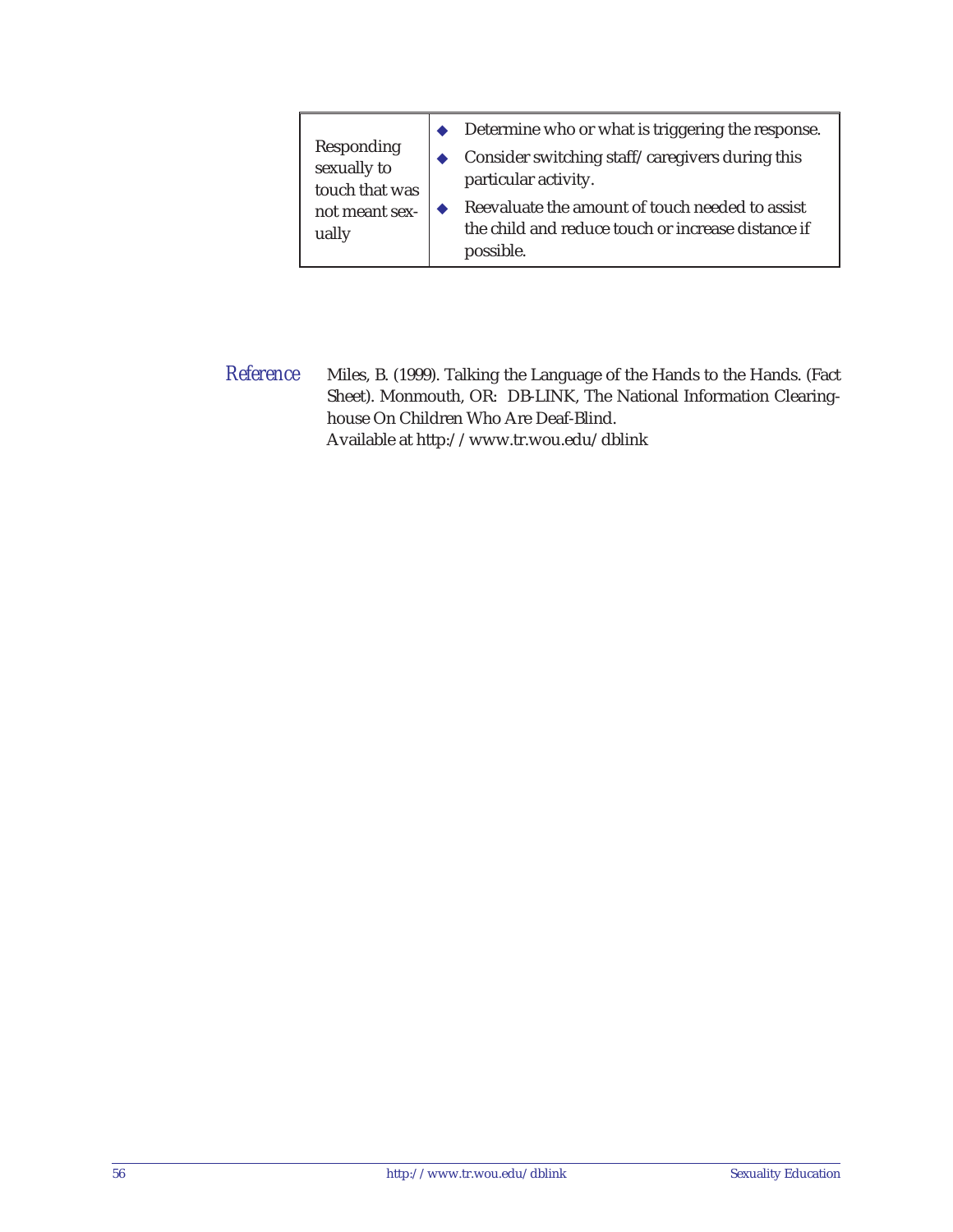| | |
|---|---|
| Responding sexually to touch that was not meant sexually | ◆ Determine who or what is triggering the response.<br>◆ Consider switching staff/caregivers during this particular activity.<br>◆ Reevaluate the amount of touch needed to assist the child and reduce touch or increase distance if possible. |

*Reference*

Miles, B. (1999). Talking the Language of the Hands to the Hands. (Fact Sheet). Monmouth, OR: DB-LINK, The National Information Clearinghouse On Children Who Are Deaf-Blind.
Available at http://www.tr.wou.edu/dblink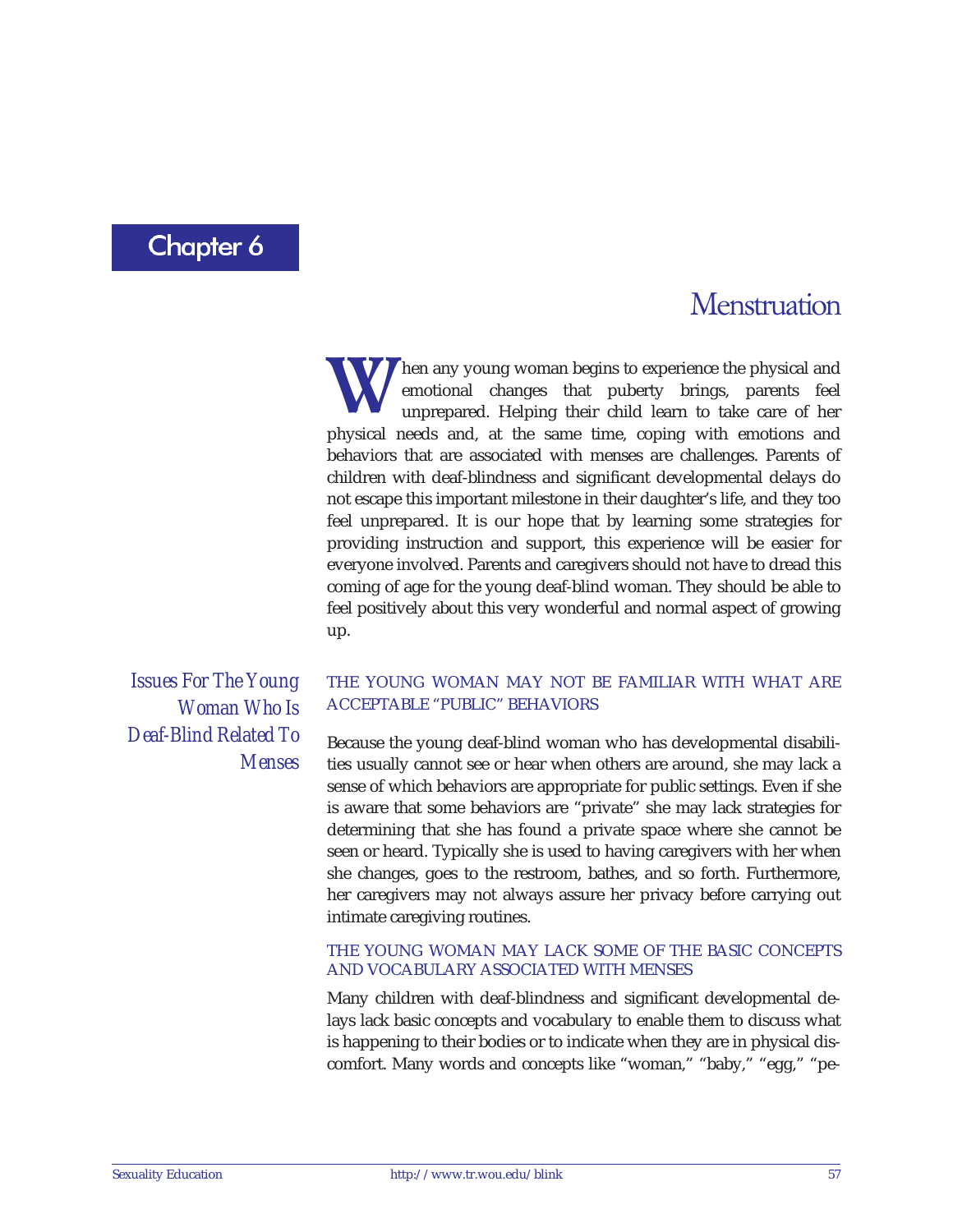Chapter 6

# Menstruation

When any young woman begins to experience the physical and emotional changes that puberty brings, parents feel unprepared. Helping their child learn to take care of her physical needs and, at the same time, coping with emotions and behaviors that are associated with menses are challenges. Parents of children with deaf-blindness and significant developmental delays do not escape this important milestone in their daughter's life, and they too feel unprepared. It is our hope that by learning some strategies for providing instruction and support, this experience will be easier for everyone involved. Parents and caregivers should not have to dread this coming of age for the young deaf-blind woman. They should be able to feel positively about this very wonderful and normal aspect of growing up.

## *Issues For The Young Woman Who Is Deaf-Blind Related To Menses*

### THE YOUNG WOMAN MAY NOT BE FAMILIAR WITH WHAT ARE ACCEPTABLE "PUBLIC" BEHAVIORS

Because the young deaf-blind woman who has developmental disabilities usually cannot see or hear when others are around, she may lack a sense of which behaviors are appropriate for public settings. Even if she is aware that some behaviors are "private" she may lack strategies for determining that she has found a private space where she cannot be seen or heard. Typically she is used to having caregivers with her when she changes, goes to the restroom, bathes, and so forth. Furthermore, her caregivers may not always assure her privacy before carrying out intimate caregiving routines.

### THE YOUNG WOMAN MAY LACK SOME OF THE BASIC CONCEPTS AND VOCABULARY ASSOCIATED WITH MENSES

Many children with deaf-blindness and significant developmental delays lack basic concepts and vocabulary to enable them to discuss what is happening to their bodies or to indicate when they are in physical discomfort. Many words and concepts like "woman," "baby," "egg," "pe-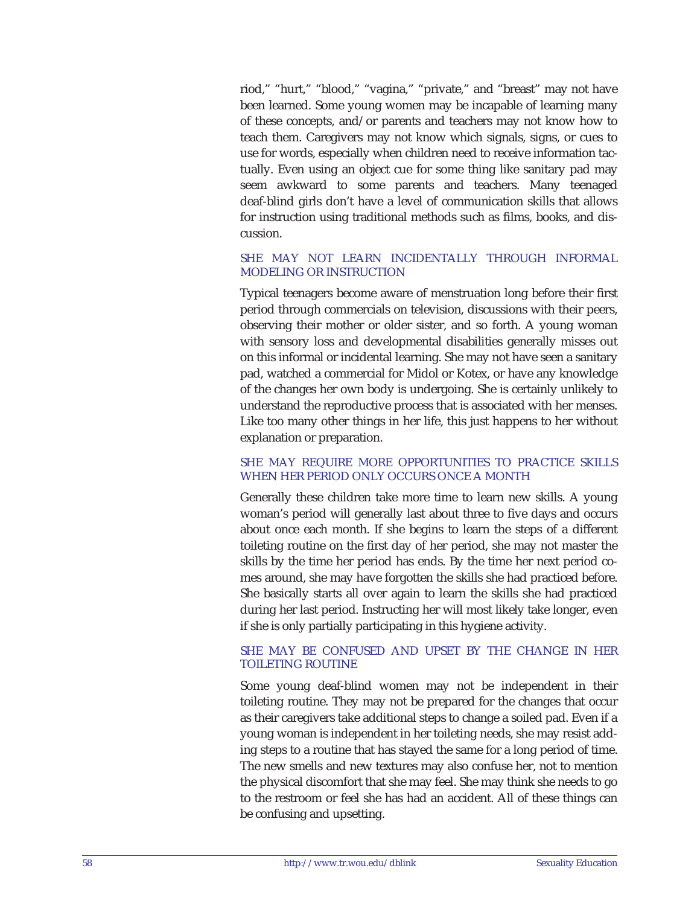riod," "hurt," "blood," "vagina," "private," and "breast" may not have been learned. Some young women may be incapable of learning many of these concepts, and/or parents and teachers may not know how to teach them. Caregivers may not know which signals, signs, or cues to use for words, especially when children need to receive information tactually. Even using an object cue for some thing like sanitary pad may seem awkward to some parents and teachers. Many teenaged deaf-blind girls don't have a level of communication skills that allows for instruction using traditional methods such as films, books, and discussion.

### SHE MAY NOT LEARN INCIDENTALLY THROUGH INFORMAL MODELING OR INSTRUCTION

Typical teenagers become aware of menstruation long before their first period through commercials on television, discussions with their peers, observing their mother or older sister, and so forth. A young woman with sensory loss and developmental disabilities generally misses out on this informal or incidental learning. She may not have seen a sanitary pad, watched a commercial for Midol or Kotex, or have any knowledge of the changes her own body is undergoing. She is certainly unlikely to understand the reproductive process that is associated with her menses. Like too many other things in her life, this just happens to her without explanation or preparation.

### SHE MAY REQUIRE MORE OPPORTUNITIES TO PRACTICE SKILLS WHEN HER PERIOD ONLY OCCURS ONCE A MONTH

Generally these children take more time to learn new skills. A young woman's period will generally last about three to five days and occurs about once each month. If she begins to learn the steps of a different toileting routine on the first day of her period, she may not master the skills by the time her period has ends. By the time her next period comes around, she may have forgotten the skills she had practiced before. She basically starts all over again to learn the skills she had practiced during her last period. Instructing her will most likely take longer, even if she is only partially participating in this hygiene activity.

### SHE MAY BE CONFUSED AND UPSET BY THE CHANGE IN HER TOILETING ROUTINE

Some young deaf-blind women may not be independent in their toileting routine. They may not be prepared for the changes that occur as their caregivers take additional steps to change a soiled pad. Even if a young woman is independent in her toileting needs, she may resist adding steps to a routine that has stayed the same for a long period of time. The new smells and new textures may also confuse her, not to mention the physical discomfort that she may feel. She may think she needs to go to the restroom or feel she has had an accident. All of these things can be confusing and upsetting.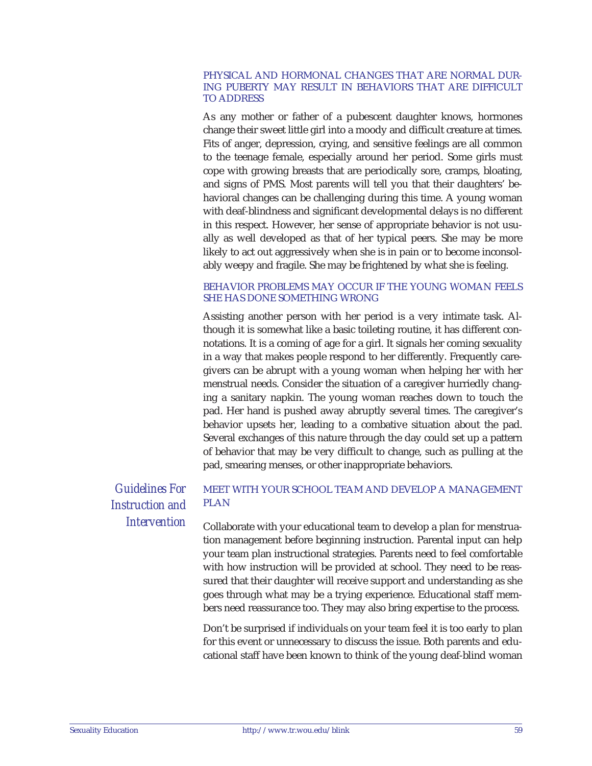### PHYSICAL AND HORMONAL CHANGES THAT ARE NORMAL DURING PUBERTY MAY RESULT IN BEHAVIORS THAT ARE DIFFICULT TO ADDRESS

As any mother or father of a pubescent daughter knows, hormones change their sweet little girl into a moody and difficult creature at times. Fits of anger, depression, crying, and sensitive feelings are all common to the teenage female, especially around her period. Some girls must cope with growing breasts that are periodically sore, cramps, bloating, and signs of PMS. Most parents will tell you that their daughters' behavioral changes can be challenging during this time. A young woman with deaf-blindness and significant developmental delays is no different in this respect. However, her sense of appropriate behavior is not usually as well developed as that of her typical peers. She may be more likely to act out aggressively when she is in pain or to become inconsolably weepy and fragile. She may be frightened by what she is feeling.

### BEHAVIOR PROBLEMS MAY OCCUR IF THE YOUNG WOMAN FEELS SHE HAS DONE SOMETHING WRONG

Assisting another person with her period is a very intimate task. Although it is somewhat like a basic toileting routine, it has different connotations. It is a coming of age for a girl. It signals her coming sexuality in a way that makes people respond to her differently. Frequently caregivers can be abrupt with a young woman when helping her with her menstrual needs. Consider the situation of a caregiver hurriedly changing a sanitary napkin. The young woman reaches down to touch the pad. Her hand is pushed away abruptly several times. The caregiver's behavior upsets her, leading to a combative situation about the pad. Several exchanges of this nature through the day could set up a pattern of behavior that may be very difficult to change, such as pulling at the pad, smearing menses, or other inappropriate behaviors.

## *Guidelines For Instruction and Intervention*

### MEET WITH YOUR SCHOOL TEAM AND DEVELOP A MANAGEMENT PLAN

Collaborate with your educational team to develop a plan for menstruation management before beginning instruction. Parental input can help your team plan instructional strategies. Parents need to feel comfortable with how instruction will be provided at school. They need to be reassured that their daughter will receive support and understanding as she goes through what may be a trying experience. Educational staff members need reassurance too. They may also bring expertise to the process.

Don't be surprised if individuals on your team feel it is too early to plan for this event or unnecessary to discuss the issue. Both parents and educational staff have been known to think of the young deaf-blind woman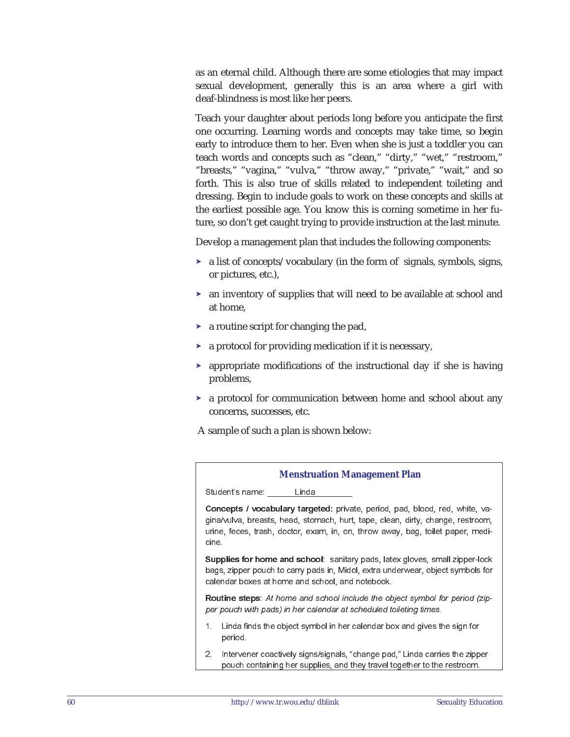as an eternal child. Although there are some etiologies that may impact sexual development, generally this is an area where a girl with deaf-blindness is most like her peers.

Teach your daughter about periods long before you anticipate the first one occurring. Learning words and concepts may take time, so begin early to introduce them to her. Even when she is just a toddler you can teach words and concepts such as "clean," "dirty," "wet," "restroom," "breasts," "vagina," "vulva," "throw away," "private," "wait," and so forth. This is also true of skills related to independent toileting and dressing. Begin to include goals to work on these concepts and skills at the earliest possible age. You know this is coming sometime in her future, so don't get caught trying to provide instruction at the last minute.

Develop a management plan that includes the following components:

- a list of concepts/vocabulary (in the form of signals, symbols, signs, or pictures, etc.),
- an inventory of supplies that will need to be available at school and at home,
- a routine script for changing the pad,
- a protocol for providing medication if it is necessary,
- appropriate modifications of the instructional day if she is having problems,
- a protocol for communication between home and school about any concerns, successes, etc.

A sample of such a plan is shown below:

### Menstruation Management Plan

Student's name: Linda

**Concepts / vocabulary targeted:** private, period, pad, blood, red, white, vagina/vulva, breasts, head, stomach, hurt, tape, clean, dirty, change, restroom, urine, feces, trash, doctor, exam, in, on, throw away, bag, toilet paper, medicine.

**Supplies for home and school**: sanitary pads, latex gloves, small zipper-lock bags, zipper pouch to carry pads in, Midol, extra underwear, object symbols for calendar boxes at home and school, and notebook.

**Routine steps**: *At home and school include the object symbol for period (zipper pouch with pads) in her calendar at scheduled toileting times.*

1. Linda finds the object symbol in her calendar box and gives the sign for period.
2. Intervener coactively signs/signals, "change pad," Linda carries the zipper pouch containing her supplies, and they travel together to the restroom.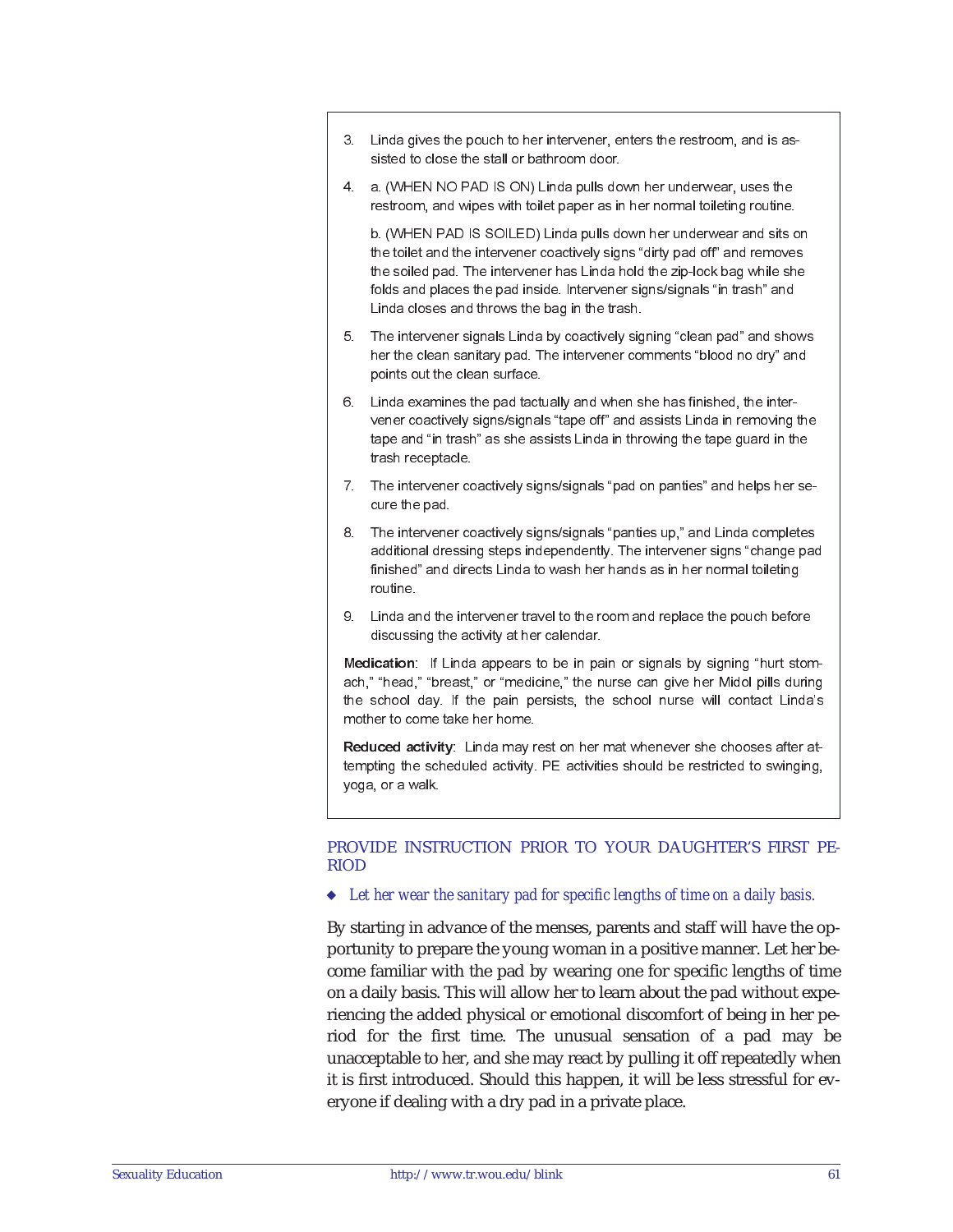3. Linda gives the pouch to her intervener, enters the restroom, and is assisted to close the stall or bathroom door.

4. a. (WHEN NO PAD IS ON) Linda pulls down her underwear, uses the restroom, and wipes with toilet paper as in her normal toileting routine.

   b. (WHEN PAD IS SOILED) Linda pulls down her underwear and sits on the toilet and the intervener coactively signs "dirty pad off" and removes the soiled pad. The intervener has Linda hold the zip-lock bag while she folds and places the pad inside. Intervener signs/signals "in trash" and Linda closes and throws the bag in the trash.

5. The intervener signals Linda by coactively signing "clean pad" and shows her the clean sanitary pad. The intervener comments "blood no dry" and points out the clean surface.

6. Linda examines the pad tactually and when she has finished, the intervener coactively signs/signals "tape off" and assists Linda in removing the tape and "in trash" as she assists Linda in throwing the tape guard in the trash receptacle.

7. The intervener coactively signs/signals "pad on panties" and helps her secure the pad.

8. The intervener coactively signs/signals "panties up," and Linda completes additional dressing steps independently. The intervener signs "change pad finished" and directs Linda to wash her hands as in her normal toileting routine.

9. Linda and the intervener travel to the room and replace the pouch before discussing the activity at her calendar.

**Medication**: If Linda appears to be in pain or signals by signing "hurt stomach," "head," "breast," or "medicine," the nurse can give her Midol pills during the school day. If the pain persists, the school nurse will contact Linda's mother to come take her home.

**Reduced activity**: Linda may rest on her mat whenever she chooses after attempting the scheduled activity. PE activities should be restricted to swinging, yoga, or a walk.

## PROVIDE INSTRUCTION PRIOR TO YOUR DAUGHTER'S FIRST PERIOD

◆ *Let her wear the sanitary pad for specific lengths of time on a daily basis.*

By starting in advance of the menses, parents and staff will have the opportunity to prepare the young woman in a positive manner. Let her become familiar with the pad by wearing one for specific lengths of time on a daily basis. This will allow her to learn about the pad without experiencing the added physical or emotional discomfort of being in her period for the first time. The unusual sensation of a pad may be unacceptable to her, and she may react by pulling it off repeatedly when it is first introduced. Should this happen, it will be less stressful for everyone if dealing with a dry pad in a private place.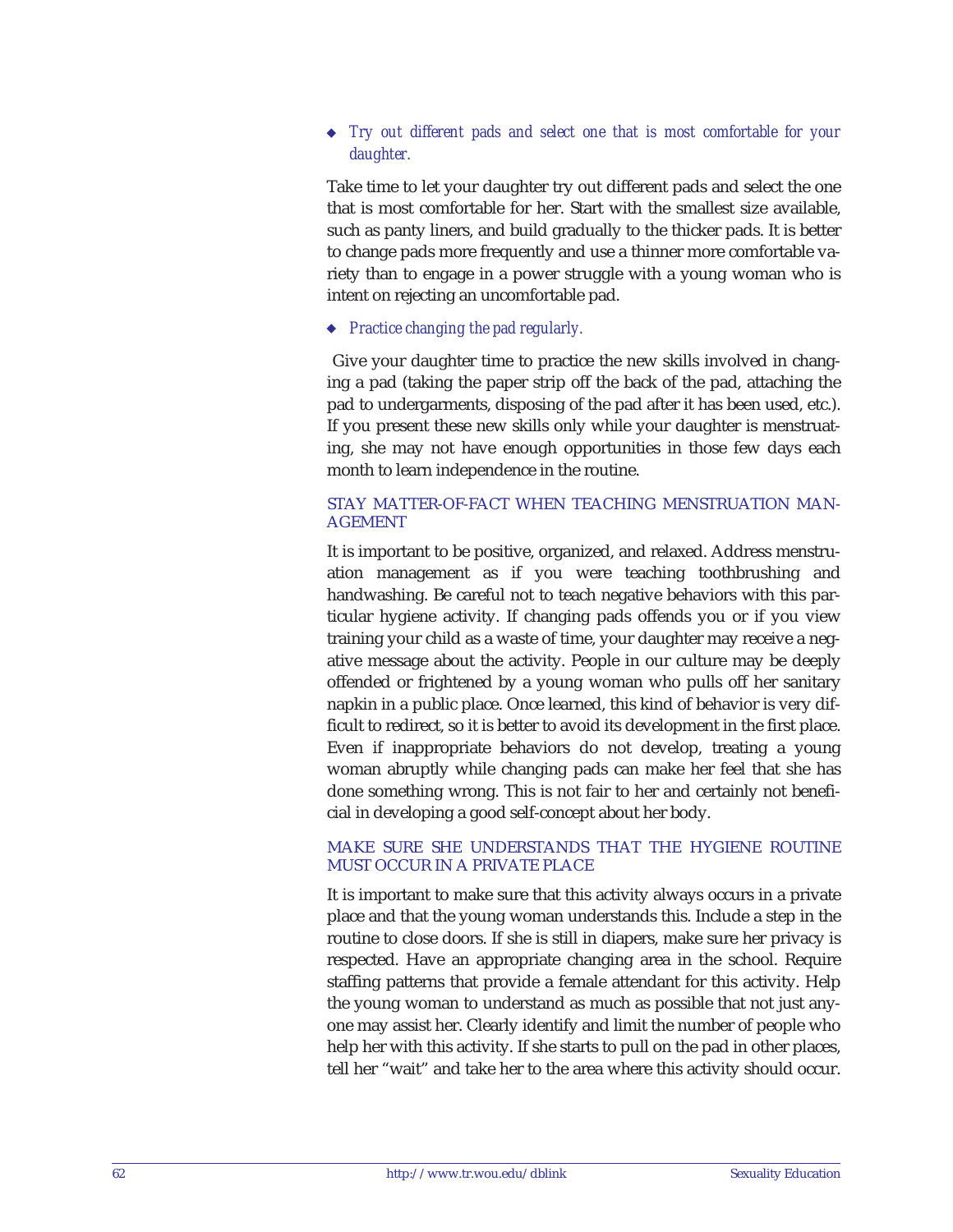- *Try out different pads and select one that is most comfortable for your daughter.*

Take time to let your daughter try out different pads and select the one that is most comfortable for her. Start with the smallest size available, such as panty liners, and build gradually to the thicker pads. It is better to change pads more frequently and use a thinner more comfortable variety than to engage in a power struggle with a young woman who is intent on rejecting an uncomfortable pad.

- *Practice changing the pad regularly.*

Give your daughter time to practice the new skills involved in changing a pad (taking the paper strip off the back of the pad, attaching the pad to undergarments, disposing of the pad after it has been used, etc.). If you present these new skills only while your daughter is menstruating, she may not have enough opportunities in those few days each month to learn independence in the routine.

### STAY MATTER-OF-FACT WHEN TEACHING MENSTRUATION MANAGEMENT

It is important to be positive, organized, and relaxed. Address menstruation management as if you were teaching toothbrushing and handwashing. Be careful not to teach negative behaviors with this particular hygiene activity. If changing pads offends you or if you view training your child as a waste of time, your daughter may receive a negative message about the activity. People in our culture may be deeply offended or frightened by a young woman who pulls off her sanitary napkin in a public place. Once learned, this kind of behavior is very difficult to redirect, so it is better to avoid its development in the first place. Even if inappropriate behaviors do not develop, treating a young woman abruptly while changing pads can make her feel that she has done something wrong. This is not fair to her and certainly not beneficial in developing a good self-concept about her body.

### MAKE SURE SHE UNDERSTANDS THAT THE HYGIENE ROUTINE MUST OCCUR IN A PRIVATE PLACE

It is important to make sure that this activity always occurs in a private place and that the young woman understands this. Include a step in the routine to close doors. If she is still in diapers, make sure her privacy is respected. Have an appropriate changing area in the school. Require staffing patterns that provide a female attendant for this activity. Help the young woman to understand as much as possible that not just anyone may assist her. Clearly identify and limit the number of people who help her with this activity. If she starts to pull on the pad in other places, tell her "wait" and take her to the area where this activity should occur.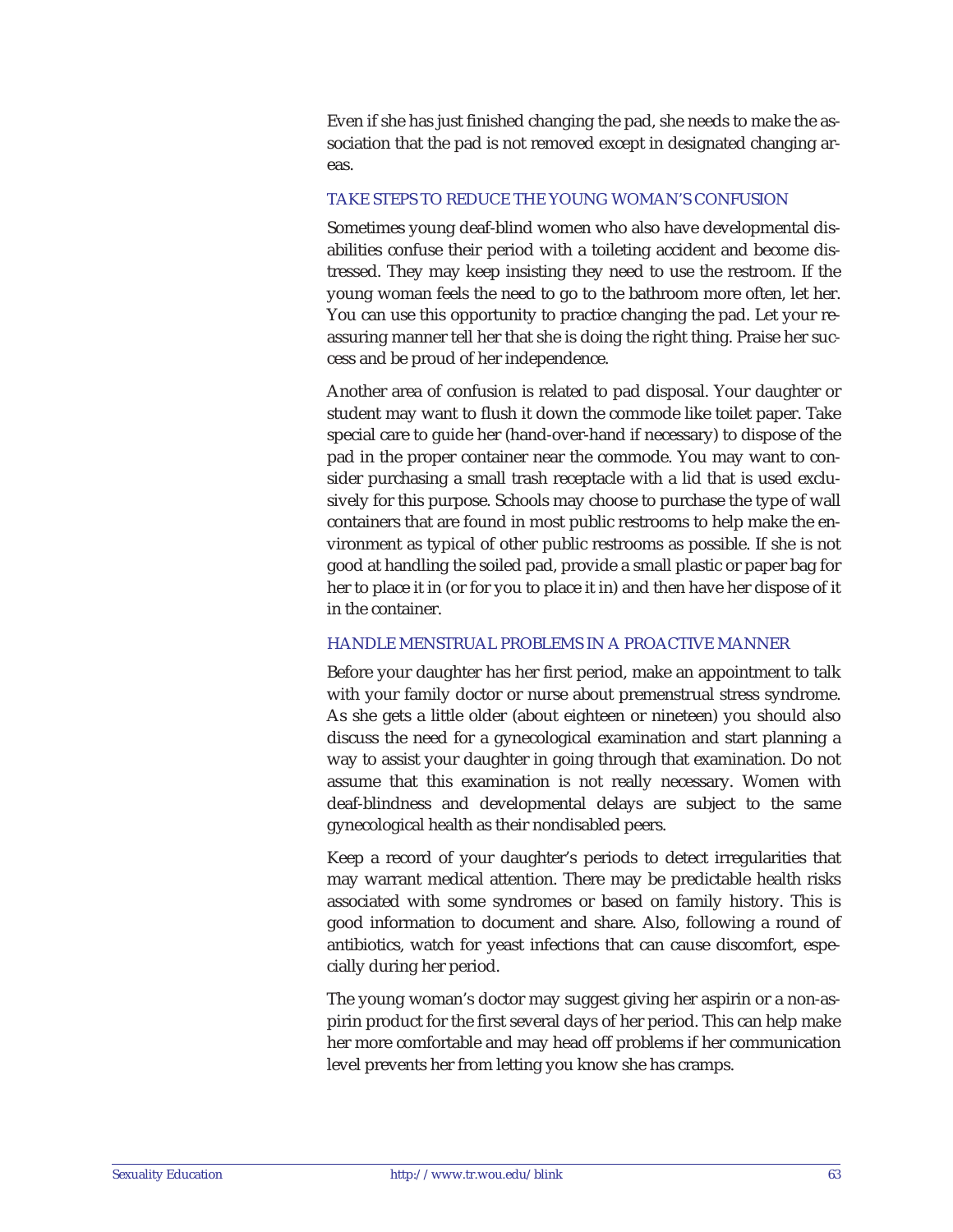Even if she has just finished changing the pad, she needs to make the association that the pad is not removed except in designated changing areas.

### TAKE STEPS TO REDUCE THE YOUNG WOMAN'S CONFUSION

Sometimes young deaf-blind women who also have developmental disabilities confuse their period with a toileting accident and become distressed. They may keep insisting they need to use the restroom. If the young woman feels the need to go to the bathroom more often, let her. You can use this opportunity to practice changing the pad. Let your reassuring manner tell her that she is doing the right thing. Praise her success and be proud of her independence.

Another area of confusion is related to pad disposal. Your daughter or student may want to flush it down the commode like toilet paper. Take special care to guide her (hand-over-hand if necessary) to dispose of the pad in the proper container near the commode. You may want to consider purchasing a small trash receptacle with a lid that is used exclusively for this purpose. Schools may choose to purchase the type of wall containers that are found in most public restrooms to help make the environment as typical of other public restrooms as possible. If she is not good at handling the soiled pad, provide a small plastic or paper bag for her to place it in (or for you to place it in) and then have her dispose of it in the container.

### HANDLE MENSTRUAL PROBLEMS IN A PROACTIVE MANNER

Before your daughter has her first period, make an appointment to talk with your family doctor or nurse about premenstrual stress syndrome. As she gets a little older (about eighteen or nineteen) you should also discuss the need for a gynecological examination and start planning a way to assist your daughter in going through that examination. Do not assume that this examination is not really necessary. Women with deaf-blindness and developmental delays are subject to the same gynecological health as their nondisabled peers.

Keep a record of your daughter's periods to detect irregularities that may warrant medical attention. There may be predictable health risks associated with some syndromes or based on family history. This is good information to document and share. Also, following a round of antibiotics, watch for yeast infections that can cause discomfort, especially during her period.

The young woman's doctor may suggest giving her aspirin or a non-aspirin product for the first several days of her period. This can help make her more comfortable and may head off problems if her communication level prevents her from letting you know she has cramps.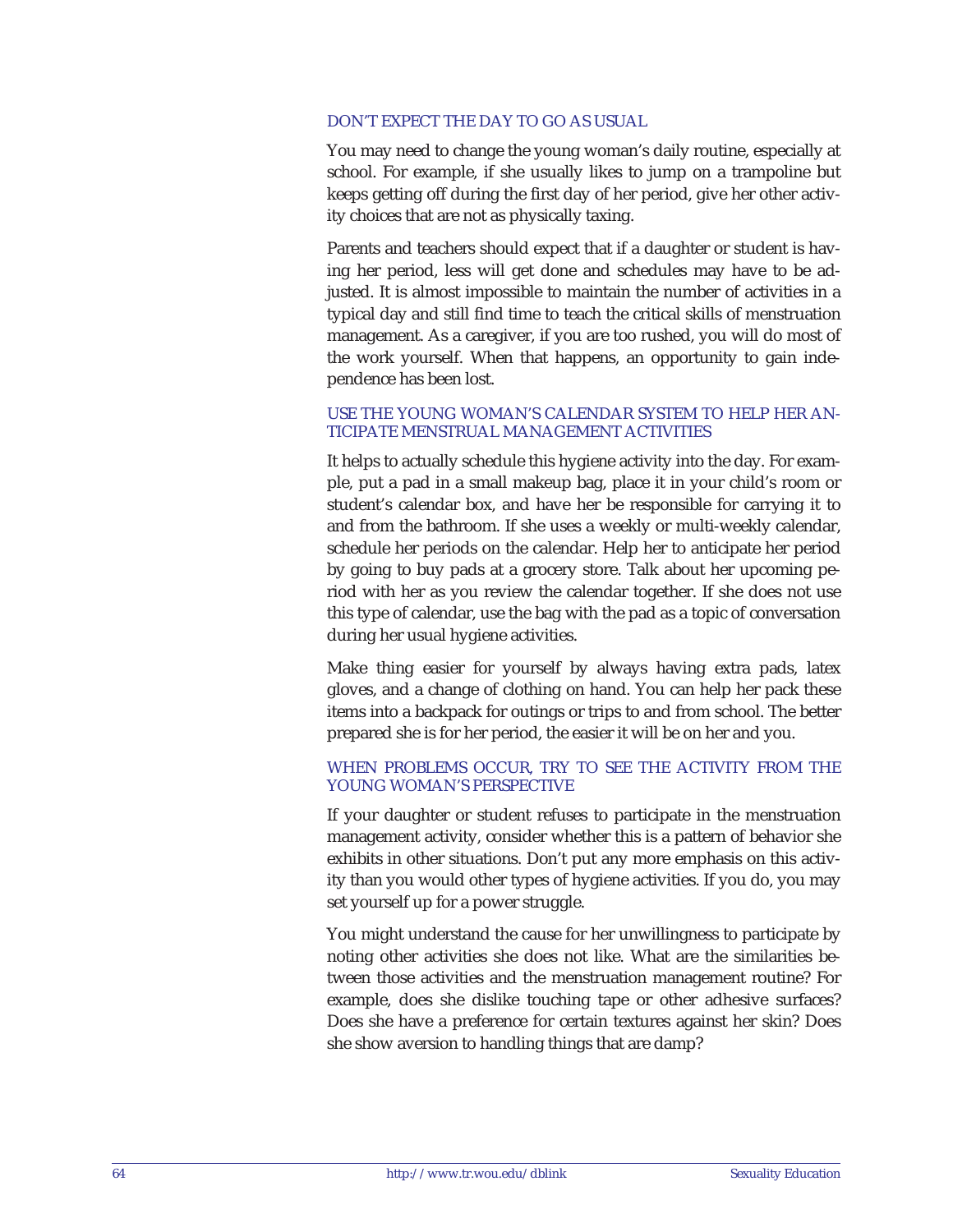### DON'T EXPECT THE DAY TO GO AS USUAL

You may need to change the young woman's daily routine, especially at school. For example, if she usually likes to jump on a trampoline but keeps getting off during the first day of her period, give her other activity choices that are not as physically taxing.

Parents and teachers should expect that if a daughter or student is having her period, less will get done and schedules may have to be adjusted. It is almost impossible to maintain the number of activities in a typical day and still find time to teach the critical skills of menstruation management. As a caregiver, if you are too rushed, you will do most of the work yourself. When that happens, an opportunity to gain independence has been lost.

### USE THE YOUNG WOMAN'S CALENDAR SYSTEM TO HELP HER ANTICIPATE MENSTRUAL MANAGEMENT ACTIVITIES

It helps to actually schedule this hygiene activity into the day. For example, put a pad in a small makeup bag, place it in your child's room or student's calendar box, and have her be responsible for carrying it to and from the bathroom. If she uses a weekly or multi-weekly calendar, schedule her periods on the calendar. Help her to anticipate her period by going to buy pads at a grocery store. Talk about her upcoming period with her as you review the calendar together. If she does not use this type of calendar, use the bag with the pad as a topic of conversation during her usual hygiene activities.

Make thing easier for yourself by always having extra pads, latex gloves, and a change of clothing on hand. You can help her pack these items into a backpack for outings or trips to and from school. The better prepared she is for her period, the easier it will be on her and you.

### WHEN PROBLEMS OCCUR, TRY TO SEE THE ACTIVITY FROM THE YOUNG WOMAN'S PERSPECTIVE

If your daughter or student refuses to participate in the menstruation management activity, consider whether this is a pattern of behavior she exhibits in other situations. Don't put any more emphasis on this activity than you would other types of hygiene activities. If you do, you may set yourself up for a power struggle.

You might understand the cause for her unwillingness to participate by noting other activities she does not like. What are the similarities between those activities and the menstruation management routine? For example, does she dislike touching tape or other adhesive surfaces? Does she have a preference for certain textures against her skin? Does she show aversion to handling things that are damp?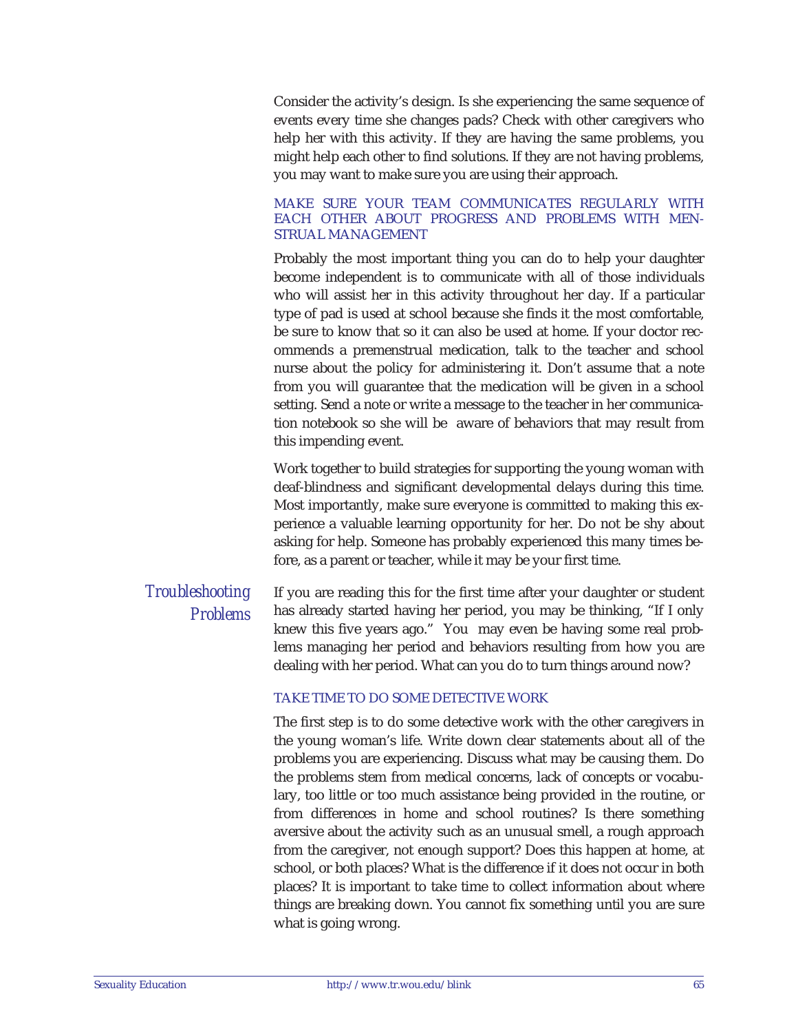Consider the activity's design. Is she experiencing the same sequence of events every time she changes pads? Check with other caregivers who help her with this activity. If they are having the same problems, you might help each other to find solutions. If they are not having problems, you may want to make sure you are using their approach.

### MAKE SURE YOUR TEAM COMMUNICATES REGULARLY WITH EACH OTHER ABOUT PROGRESS AND PROBLEMS WITH MENSTRUAL MANAGEMENT

Probably the most important thing you can do to help your daughter become independent is to communicate with all of those individuals who will assist her in this activity throughout her day. If a particular type of pad is used at school because she finds it the most comfortable, be sure to know that so it can also be used at home. If your doctor recommends a premenstrual medication, talk to the teacher and school nurse about the policy for administering it. Don't assume that a note from you will guarantee that the medication will be given in a school setting. Send a note or write a message to the teacher in her communication notebook so she will be aware of behaviors that may result from this impending event.

Work together to build strategies for supporting the young woman with deaf-blindness and significant developmental delays during this time. Most importantly, make sure everyone is committed to making this experience a valuable learning opportunity for her. Do not be shy about asking for help. Someone has probably experienced this many times before, as a parent or teacher, while it may be your first time.

## *Troubleshooting Problems*

If you are reading this for the first time after your daughter or student has already started having her period, you may be thinking, "If I only knew this five years ago." You may even be having some real problems managing her period and behaviors resulting from how you are dealing with her period. What can you do to turn things around now?

### TAKE TIME TO DO SOME DETECTIVE WORK

The first step is to do some detective work with the other caregivers in the young woman's life. Write down clear statements about all of the problems you are experiencing. Discuss what may be causing them. Do the problems stem from medical concerns, lack of concepts or vocabulary, too little or too much assistance being provided in the routine, or from differences in home and school routines? Is there something aversive about the activity such as an unusual smell, a rough approach from the caregiver, not enough support? Does this happen at home, at school, or both places? What is the difference if it does not occur in both places? It is important to take time to collect information about where things are breaking down. You cannot fix something until you are sure what is going wrong.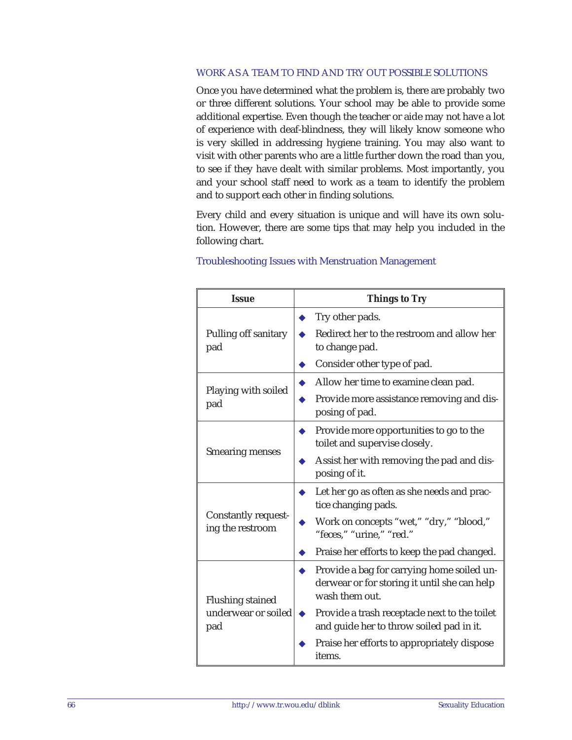## WORK AS A TEAM TO FIND AND TRY OUT POSSIBLE SOLUTIONS

Once you have determined what the problem is, there are probably two or three different solutions. Your school may be able to provide some additional expertise. Even though the teacher or aide may not have a lot of experience with deaf-blindness, they will likely know someone who is very skilled in addressing hygiene training. You may also want to visit with other parents who are a little further down the road than you, to see if they have dealt with similar problems. Most importantly, you and your school staff need to work as a team to identify the problem and to support each other in finding solutions.

Every child and every situation is unique and will have its own solution. However, there are some tips that may help you included in the following chart.

### Troubleshooting Issues with Menstruation Management

| Issue | Things to Try |
|---|---|
| Pulling off sanitary pad | ◆ Try other pads.<br>◆ Redirect her to the restroom and allow her to change pad.<br>◆ Consider other type of pad. |
| Playing with soiled pad | ◆ Allow her time to examine clean pad.<br>◆ Provide more assistance removing and disposing of pad. |
| Smearing menses | ◆ Provide more opportunities to go to the toilet and supervise closely.<br>◆ Assist her with removing the pad and disposing of it. |
| Constantly requesting the restroom | ◆ Let her go as often as she needs and practice changing pads.<br>◆ Work on concepts "wet," "dry," "blood," "feces," "urine," "red."<br>◆ Praise her efforts to keep the pad changed. |
| Flushing stained underwear or soiled pad | ◆ Provide a bag for carrying home soiled underwear or for storing it until she can help wash them out.<br>◆ Provide a trash receptacle next to the toilet and guide her to throw soiled pad in it.<br>◆ Praise her efforts to appropriately dispose items. |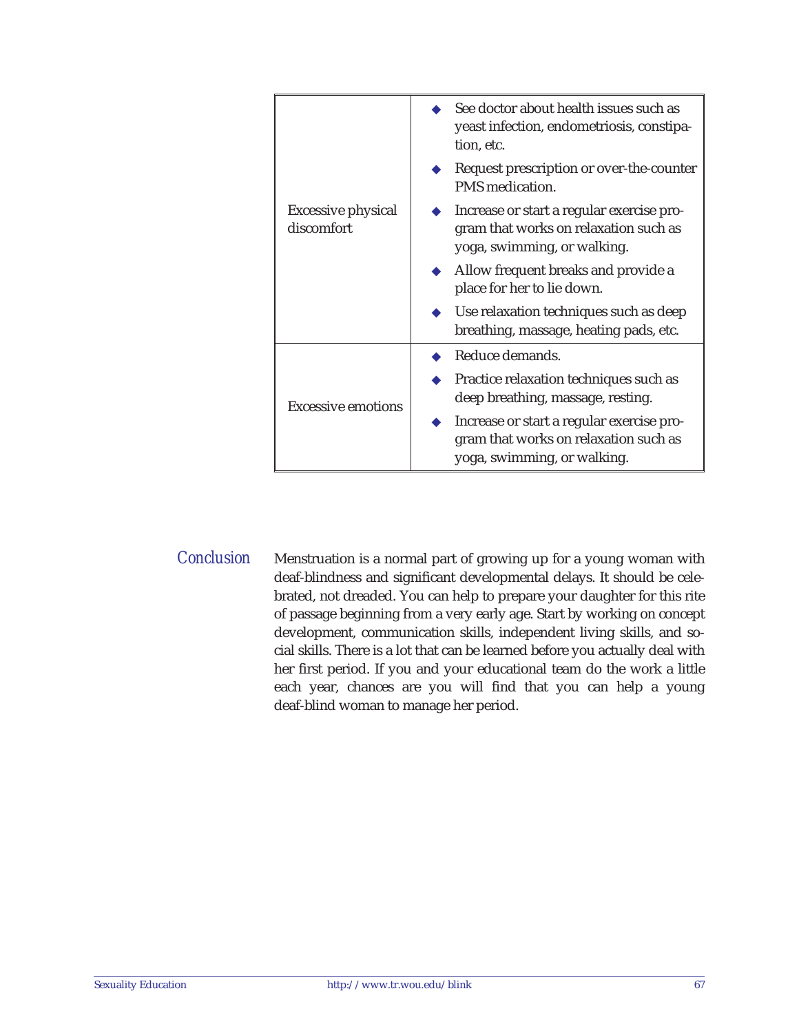| | |
|---|---|
| Excessive physical discomfort | ◆ See doctor about health issues such as yeast infection, endometriosis, constipation, etc.<br>◆ Request prescription or over-the-counter PMS medication.<br>◆ Increase or start a regular exercise program that works on relaxation such as yoga, swimming, or walking.<br>◆ Allow frequent breaks and provide a place for her to lie down.<br>◆ Use relaxation techniques such as deep breathing, massage, heating pads, etc. |
| Excessive emotions | ◆ Reduce demands.<br>◆ Practice relaxation techniques such as deep breathing, massage, resting.<br>◆ Increase or start a regular exercise program that works on relaxation such as yoga, swimming, or walking. |

## Conclusion

Menstruation is a normal part of growing up for a young woman with deaf-blindness and significant developmental delays. It should be celebrated, not dreaded. You can help to prepare your daughter for this rite of passage beginning from a very early age. Start by working on concept development, communication skills, independent living skills, and social skills. There is a lot that can be learned before you actually deal with her first period. If you and your educational team do the work a little each year, chances are you will find that you can help a young deaf-blind woman to manage her period.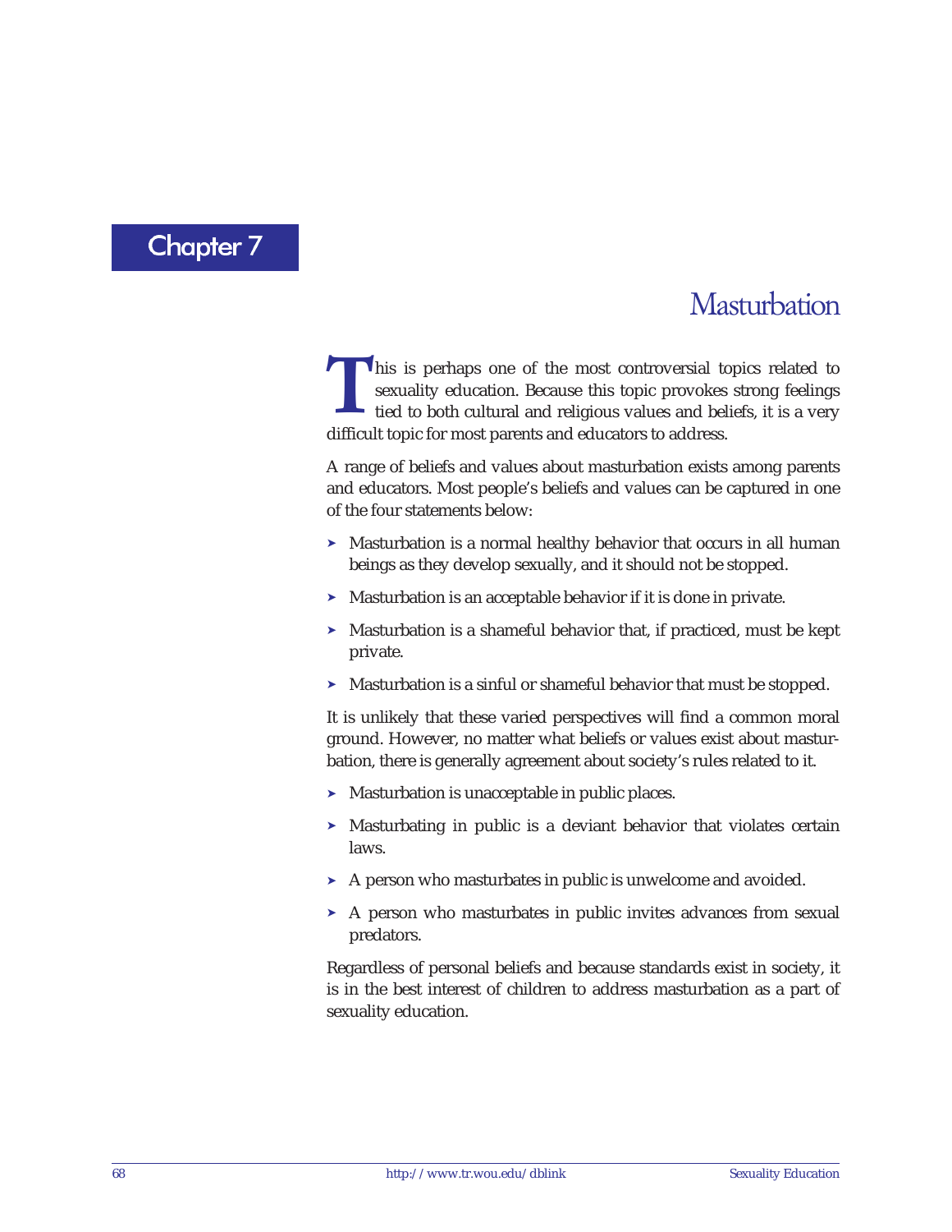# Chapter 7

## Masturbation

This is perhaps one of the most controversial topics related to sexuality education. Because this topic provokes strong feelings tied to both cultural and religious values and beliefs, it is a very difficult topic for most parents and educators to address.

A range of beliefs and values about masturbation exists among parents and educators. Most people's beliefs and values can be captured in one of the four statements below:

- Masturbation is a normal healthy behavior that occurs in all human beings as they develop sexually, and it should not be stopped.
- Masturbation is an acceptable behavior if it is done in private.
- Masturbation is a shameful behavior that, if practiced, must be kept private.
- Masturbation is a sinful or shameful behavior that must be stopped.

It is unlikely that these varied perspectives will find a common moral ground. However, no matter what beliefs or values exist about masturbation, there is generally agreement about society's rules related to it.

- Masturbation is unacceptable in public places.
- Masturbating in public is a deviant behavior that violates certain laws.
- A person who masturbates in public is unwelcome and avoided.
- A person who masturbates in public invites advances from sexual predators.

Regardless of personal beliefs and because standards exist in society, it is in the best interest of children to address masturbation as a part of sexuality education.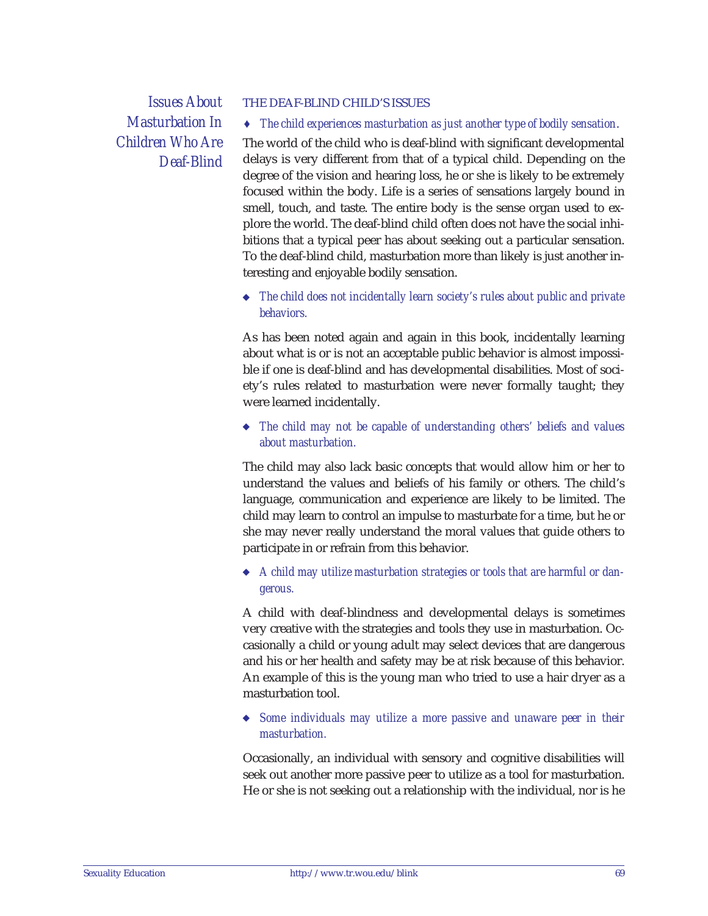## Issues About Masturbation In Children Who Are Deaf-Blind

### THE DEAF-BLIND CHILD'S ISSUES

- *The child experiences masturbation as just another type of bodily sensation.*

The world of the child who is deaf-blind with significant developmental delays is very different from that of a typical child. Depending on the degree of the vision and hearing loss, he or she is likely to be extremely focused within the body. Life is a series of sensations largely bound in smell, touch, and taste. The entire body is the sense organ used to explore the world. The deaf-blind child often does not have the social inhibitions that a typical peer has about seeking out a particular sensation. To the deaf-blind child, masturbation more than likely is just another interesting and enjoyable bodily sensation.

- *The child does not incidentally learn society's rules about public and private behaviors.*

As has been noted again and again in this book, incidentally learning about what is or is not an acceptable public behavior is almost impossible if one is deaf-blind and has developmental disabilities. Most of society's rules related to masturbation were never formally taught; they were learned incidentally.

- *The child may not be capable of understanding others' beliefs and values about masturbation.*

The child may also lack basic concepts that would allow him or her to understand the values and beliefs of his family or others. The child's language, communication and experience are likely to be limited. The child may learn to control an impulse to masturbate for a time, but he or she may never really understand the moral values that guide others to participate in or refrain from this behavior.

- *A child may utilize masturbation strategies or tools that are harmful or dangerous.*

A child with deaf-blindness and developmental delays is sometimes very creative with the strategies and tools they use in masturbation. Occasionally a child or young adult may select devices that are dangerous and his or her health and safety may be at risk because of this behavior. An example of this is the young man who tried to use a hair dryer as a masturbation tool.

- *Some individuals may utilize a more passive and unaware peer in their masturbation.*

Occasionally, an individual with sensory and cognitive disabilities will seek out another more passive peer to utilize as a tool for masturbation. He or she is not seeking out a relationship with the individual, nor is he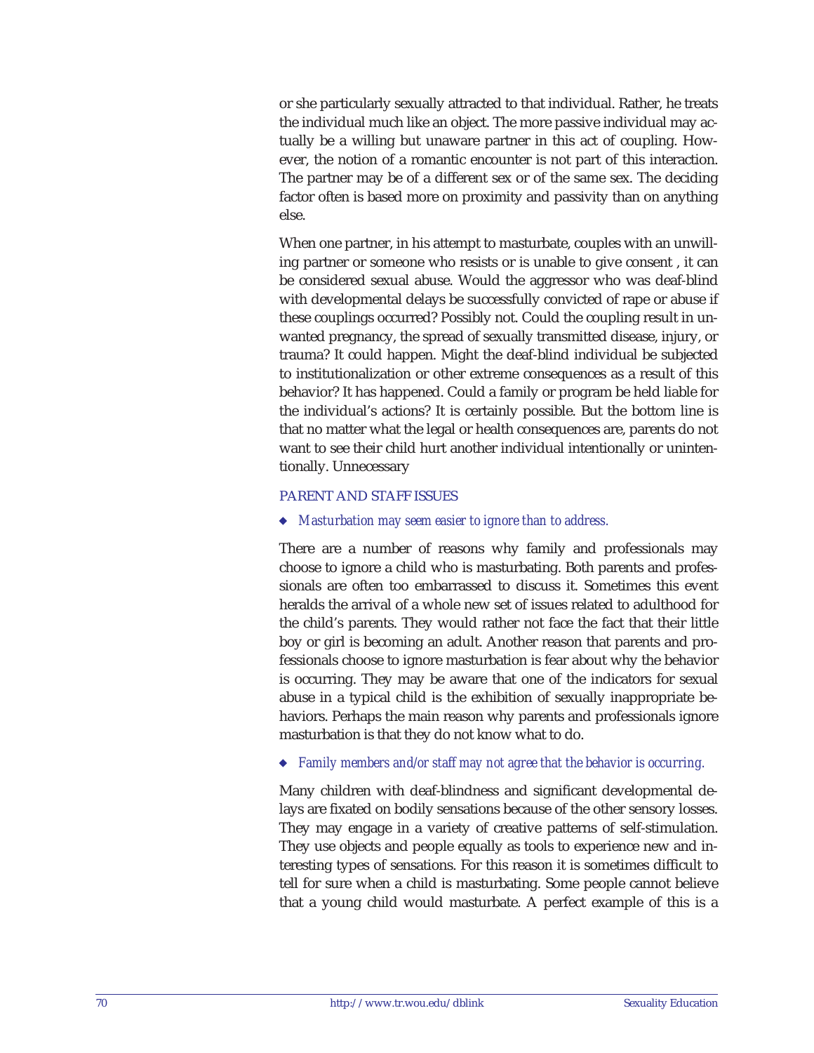or she particularly sexually attracted to that individual. Rather, he treats the individual much like an object. The more passive individual may actually be a willing but unaware partner in this act of coupling. However, the notion of a romantic encounter is not part of this interaction. The partner may be of a different sex or of the same sex. The deciding factor often is based more on proximity and passivity than on anything else.

When one partner, in his attempt to masturbate, couples with an unwilling partner or someone who resists or is unable to give consent , it can be considered sexual abuse. Would the aggressor who was deaf-blind with developmental delays be successfully convicted of rape or abuse if these couplings occurred? Possibly not. Could the coupling result in unwanted pregnancy, the spread of sexually transmitted disease, injury, or trauma? It could happen. Might the deaf-blind individual be subjected to institutionalization or other extreme consequences as a result of this behavior? It has happened. Could a family or program be held liable for the individual's actions? It is certainly possible. But the bottom line is that no matter what the legal or health consequences are, parents do not want to see their child hurt another individual intentionally or unintentionally. Unnecessary

## PARENT AND STAFF ISSUES

- *Masturbation may seem easier to ignore than to address.*

There are a number of reasons why family and professionals may choose to ignore a child who is masturbating. Both parents and professionals are often too embarrassed to discuss it. Sometimes this event heralds the arrival of a whole new set of issues related to adulthood for the child's parents. They would rather not face the fact that their little boy or girl is becoming an adult. Another reason that parents and professionals choose to ignore masturbation is fear about why the behavior is occurring. They may be aware that one of the indicators for sexual abuse in a typical child is the exhibition of sexually inappropriate behaviors. Perhaps the main reason why parents and professionals ignore masturbation is that they do not know what to do.

- *Family members and/or staff may not agree that the behavior is occurring.*

Many children with deaf-blindness and significant developmental delays are fixated on bodily sensations because of the other sensory losses. They may engage in a variety of creative patterns of self-stimulation. They use objects and people equally as tools to experience new and interesting types of sensations. For this reason it is sometimes difficult to tell for sure when a child is masturbating. Some people cannot believe that a young child would masturbate. A perfect example of this is a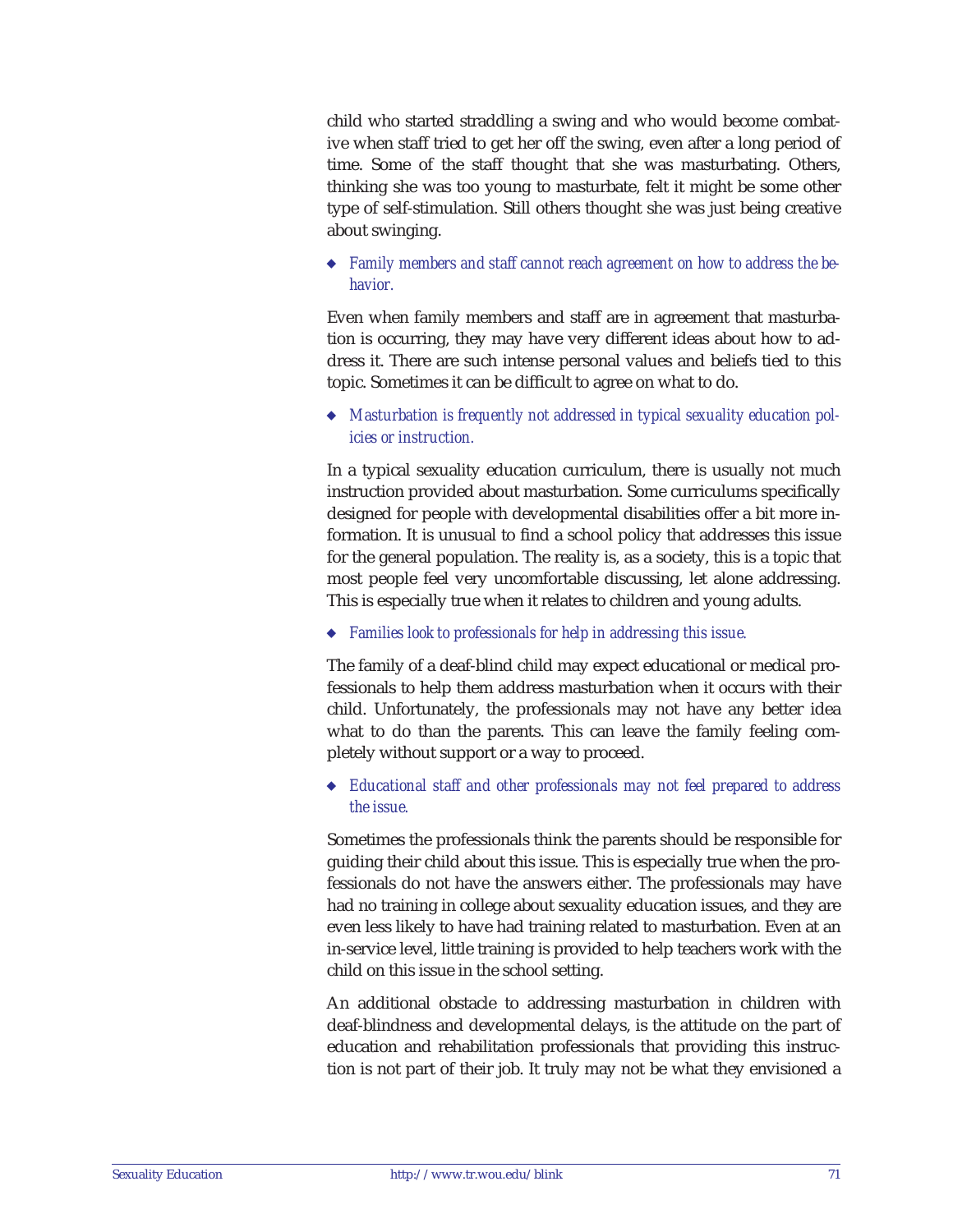child who started straddling a swing and who would become combative when staff tried to get her off the swing, even after a long period of time. Some of the staff thought that she was masturbating. Others, thinking she was too young to masturbate, felt it might be some other type of self-stimulation. Still others thought she was just being creative about swinging.

- *Family members and staff cannot reach agreement on how to address the behavior.*

Even when family members and staff are in agreement that masturbation is occurring, they may have very different ideas about how to address it. There are such intense personal values and beliefs tied to this topic. Sometimes it can be difficult to agree on what to do.

- *Masturbation is frequently not addressed in typical sexuality education policies or instruction.*

In a typical sexuality education curriculum, there is usually not much instruction provided about masturbation. Some curriculums specifically designed for people with developmental disabilities offer a bit more information. It is unusual to find a school policy that addresses this issue for the general population. The reality is, as a society, this is a topic that most people feel very uncomfortable discussing, let alone addressing. This is especially true when it relates to children and young adults.

- *Families look to professionals for help in addressing this issue.*

The family of a deaf-blind child may expect educational or medical professionals to help them address masturbation when it occurs with their child. Unfortunately, the professionals may not have any better idea what to do than the parents. This can leave the family feeling completely without support or a way to proceed.

- *Educational staff and other professionals may not feel prepared to address the issue.*

Sometimes the professionals think the parents should be responsible for guiding their child about this issue. This is especially true when the professionals do not have the answers either. The professionals may have had no training in college about sexuality education issues, and they are even less likely to have had training related to masturbation. Even at an in-service level, little training is provided to help teachers work with the child on this issue in the school setting.

An additional obstacle to addressing masturbation in children with deaf-blindness and developmental delays, is the attitude on the part of education and rehabilitation professionals that providing this instruction is not part of their job. It truly may not be what they envisioned a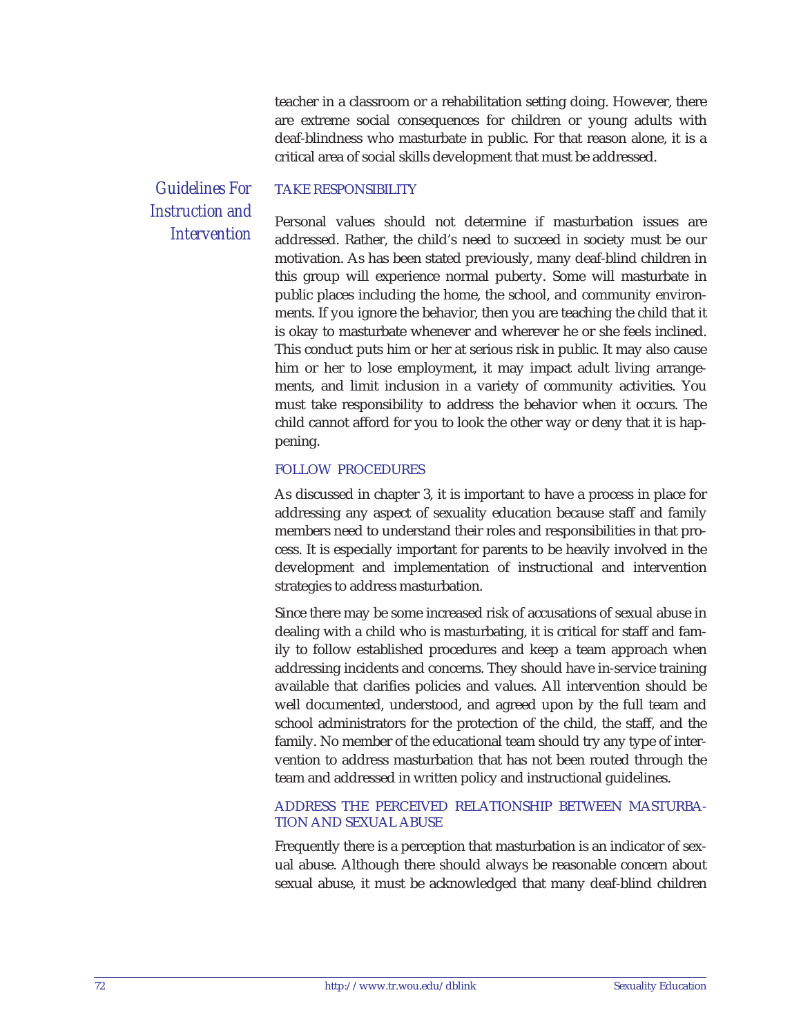teacher in a classroom or a rehabilitation setting doing. However, there are extreme social consequences for children or young adults with deaf-blindness who masturbate in public. For that reason alone, it is a critical area of social skills development that must be addressed.

## *Guidelines For Instruction and Intervention*

### TAKE RESPONSIBILITY

Personal values should not determine if masturbation issues are addressed. Rather, the child's need to succeed in society must be our motivation. As has been stated previously, many deaf-blind children in this group will experience normal puberty. Some will masturbate in public places including the home, the school, and community environments. If you ignore the behavior, then you are teaching the child that it is okay to masturbate whenever and wherever he or she feels inclined. This conduct puts him or her at serious risk in public. It may also cause him or her to lose employment, it may impact adult living arrangements, and limit inclusion in a variety of community activities. You must take responsibility to address the behavior when it occurs. The child cannot afford for you to look the other way or deny that it is happening.

### FOLLOW PROCEDURES

As discussed in chapter 3, it is important to have a process in place for addressing any aspect of sexuality education because staff and family members need to understand their roles and responsibilities in that process. It is especially important for parents to be heavily involved in the development and implementation of instructional and intervention strategies to address masturbation.

Since there may be some increased risk of accusations of sexual abuse in dealing with a child who is masturbating, it is critical for staff and family to follow established procedures and keep a team approach when addressing incidents and concerns. They should have in-service training available that clarifies policies and values. All intervention should be well documented, understood, and agreed upon by the full team and school administrators for the protection of the child, the staff, and the family. No member of the educational team should try any type of intervention to address masturbation that has not been routed through the team and addressed in written policy and instructional guidelines.

### ADDRESS THE PERCEIVED RELATIONSHIP BETWEEN MASTURBATION AND SEXUAL ABUSE

Frequently there is a perception that masturbation is an indicator of sexual abuse. Although there should always be reasonable concern about sexual abuse, it must be acknowledged that many deaf-blind children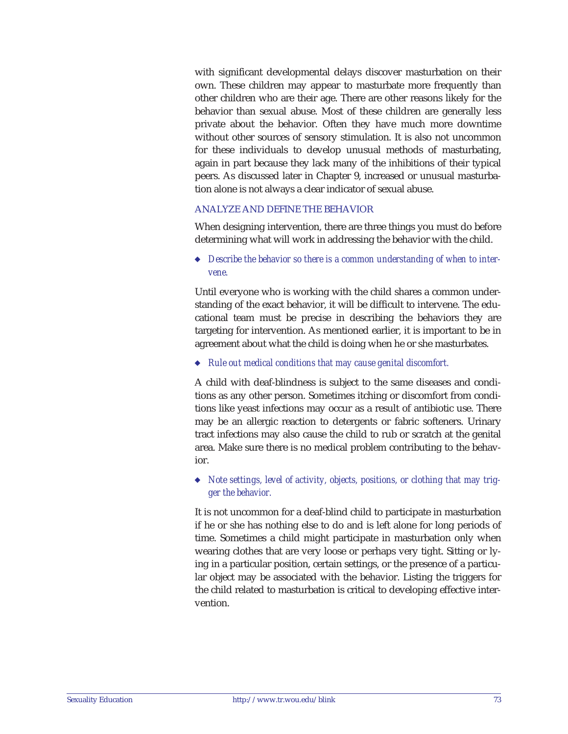with significant developmental delays discover masturbation on their own. These children may appear to masturbate more frequently than other children who are their age. There are other reasons likely for the behavior than sexual abuse. Most of these children are generally less private about the behavior. Often they have much more downtime without other sources of sensory stimulation. It is also not uncommon for these individuals to develop unusual methods of masturbating, again in part because they lack many of the inhibitions of their typical peers. As discussed later in Chapter 9, increased or unusual masturbation alone is not always a clear indicator of sexual abuse.

### ANALYZE AND DEFINE THE BEHAVIOR

When designing intervention, there are three things you must do before determining what will work in addressing the behavior with the child.

- *Describe the behavior so there is a common understanding of when to intervene.*

Until everyone who is working with the child shares a common understanding of the exact behavior, it will be difficult to intervene. The educational team must be precise in describing the behaviors they are targeting for intervention. As mentioned earlier, it is important to be in agreement about what the child is doing when he or she masturbates.

- *Rule out medical conditions that may cause genital discomfort.*

A child with deaf-blindness is subject to the same diseases and conditions as any other person. Sometimes itching or discomfort from conditions like yeast infections may occur as a result of antibiotic use. There may be an allergic reaction to detergents or fabric softeners. Urinary tract infections may also cause the child to rub or scratch at the genital area. Make sure there is no medical problem contributing to the behavior.

- *Note settings, level of activity, objects, positions, or clothing that may trigger the behavior.*

It is not uncommon for a deaf-blind child to participate in masturbation if he or she has nothing else to do and is left alone for long periods of time. Sometimes a child might participate in masturbation only when wearing clothes that are very loose or perhaps very tight. Sitting or lying in a particular position, certain settings, or the presence of a particular object may be associated with the behavior. Listing the triggers for the child related to masturbation is critical to developing effective intervention.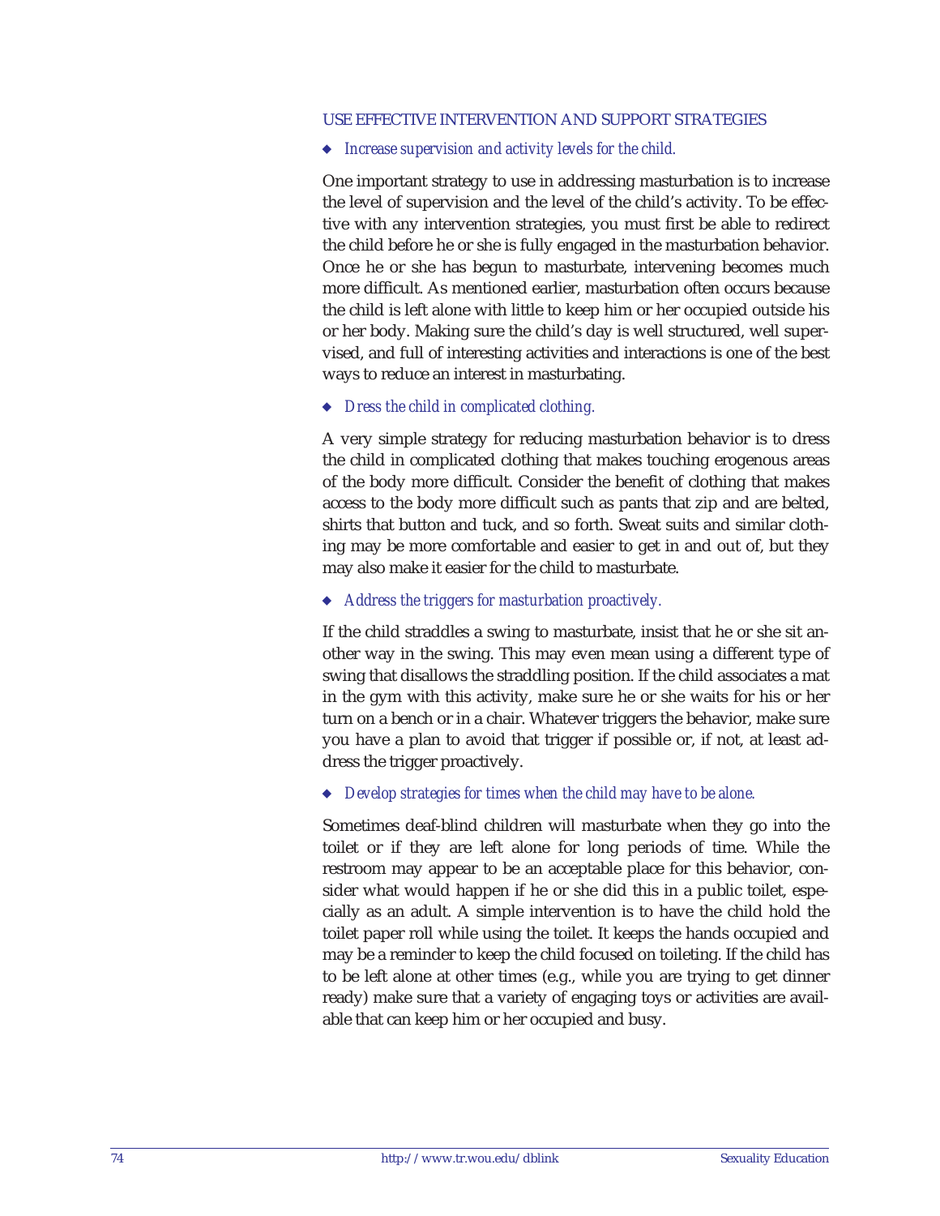## USE EFFECTIVE INTERVENTION AND SUPPORT STRATEGIES

- *Increase supervision and activity levels for the child.*

One important strategy to use in addressing masturbation is to increase the level of supervision and the level of the child's activity. To be effective with any intervention strategies, you must first be able to redirect the child before he or she is fully engaged in the masturbation behavior. Once he or she has begun to masturbate, intervening becomes much more difficult. As mentioned earlier, masturbation often occurs because the child is left alone with little to keep him or her occupied outside his or her body. Making sure the child's day is well structured, well supervised, and full of interesting activities and interactions is one of the best ways to reduce an interest in masturbating.

- *Dress the child in complicated clothing.*

A very simple strategy for reducing masturbation behavior is to dress the child in complicated clothing that makes touching erogenous areas of the body more difficult. Consider the benefit of clothing that makes access to the body more difficult such as pants that zip and are belted, shirts that button and tuck, and so forth. Sweat suits and similar clothing may be more comfortable and easier to get in and out of, but they may also make it easier for the child to masturbate.

- *Address the triggers for masturbation proactively.*

If the child straddles a swing to masturbate, insist that he or she sit another way in the swing. This may even mean using a different type of swing that disallows the straddling position. If the child associates a mat in the gym with this activity, make sure he or she waits for his or her turn on a bench or in a chair. Whatever triggers the behavior, make sure you have a plan to avoid that trigger if possible or, if not, at least address the trigger proactively.

- *Develop strategies for times when the child may have to be alone.*

Sometimes deaf-blind children will masturbate when they go into the toilet or if they are left alone for long periods of time. While the restroom may appear to be an acceptable place for this behavior, consider what would happen if he or she did this in a public toilet, especially as an adult. A simple intervention is to have the child hold the toilet paper roll while using the toilet. It keeps the hands occupied and may be a reminder to keep the child focused on toileting. If the child has to be left alone at other times (e.g., while you are trying to get dinner ready) make sure that a variety of engaging toys or activities are available that can keep him or her occupied and busy.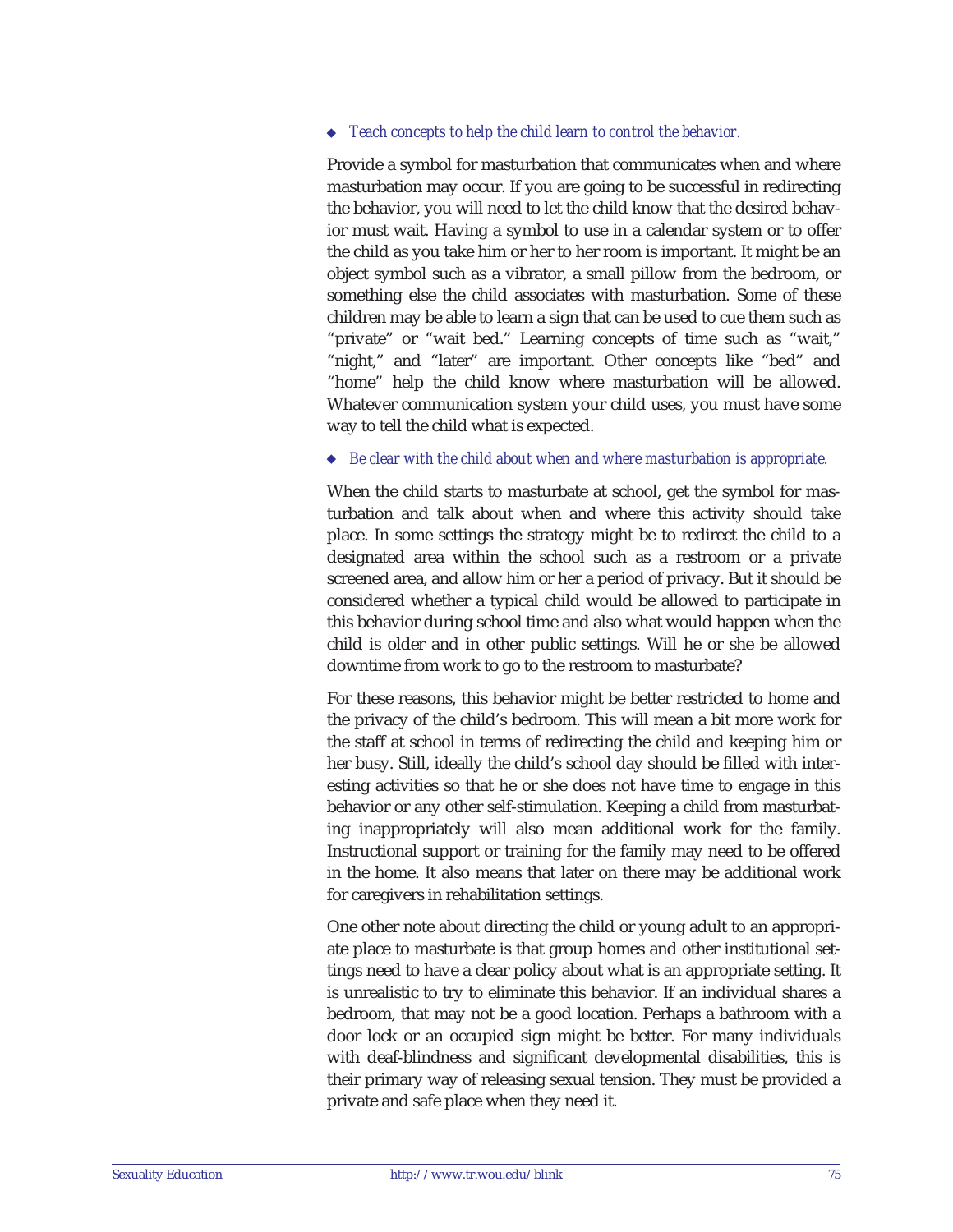- *Teach concepts to help the child learn to control the behavior.*

Provide a symbol for masturbation that communicates when and where masturbation may occur. If you are going to be successful in redirecting the behavior, you will need to let the child know that the desired behavior must wait. Having a symbol to use in a calendar system or to offer the child as you take him or her to her room is important. It might be an object symbol such as a vibrator, a small pillow from the bedroom, or something else the child associates with masturbation. Some of these children may be able to learn a sign that can be used to cue them such as "private" or "wait bed." Learning concepts of time such as "wait," "night," and "later" are important. Other concepts like "bed" and "home" help the child know where masturbation will be allowed. Whatever communication system your child uses, you must have some way to tell the child what is expected.

- *Be clear with the child about when and where masturbation is appropriate.*

When the child starts to masturbate at school, get the symbol for masturbation and talk about when and where this activity should take place. In some settings the strategy might be to redirect the child to a designated area within the school such as a restroom or a private screened area, and allow him or her a period of privacy. But it should be considered whether a typical child would be allowed to participate in this behavior during school time and also what would happen when the child is older and in other public settings. Will he or she be allowed downtime from work to go to the restroom to masturbate?

For these reasons, this behavior might be better restricted to home and the privacy of the child's bedroom. This will mean a bit more work for the staff at school in terms of redirecting the child and keeping him or her busy. Still, ideally the child's school day should be filled with interesting activities so that he or she does not have time to engage in this behavior or any other self-stimulation. Keeping a child from masturbating inappropriately will also mean additional work for the family. Instructional support or training for the family may need to be offered in the home. It also means that later on there may be additional work for caregivers in rehabilitation settings.

One other note about directing the child or young adult to an appropriate place to masturbate is that group homes and other institutional settings need to have a clear policy about what is an appropriate setting. It is unrealistic to try to eliminate this behavior. If an individual shares a bedroom, that may not be a good location. Perhaps a bathroom with a door lock or an occupied sign might be better. For many individuals with deaf-blindness and significant developmental disabilities, this is their primary way of releasing sexual tension. They must be provided a private and safe place when they need it.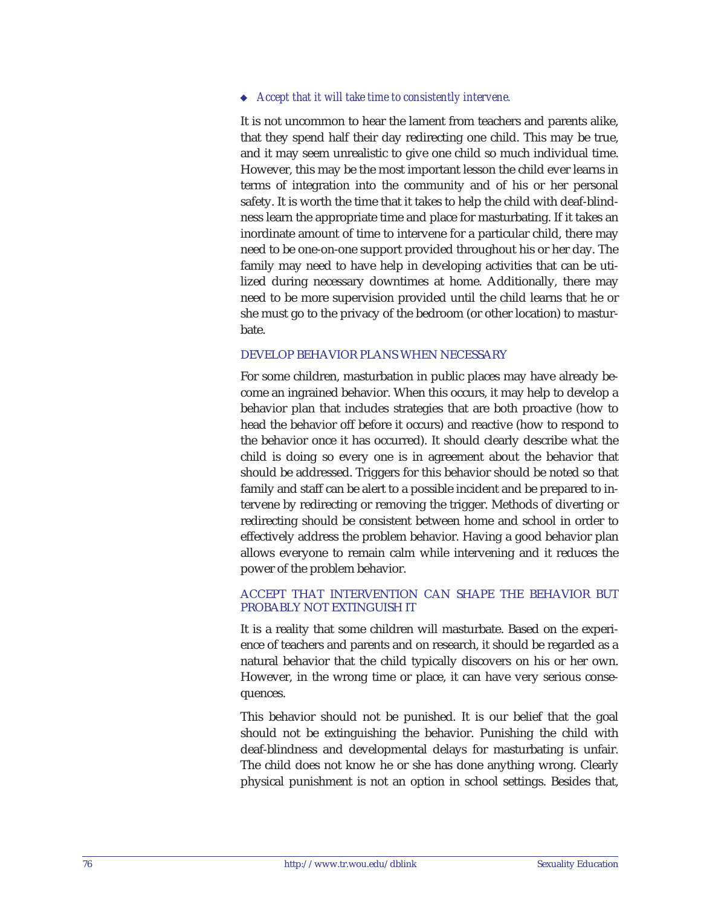◆ *Accept that it will take time to consistently intervene.*

It is not uncommon to hear the lament from teachers and parents alike, that they spend half their day redirecting one child. This may be true, and it may seem unrealistic to give one child so much individual time. However, this may be the most important lesson the child ever learns in terms of integration into the community and of his or her personal safety. It is worth the time that it takes to help the child with deaf-blindness learn the appropriate time and place for masturbating. If it takes an inordinate amount of time to intervene for a particular child, there may need to be one-on-one support provided throughout his or her day. The family may need to have help in developing activities that can be utilized during necessary downtimes at home. Additionally, there may need to be more supervision provided until the child learns that he or she must go to the privacy of the bedroom (or other location) to masturbate.

### DEVELOP BEHAVIOR PLANS WHEN NECESSARY

For some children, masturbation in public places may have already become an ingrained behavior. When this occurs, it may help to develop a behavior plan that includes strategies that are both proactive (how to head the behavior off before it occurs) and reactive (how to respond to the behavior once it has occurred). It should clearly describe what the child is doing so every one is in agreement about the behavior that should be addressed. Triggers for this behavior should be noted so that family and staff can be alert to a possible incident and be prepared to intervene by redirecting or removing the trigger. Methods of diverting or redirecting should be consistent between home and school in order to effectively address the problem behavior. Having a good behavior plan allows everyone to remain calm while intervening and it reduces the power of the problem behavior.

### ACCEPT THAT INTERVENTION CAN SHAPE THE BEHAVIOR BUT PROBABLY NOT EXTINGUISH IT

It is a reality that some children will masturbate. Based on the experience of teachers and parents and on research, it should be regarded as a natural behavior that the child typically discovers on his or her own. However, in the wrong time or place, it can have very serious consequences.

This behavior should not be punished. It is our belief that the goal should not be extinguishing the behavior. Punishing the child with deaf-blindness and developmental delays for masturbating is unfair. The child does not know he or she has done anything wrong. Clearly physical punishment is not an option in school settings. Besides that,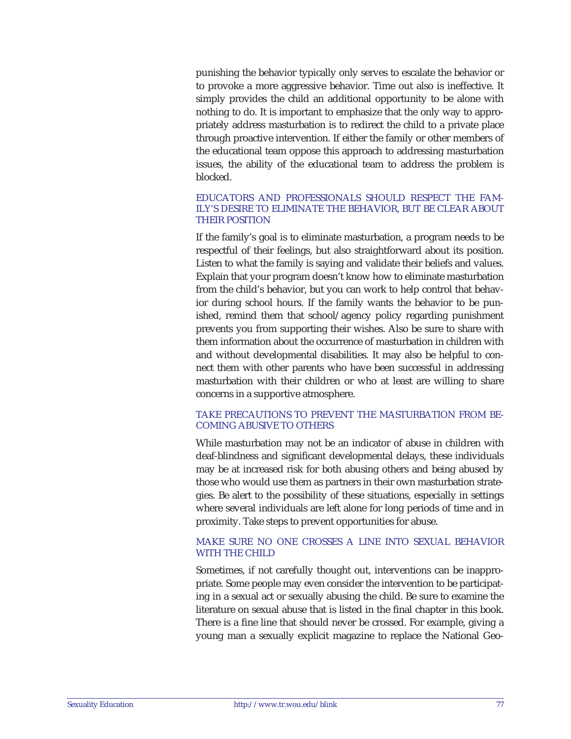punishing the behavior typically only serves to escalate the behavior or to provoke a more aggressive behavior. Time out also is ineffective. It simply provides the child an additional opportunity to be alone with nothing to do. It is important to emphasize that the only way to appropriately address masturbation is to redirect the child to a private place through proactive intervention. If either the family or other members of the educational team oppose this approach to addressing masturbation issues, the ability of the educational team to address the problem is blocked.

### EDUCATORS AND PROFESSIONALS SHOULD RESPECT THE FAMILY'S DESIRE TO ELIMINATE THE BEHAVIOR, BUT BE CLEAR ABOUT THEIR POSITION

If the family's goal is to eliminate masturbation, a program needs to be respectful of their feelings, but also straightforward about its position. Listen to what the family is saying and validate their beliefs and values. Explain that your program doesn't know how to eliminate masturbation from the child's behavior, but you can work to help control that behavior during school hours. If the family wants the behavior to be punished, remind them that school/agency policy regarding punishment prevents you from supporting their wishes. Also be sure to share with them information about the occurrence of masturbation in children with and without developmental disabilities. It may also be helpful to connect them with other parents who have been successful in addressing masturbation with their children or who at least are willing to share concerns in a supportive atmosphere.

### TAKE PRECAUTIONS TO PREVENT THE MASTURBATION FROM BECOMING ABUSIVE TO OTHERS

While masturbation may not be an indicator of abuse in children with deaf-blindness and significant developmental delays, these individuals may be at increased risk for both abusing others and being abused by those who would use them as partners in their own masturbation strategies. Be alert to the possibility of these situations, especially in settings where several individuals are left alone for long periods of time and in proximity. Take steps to prevent opportunities for abuse.

### MAKE SURE NO ONE CROSSES A LINE INTO SEXUAL BEHAVIOR WITH THE CHILD

Sometimes, if not carefully thought out, interventions can be inappropriate. Some people may even consider the intervention to be participating in a sexual act or sexually abusing the child. Be sure to examine the literature on sexual abuse that is listed in the final chapter in this book. There is a fine line that should never be crossed. For example, giving a young man a sexually explicit magazine to replace the National Geo-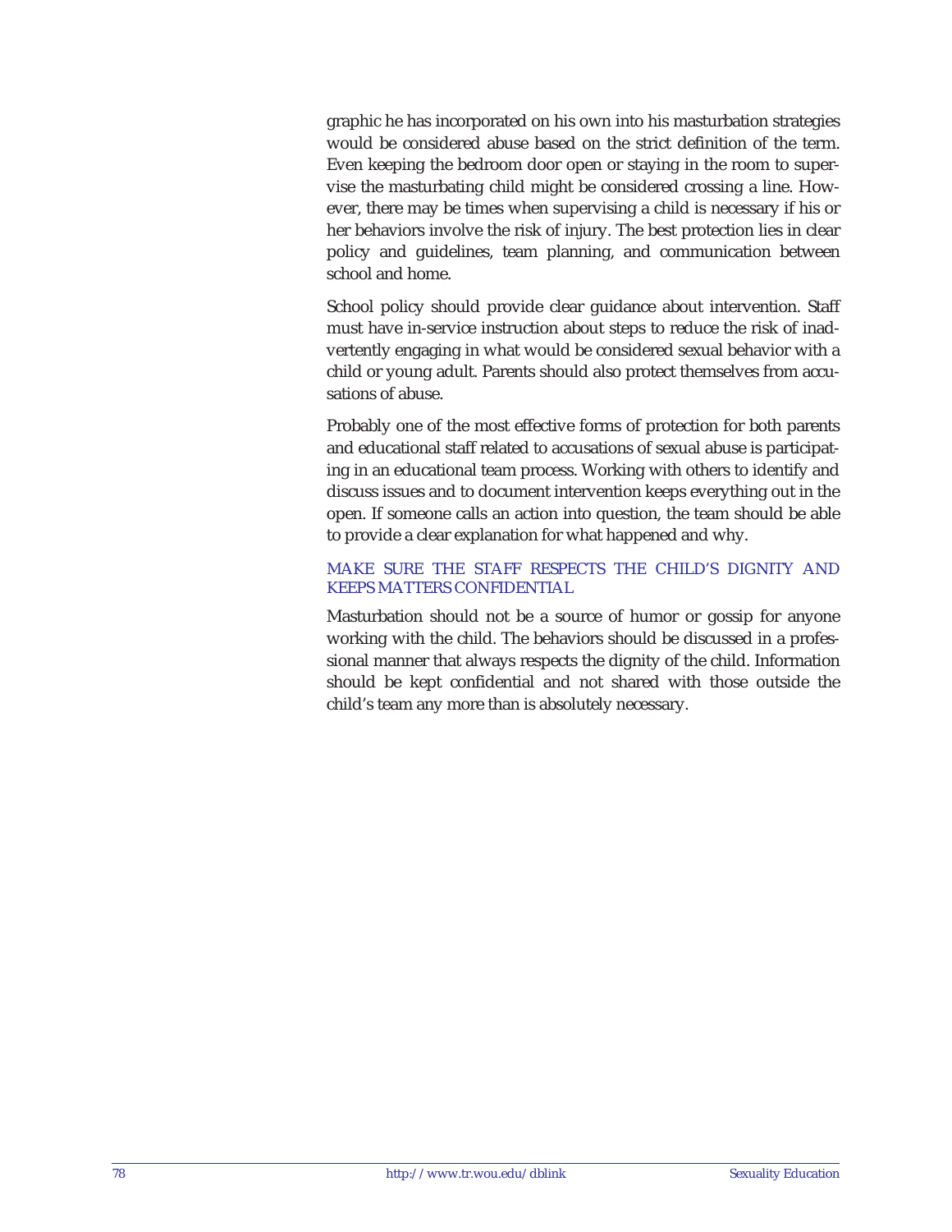graphic he has incorporated on his own into his masturbation strategies would be considered abuse based on the strict definition of the term. Even keeping the bedroom door open or staying in the room to supervise the masturbating child might be considered crossing a line. However, there may be times when supervising a child is necessary if his or her behaviors involve the risk of injury. The best protection lies in clear policy and guidelines, team planning, and communication between school and home.

School policy should provide clear guidance about intervention. Staff must have in-service instruction about steps to reduce the risk of inadvertently engaging in what would be considered sexual behavior with a child or young adult. Parents should also protect themselves from accusations of abuse.

Probably one of the most effective forms of protection for both parents and educational staff related to accusations of sexual abuse is participating in an educational team process. Working with others to identify and discuss issues and to document intervention keeps everything out in the open. If someone calls an action into question, the team should be able to provide a clear explanation for what happened and why.

### MAKE SURE THE STAFF RESPECTS THE CHILD'S DIGNITY AND KEEPS MATTERS CONFIDENTIAL

Masturbation should not be a source of humor or gossip for anyone working with the child. The behaviors should be discussed in a professional manner that always respects the dignity of the child. Information should be kept confidential and not shared with those outside the child's team any more than is absolutely necessary.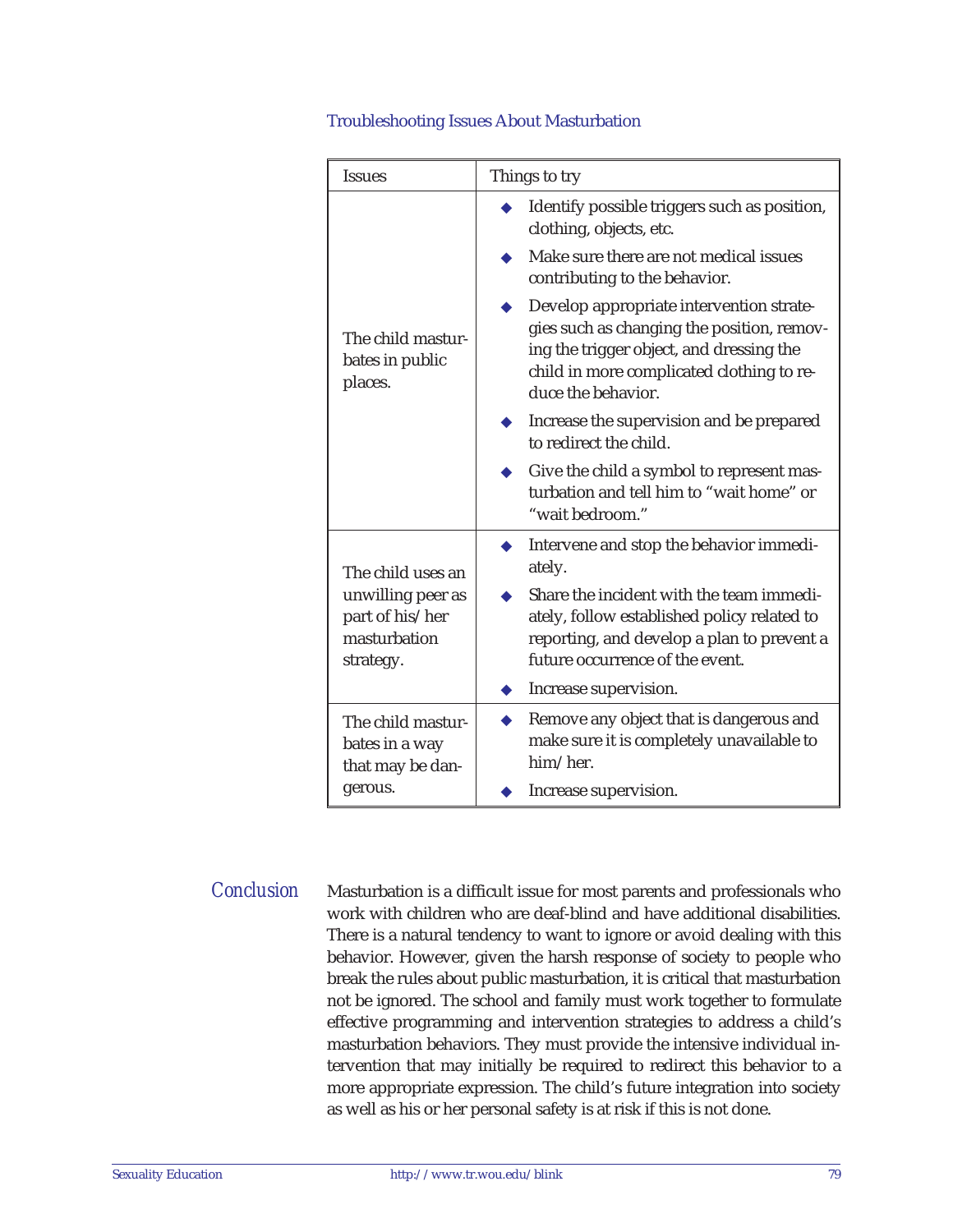### Troubleshooting Issues About Masturbation

| Issues | Things to try |
|---|---|
| The child masturbates in public places. | ◆ Identify possible triggers such as position, clothing, objects, etc.<br>◆ Make sure there are not medical issues contributing to the behavior.<br>◆ Develop appropriate intervention strategies such as changing the position, removing the trigger object, and dressing the child in more complicated clothing to reduce the behavior.<br>◆ Increase the supervision and be prepared to redirect the child.<br>◆ Give the child a symbol to represent masturbation and tell him to "wait home" or "wait bedroom." |
| The child uses an unwilling peer as part of his/her masturbation strategy. | ◆ Intervene and stop the behavior immediately.<br>◆ Share the incident with the team immediately, follow established policy related to reporting, and develop a plan to prevent a future occurrence of the event.<br>◆ Increase supervision. |
| The child masturbates in a way that may be dangerous. | ◆ Remove any object that is dangerous and make sure it is completely unavailable to him/her.<br>◆ Increase supervision. |

## Conclusion

Masturbation is a difficult issue for most parents and professionals who work with children who are deaf-blind and have additional disabilities. There is a natural tendency to want to ignore or avoid dealing with this behavior. However, given the harsh response of society to people who break the rules about public masturbation, it is critical that masturbation not be ignored. The school and family must work together to formulate effective programming and intervention strategies to address a child's masturbation behaviors. They must provide the intensive individual intervention that may initially be required to redirect this behavior to a more appropriate expression. The child's future integration into society as well as his or her personal safety is at risk if this is not done.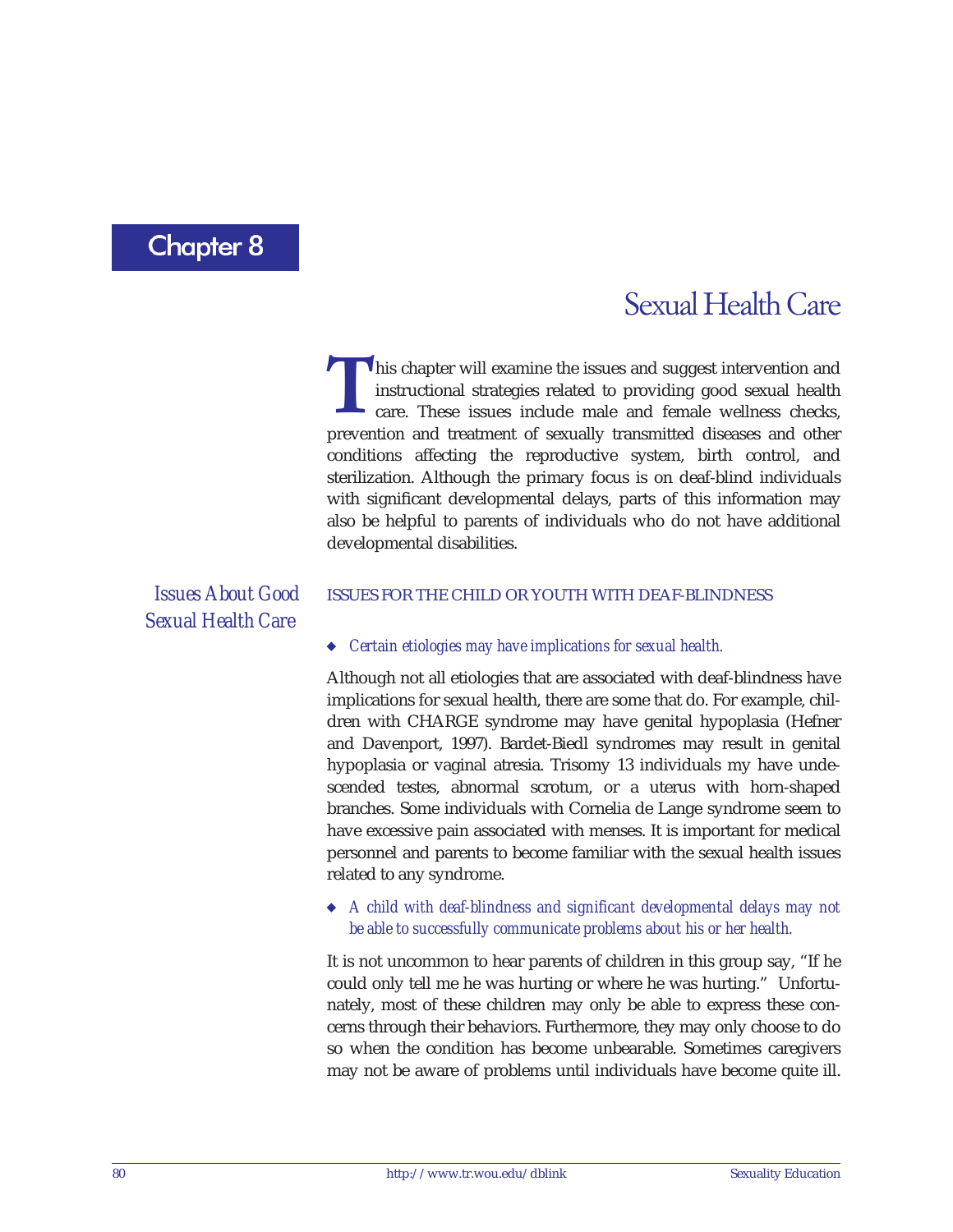# Chapter 8

## Sexual Health Care

This chapter will examine the issues and suggest intervention and instructional strategies related to providing good sexual health care. These issues include male and female wellness checks, prevention and treatment of sexually transmitted diseases and other conditions affecting the reproductive system, birth control, and sterilization. Although the primary focus is on deaf-blind individuals with significant developmental delays, parts of this information may also be helpful to parents of individuals who do not have additional developmental disabilities.

### *Issues About Good Sexual Health Care*

#### ISSUES FOR THE CHILD OR YOUTH WITH DEAF-BLINDNESS

- *Certain etiologies may have implications for sexual health.*

Although not all etiologies that are associated with deaf-blindness have implications for sexual health, there are some that do. For example, children with CHARGE syndrome may have genital hypoplasia (Hefner and Davenport, 1997). Bardet-Biedl syndromes may result in genital hypoplasia or vaginal atresia. Trisomy 13 individuals my have undescended testes, abnormal scrotum, or a uterus with horn-shaped branches. Some individuals with Cornelia de Lange syndrome seem to have excessive pain associated with menses. It is important for medical personnel and parents to become familiar with the sexual health issues related to any syndrome.

- *A child with deaf-blindness and significant developmental delays may not be able to successfully communicate problems about his or her health.*

It is not uncommon to hear parents of children in this group say, "If he could only tell me he was hurting or where he was hurting." Unfortunately, most of these children may only be able to express these concerns through their behaviors. Furthermore, they may only choose to do so when the condition has become unbearable. Sometimes caregivers may not be aware of problems until individuals have become quite ill.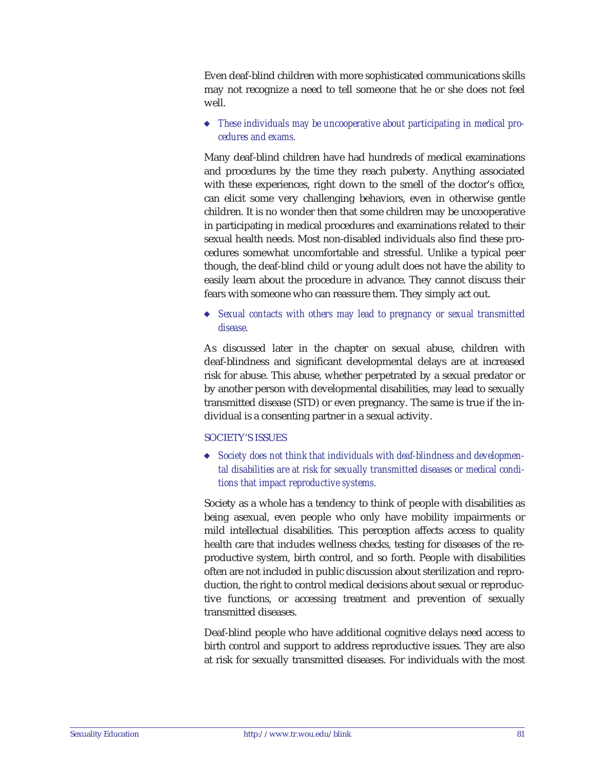Even deaf-blind children with more sophisticated communications skills may not recognize a need to tell someone that he or she does not feel well.

- *These individuals may be uncooperative about participating in medical procedures and exams.*

Many deaf-blind children have had hundreds of medical examinations and procedures by the time they reach puberty. Anything associated with these experiences, right down to the smell of the doctor's office, can elicit some very challenging behaviors, even in otherwise gentle children. It is no wonder then that some children may be uncooperative in participating in medical procedures and examinations related to their sexual health needs. Most non-disabled individuals also find these procedures somewhat uncomfortable and stressful. Unlike a typical peer though, the deaf-blind child or young adult does not have the ability to easily learn about the procedure in advance. They cannot discuss their fears with someone who can reassure them. They simply act out.

- *Sexual contacts with others may lead to pregnancy or sexual transmitted disease.*

As discussed later in the chapter on sexual abuse, children with deaf-blindness and significant developmental delays are at increased risk for abuse. This abuse, whether perpetrated by a sexual predator or by another person with developmental disabilities, may lead to sexually transmitted disease (STD) or even pregnancy. The same is true if the individual is a consenting partner in a sexual activity.

### SOCIETY'S ISSUES

- *Society does not think that individuals with deaf-blindness and developmental disabilities are at risk for sexually transmitted diseases or medical conditions that impact reproductive systems.*

Society as a whole has a tendency to think of people with disabilities as being asexual, even people who only have mobility impairments or mild intellectual disabilities. This perception affects access to quality health care that includes wellness checks, testing for diseases of the reproductive system, birth control, and so forth. People with disabilities often are not included in public discussion about sterilization and reproduction, the right to control medical decisions about sexual or reproductive functions, or accessing treatment and prevention of sexually transmitted diseases.

Deaf-blind people who have additional cognitive delays need access to birth control and support to address reproductive issues. They are also at risk for sexually transmitted diseases. For individuals with the most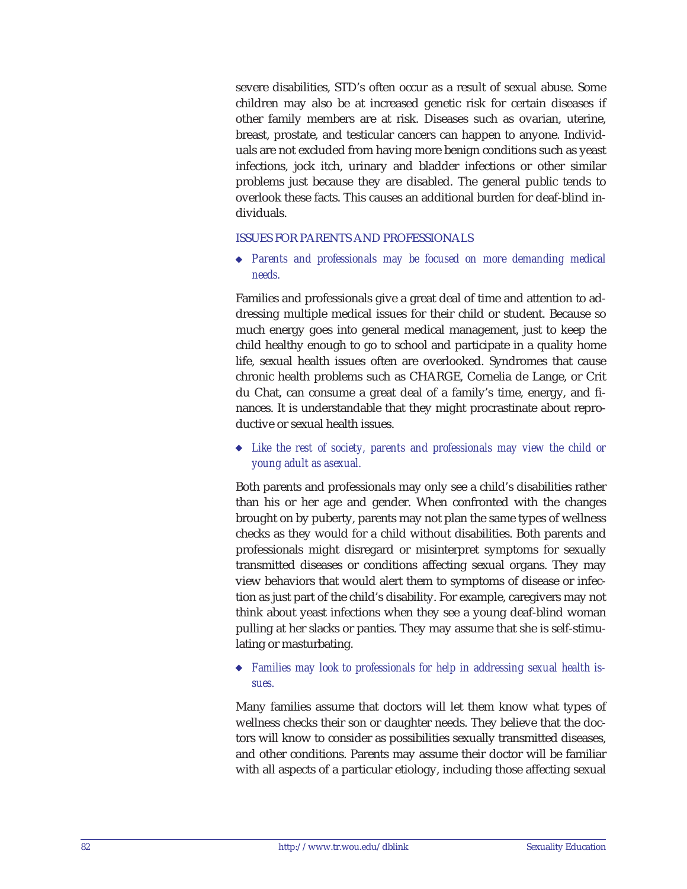severe disabilities, STD's often occur as a result of sexual abuse. Some children may also be at increased genetic risk for certain diseases if other family members are at risk. Diseases such as ovarian, uterine, breast, prostate, and testicular cancers can happen to anyone. Individuals are not excluded from having more benign conditions such as yeast infections, jock itch, urinary and bladder infections or other similar problems just because they are disabled. The general public tends to overlook these facts. This causes an additional burden for deaf-blind individuals.

### ISSUES FOR PARENTS AND PROFESSIONALS

- *Parents and professionals may be focused on more demanding medical needs.*

Families and professionals give a great deal of time and attention to addressing multiple medical issues for their child or student. Because so much energy goes into general medical management, just to keep the child healthy enough to go to school and participate in a quality home life, sexual health issues often are overlooked. Syndromes that cause chronic health problems such as CHARGE, Cornelia de Lange, or Crit du Chat, can consume a great deal of a family's time, energy, and finances. It is understandable that they might procrastinate about reproductive or sexual health issues.

- *Like the rest of society, parents and professionals may view the child or young adult as asexual.*

Both parents and professionals may only see a child's disabilities rather than his or her age and gender. When confronted with the changes brought on by puberty, parents may not plan the same types of wellness checks as they would for a child without disabilities. Both parents and professionals might disregard or misinterpret symptoms for sexually transmitted diseases or conditions affecting sexual organs. They may view behaviors that would alert them to symptoms of disease or infection as just part of the child's disability. For example, caregivers may not think about yeast infections when they see a young deaf-blind woman pulling at her slacks or panties. They may assume that she is self-stimulating or masturbating.

- *Families may look to professionals for help in addressing sexual health issues.*

Many families assume that doctors will let them know what types of wellness checks their son or daughter needs. They believe that the doctors will know to consider as possibilities sexually transmitted diseases, and other conditions. Parents may assume their doctor will be familiar with all aspects of a particular etiology, including those affecting sexual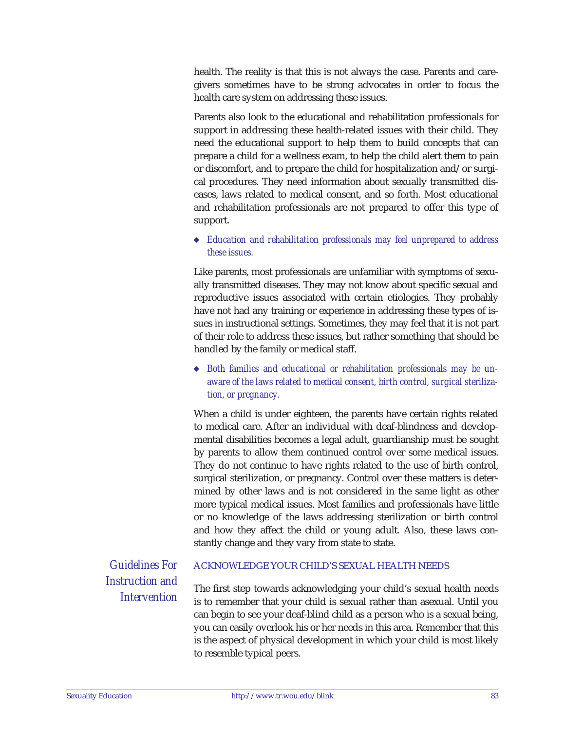health. The reality is that this is not always the case. Parents and caregivers sometimes have to be strong advocates in order to focus the health care system on addressing these issues.

Parents also look to the educational and rehabilitation professionals for support in addressing these health-related issues with their child. They need the educational support to help them to build concepts that can prepare a child for a wellness exam, to help the child alert them to pain or discomfort, and to prepare the child for hospitalization and/or surgical procedures. They need information about sexually transmitted diseases, laws related to medical consent, and so forth. Most educational and rehabilitation professionals are not prepared to offer this type of support.

- *Education and rehabilitation professionals may feel unprepared to address these issues.*

Like parents, most professionals are unfamiliar with symptoms of sexually transmitted diseases. They may not know about specific sexual and reproductive issues associated with certain etiologies. They probably have not had any training or experience in addressing these types of issues in instructional settings. Sometimes, they may feel that it is not part of their role to address these issues, but rather something that should be handled by the family or medical staff.

- *Both families and educational or rehabilitation professionals may be unaware of the laws related to medical consent, birth control, surgical sterilization, or pregnancy.*

When a child is under eighteen, the parents have certain rights related to medical care. After an individual with deaf-blindness and developmental disabilities becomes a legal adult, guardianship must be sought by parents to allow them continued control over some medical issues. They do not continue to have rights related to the use of birth control, surgical sterilization, or pregnancy. Control over these matters is determined by other laws and is not considered in the same light as other more typical medical issues. Most families and professionals have little or no knowledge of the laws addressing sterilization or birth control and how they affect the child or young adult. Also, these laws constantly change and they vary from state to state.

## *Guidelines For Instruction and Intervention*

### ACKNOWLEDGE YOUR CHILD'S SEXUAL HEALTH NEEDS

The first step towards acknowledging your child's sexual health needs is to remember that your child is sexual rather than asexual. Until you can begin to see your deaf-blind child as a person who is a sexual being, you can easily overlook his or her needs in this area. Remember that this is the aspect of physical development in which your child is most likely to resemble typical peers.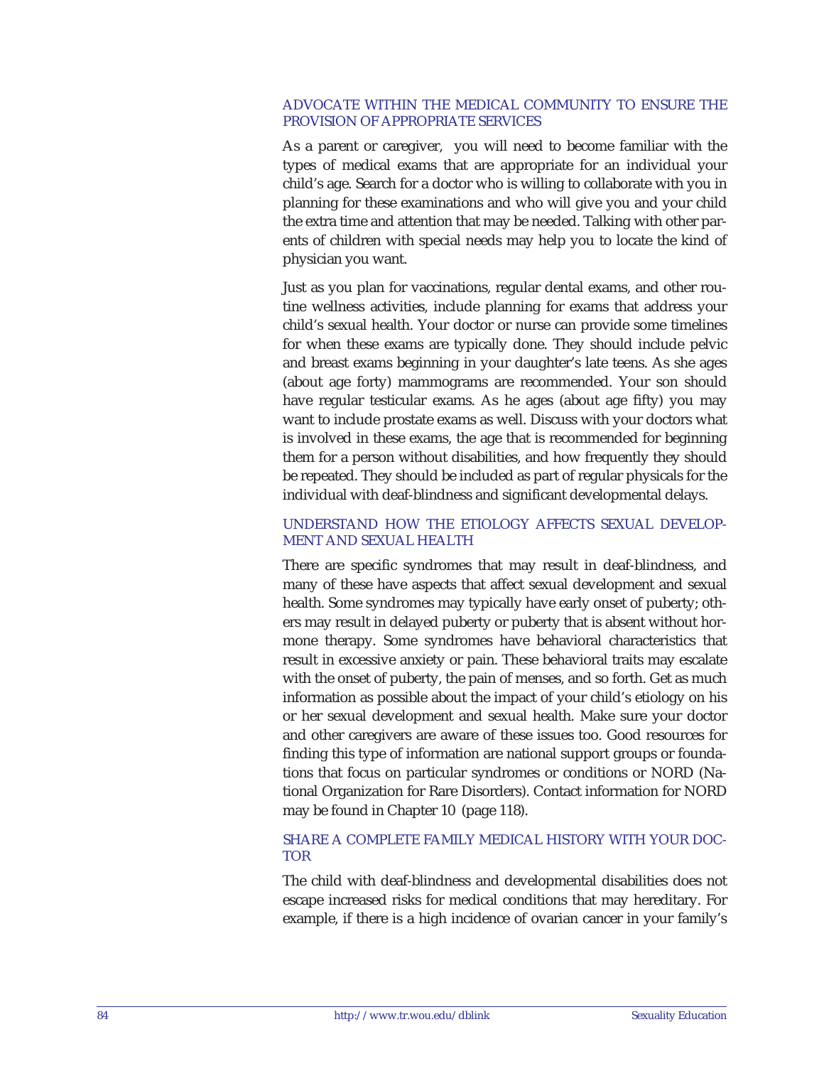### ADVOCATE WITHIN THE MEDICAL COMMUNITY TO ENSURE THE PROVISION OF APPROPRIATE SERVICES

As a parent or caregiver, you will need to become familiar with the types of medical exams that are appropriate for an individual your child's age. Search for a doctor who is willing to collaborate with you in planning for these examinations and who will give you and your child the extra time and attention that may be needed. Talking with other parents of children with special needs may help you to locate the kind of physician you want.

Just as you plan for vaccinations, regular dental exams, and other routine wellness activities, include planning for exams that address your child's sexual health. Your doctor or nurse can provide some timelines for when these exams are typically done. They should include pelvic and breast exams beginning in your daughter's late teens. As she ages (about age forty) mammograms are recommended. Your son should have regular testicular exams. As he ages (about age fifty) you may want to include prostate exams as well. Discuss with your doctors what is involved in these exams, the age that is recommended for beginning them for a person without disabilities, and how frequently they should be repeated. They should be included as part of regular physicals for the individual with deaf-blindness and significant developmental delays.

### UNDERSTAND HOW THE ETIOLOGY AFFECTS SEXUAL DEVELOPMENT AND SEXUAL HEALTH

There are specific syndromes that may result in deaf-blindness, and many of these have aspects that affect sexual development and sexual health. Some syndromes may typically have early onset of puberty; others may result in delayed puberty or puberty that is absent without hormone therapy. Some syndromes have behavioral characteristics that result in excessive anxiety or pain. These behavioral traits may escalate with the onset of puberty, the pain of menses, and so forth. Get as much information as possible about the impact of your child's etiology on his or her sexual development and sexual health. Make sure your doctor and other caregivers are aware of these issues too. Good resources for finding this type of information are national support groups or foundations that focus on particular syndromes or conditions or NORD (National Organization for Rare Disorders). Contact information for NORD may be found in Chapter 10 (page 118).

### SHARE A COMPLETE FAMILY MEDICAL HISTORY WITH YOUR DOCTOR

The child with deaf-blindness and developmental disabilities does not escape increased risks for medical conditions that may hereditary. For example, if there is a high incidence of ovarian cancer in your family's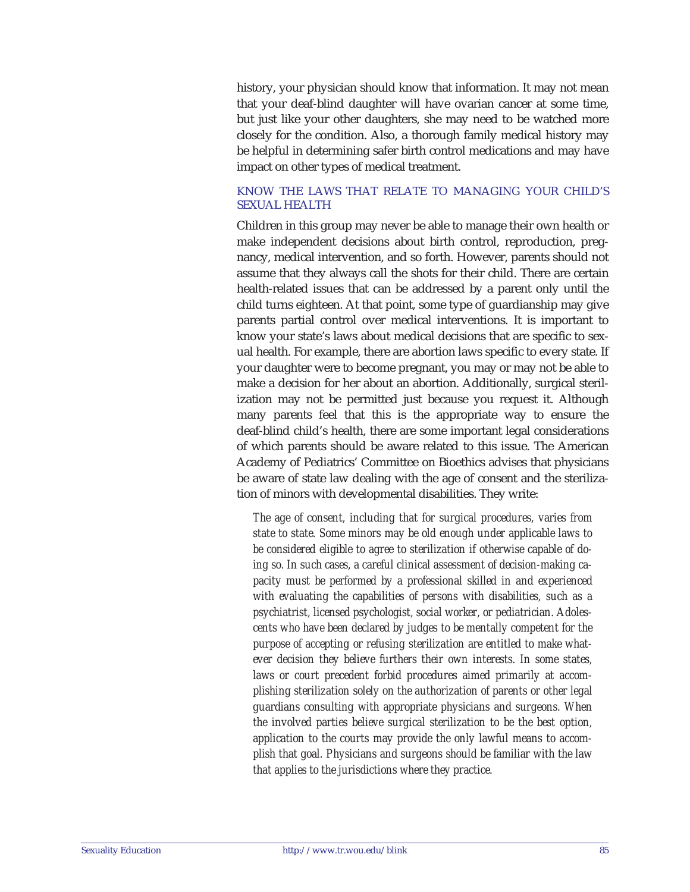history, your physician should know that information. It may not mean that your deaf-blind daughter will have ovarian cancer at some time, but just like your other daughters, she may need to be watched more closely for the condition. Also, a thorough family medical history may be helpful in determining safer birth control medications and may have impact on other types of medical treatment.

### KNOW THE LAWS THAT RELATE TO MANAGING YOUR CHILD'S SEXUAL HEALTH

Children in this group may never be able to manage their own health or make independent decisions about birth control, reproduction, pregnancy, medical intervention, and so forth. However, parents should not assume that they always call the shots for their child. There are certain health-related issues that can be addressed by a parent only until the child turns eighteen. At that point, some type of guardianship may give parents partial control over medical interventions. It is important to know your state's laws about medical decisions that are specific to sexual health. For example, there are abortion laws specific to every state. If your daughter were to become pregnant, you may or may not be able to make a decision for her about an abortion. Additionally, surgical sterilization may not be permitted just because you request it. Although many parents feel that this is the appropriate way to ensure the deaf-blind child's health, there are some important legal considerations of which parents should be aware related to this issue. The American Academy of Pediatrics' Committee on Bioethics advises that physicians be aware of state law dealing with the age of consent and the sterilization of minors with developmental disabilities. They write:

> *The age of consent, including that for surgical procedures, varies from state to state. Some minors may be old enough under applicable laws to be considered eligible to agree to sterilization if otherwise capable of doing so. In such cases, a careful clinical assessment of decision-making capacity must be performed by a professional skilled in and experienced with evaluating the capabilities of persons with disabilities, such as a psychiatrist, licensed psychologist, social worker, or pediatrician. Adolescents who have been declared by judges to be mentally competent for the purpose of accepting or refusing sterilization are entitled to make whatever decision they believe furthers their own interests. In some states, laws or court precedent forbid procedures aimed primarily at accomplishing sterilization solely on the authorization of parents or other legal guardians consulting with appropriate physicians and surgeons. When the involved parties believe surgical sterilization to be the best option, application to the courts may provide the only lawful means to accomplish that goal. Physicians and surgeons should be familiar with the law that applies to the jurisdictions where they practice.*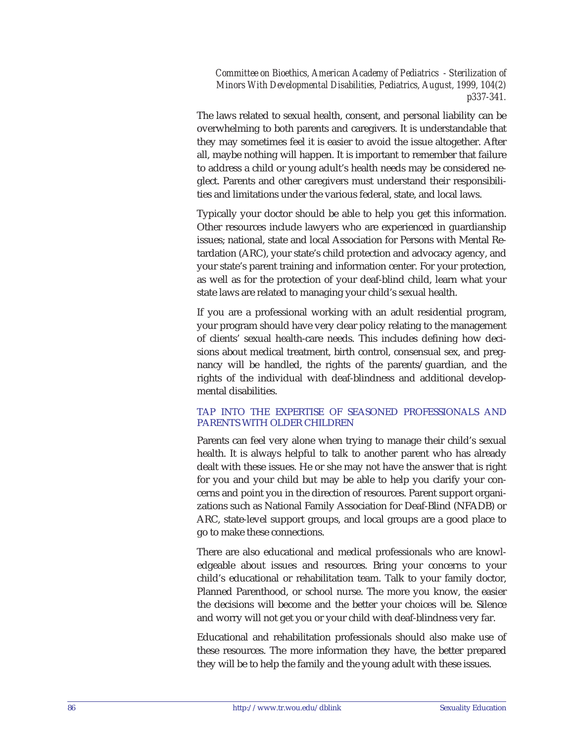*Committee on Bioethics, American Academy of Pediatrics - Sterilization of Minors With Developmental Disabilities, Pediatrics, August, 1999, 104(2) p337-341.*

The laws related to sexual health, consent, and personal liability can be overwhelming to both parents and caregivers. It is understandable that they may sometimes feel it is easier to avoid the issue altogether. After all, maybe nothing will happen. It is important to remember that failure to address a child or young adult's health needs may be considered neglect. Parents and other caregivers must understand their responsibilities and limitations under the various federal, state, and local laws.

Typically your doctor should be able to help you get this information. Other resources include lawyers who are experienced in guardianship issues; national, state and local Association for Persons with Mental Retardation (ARC), your state's child protection and advocacy agency, and your state's parent training and information center. For your protection, as well as for the protection of your deaf-blind child, learn what your state laws are related to managing your child's sexual health.

If you are a professional working with an adult residential program, your program should have very clear policy relating to the management of clients' sexual health-care needs. This includes defining how decisions about medical treatment, birth control, consensual sex, and pregnancy will be handled, the rights of the parents/guardian, and the rights of the individual with deaf-blindness and additional developmental disabilities.

### TAP INTO THE EXPERTISE OF SEASONED PROFESSIONALS AND PARENTS WITH OLDER CHILDREN

Parents can feel very alone when trying to manage their child's sexual health. It is always helpful to talk to another parent who has already dealt with these issues. He or she may not have the answer that is right for you and your child but may be able to help you clarify your concerns and point you in the direction of resources. Parent support organizations such as National Family Association for Deaf-Blind (NFADB) or ARC, state-level support groups, and local groups are a good place to go to make these connections.

There are also educational and medical professionals who are knowledgeable about issues and resources. Bring your concerns to your child's educational or rehabilitation team. Talk to your family doctor, Planned Parenthood, or school nurse. The more you know, the easier the decisions will become and the better your choices will be. Silence and worry will not get you or your child with deaf-blindness very far.

Educational and rehabilitation professionals should also make use of these resources. The more information they have, the better prepared they will be to help the family and the young adult with these issues.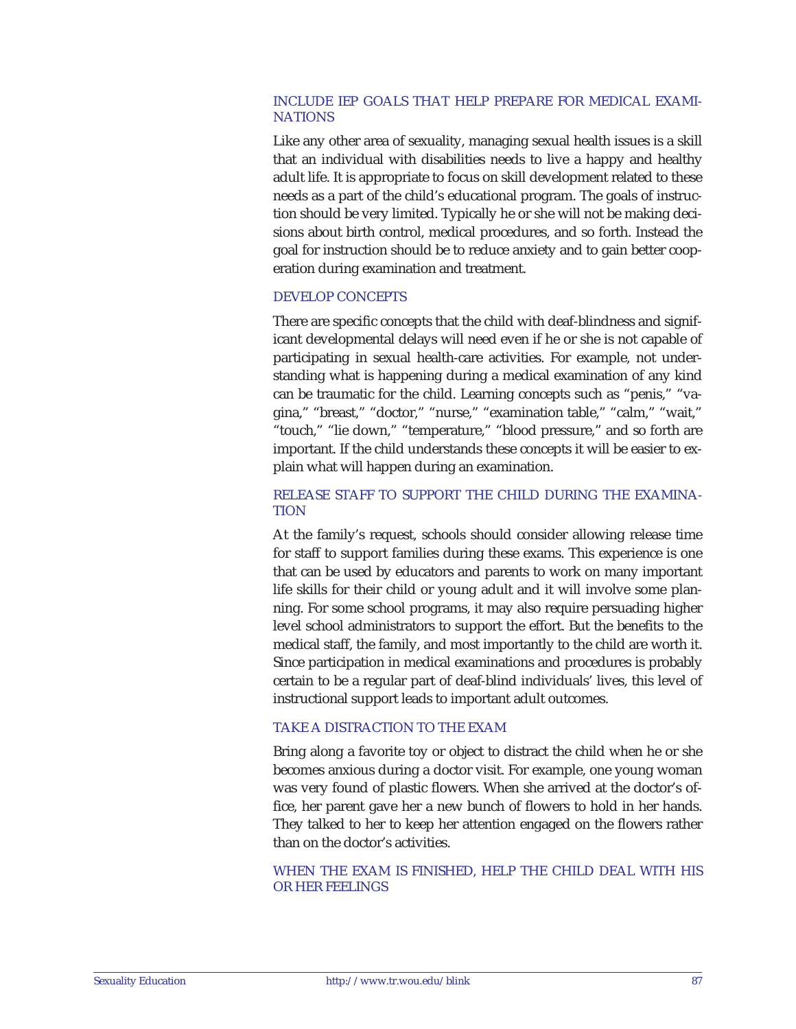### INCLUDE IEP GOALS THAT HELP PREPARE FOR MEDICAL EXAMINATIONS

Like any other area of sexuality, managing sexual health issues is a skill that an individual with disabilities needs to live a happy and healthy adult life. It is appropriate to focus on skill development related to these needs as a part of the child's educational program. The goals of instruction should be very limited. Typically he or she will not be making decisions about birth control, medical procedures, and so forth. Instead the goal for instruction should be to reduce anxiety and to gain better cooperation during examination and treatment.

### DEVELOP CONCEPTS

There are specific concepts that the child with deaf-blindness and significant developmental delays will need even if he or she is not capable of participating in sexual health-care activities. For example, not understanding what is happening during a medical examination of any kind can be traumatic for the child. Learning concepts such as "penis," "vagina," "breast," "doctor," "nurse," "examination table," "calm," "wait," "touch," "lie down," "temperature," "blood pressure," and so forth are important. If the child understands these concepts it will be easier to explain what will happen during an examination.

### RELEASE STAFF TO SUPPORT THE CHILD DURING THE EXAMINATION

At the family's request, schools should consider allowing release time for staff to support families during these exams. This experience is one that can be used by educators and parents to work on many important life skills for their child or young adult and it will involve some planning. For some school programs, it may also require persuading higher level school administrators to support the effort. But the benefits to the medical staff, the family, and most importantly to the child are worth it. Since participation in medical examinations and procedures is probably certain to be a regular part of deaf-blind individuals' lives, this level of instructional support leads to important adult outcomes.

### TAKE A DISTRACTION TO THE EXAM

Bring along a favorite toy or object to distract the child when he or she becomes anxious during a doctor visit. For example, one young woman was very found of plastic flowers. When she arrived at the doctor's office, her parent gave her a new bunch of flowers to hold in her hands. They talked to her to keep her attention engaged on the flowers rather than on the doctor's activities.

### WHEN THE EXAM IS FINISHED, HELP THE CHILD DEAL WITH HIS OR HER FEELINGS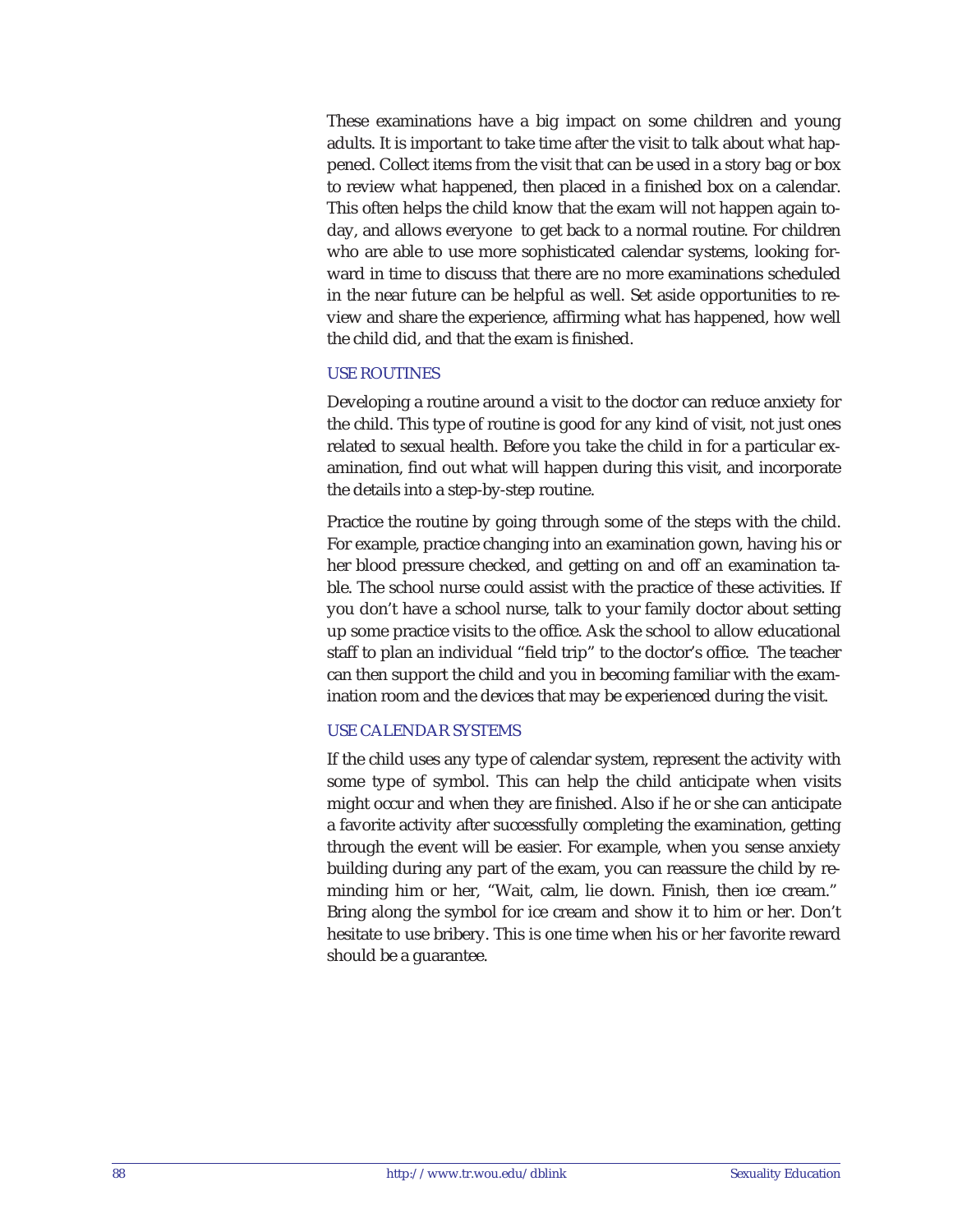These examinations have a big impact on some children and young adults. It is important to take time after the visit to talk about what happened. Collect items from the visit that can be used in a story bag or box to review what happened, then placed in a finished box on a calendar. This often helps the child know that the exam will not happen again today, and allows everyone to get back to a normal routine. For children who are able to use more sophisticated calendar systems, looking forward in time to discuss that there are no more examinations scheduled in the near future can be helpful as well. Set aside opportunities to review and share the experience, affirming what has happened, how well the child did, and that the exam is finished.

### USE ROUTINES

Developing a routine around a visit to the doctor can reduce anxiety for the child. This type of routine is good for any kind of visit, not just ones related to sexual health. Before you take the child in for a particular examination, find out what will happen during this visit, and incorporate the details into a step-by-step routine.

Practice the routine by going through some of the steps with the child. For example, practice changing into an examination gown, having his or her blood pressure checked, and getting on and off an examination table. The school nurse could assist with the practice of these activities. If you don't have a school nurse, talk to your family doctor about setting up some practice visits to the office. Ask the school to allow educational staff to plan an individual "field trip" to the doctor's office. The teacher can then support the child and you in becoming familiar with the examination room and the devices that may be experienced during the visit.

### USE CALENDAR SYSTEMS

If the child uses any type of calendar system, represent the activity with some type of symbol. This can help the child anticipate when visits might occur and when they are finished. Also if he or she can anticipate a favorite activity after successfully completing the examination, getting through the event will be easier. For example, when you sense anxiety building during any part of the exam, you can reassure the child by reminding him or her, "Wait, calm, lie down. Finish, then ice cream." Bring along the symbol for ice cream and show it to him or her. Don't hesitate to use bribery. This is one time when his or her favorite reward should be a guarantee.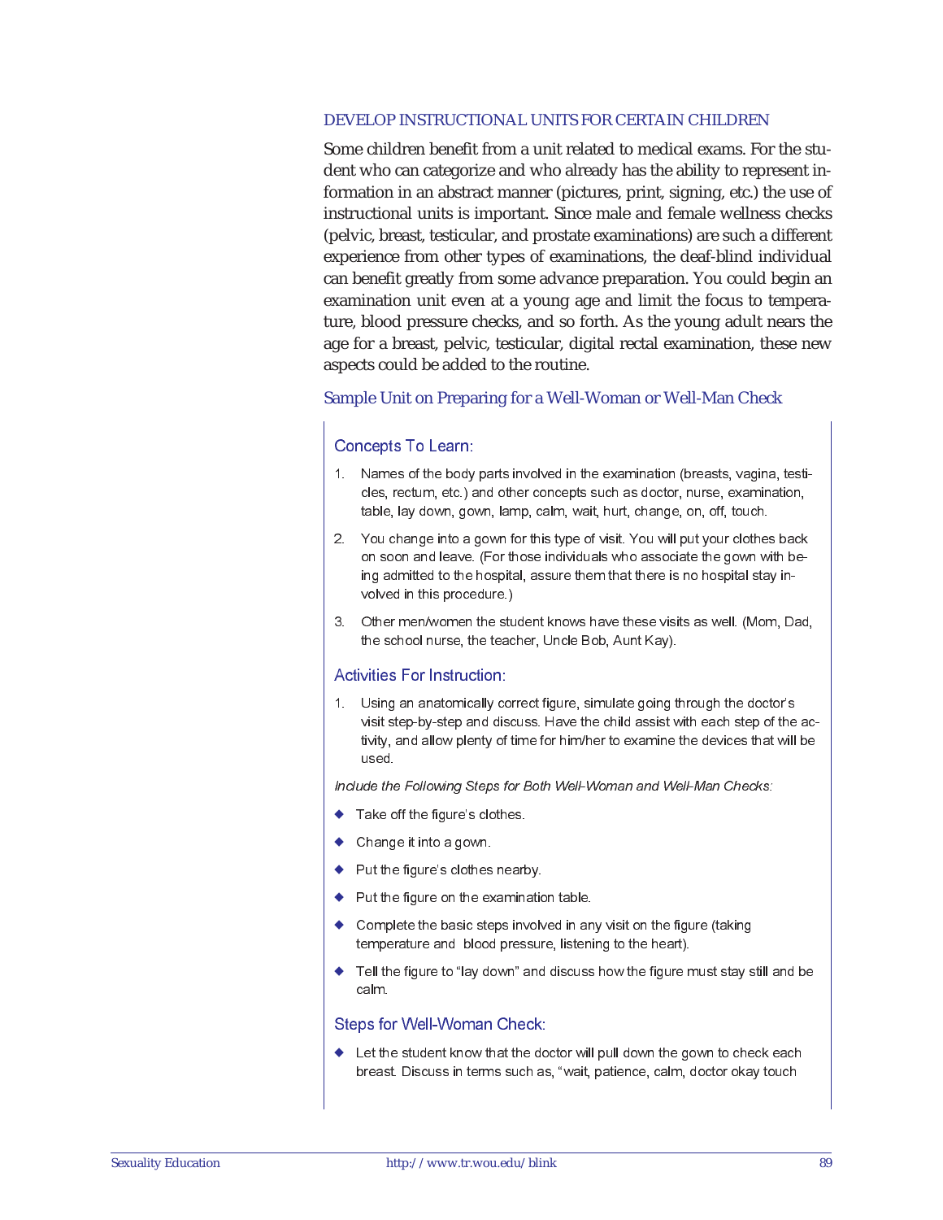## DEVELOP INSTRUCTIONAL UNITS FOR CERTAIN CHILDREN

Some children benefit from a unit related to medical exams. For the student who can categorize and who already has the ability to represent information in an abstract manner (pictures, print, signing, etc.) the use of instructional units is important. Since male and female wellness checks (pelvic, breast, testicular, and prostate examinations) are such a different experience from other types of examinations, the deaf-blind individual can benefit greatly from some advance preparation. You could begin an examination unit even at a young age and limit the focus to temperature, blood pressure checks, and so forth. As the young adult nears the age for a breast, pelvic, testicular, digital rectal examination, these new aspects could be added to the routine.

### Sample Unit on Preparing for a Well-Woman or Well-Man Check

#### Concepts To Learn:

1. Names of the body parts involved in the examination (breasts, vagina, testicles, rectum, etc.) and other concepts such as doctor, nurse, examination, table, lay down, gown, lamp, calm, wait, hurt, change, on, off, touch.
2. You change into a gown for this type of visit. You will put your clothes back on soon and leave. (For those individuals who associate the gown with being admitted to the hospital, assure them that there is no hospital stay involved in this procedure.)
3. Other men/women the student knows have these visits as well. (Mom, Dad, the school nurse, the teacher, Uncle Bob, Aunt Kay).

#### Activities For Instruction:

1. Using an anatomically correct figure, simulate going through the doctor's visit step-by-step and discuss. Have the child assist with each step of the activity, and allow plenty of time for him/her to examine the devices that will be used.

*Include the Following Steps for Both Well-Woman and Well-Man Checks:*

- Take off the figure's clothes.
- Change it into a gown.
- Put the figure's clothes nearby.
- Put the figure on the examination table.
- Complete the basic steps involved in any visit on the figure (taking temperature and blood pressure, listening to the heart).
- Tell the figure to "lay down" and discuss how the figure must stay still and be calm.

#### Steps for Well-Woman Check:

- Let the student know that the doctor will pull down the gown to check each breast. Discuss in terms such as, "wait, patience, calm, doctor okay touch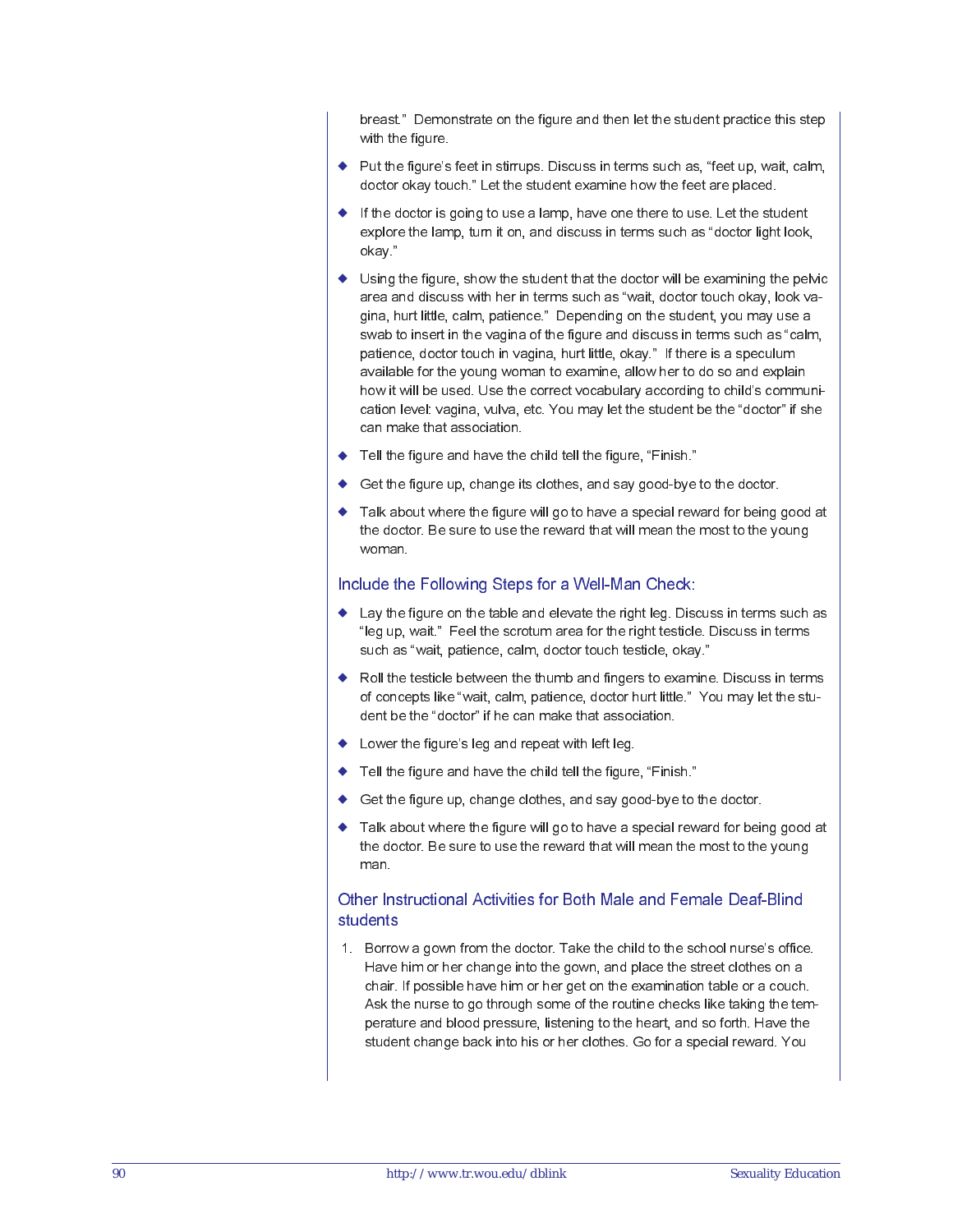breast." Demonstrate on the figure and then let the student practice this step with the figure.

- Put the figure's feet in stirrups. Discuss in terms such as, "feet up, wait, calm, doctor okay touch." Let the student examine how the feet are placed.
- If the doctor is going to use a lamp, have one there to use. Let the student explore the lamp, turn it on, and discuss in terms such as "doctor light look, okay."
- Using the figure, show the student that the doctor will be examining the pelvic area and discuss with her in terms such as "wait, doctor touch okay, look vagina, hurt little, calm, patience." Depending on the student, you may use a swab to insert in the vagina of the figure and discuss in terms such as "calm, patience, doctor touch in vagina, hurt little, okay." If there is a speculum available for the young woman to examine, allow her to do so and explain how it will be used. Use the correct vocabulary according to child's communication level: vagina, vulva, etc. You may let the student be the "doctor" if she can make that association.
- Tell the figure and have the child tell the figure, "Finish."
- Get the figure up, change its clothes, and say good-bye to the doctor.
- Talk about where the figure will go to have a special reward for being good at the doctor. Be sure to use the reward that will mean the most to the young woman.

### Include the Following Steps for a Well-Man Check:

- Lay the figure on the table and elevate the right leg. Discuss in terms such as "leg up, wait." Feel the scrotum area for the right testicle. Discuss in terms such as "wait, patience, calm, doctor touch testicle, okay."
- Roll the testicle between the thumb and fingers to examine. Discuss in terms of concepts like "wait, calm, patience, doctor hurt little." You may let the student be the "doctor" if he can make that association.
- Lower the figure's leg and repeat with left leg.
- Tell the figure and have the child tell the figure, "Finish."
- Get the figure up, change clothes, and say good-bye to the doctor.
- Talk about where the figure will go to have a special reward for being good at the doctor. Be sure to use the reward that will mean the most to the young man.

### Other Instructional Activities for Both Male and Female Deaf-Blind students

1. Borrow a gown from the doctor. Take the child to the school nurse's office. Have him or her change into the gown, and place the street clothes on a chair. If possible have him or her get on the examination table or a couch. Ask the nurse to go through some of the routine checks like taking the temperature and blood pressure, listening to the heart, and so forth. Have the student change back into his or her clothes. Go for a special reward. You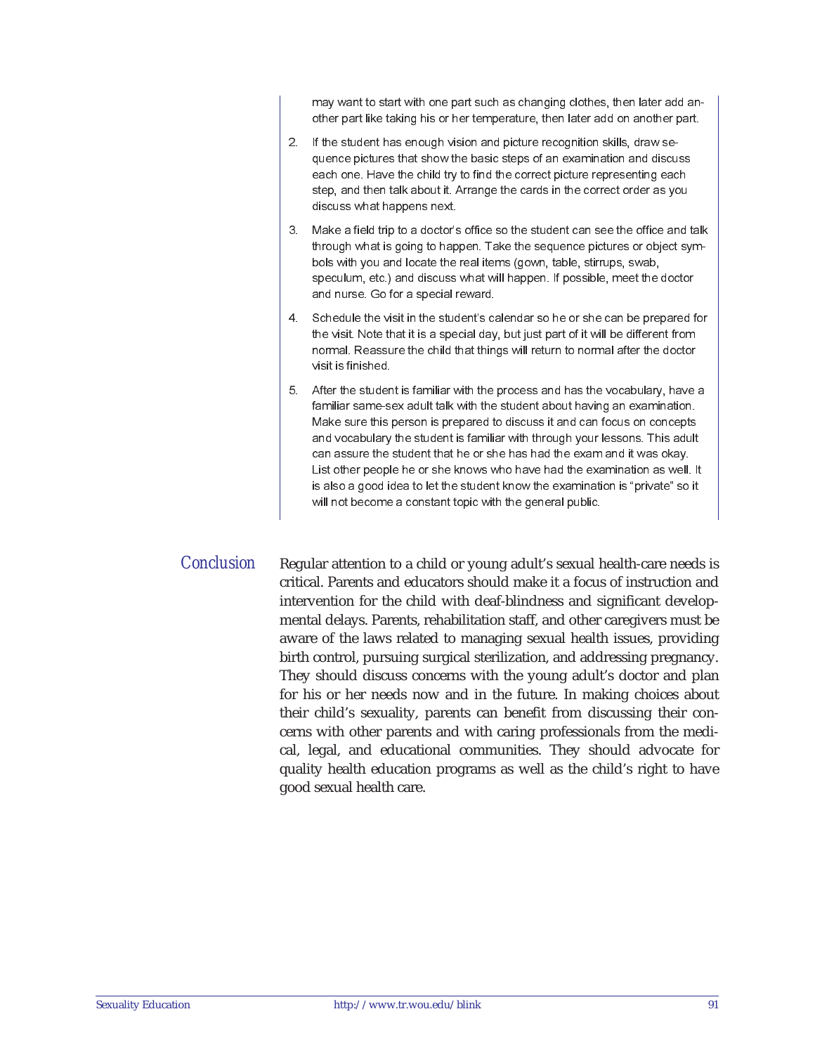may want to start with one part such as changing clothes, then later add another part like taking his or her temperature, then later add on another part.

2. If the student has enough vision and picture recognition skills, draw sequence pictures that show the basic steps of an examination and discuss each one. Have the child try to find the correct picture representing each step, and then talk about it. Arrange the cards in the correct order as you discuss what happens next.

3. Make a field trip to a doctor's office so the student can see the office and talk through what is going to happen. Take the sequence pictures or object symbols with you and locate the real items (gown, table, stirrups, swab, speculum, etc.) and discuss what will happen. If possible, meet the doctor and nurse. Go for a special reward.

4. Schedule the visit in the student's calendar so he or she can be prepared for the visit. Note that it is a special day, but just part of it will be different from normal. Reassure the child that things will return to normal after the doctor visit is finished.

5. After the student is familiar with the process and has the vocabulary, have a familiar same-sex adult talk with the student about having an examination. Make sure this person is prepared to discuss it and can focus on concepts and vocabulary the student is familiar with through your lessons. This adult can assure the student that he or she has had the exam and it was okay. List other people he or she knows who have had the examination as well. It is also a good idea to let the student know the examination is "private" so it will not become a constant topic with the general public.

## Conclusion

Regular attention to a child or young adult's sexual health-care needs is critical. Parents and educators should make it a focus of instruction and intervention for the child with deaf-blindness and significant developmental delays. Parents, rehabilitation staff, and other caregivers must be aware of the laws related to managing sexual health issues, providing birth control, pursuing surgical sterilization, and addressing pregnancy. They should discuss concerns with the young adult's doctor and plan for his or her needs now and in the future. In making choices about their child's sexuality, parents can benefit from discussing their concerns with other parents and with caring professionals from the medical, legal, and educational communities. They should advocate for quality health education programs as well as the child's right to have good sexual health care.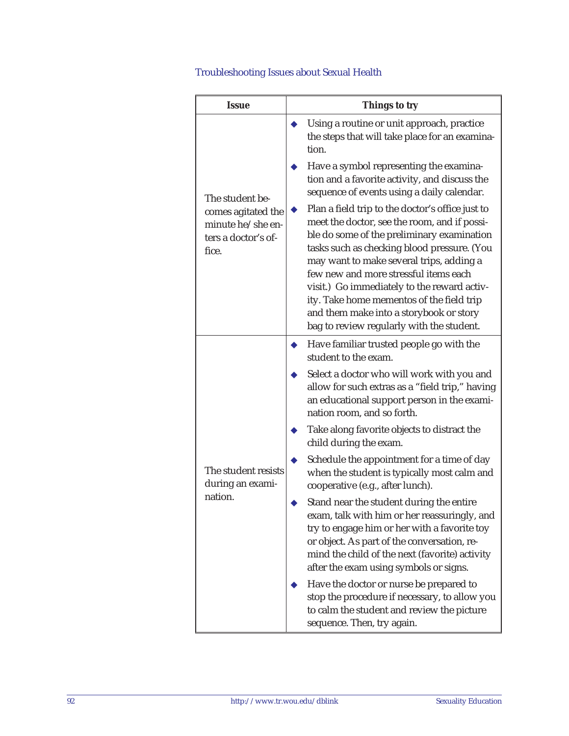Troubleshooting Issues about Sexual Health

| Issue | Things to try |
|---|---|
| The student becomes agitated the minute he/she enters a doctor's office. | ◆ Using a routine or unit approach, practice the steps that will take place for an examination.<br>◆ Have a symbol representing the examination and a favorite activity, and discuss the sequence of events using a daily calendar.<br>◆ Plan a field trip to the doctor's office just to meet the doctor, see the room, and if possible do some of the preliminary examination tasks such as checking blood pressure. (You may want to make several trips, adding a few new and more stressful items each visit.) Go immediately to the reward activity. Take home mementos of the field trip and them make into a storybook or story bag to review regularly with the student. |
| The student resists during an examination. | ◆ Have familiar trusted people go with the student to the exam.<br>◆ Select a doctor who will work with you and allow for such extras as a "field trip," having an educational support person in the examination room, and so forth.<br>◆ Take along favorite objects to distract the child during the exam.<br>◆ Schedule the appointment for a time of day when the student is typically most calm and cooperative (e.g., after lunch).<br>◆ Stand near the student during the entire exam, talk with him or her reassuringly, and try to engage him or her with a favorite toy or object. As part of the conversation, remind the child of the next (favorite) activity after the exam using symbols or signs.<br>◆ Have the doctor or nurse be prepared to stop the procedure if necessary, to allow you to calm the student and review the picture sequence. Then, try again. |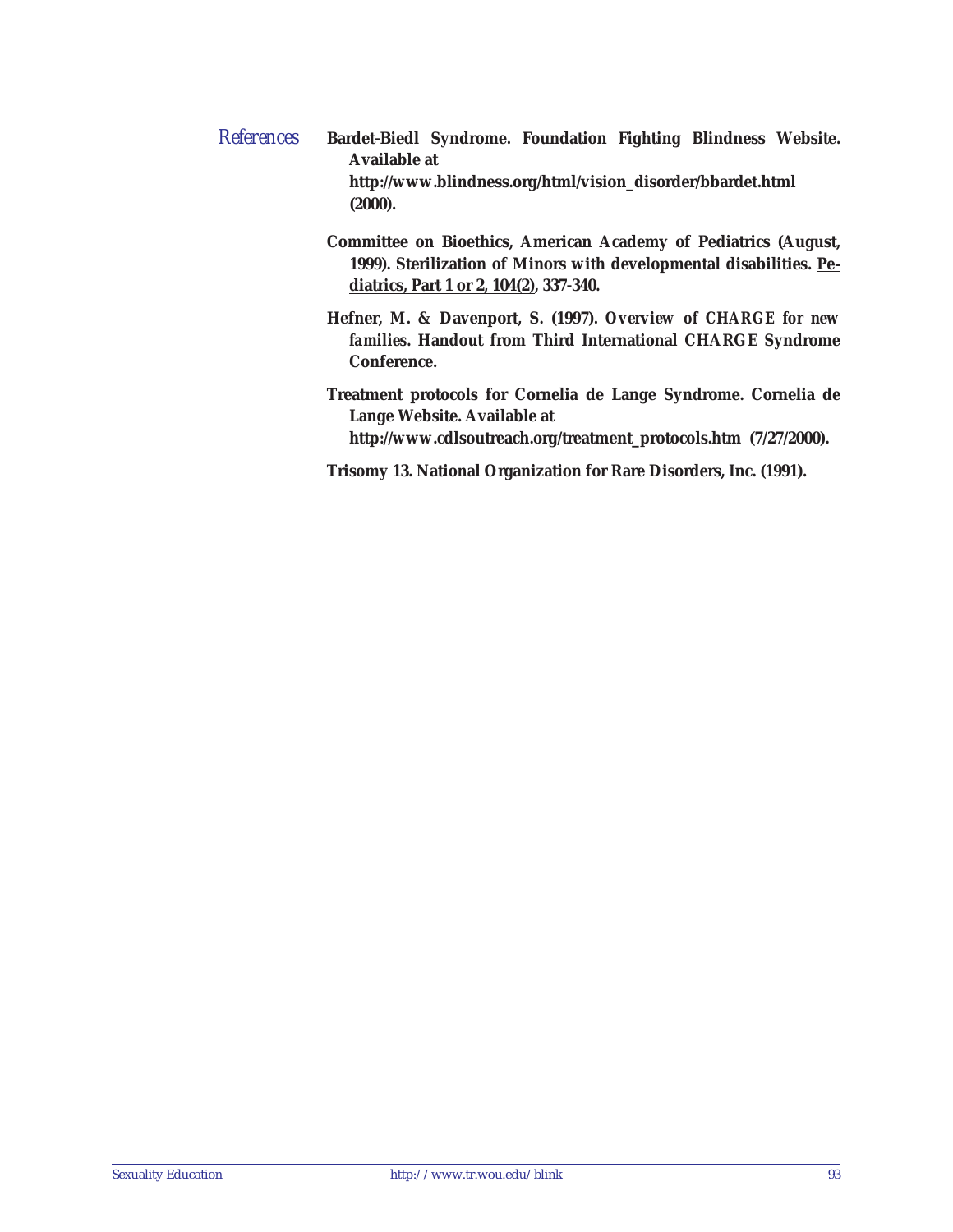## *References*

**Bardet-Biedl Syndrome. Foundation Fighting Blindness Website. Available at http://www.blindness.org/html/vision_disorder/bbardet.html (2000).**

**Committee on Bioethics, American Academy of Pediatrics (August, 1999). Sterilization of Minors with developmental disabilities. <u>Pediatrics, Part 1 or 2, 104(2)</u>, 337-340.**

**Hefner, M. & Davenport, S. (1997). Overview of CHARGE for new families. Handout from Third International CHARGE Syndrome Conference.**

**Treatment protocols for Cornelia de Lange Syndrome. Cornelia de Lange Website. Available at http://www.cdlsoutreach.org/treatment_protocols.htm (7/27/2000).**

**Trisomy 13. National Organization for Rare Disorders, Inc. (1991).**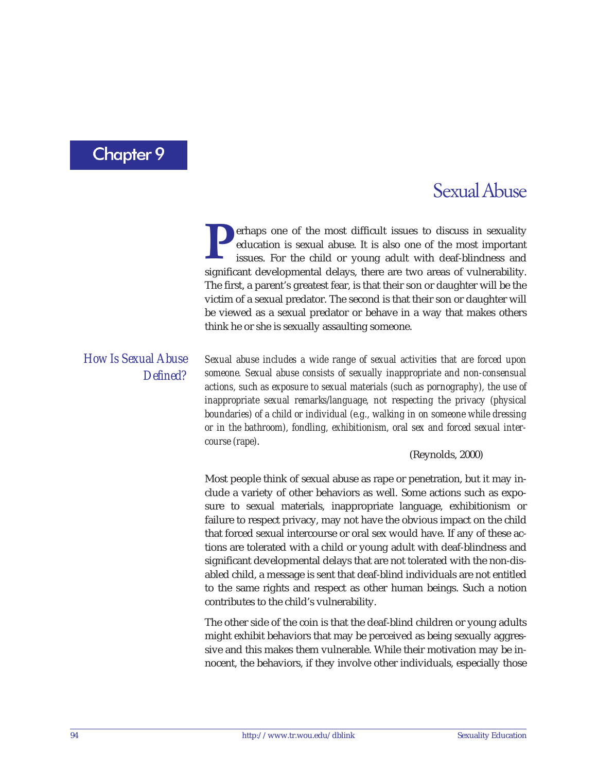# Chapter 9

## Sexual Abuse

Perhaps one of the most difficult issues to discuss in sexuality education is sexual abuse. It is also one of the most important issues. For the child or young adult with deaf-blindness and significant developmental delays, there are two areas of vulnerability. The first, a parent's greatest fear, is that their son or daughter will be the victim of a sexual predator. The second is that their son or daughter will be viewed as a sexual predator or behave in a way that makes others think he or she is sexually assaulting someone.

### *How Is Sexual Abuse Defined?*

*Sexual abuse includes a wide range of sexual activities that are forced upon someone. Sexual abuse consists of sexually inappropriate and non-consensual actions, such as exposure to sexual materials (such as pornography), the use of inappropriate sexual remarks/language, not respecting the privacy (physical boundaries) of a child or individual (e.g., walking in on someone while dressing or in the bathroom), fondling, exhibitionism, oral sex and forced sexual intercourse (rape).*

(Reynolds, 2000)

Most people think of sexual abuse as rape or penetration, but it may include a variety of other behaviors as well. Some actions such as exposure to sexual materials, inappropriate language, exhibitionism or failure to respect privacy, may not have the obvious impact on the child that forced sexual intercourse or oral sex would have. If any of these actions are tolerated with a child or young adult with deaf-blindness and significant developmental delays that are not tolerated with the non-disabled child, a message is sent that deaf-blind individuals are not entitled to the same rights and respect as other human beings. Such a notion contributes to the child's vulnerability.

The other side of the coin is that the deaf-blind children or young adults might exhibit behaviors that may be perceived as being sexually aggressive and this makes them vulnerable. While their motivation may be innocent, the behaviors, if they involve other individuals, especially those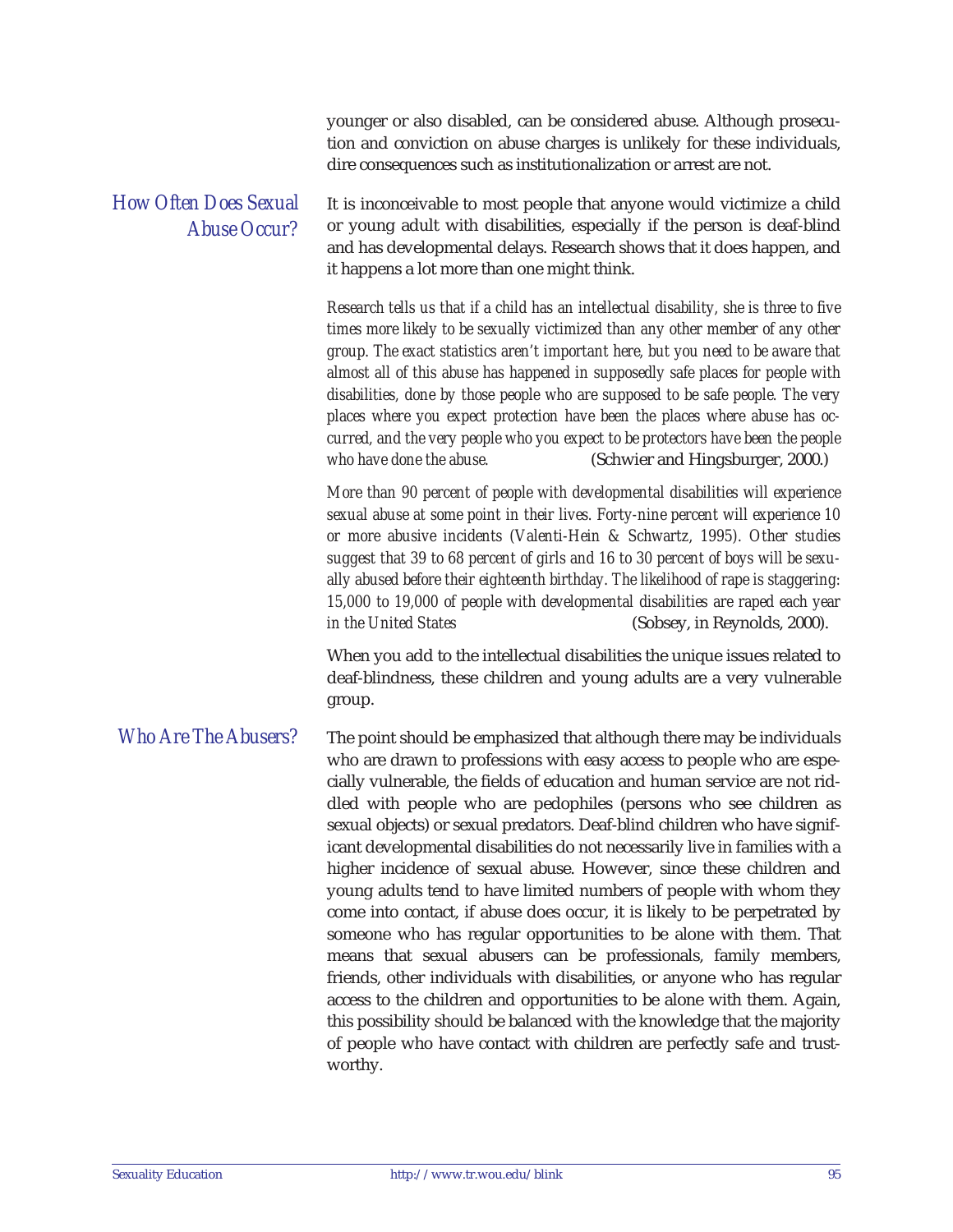younger or also disabled, can be considered abuse. Although prosecution and conviction on abuse charges is unlikely for these individuals, dire consequences such as institutionalization or arrest are not.

## *How Often Does Sexual Abuse Occur?*

It is inconceivable to most people that anyone would victimize a child or young adult with disabilities, especially if the person is deaf-blind and has developmental delays. Research shows that it does happen, and it happens a lot more than one might think.

> *Research tells us that if a child has an intellectual disability, she is three to five times more likely to be sexually victimized than any other member of any other group. The exact statistics aren't important here, but you need to be aware that almost all of this abuse has happened in supposedly safe places for people with disabilities, done by those people who are supposed to be safe people. The very places where you expect protection have been the places where abuse has occurred, and the very people who you expect to be protectors have been the people who have done the abuse.* (Schwier and Hingsburger, 2000.)

> *More than 90 percent of people with developmental disabilities will experience sexual abuse at some point in their lives. Forty-nine percent will experience 10 or more abusive incidents (Valenti-Hein & Schwartz, 1995). Other studies suggest that 39 to 68 percent of girls and 16 to 30 percent of boys will be sexually abused before their eighteenth birthday. The likelihood of rape is staggering: 15,000 to 19,000 of people with developmental disabilities are raped each year in the United States* (Sobsey, in Reynolds, 2000).

When you add to the intellectual disabilities the unique issues related to deaf-blindness, these children and young adults are a very vulnerable group.

## *Who Are The Abusers?*

The point should be emphasized that although there may be individuals who are drawn to professions with easy access to people who are especially vulnerable, the fields of education and human service are not riddled with people who are pedophiles (persons who see children as sexual objects) or sexual predators. Deaf-blind children who have significant developmental disabilities do not necessarily live in families with a higher incidence of sexual abuse. However, since these children and young adults tend to have limited numbers of people with whom they come into contact, if abuse does occur, it is likely to be perpetrated by someone who has regular opportunities to be alone with them. That means that sexual abusers can be professionals, family members, friends, other individuals with disabilities, or anyone who has regular access to the children and opportunities to be alone with them. Again, this possibility should be balanced with the knowledge that the majority of people who have contact with children are perfectly safe and trustworthy.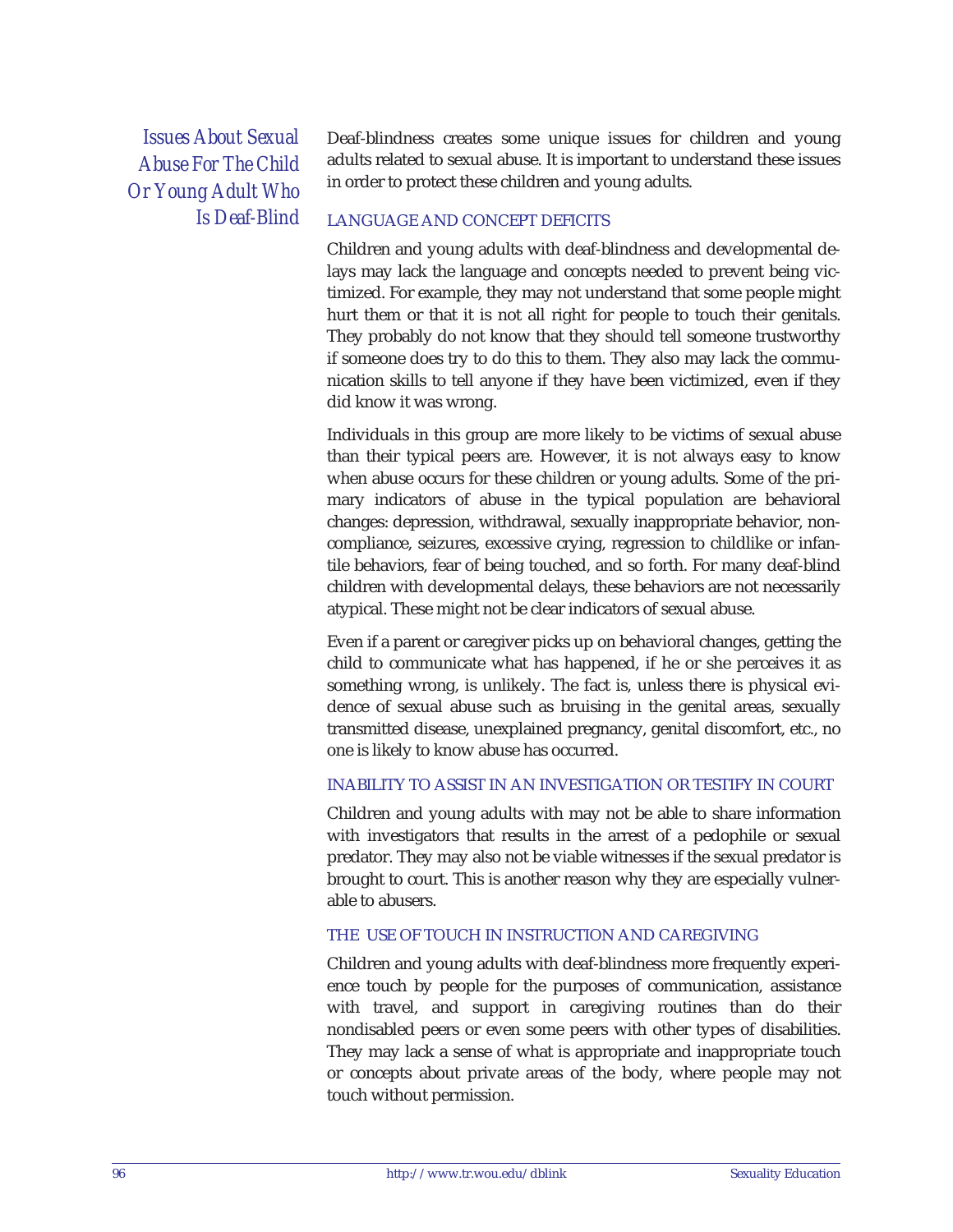## *Issues About Sexual Abuse For The Child Or Young Adult Who Is Deaf-Blind*

Deaf-blindness creates some unique issues for children and young adults related to sexual abuse. It is important to understand these issues in order to protect these children and young adults.

### LANGUAGE AND CONCEPT DEFICITS

Children and young adults with deaf-blindness and developmental delays may lack the language and concepts needed to prevent being victimized. For example, they may not understand that some people might hurt them or that it is not all right for people to touch their genitals. They probably do not know that they should tell someone trustworthy if someone does try to do this to them. They also may lack the communication skills to tell anyone if they have been victimized, even if they did know it was wrong.

Individuals in this group are more likely to be victims of sexual abuse than their typical peers are. However, it is not always easy to know when abuse occurs for these children or young adults. Some of the primary indicators of abuse in the typical population are behavioral changes: depression, withdrawal, sexually inappropriate behavior, noncompliance, seizures, excessive crying, regression to childlike or infantile behaviors, fear of being touched, and so forth. For many deaf-blind children with developmental delays, these behaviors are not necessarily atypical. These might not be clear indicators of sexual abuse.

Even if a parent or caregiver picks up on behavioral changes, getting the child to communicate what has happened, if he or she perceives it as something wrong, is unlikely. The fact is, unless there is physical evidence of sexual abuse such as bruising in the genital areas, sexually transmitted disease, unexplained pregnancy, genital discomfort, etc., no one is likely to know abuse has occurred.

### INABILITY TO ASSIST IN AN INVESTIGATION OR TESTIFY IN COURT

Children and young adults with may not be able to share information with investigators that results in the arrest of a pedophile or sexual predator. They may also not be viable witnesses if the sexual predator is brought to court. This is another reason why they are especially vulnerable to abusers.

### THE USE OF TOUCH IN INSTRUCTION AND CAREGIVING

Children and young adults with deaf-blindness more frequently experience touch by people for the purposes of communication, assistance with travel, and support in caregiving routines than do their nondisabled peers or even some peers with other types of disabilities. They may lack a sense of what is appropriate and inappropriate touch or concepts about private areas of the body, where people may not touch without permission.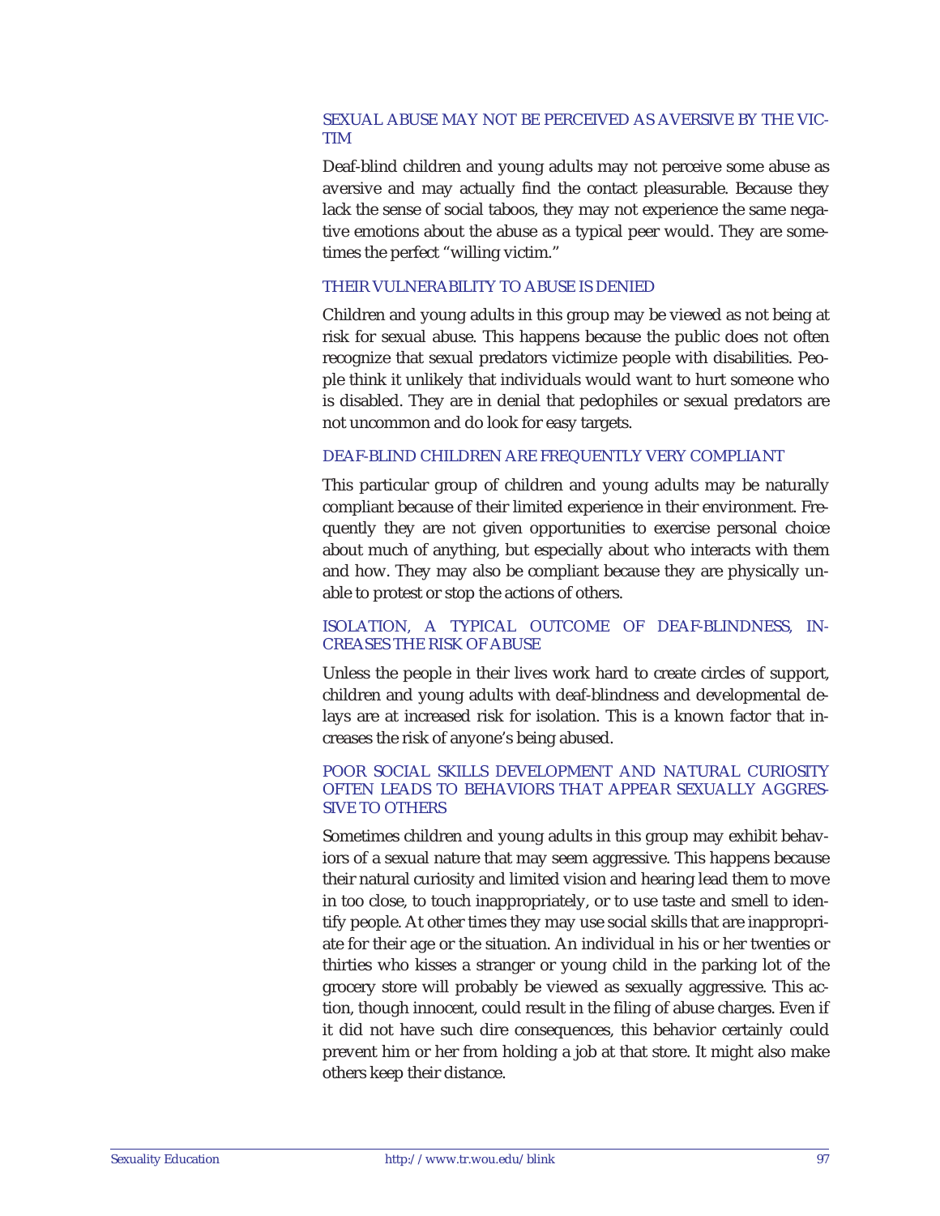### SEXUAL ABUSE MAY NOT BE PERCEIVED AS AVERSIVE BY THE VICTIM

Deaf-blind children and young adults may not perceive some abuse as aversive and may actually find the contact pleasurable. Because they lack the sense of social taboos, they may not experience the same negative emotions about the abuse as a typical peer would. They are sometimes the perfect "willing victim."

### THEIR VULNERABILITY TO ABUSE IS DENIED

Children and young adults in this group may be viewed as not being at risk for sexual abuse. This happens because the public does not often recognize that sexual predators victimize people with disabilities. People think it unlikely that individuals would want to hurt someone who is disabled. They are in denial that pedophiles or sexual predators are not uncommon and do look for easy targets.

### DEAF-BLIND CHILDREN ARE FREQUENTLY VERY COMPLIANT

This particular group of children and young adults may be naturally compliant because of their limited experience in their environment. Frequently they are not given opportunities to exercise personal choice about much of anything, but especially about who interacts with them and how. They may also be compliant because they are physically unable to protest or stop the actions of others.

### ISOLATION, A TYPICAL OUTCOME OF DEAF-BLINDNESS, INCREASES THE RISK OF ABUSE

Unless the people in their lives work hard to create circles of support, children and young adults with deaf-blindness and developmental delays are at increased risk for isolation. This is a known factor that increases the risk of anyone's being abused.

### POOR SOCIAL SKILLS DEVELOPMENT AND NATURAL CURIOSITY OFTEN LEADS TO BEHAVIORS THAT APPEAR SEXUALLY AGGRESSIVE TO OTHERS

Sometimes children and young adults in this group may exhibit behaviors of a sexual nature that may seem aggressive. This happens because their natural curiosity and limited vision and hearing lead them to move in too close, to touch inappropriately, or to use taste and smell to identify people. At other times they may use social skills that are inappropriate for their age or the situation. An individual in his or her twenties or thirties who kisses a stranger or young child in the parking lot of the grocery store will probably be viewed as sexually aggressive. This action, though innocent, could result in the filing of abuse charges. Even if it did not have such dire consequences, this behavior certainly could prevent him or her from holding a job at that store. It might also make others keep their distance.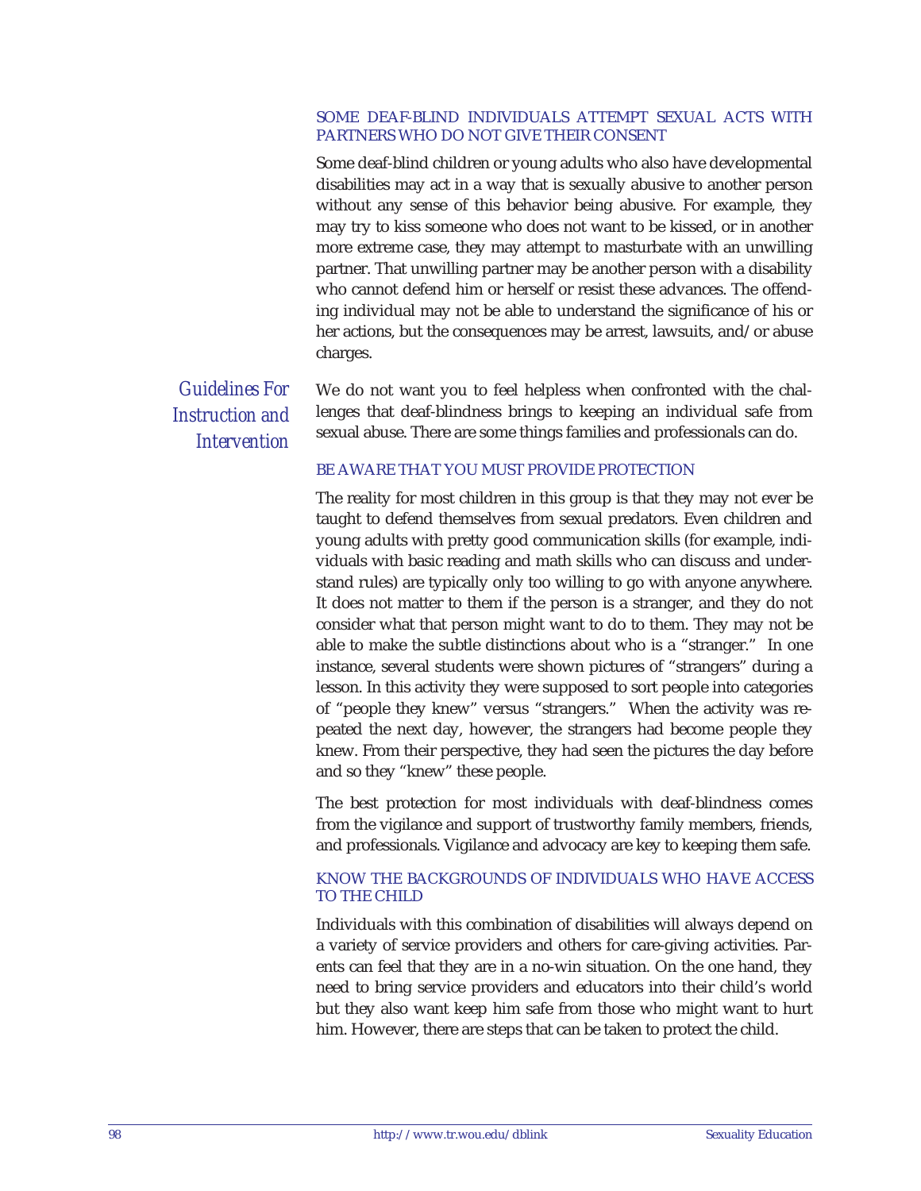### SOME DEAF-BLIND INDIVIDUALS ATTEMPT SEXUAL ACTS WITH PARTNERS WHO DO NOT GIVE THEIR CONSENT

Some deaf-blind children or young adults who also have developmental disabilities may act in a way that is sexually abusive to another person without any sense of this behavior being abusive. For example, they may try to kiss someone who does not want to be kissed, or in another more extreme case, they may attempt to masturbate with an unwilling partner. That unwilling partner may be another person with a disability who cannot defend him or herself or resist these advances. The offending individual may not be able to understand the significance of his or her actions, but the consequences may be arrest, lawsuits, and/or abuse charges.

## *Guidelines For Instruction and Intervention*

We do not want you to feel helpless when confronted with the challenges that deaf-blindness brings to keeping an individual safe from sexual abuse. There are some things families and professionals can do.

### BE AWARE THAT YOU MUST PROVIDE PROTECTION

The reality for most children in this group is that they may not ever be taught to defend themselves from sexual predators. Even children and young adults with pretty good communication skills (for example, individuals with basic reading and math skills who can discuss and understand rules) are typically only too willing to go with anyone anywhere. It does not matter to them if the person is a stranger, and they do not consider what that person might want to do to them. They may not be able to make the subtle distinctions about who is a "stranger." In one instance, several students were shown pictures of "strangers" during a lesson. In this activity they were supposed to sort people into categories of "people they knew" versus "strangers." When the activity was repeated the next day, however, the strangers had become people they knew. From their perspective, they had seen the pictures the day before and so they "knew" these people.

The best protection for most individuals with deaf-blindness comes from the vigilance and support of trustworthy family members, friends, and professionals. Vigilance and advocacy are key to keeping them safe.

### KNOW THE BACKGROUNDS OF INDIVIDUALS WHO HAVE ACCESS TO THE CHILD

Individuals with this combination of disabilities will always depend on a variety of service providers and others for care-giving activities. Parents can feel that they are in a no-win situation. On the one hand, they need to bring service providers and educators into their child's world but they also want keep him safe from those who might want to hurt him. However, there are steps that can be taken to protect the child.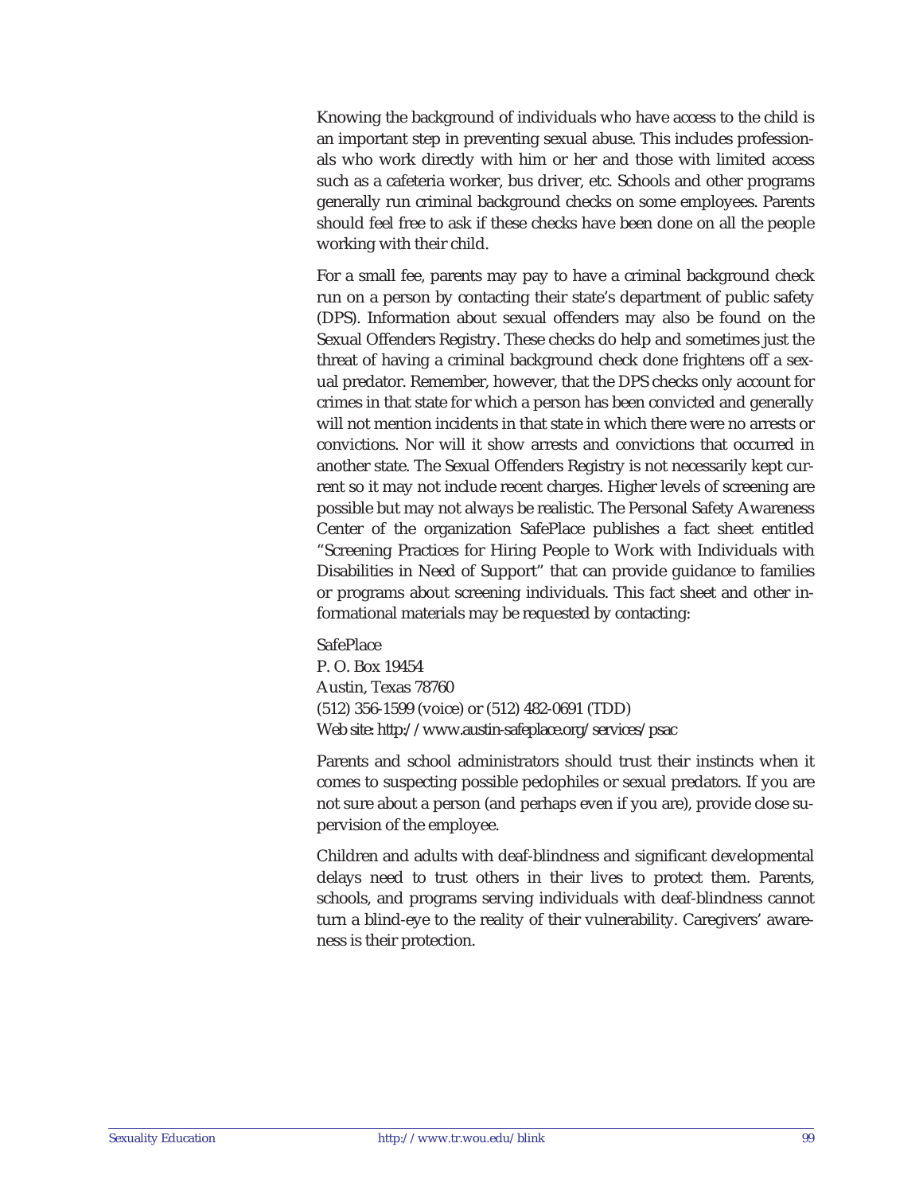Knowing the background of individuals who have access to the child is an important step in preventing sexual abuse. This includes professionals who work directly with him or her and those with limited access such as a cafeteria worker, bus driver, etc. Schools and other programs generally run criminal background checks on some employees. Parents should feel free to ask if these checks have been done on all the people working with their child.

For a small fee, parents may pay to have a criminal background check run on a person by contacting their state's department of public safety (DPS). Information about sexual offenders may also be found on the Sexual Offenders Registry. These checks do help and sometimes just the threat of having a criminal background check done frightens off a sexual predator. Remember, however, that the DPS checks only account for crimes in that state for which a person has been convicted and generally will not mention incidents in that state in which there were no arrests or convictions. Nor will it show arrests and convictions that occurred in another state. The Sexual Offenders Registry is not necessarily kept current so it may not include recent charges. Higher levels of screening are possible but may not always be realistic. The Personal Safety Awareness Center of the organization SafePlace publishes a fact sheet entitled "Screening Practices for Hiring People to Work with Individuals with Disabilities in Need of Support" that can provide guidance to families or programs about screening individuals. This fact sheet and other informational materials may be requested by contacting:

SafePlace
P. O. Box 19454
Austin, Texas 78760
(512) 356-1599 (voice) or (512) 482-0691 (TDD)
Web site: http://www.austin-safeplace.org/services/psac

Parents and school administrators should trust their instincts when it comes to suspecting possible pedophiles or sexual predators. If you are not sure about a person (and perhaps even if you are), provide close supervision of the employee.

Children and adults with deaf-blindness and significant developmental delays need to trust others in their lives to protect them. Parents, schools, and programs serving individuals with deaf-blindness cannot turn a blind-eye to the reality of their vulnerability. Caregivers' awareness is their protection.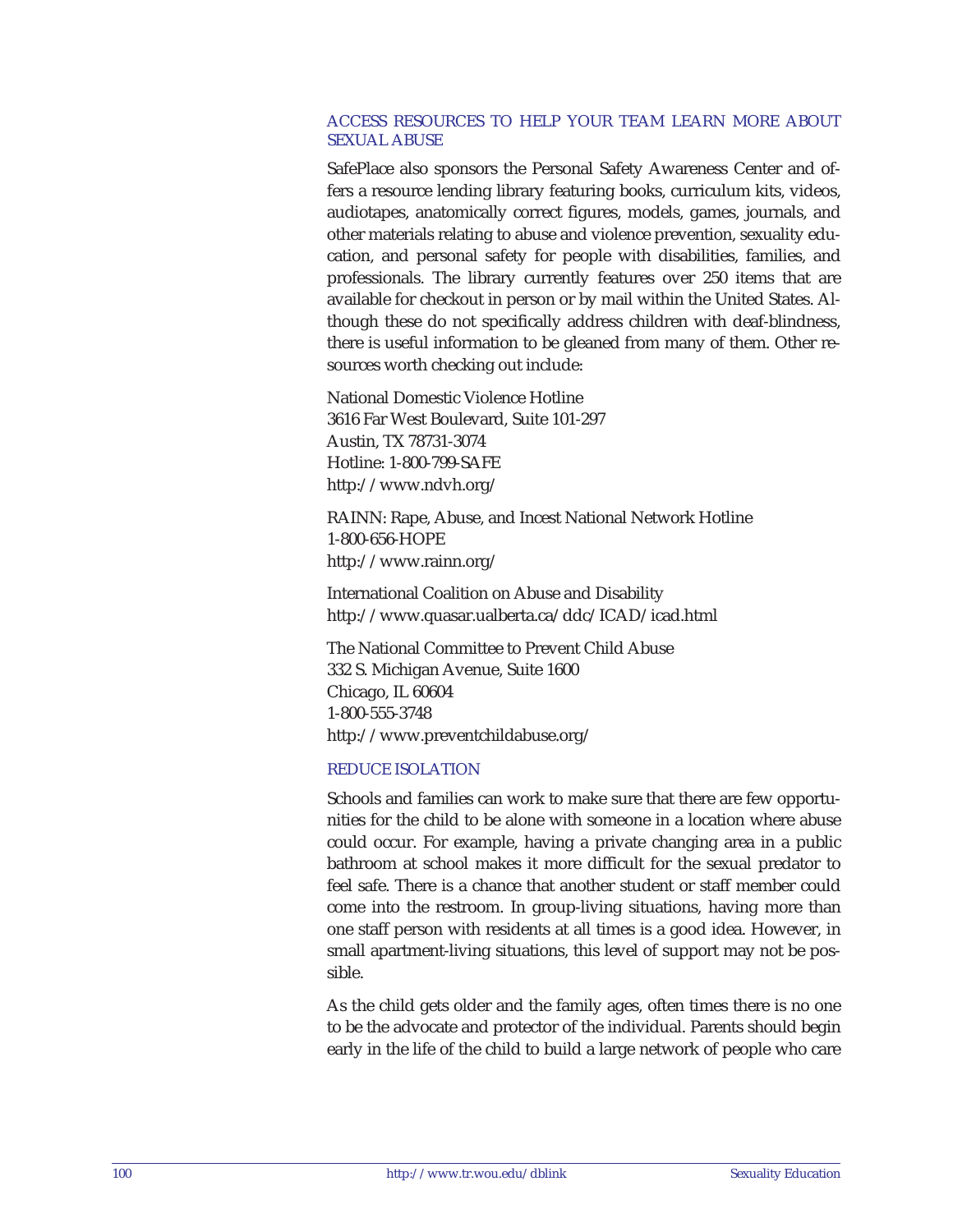### ACCESS RESOURCES TO HELP YOUR TEAM LEARN MORE ABOUT SEXUAL ABUSE

SafePlace also sponsors the Personal Safety Awareness Center and offers a resource lending library featuring books, curriculum kits, videos, audiotapes, anatomically correct figures, models, games, journals, and other materials relating to abuse and violence prevention, sexuality education, and personal safety for people with disabilities, families, and professionals. The library currently features over 250 items that are available for checkout in person or by mail within the United States. Although these do not specifically address children with deaf-blindness, there is useful information to be gleaned from many of them. Other resources worth checking out include:

National Domestic Violence Hotline
3616 Far West Boulevard, Suite 101-297
Austin, TX 78731-3074
Hotline: 1-800-799-SAFE
http://www.ndvh.org/

RAINN: Rape, Abuse, and Incest National Network Hotline
1-800-656-HOPE
http://www.rainn.org/

International Coalition on Abuse and Disability
http://www.quasar.ualberta.ca/ddc/ICAD/icad.html

The National Committee to Prevent Child Abuse
332 S. Michigan Avenue, Suite 1600
Chicago, IL 60604
1-800-555-3748
http://www.preventchildabuse.org/

### REDUCE ISOLATION

Schools and families can work to make sure that there are few opportunities for the child to be alone with someone in a location where abuse could occur. For example, having a private changing area in a public bathroom at school makes it more difficult for the sexual predator to feel safe. There is a chance that another student or staff member could come into the restroom. In group-living situations, having more than one staff person with residents at all times is a good idea. However, in small apartment-living situations, this level of support may not be possible.

As the child gets older and the family ages, often times there is no one to be the advocate and protector of the individual. Parents should begin early in the life of the child to build a large network of people who care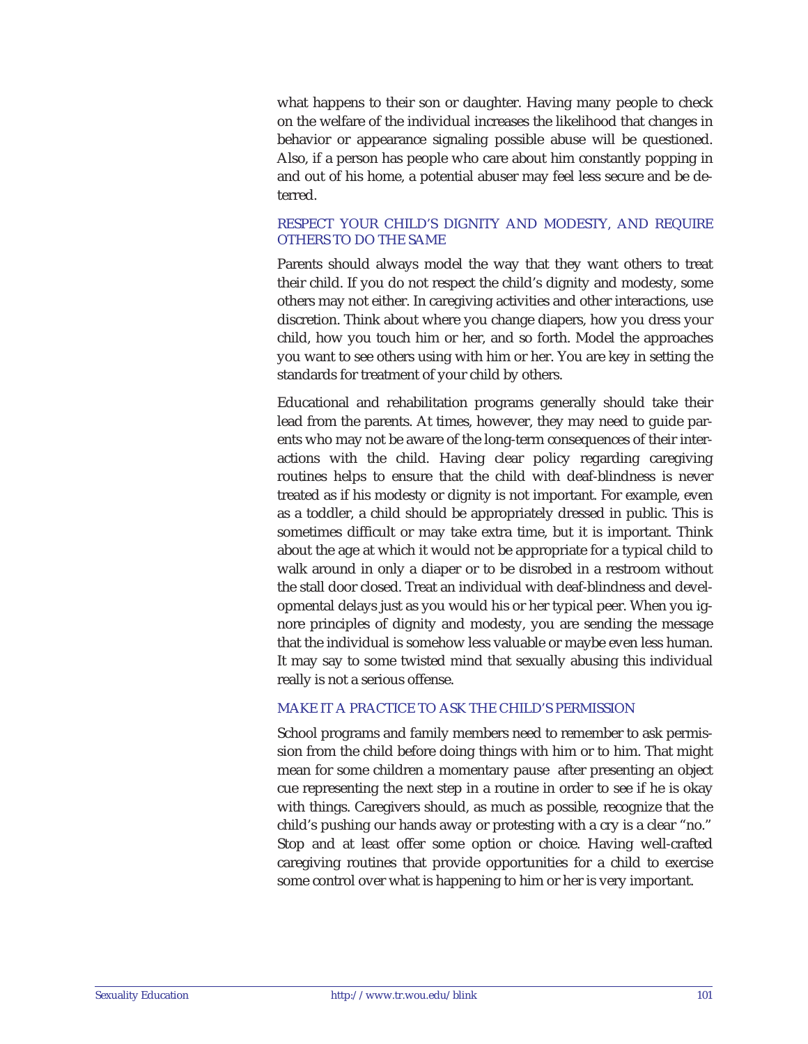what happens to their son or daughter. Having many people to check on the welfare of the individual increases the likelihood that changes in behavior or appearance signaling possible abuse will be questioned. Also, if a person has people who care about him constantly popping in and out of his home, a potential abuser may feel less secure and be deterred.

### RESPECT YOUR CHILD'S DIGNITY AND MODESTY, AND REQUIRE OTHERS TO DO THE SAME

Parents should always model the way that they want others to treat their child. If you do not respect the child's dignity and modesty, some others may not either. In caregiving activities and other interactions, use discretion. Think about where you change diapers, how you dress your child, how you touch him or her, and so forth. Model the approaches you want to see others using with him or her. You are key in setting the standards for treatment of your child by others.

Educational and rehabilitation programs generally should take their lead from the parents. At times, however, they may need to guide parents who may not be aware of the long-term consequences of their interactions with the child. Having clear policy regarding caregiving routines helps to ensure that the child with deaf-blindness is never treated as if his modesty or dignity is not important. For example, even as a toddler, a child should be appropriately dressed in public. This is sometimes difficult or may take extra time, but it is important. Think about the age at which it would not be appropriate for a typical child to walk around in only a diaper or to be disrobed in a restroom without the stall door closed. Treat an individual with deaf-blindness and developmental delays just as you would his or her typical peer. When you ignore principles of dignity and modesty, you are sending the message that the individual is somehow less valuable or maybe even less human. It may say to some twisted mind that sexually abusing this individual really is not a serious offense.

### MAKE IT A PRACTICE TO ASK THE CHILD'S PERMISSION

School programs and family members need to remember to ask permission from the child before doing things with him or to him. That might mean for some children a momentary pause after presenting an object cue representing the next step in a routine in order to see if he is okay with things. Caregivers should, as much as possible, recognize that the child's pushing our hands away or protesting with a cry is a clear "no." Stop and at least offer some option or choice. Having well-crafted caregiving routines that provide opportunities for a child to exercise some control over what is happening to him or her is very important.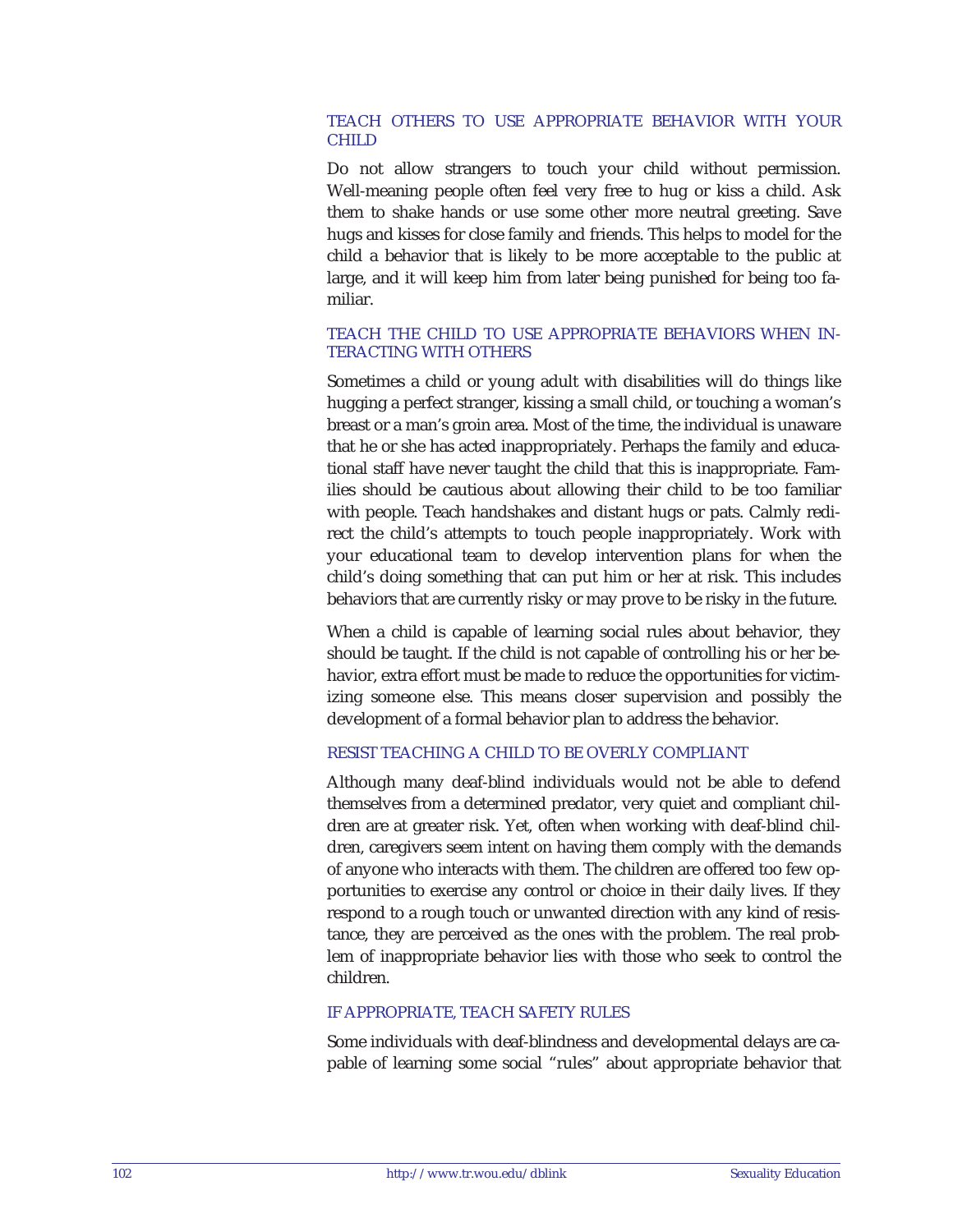### TEACH OTHERS TO USE APPROPRIATE BEHAVIOR WITH YOUR CHILD

Do not allow strangers to touch your child without permission. Well-meaning people often feel very free to hug or kiss a child. Ask them to shake hands or use some other more neutral greeting. Save hugs and kisses for close family and friends. This helps to model for the child a behavior that is likely to be more acceptable to the public at large, and it will keep him from later being punished for being too familiar.

### TEACH THE CHILD TO USE APPROPRIATE BEHAVIORS WHEN INTERACTING WITH OTHERS

Sometimes a child or young adult with disabilities will do things like hugging a perfect stranger, kissing a small child, or touching a woman's breast or a man's groin area. Most of the time, the individual is unaware that he or she has acted inappropriately. Perhaps the family and educational staff have never taught the child that this is inappropriate. Families should be cautious about allowing their child to be too familiar with people. Teach handshakes and distant hugs or pats. Calmly redirect the child's attempts to touch people inappropriately. Work with your educational team to develop intervention plans for when the child's doing something that can put him or her at risk. This includes behaviors that are currently risky or may prove to be risky in the future.

When a child is capable of learning social rules about behavior, they should be taught. If the child is not capable of controlling his or her behavior, extra effort must be made to reduce the opportunities for victimizing someone else. This means closer supervision and possibly the development of a formal behavior plan to address the behavior.

### RESIST TEACHING A CHILD TO BE OVERLY COMPLIANT

Although many deaf-blind individuals would not be able to defend themselves from a determined predator, very quiet and compliant children are at greater risk. Yet, often when working with deaf-blind children, caregivers seem intent on having them comply with the demands of anyone who interacts with them. The children are offered too few opportunities to exercise any control or choice in their daily lives. If they respond to a rough touch or unwanted direction with any kind of resistance, they are perceived as the ones with the problem. The real problem of inappropriate behavior lies with those who seek to control the children.

### IF APPROPRIATE, TEACH SAFETY RULES

Some individuals with deaf-blindness and developmental delays are capable of learning some social "rules" about appropriate behavior that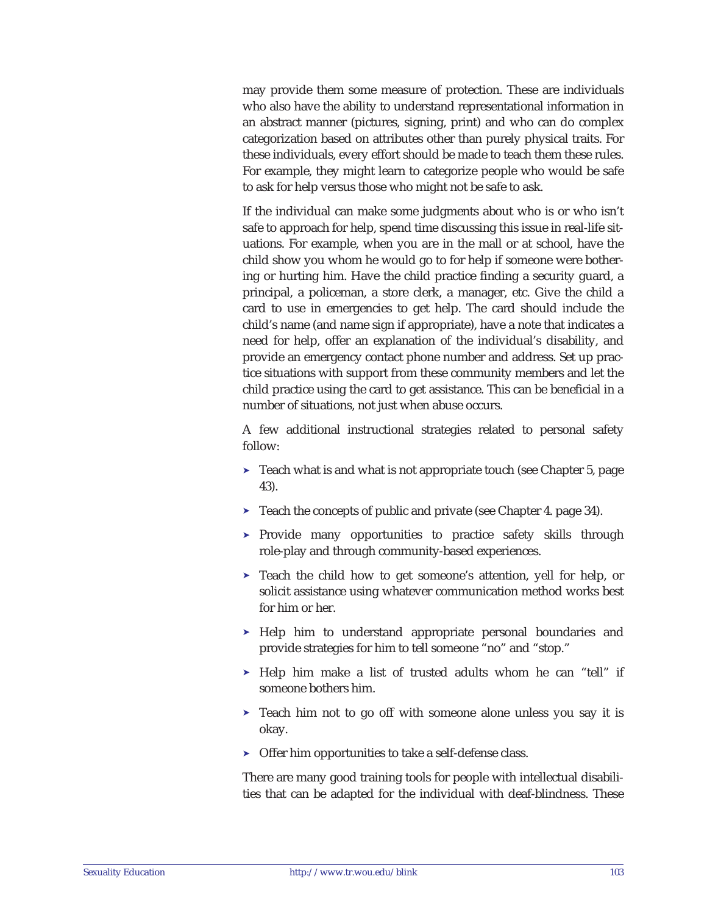may provide them some measure of protection. These are individuals who also have the ability to understand representational information in an abstract manner (pictures, signing, print) and who can do complex categorization based on attributes other than purely physical traits. For these individuals, every effort should be made to teach them these rules. For example, they might learn to categorize people who would be safe to ask for help versus those who might not be safe to ask.

If the individual can make some judgments about who is or who isn't safe to approach for help, spend time discussing this issue in real-life situations. For example, when you are in the mall or at school, have the child show you whom he would go to for help if someone were bothering or hurting him. Have the child practice finding a security guard, a principal, a policeman, a store clerk, a manager, etc. Give the child a card to use in emergencies to get help. The card should include the child's name (and name sign if appropriate), have a note that indicates a need for help, offer an explanation of the individual's disability, and provide an emergency contact phone number and address. Set up practice situations with support from these community members and let the child practice using the card to get assistance. This can be beneficial in a number of situations, not just when abuse occurs.

A few additional instructional strategies related to personal safety follow:

- Teach what is and what is not appropriate touch (see Chapter 5, page 43).
- Teach the concepts of public and private (see Chapter 4. page 34).
- Provide many opportunities to practice safety skills through role-play and through community-based experiences.
- Teach the child how to get someone's attention, yell for help, or solicit assistance using whatever communication method works best for him or her.
- Help him to understand appropriate personal boundaries and provide strategies for him to tell someone "no" and "stop."
- Help him make a list of trusted adults whom he can "tell" if someone bothers him.
- Teach him not to go off with someone alone unless you say it is okay.
- Offer him opportunities to take a self-defense class.

There are many good training tools for people with intellectual disabilities that can be adapted for the individual with deaf-blindness. These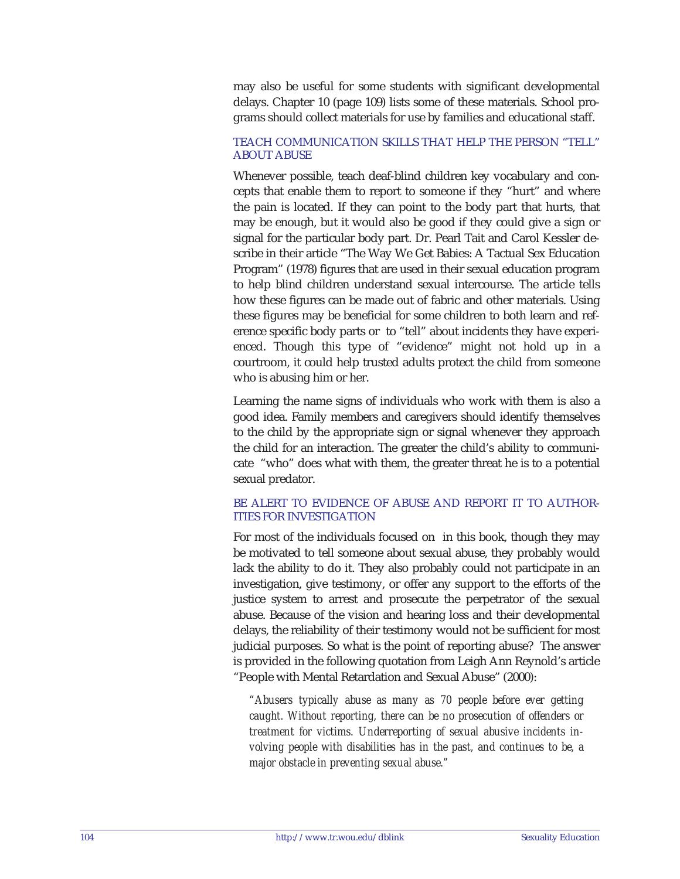may also be useful for some students with significant developmental delays. Chapter 10 (page 109) lists some of these materials. School programs should collect materials for use by families and educational staff.

### TEACH COMMUNICATION SKILLS THAT HELP THE PERSON "TELL" ABOUT ABUSE

Whenever possible, teach deaf-blind children key vocabulary and concepts that enable them to report to someone if they "hurt" and where the pain is located. If they can point to the body part that hurts, that may be enough, but it would also be good if they could give a sign or signal for the particular body part. Dr. Pearl Tait and Carol Kessler describe in their article "The Way We Get Babies: A Tactual Sex Education Program" (1978) figures that are used in their sexual education program to help blind children understand sexual intercourse. The article tells how these figures can be made out of fabric and other materials. Using these figures may be beneficial for some children to both learn and reference specific body parts or to "tell" about incidents they have experienced. Though this type of "evidence" might not hold up in a courtroom, it could help trusted adults protect the child from someone who is abusing him or her.

Learning the name signs of individuals who work with them is also a good idea. Family members and caregivers should identify themselves to the child by the appropriate sign or signal whenever they approach the child for an interaction. The greater the child's ability to communicate "who" does what with them, the greater threat he is to a potential sexual predator.

### BE ALERT TO EVIDENCE OF ABUSE AND REPORT IT TO AUTHORITIES FOR INVESTIGATION

For most of the individuals focused on in this book, though they may be motivated to tell someone about sexual abuse, they probably would lack the ability to do it. They also probably could not participate in an investigation, give testimony, or offer any support to the efforts of the justice system to arrest and prosecute the perpetrator of the sexual abuse. Because of the vision and hearing loss and their developmental delays, the reliability of their testimony would not be sufficient for most judicial purposes. So what is the point of reporting abuse? The answer is provided in the following quotation from Leigh Ann Reynold's article "People with Mental Retardation and Sexual Abuse" (2000):

> *"Abusers typically abuse as many as 70 people before ever getting caught. Without reporting, there can be no prosecution of offenders or treatment for victims. Underreporting of sexual abusive incidents involving people with disabilities has in the past, and continues to be, a major obstacle in preventing sexual abuse."*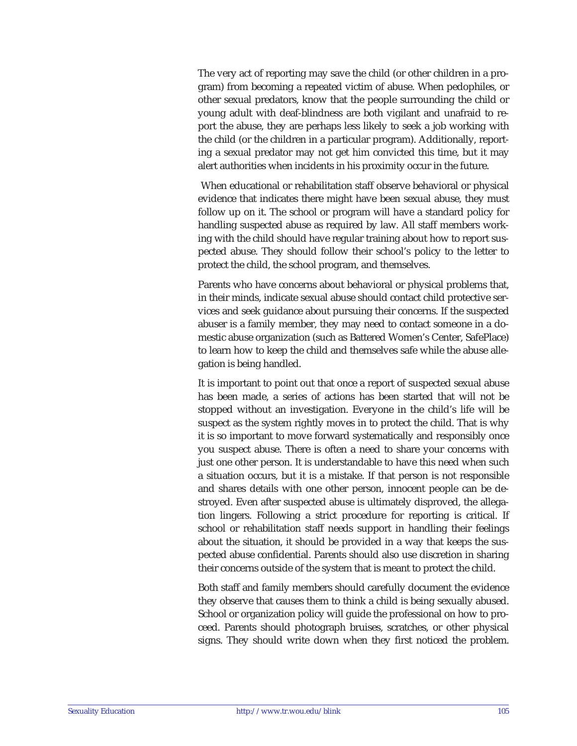The very act of reporting may save the child (or other children in a program) from becoming a repeated victim of abuse. When pedophiles, or other sexual predators, know that the people surrounding the child or young adult with deaf-blindness are both vigilant and unafraid to report the abuse, they are perhaps less likely to seek a job working with the child (or the children in a particular program). Additionally, reporting a sexual predator may not get him convicted this time, but it may alert authorities when incidents in his proximity occur in the future.

When educational or rehabilitation staff observe behavioral or physical evidence that indicates there might have been sexual abuse, they must follow up on it. The school or program will have a standard policy for handling suspected abuse as required by law. All staff members working with the child should have regular training about how to report suspected abuse. They should follow their school's policy to the letter to protect the child, the school program, and themselves.

Parents who have concerns about behavioral or physical problems that, in their minds, indicate sexual abuse should contact child protective services and seek guidance about pursuing their concerns. If the suspected abuser is a family member, they may need to contact someone in a domestic abuse organization (such as Battered Women's Center, SafePlace) to learn how to keep the child and themselves safe while the abuse allegation is being handled.

It is important to point out that once a report of suspected sexual abuse has been made, a series of actions has been started that will not be stopped without an investigation. Everyone in the child's life will be suspect as the system rightly moves in to protect the child. That is why it is so important to move forward systematically and responsibly once you suspect abuse. There is often a need to share your concerns with just one other person. It is understandable to have this need when such a situation occurs, but it is a mistake. If that person is not responsible and shares details with one other person, innocent people can be destroyed. Even after suspected abuse is ultimately disproved, the allegation lingers. Following a strict procedure for reporting is critical. If school or rehabilitation staff needs support in handling their feelings about the situation, it should be provided in a way that keeps the suspected abuse confidential. Parents should also use discretion in sharing their concerns outside of the system that is meant to protect the child.

Both staff and family members should carefully document the evidence they observe that causes them to think a child is being sexually abused. School or organization policy will guide the professional on how to proceed. Parents should photograph bruises, scratches, or other physical signs. They should write down when they first noticed the problem.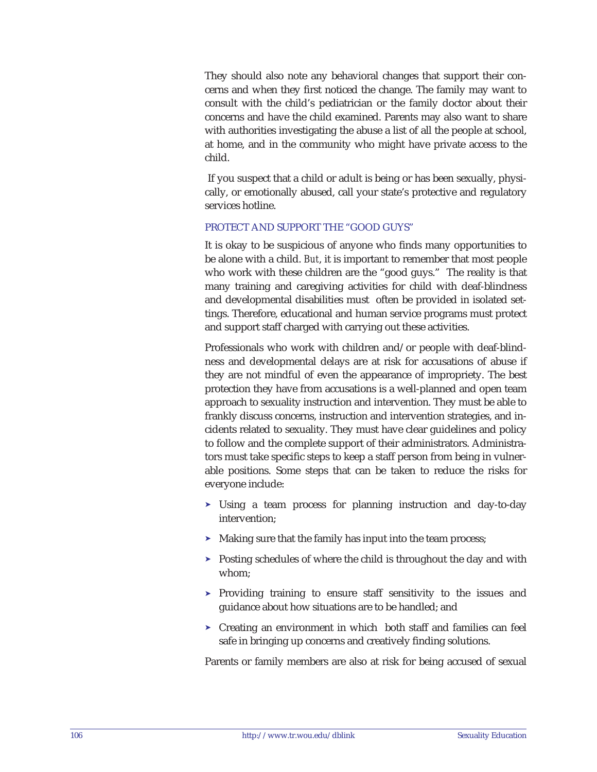They should also note any behavioral changes that support their concerns and when they first noticed the change. The family may want to consult with the child's pediatrician or the family doctor about their concerns and have the child examined. Parents may also want to share with authorities investigating the abuse a list of all the people at school, at home, and in the community who might have private access to the child.

If you suspect that a child or adult is being or has been sexually, physically, or emotionally abused, call your state's protective and regulatory services hotline.

### PROTECT AND SUPPORT THE "GOOD GUYS"

It is okay to be suspicious of anyone who finds many opportunities to be alone with a child. *But*, it is important to remember that most people who work with these children are the "good guys." The reality is that many training and caregiving activities for child with deaf-blindness and developmental disabilities must often be provided in isolated settings. Therefore, educational and human service programs must protect and support staff charged with carrying out these activities.

Professionals who work with children and/or people with deaf-blindness and developmental delays are at risk for accusations of abuse if they are not mindful of even the appearance of impropriety. The best protection they have from accusations is a well-planned and open team approach to sexuality instruction and intervention. They must be able to frankly discuss concerns, instruction and intervention strategies, and incidents related to sexuality. They must have clear guidelines and policy to follow and the complete support of their administrators. Administrators must take specific steps to keep a staff person from being in vulnerable positions. Some steps that can be taken to reduce the risks for everyone include:

- Using a team process for planning instruction and day-to-day intervention;
- Making sure that the family has input into the team process;
- Posting schedules of where the child is throughout the day and with whom;
- Providing training to ensure staff sensitivity to the issues and guidance about how situations are to be handled; and
- Creating an environment in which both staff and families can feel safe in bringing up concerns and creatively finding solutions.

Parents or family members are also at risk for being accused of sexual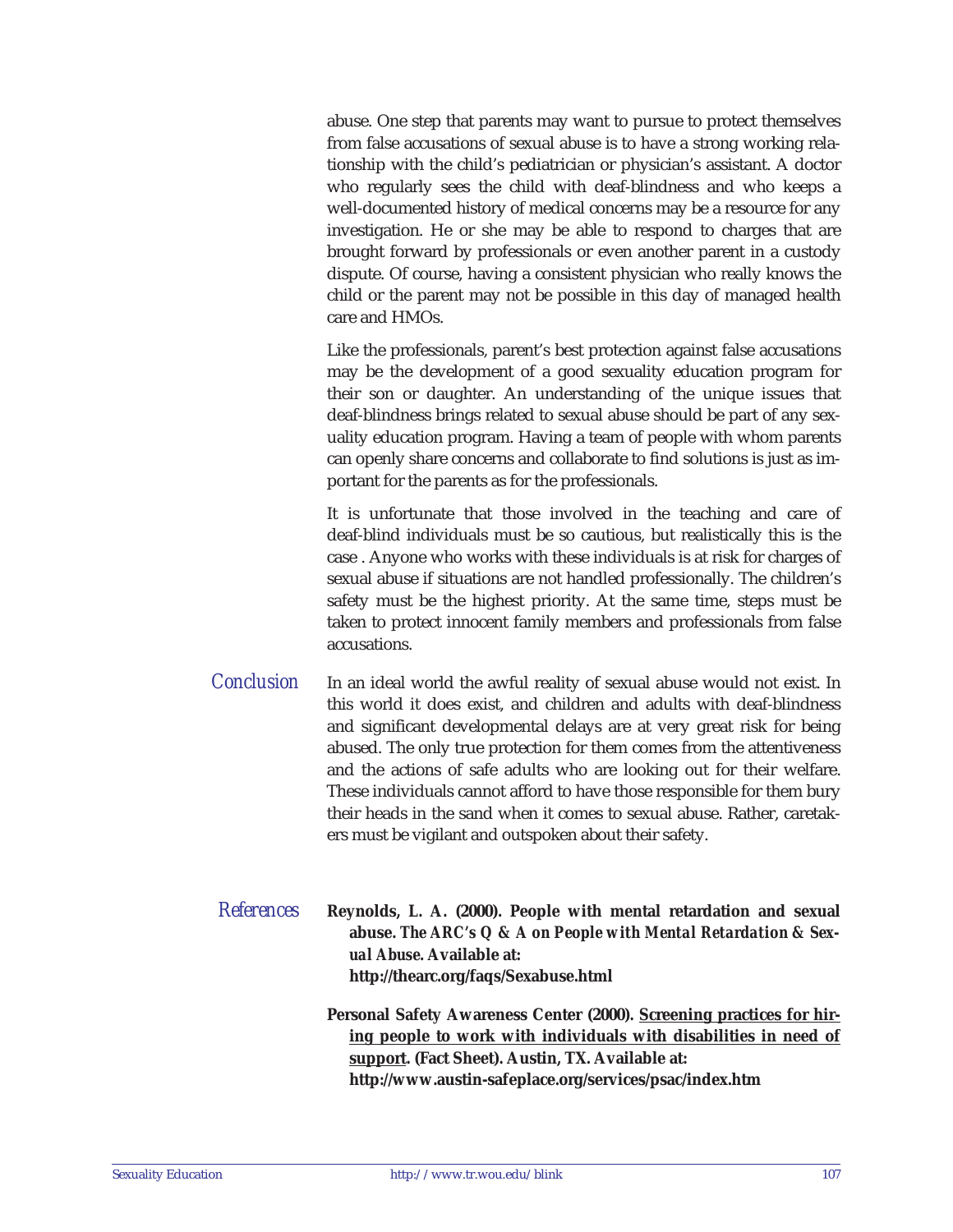abuse. One step that parents may want to pursue to protect themselves from false accusations of sexual abuse is to have a strong working relationship with the child's pediatrician or physician's assistant. A doctor who regularly sees the child with deaf-blindness and who keeps a well-documented history of medical concerns may be a resource for any investigation. He or she may be able to respond to charges that are brought forward by professionals or even another parent in a custody dispute. Of course, having a consistent physician who really knows the child or the parent may not be possible in this day of managed health care and HMOs.

Like the professionals, parent's best protection against false accusations may be the development of a good sexuality education program for their son or daughter. An understanding of the unique issues that deaf-blindness brings related to sexual abuse should be part of any sexuality education program. Having a team of people with whom parents can openly share concerns and collaborate to find solutions is just as important for the parents as for the professionals.

It is unfortunate that those involved in the teaching and care of deaf-blind individuals must be so cautious, but realistically this is the case . Anyone who works with these individuals is at risk for charges of sexual abuse if situations are not handled professionally. The children's safety must be the highest priority. At the same time, steps must be taken to protect innocent family members and professionals from false accusations.

## Conclusion

In an ideal world the awful reality of sexual abuse would not exist. In this world it does exist, and children and adults with deaf-blindness and significant developmental delays are at very great risk for being abused. The only true protection for them comes from the attentiveness and the actions of safe adults who are looking out for their welfare. These individuals cannot afford to have those responsible for them bury their heads in the sand when it comes to sexual abuse. Rather, caretakers must be vigilant and outspoken about their safety.

## References

**Reynolds, L. A. (2000). People with mental retardation and sexual abuse. *The ARC's Q & A on People with Mental Retardation & Sexual Abuse*. Available at: http://thearc.org/faqs/Sexabuse.html**

**Personal Safety Awareness Center (2000). Screening practices for hiring people to work with individuals with disabilities in need of support. (Fact Sheet). Austin, TX. Available at: http://www.austin-safeplace.org/services/psac/index.htm**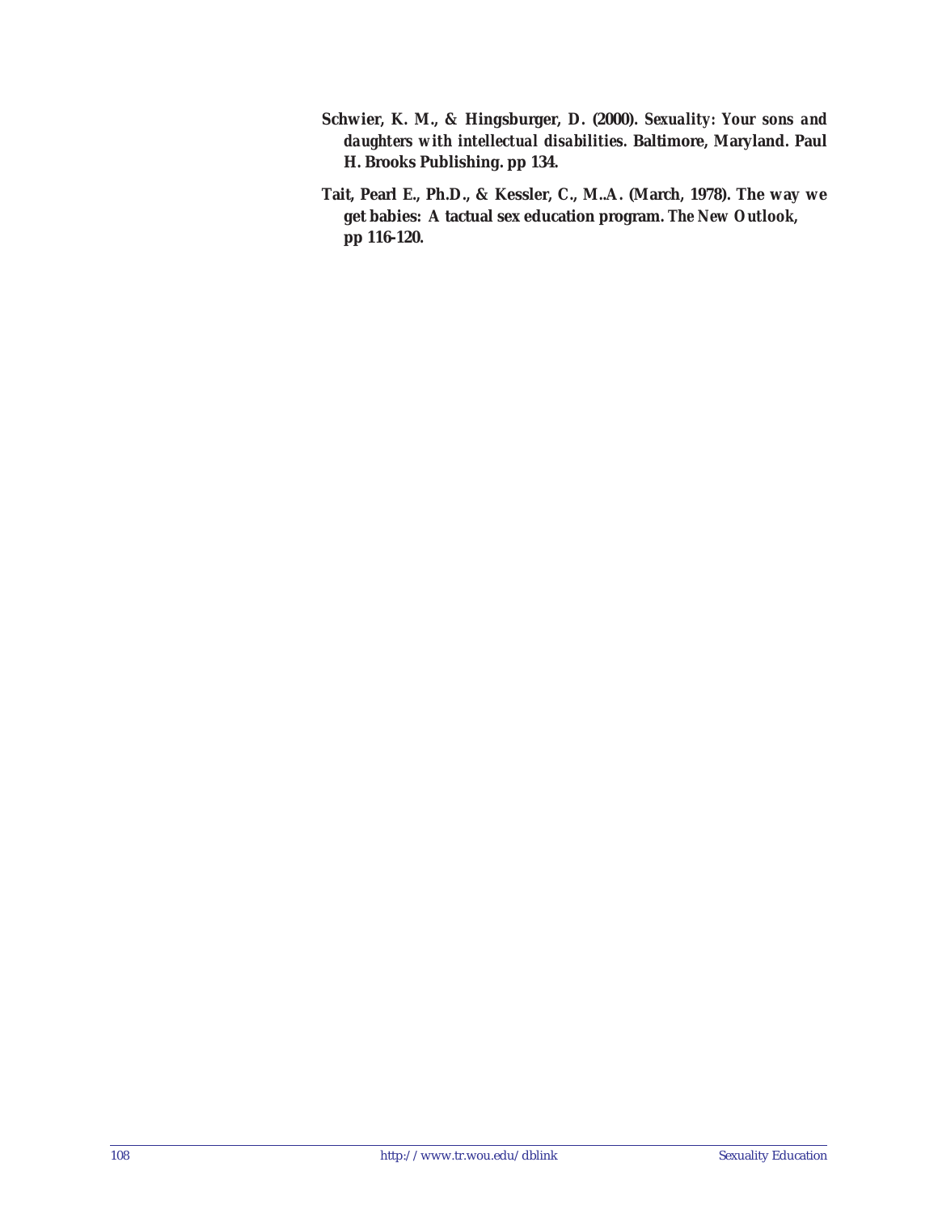**Schwier, K. M., & Hingsburger, D. (2000). *Sexuality: Your sons and daughters with intellectual disabilities*. Baltimore, Maryland. Paul H. Brooks Publishing. pp 134.**

**Tait, Pearl E., Ph.D., & Kessler, C., M..A. (March, 1978). The way we get babies: A tactual sex education program. *The New Outlook*, pp 116-120.**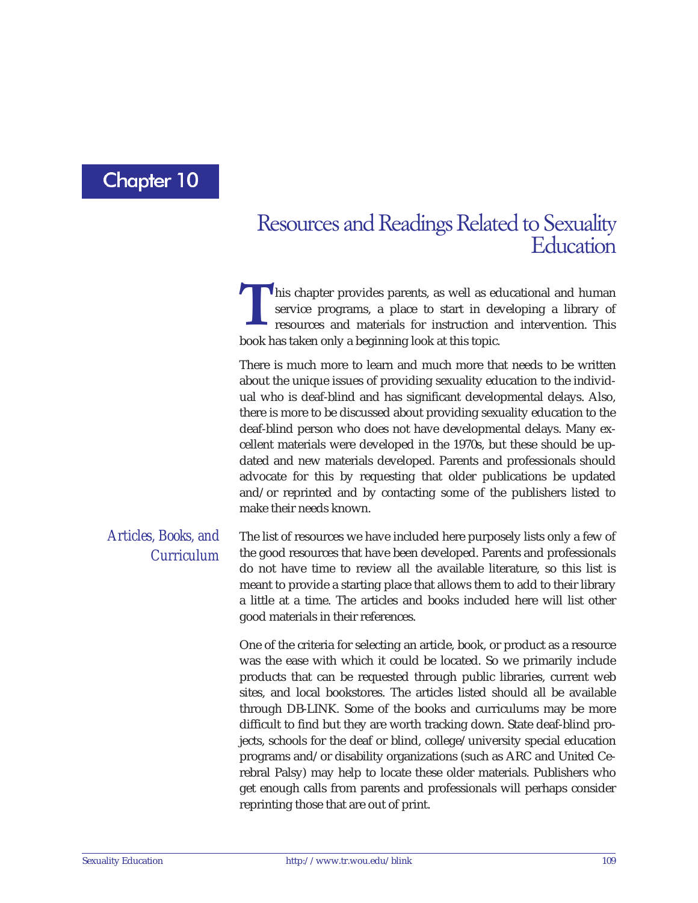# Chapter 10

## Resources and Readings Related to Sexuality Education

This chapter provides parents, as well as educational and human service programs, a place to start in developing a library of resources and materials for instruction and intervention. This book has taken only a beginning look at this topic.

There is much more to learn and much more that needs to be written about the unique issues of providing sexuality education to the individual who is deaf-blind and has significant developmental delays. Also, there is more to be discussed about providing sexuality education to the deaf-blind person who does not have developmental delays. Many excellent materials were developed in the 1970s, but these should be updated and new materials developed. Parents and professionals should advocate for this by requesting that older publications be updated and/or reprinted and by contacting some of the publishers listed to make their needs known.

### *Articles, Books, and Curriculum*

The list of resources we have included here purposely lists only a few of the good resources that have been developed. Parents and professionals do not have time to review all the available literature, so this list is meant to provide a starting place that allows them to add to their library a little at a time. The articles and books included here will list other good materials in their references.

One of the criteria for selecting an article, book, or product as a resource was the ease with which it could be located. So we primarily include products that can be requested through public libraries, current web sites, and local bookstores. The articles listed should all be available through DB-LINK. Some of the books and curriculums may be more difficult to find but they are worth tracking down. State deaf-blind projects, schools for the deaf or blind, college/university special education programs and/or disability organizations (such as ARC and United Cerebral Palsy) may help to locate these older materials. Publishers who get enough calls from parents and professionals will perhaps consider reprinting those that are out of print.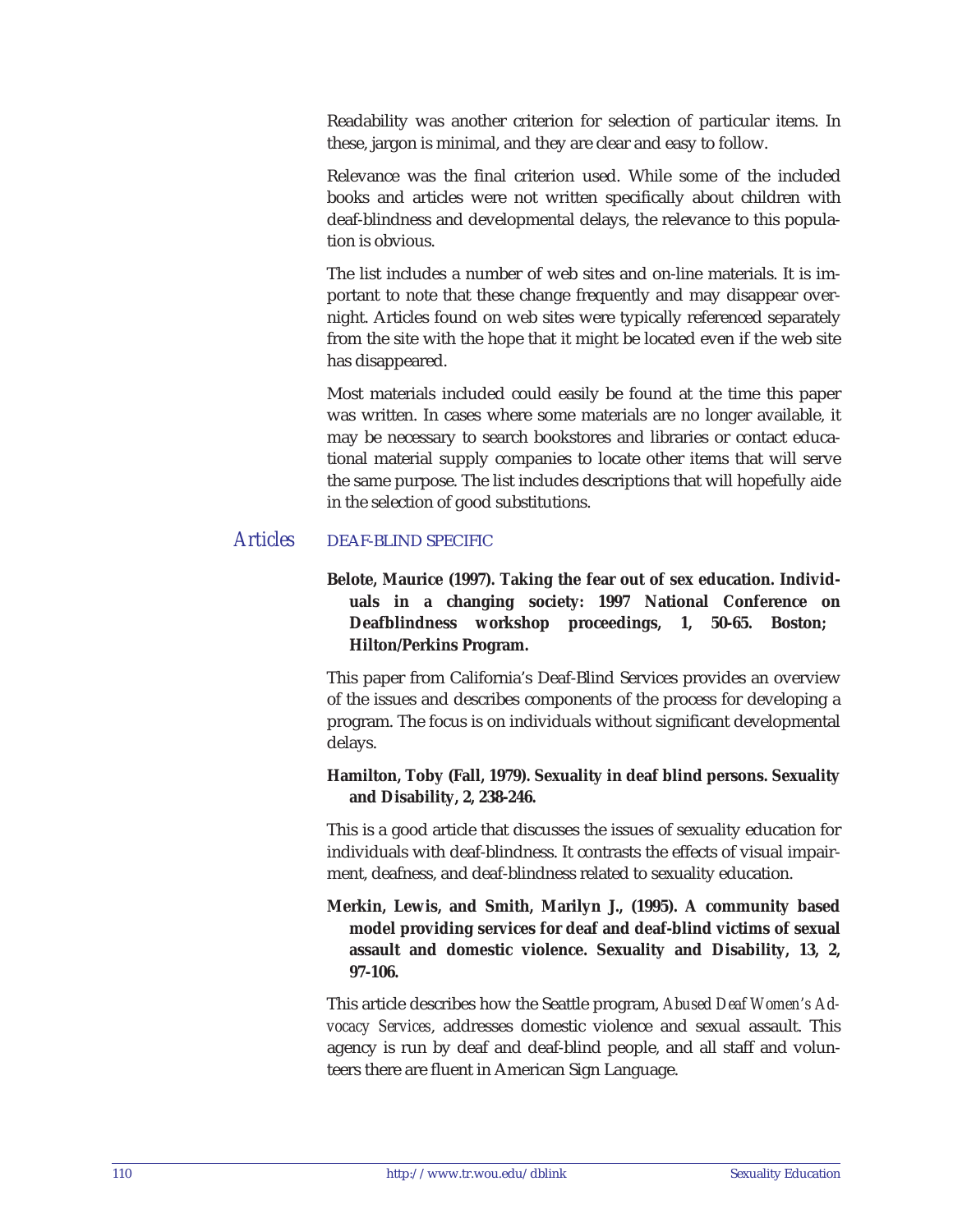Readability was another criterion for selection of particular items. In these, jargon is minimal, and they are clear and easy to follow.

Relevance was the final criterion used. While some of the included books and articles were not written specifically about children with deaf-blindness and developmental delays, the relevance to this population is obvious.

The list includes a number of web sites and on-line materials. It is important to note that these change frequently and may disappear overnight. Articles found on web sites were typically referenced separately from the site with the hope that it might be located even if the web site has disappeared.

Most materials included could easily be found at the time this paper was written. In cases where some materials are no longer available, it may be necessary to search bookstores and libraries or contact educational material supply companies to locate other items that will serve the same purpose. The list includes descriptions that will hopefully aide in the selection of good substitutions.

## *Articles*

### DEAF-BLIND SPECIFIC

**Belote, Maurice (1997). Taking the fear out of sex education. Individuals in a changing society: 1997 National Conference on Deafblindness workshop proceedings, 1, 50-65. Boston; Hilton/Perkins Program.**

This paper from California's Deaf-Blind Services provides an overview of the issues and describes components of the process for developing a program. The focus is on individuals without significant developmental delays.

**Hamilton, Toby (Fall, 1979). Sexuality in deaf blind persons. Sexuality and Disability, 2, 238-246.**

This is a good article that discusses the issues of sexuality education for individuals with deaf-blindness. It contrasts the effects of visual impairment, deafness, and deaf-blindness related to sexuality education.

**Merkin, Lewis, and Smith, Marilyn J., (1995). A community based model providing services for deaf and deaf-blind victims of sexual assault and domestic violence. Sexuality and Disability, 13, 2, 97-106.**

This article describes how the Seattle program, *Abused Deaf Women's Advocacy Services*, addresses domestic violence and sexual assault. This agency is run by deaf and deaf-blind people, and all staff and volunteers there are fluent in American Sign Language.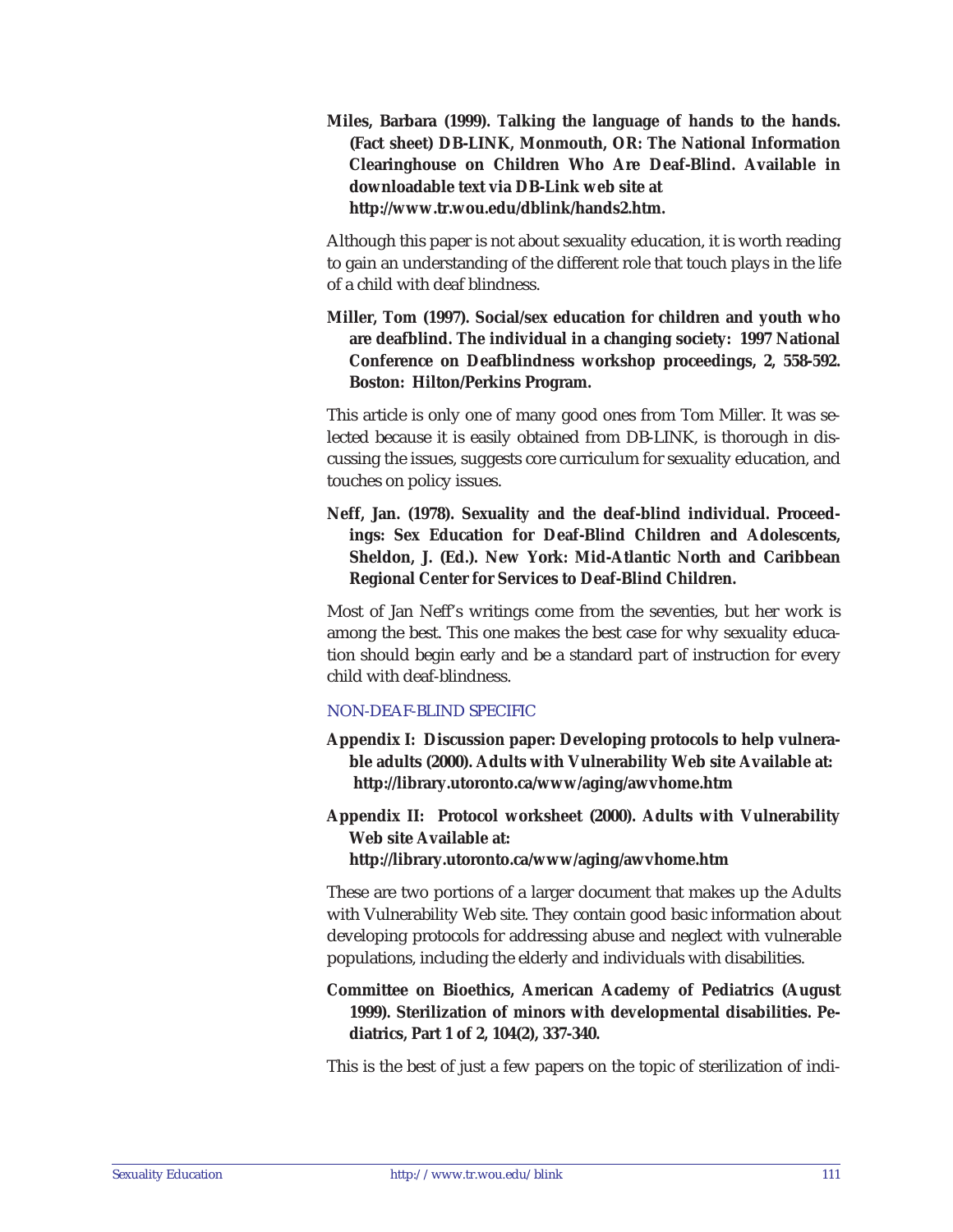**Miles, Barbara (1999). Talking the language of hands to the hands. (Fact sheet) DB-LINK, Monmouth, OR: The National Information Clearinghouse on Children Who Are Deaf-Blind. Available in downloadable text via DB-Link web site at http://www.tr.wou.edu/dblink/hands2.htm.**

Although this paper is not about sexuality education, it is worth reading to gain an understanding of the different role that touch plays in the life of a child with deaf blindness.

**Miller, Tom (1997). Social/sex education for children and youth who are deafblind. The individual in a changing society: 1997 National Conference on Deafblindness workshop proceedings, 2, 558-592. Boston: Hilton/Perkins Program.**

This article is only one of many good ones from Tom Miller. It was selected because it is easily obtained from DB-LINK, is thorough in discussing the issues, suggests core curriculum for sexuality education, and touches on policy issues.

**Neff, Jan. (1978). Sexuality and the deaf-blind individual. Proceedings: Sex Education for Deaf-Blind Children and Adolescents, Sheldon, J. (Ed.). New York: Mid-Atlantic North and Caribbean Regional Center for Services to Deaf-Blind Children.**

Most of Jan Neff's writings come from the seventies, but her work is among the best. This one makes the best case for why sexuality education should begin early and be a standard part of instruction for every child with deaf-blindness.

### NON-DEAF-BLIND SPECIFIC

**Appendix I: Discussion paper: Developing protocols to help vulnerable adults (2000). Adults with Vulnerability Web site Available at: http://library.utoronto.ca/www/aging/awvhome.htm**

**Appendix II: Protocol worksheet (2000). Adults with Vulnerability Web site Available at: http://library.utoronto.ca/www/aging/awvhome.htm**

These are two portions of a larger document that makes up the Adults with Vulnerability Web site. They contain good basic information about developing protocols for addressing abuse and neglect with vulnerable populations, including the elderly and individuals with disabilities.

**Committee on Bioethics, American Academy of Pediatrics (August 1999). Sterilization of minors with developmental disabilities. Pediatrics, Part 1 of 2, 104(2), 337-340.**

This is the best of just a few papers on the topic of sterilization of indi-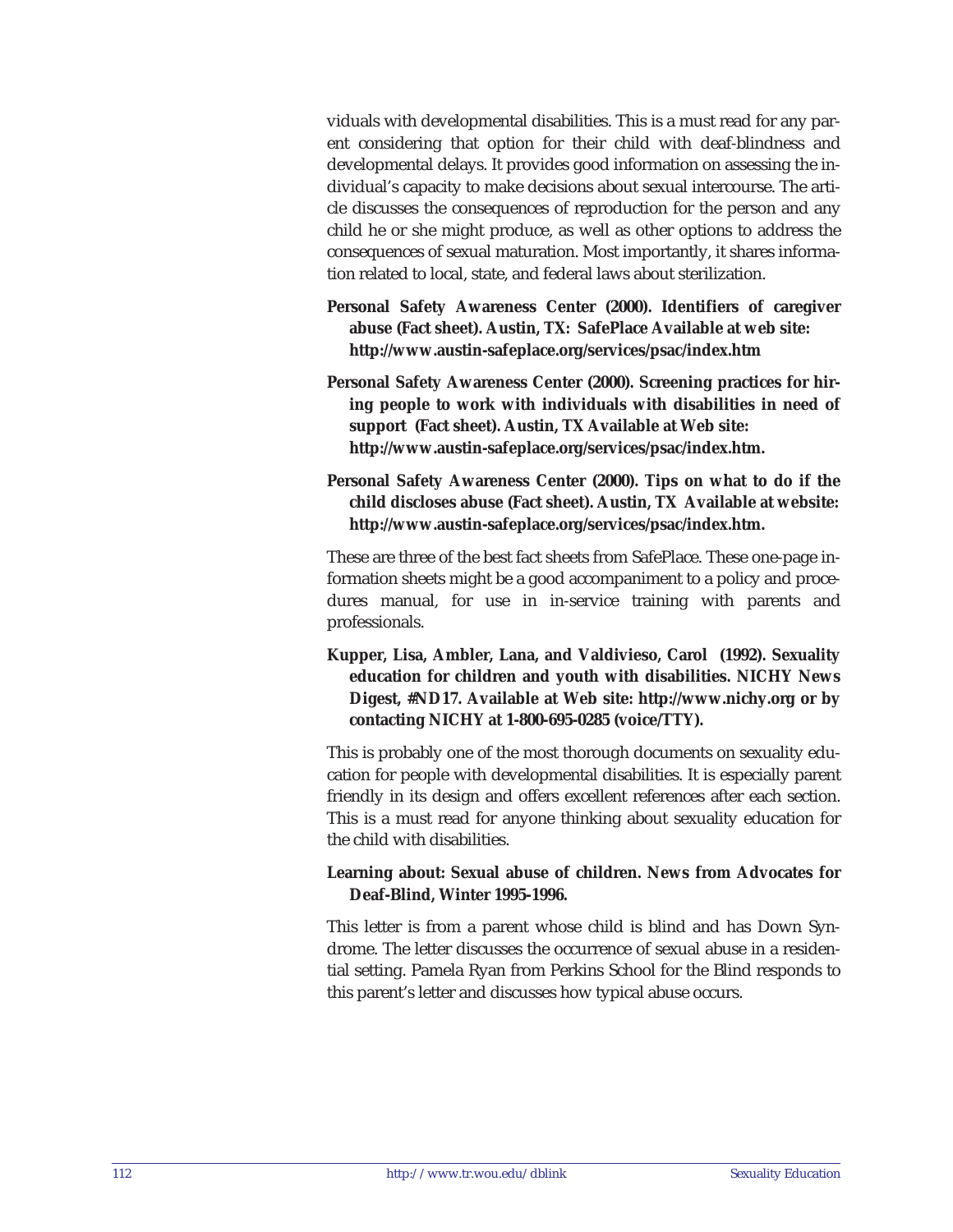viduals with developmental disabilities. This is a must read for any parent considering that option for their child with deaf-blindness and developmental delays. It provides good information on assessing the individual's capacity to make decisions about sexual intercourse. The article discusses the consequences of reproduction for the person and any child he or she might produce, as well as other options to address the consequences of sexual maturation. Most importantly, it shares information related to local, state, and federal laws about sterilization.

**Personal Safety Awareness Center (2000). Identifiers of caregiver abuse (Fact sheet). Austin, TX: SafePlace Available at web site: http://www.austin-safeplace.org/services/psac/index.htm**

**Personal Safety Awareness Center (2000). Screening practices for hiring people to work with individuals with disabilities in need of support (Fact sheet). Austin, TX Available at Web site: http://www.austin-safeplace.org/services/psac/index.htm.**

**Personal Safety Awareness Center (2000). Tips on what to do if the child discloses abuse (Fact sheet). Austin, TX Available at website: http://www.austin-safeplace.org/services/psac/index.htm.**

These are three of the best fact sheets from SafePlace. These one-page information sheets might be a good accompaniment to a policy and procedures manual, for use in in-service training with parents and professionals.

**Kupper, Lisa, Ambler, Lana, and Valdivieso, Carol (1992). Sexuality education for children and youth with disabilities. NICHY News Digest, #ND17. Available at Web site: http://www.nichy.org or by contacting NICHY at 1-800-695-0285 (voice/TTY).**

This is probably one of the most thorough documents on sexuality education for people with developmental disabilities. It is especially parent friendly in its design and offers excellent references after each section. This is a must read for anyone thinking about sexuality education for the child with disabilities.

**Learning about: Sexual abuse of children. News from Advocates for Deaf-Blind, Winter 1995-1996.**

This letter is from a parent whose child is blind and has Down Syndrome. The letter discusses the occurrence of sexual abuse in a residential setting. Pamela Ryan from Perkins School for the Blind responds to this parent's letter and discusses how typical abuse occurs.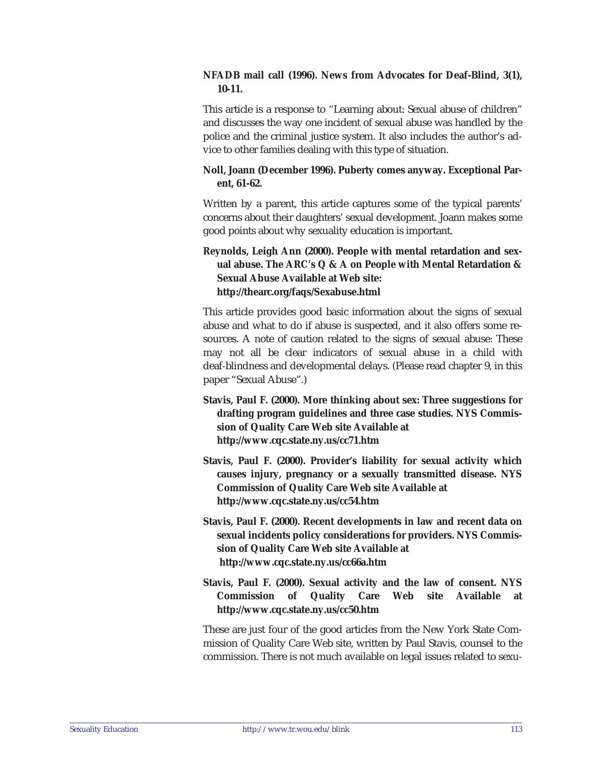**NFADB mail call (1996). News from Advocates for Deaf-Blind, 3(1), 10-11.**

This article is a response to "Learning about: Sexual abuse of children" and discusses the way one incident of sexual abuse was handled by the police and the criminal justice system. It also includes the author's advice to other families dealing with this type of situation.

**Noll, Joann (December 1996). Puberty comes anyway. Exceptional Parent, 61-62.**

Written by a parent, this article captures some of the typical parents' concerns about their daughters' sexual development. Joann makes some good points about why sexuality education is important.

**Reynolds, Leigh Ann (2000). People with mental retardation and sexual abuse. The ARC's Q & A on People with Mental Retardation & Sexual Abuse Available at Web site: http://thearc.org/faqs/Sexabuse.html**

This article provides good basic information about the signs of sexual abuse and what to do if abuse is suspected, and it also offers some resources. A note of caution related to the signs of sexual abuse: These may not all be clear indicators of sexual abuse in a child with deaf-blindness and developmental delays. (Please read chapter 9, in this paper "Sexual Abuse".)

**Stavis, Paul F. (2000). More thinking about sex: Three suggestions for drafting program guidelines and three case studies. NYS Commission of Quality Care Web site Available at http://www.cqc.state.ny.us/cc71.htm**

**Stavis, Paul F. (2000). Provider's liability for sexual activity which causes injury, pregnancy or a sexually transmitted disease. NYS Commission of Quality Care Web site Available at http://www.cqc.state.ny.us/cc54.htm**

**Stavis, Paul F. (2000). Recent developments in law and recent data on sexual incidents policy considerations for providers. NYS Commission of Quality Care Web site Available at http://www.cqc.state.ny.us/cc66a.htm**

**Stavis, Paul F. (2000). Sexual activity and the law of consent. NYS Commission of Quality Care Web site Available at http://www.cqc.state.ny.us/cc50.htm**

These are just four of the good articles from the New York State Commission of Quality Care Web site, written by Paul Stavis, counsel to the commission. There is not much available on legal issues related to sexu-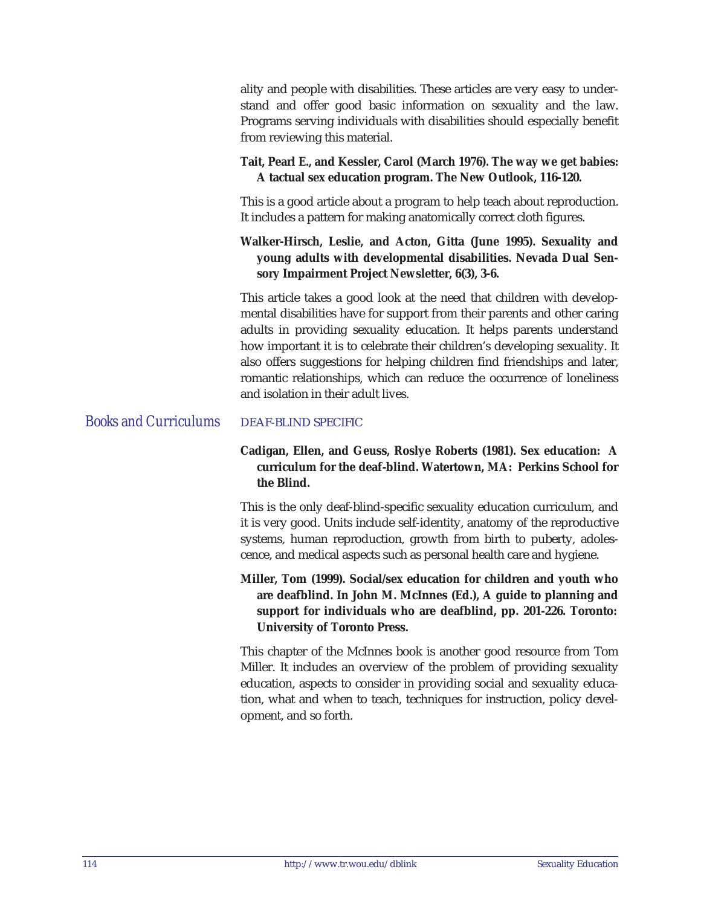ality and people with disabilities. These articles are very easy to understand and offer good basic information on sexuality and the law. Programs serving individuals with disabilities should especially benefit from reviewing this material.

**Tait, Pearl E., and Kessler, Carol (March 1976). The way we get babies: A tactual sex education program. The New Outlook, 116-120.**

This is a good article about a program to help teach about reproduction. It includes a pattern for making anatomically correct cloth figures.

**Walker-Hirsch, Leslie, and Acton, Gitta (June 1995). Sexuality and young adults with developmental disabilities. Nevada Dual Sensory Impairment Project Newsletter, 6(3), 3-6.**

This article takes a good look at the need that children with developmental disabilities have for support from their parents and other caring adults in providing sexuality education. It helps parents understand how important it is to celebrate their children's developing sexuality. It also offers suggestions for helping children find friendships and later, romantic relationships, which can reduce the occurrence of loneliness and isolation in their adult lives.

## *Books and Curriculums*

### DEAF-BLIND SPECIFIC

**Cadigan, Ellen, and Geuss, Roslye Roberts (1981). Sex education: A curriculum for the deaf-blind. Watertown, MA: Perkins School for the Blind.**

This is the only deaf-blind-specific sexuality education curriculum, and it is very good. Units include self-identity, anatomy of the reproductive systems, human reproduction, growth from birth to puberty, adolescence, and medical aspects such as personal health care and hygiene.

**Miller, Tom (1999). Social/sex education for children and youth who are deafblind. In John M. McInnes (Ed.), A guide to planning and support for individuals who are deafblind, pp. 201-226. Toronto: University of Toronto Press.**

This chapter of the McInnes book is another good resource from Tom Miller. It includes an overview of the problem of providing sexuality education, aspects to consider in providing social and sexuality education, what and when to teach, techniques for instruction, policy development, and so forth.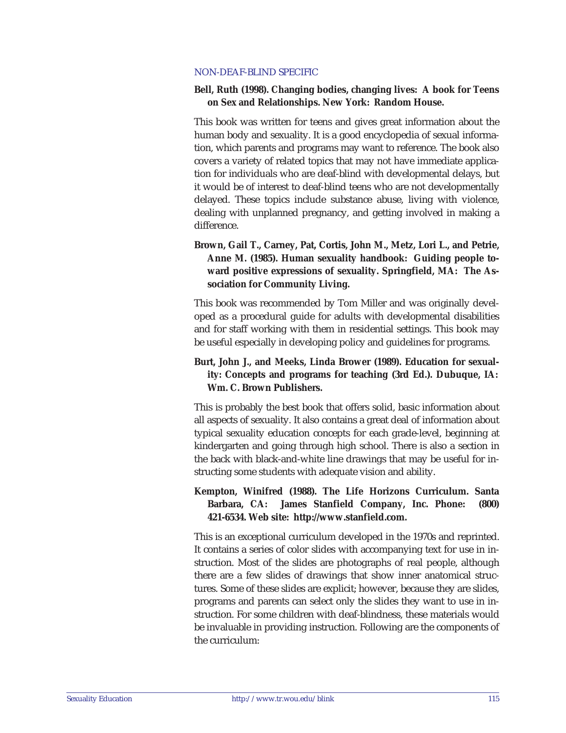NON-DEAF-BLIND SPECIFIC

**Bell, Ruth (1998). Changing bodies, changing lives: A book for Teens on Sex and Relationships. New York: Random House.**

This book was written for teens and gives great information about the human body and sexuality. It is a good encyclopedia of sexual information, which parents and programs may want to reference. The book also covers a variety of related topics that may not have immediate application for individuals who are deaf-blind with developmental delays, but it would be of interest to deaf-blind teens who are not developmentally delayed. These topics include substance abuse, living with violence, dealing with unplanned pregnancy, and getting involved in making a difference.

**Brown, Gail T., Carney, Pat, Cortis, John M., Metz, Lori L., and Petrie, Anne M. (1985). Human sexuality handbook: Guiding people toward positive expressions of sexuality. Springfield, MA: The Association for Community Living.**

This book was recommended by Tom Miller and was originally developed as a procedural guide for adults with developmental disabilities and for staff working with them in residential settings. This book may be useful especially in developing policy and guidelines for programs.

**Burt, John J., and Meeks, Linda Brower (1989). Education for sexuality: Concepts and programs for teaching (3rd Ed.). Dubuque, IA: Wm. C. Brown Publishers.**

This is probably the best book that offers solid, basic information about all aspects of sexuality. It also contains a great deal of information about typical sexuality education concepts for each grade-level, beginning at kindergarten and going through high school. There is also a section in the back with black-and-white line drawings that may be useful for instructing some students with adequate vision and ability.

**Kempton, Winifred (1988). The Life Horizons Curriculum. Santa Barbara, CA: James Stanfield Company, Inc. Phone: (800) 421-6534. Web site: http://www.stanfield.com.**

This is an exceptional curriculum developed in the 1970s and reprinted. It contains a series of color slides with accompanying text for use in instruction. Most of the slides are photographs of real people, although there are a few slides of drawings that show inner anatomical structures. Some of these slides are explicit; however, because they are slides, programs and parents can select only the slides they want to use in instruction. For some children with deaf-blindness, these materials would be invaluable in providing instruction. Following are the components of the curriculum: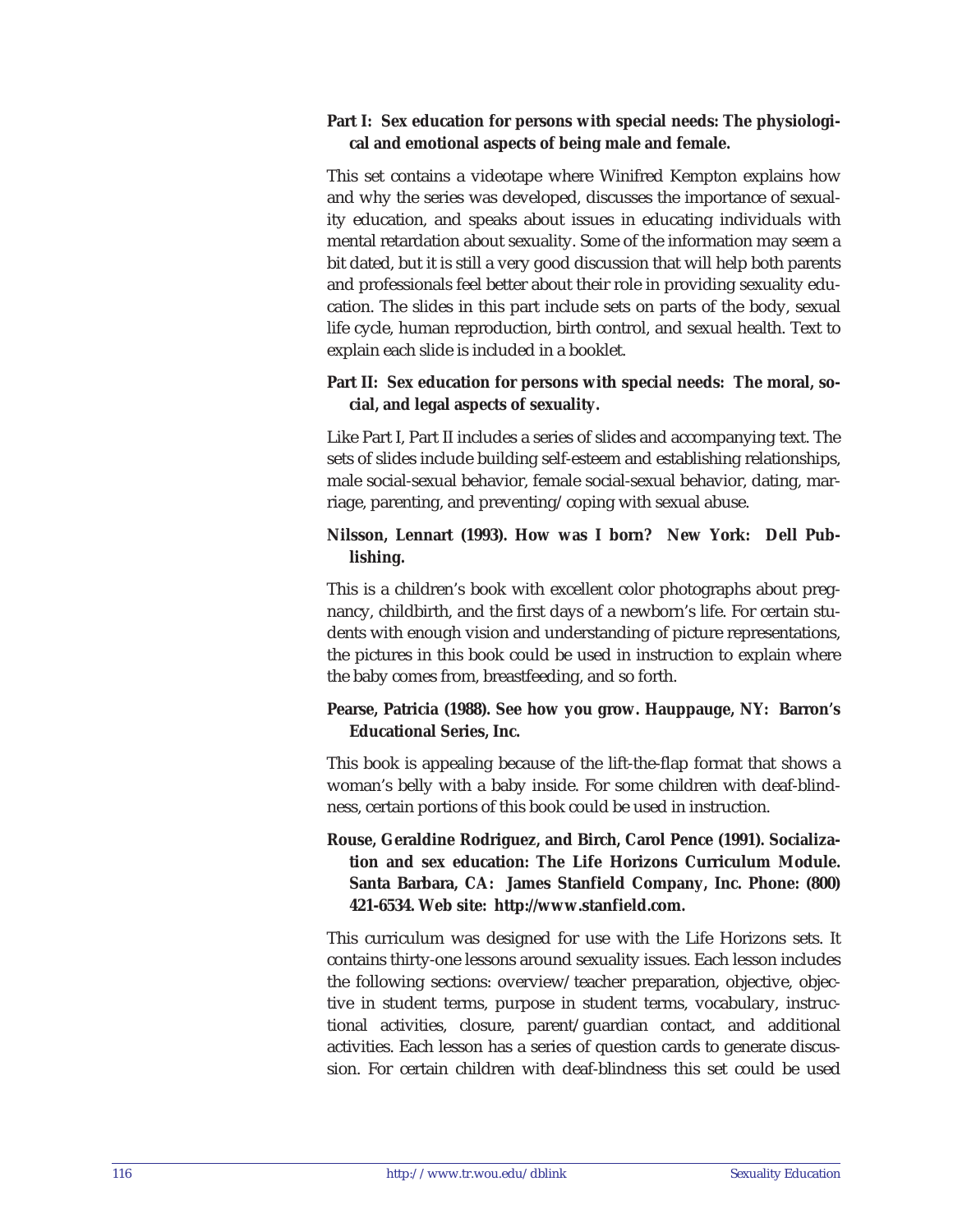**Part I: Sex education for persons with special needs: The physiological and emotional aspects of being male and female.**

This set contains a videotape where Winifred Kempton explains how and why the series was developed, discusses the importance of sexuality education, and speaks about issues in educating individuals with mental retardation about sexuality. Some of the information may seem a bit dated, but it is still a very good discussion that will help both parents and professionals feel better about their role in providing sexuality education. The slides in this part include sets on parts of the body, sexual life cycle, human reproduction, birth control, and sexual health. Text to explain each slide is included in a booklet.

**Part II: Sex education for persons with special needs: The moral, social, and legal aspects of sexuality.**

Like Part I, Part II includes a series of slides and accompanying text. The sets of slides include building self-esteem and establishing relationships, male social-sexual behavior, female social-sexual behavior, dating, marriage, parenting, and preventing/coping with sexual abuse.

**Nilsson, Lennart (1993). How was I born? New York: Dell Publishing.**

This is a children's book with excellent color photographs about pregnancy, childbirth, and the first days of a newborn's life. For certain students with enough vision and understanding of picture representations, the pictures in this book could be used in instruction to explain where the baby comes from, breastfeeding, and so forth.

**Pearse, Patricia (1988). See how you grow. Hauppauge, NY: Barron's Educational Series, Inc.**

This book is appealing because of the lift-the-flap format that shows a woman's belly with a baby inside. For some children with deaf-blindness, certain portions of this book could be used in instruction.

**Rouse, Geraldine Rodriguez, and Birch, Carol Pence (1991). Socialization and sex education: The Life Horizons Curriculum Module. Santa Barbara, CA: James Stanfield Company, Inc. Phone: (800) 421-6534. Web site: http://www.stanfield.com.**

This curriculum was designed for use with the Life Horizons sets. It contains thirty-one lessons around sexuality issues. Each lesson includes the following sections: overview/teacher preparation, objective, objective in student terms, purpose in student terms, vocabulary, instructional activities, closure, parent/guardian contact, and additional activities. Each lesson has a series of question cards to generate discussion. For certain children with deaf-blindness this set could be used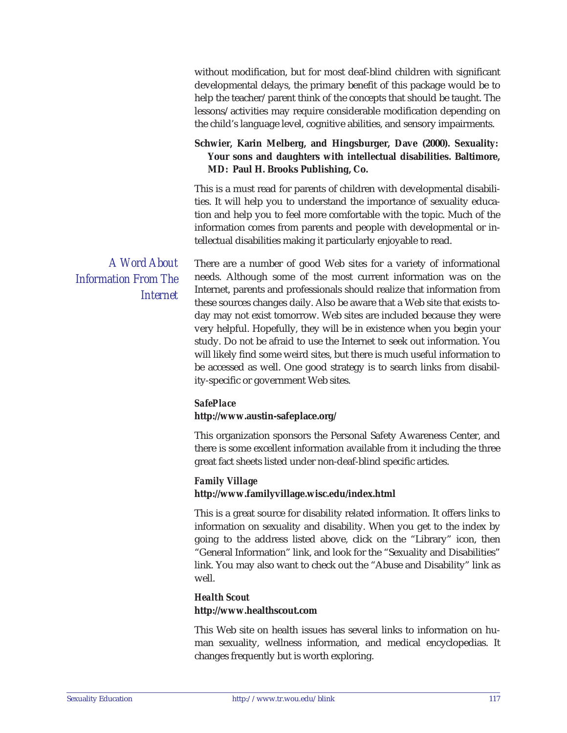without modification, but for most deaf-blind children with significant developmental delays, the primary benefit of this package would be to help the teacher/parent think of the concepts that should be taught. The lessons/activities may require considerable modification depending on the child's language level, cognitive abilities, and sensory impairments.

**Schwier, Karin Melberg, and Hingsburger, Dave (2000). Sexuality: Your sons and daughters with intellectual disabilities. Baltimore, MD: Paul H. Brooks Publishing, Co.**

This is a must read for parents of children with developmental disabilities. It will help you to understand the importance of sexuality education and help you to feel more comfortable with the topic. Much of the information comes from parents and people with developmental or intellectual disabilities making it particularly enjoyable to read.

## *A Word About Information From The Internet*

There are a number of good Web sites for a variety of informational needs. Although some of the most current information was on the Internet, parents and professionals should realize that information from these sources changes daily. Also be aware that a Web site that exists today may not exist tomorrow. Web sites are included because they were very helpful. Hopefully, they will be in existence when you begin your study. Do not be afraid to use the Internet to seek out information. You will likely find some weird sites, but there is much useful information to be accessed as well. One good strategy is to search links from disability-specific or government Web sites.

***SafePlace***
**http://www.austin-safeplace.org/**

This organization sponsors the Personal Safety Awareness Center, and there is some excellent information available from it including the three great fact sheets listed under non-deaf-blind specific articles.

***Family Village***
**http://www.familyvillage.wisc.edu/index.html**

This is a great source for disability related information. It offers links to information on sexuality and disability. When you get to the index by going to the address listed above, click on the "Library" icon, then "General Information" link, and look for the "Sexuality and Disabilities" link. You may also want to check out the "Abuse and Disability" link as well.

***Health Scout***
**http://www.healthscout.com**

This Web site on health issues has several links to information on human sexuality, wellness information, and medical encyclopedias. It changes frequently but is worth exploring.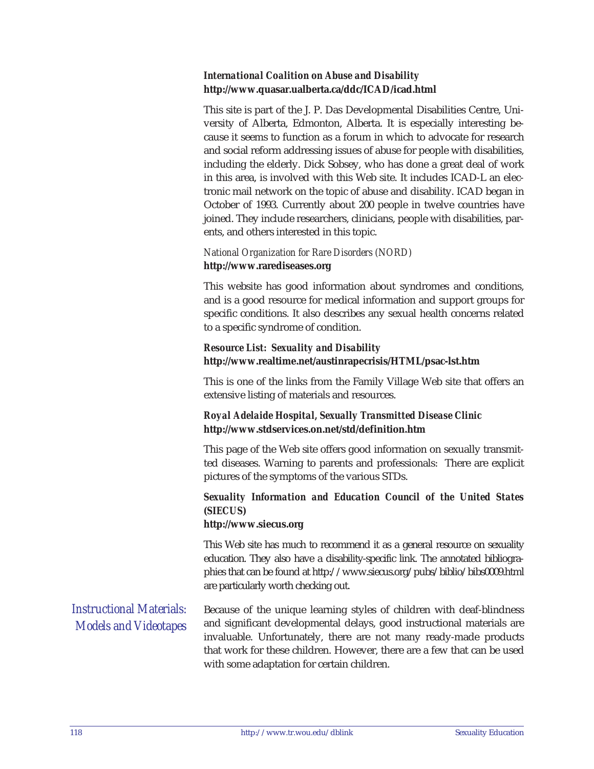***International Coalition on Abuse and Disability***
**http://www.quasar.ualberta.ca/ddc/ICAD/icad.html**

This site is part of the J. P. Das Developmental Disabilities Centre, University of Alberta, Edmonton, Alberta. It is especially interesting because it seems to function as a forum in which to advocate for research and social reform addressing issues of abuse for people with disabilities, including the elderly. Dick Sobsey, who has done a great deal of work in this area, is involved with this Web site. It includes ICAD-L an electronic mail network on the topic of abuse and disability. ICAD began in October of 1993. Currently about 200 people in twelve countries have joined. They include researchers, clinicians, people with disabilities, parents, and others interested in this topic.

*National Organization for Rare Disorders (NORD)*
**http://www.rarediseases.org**

This website has good information about syndromes and conditions, and is a good resource for medical information and support groups for specific conditions. It also describes any sexual health concerns related to a specific syndrome of condition.

***Resource List: Sexuality and Disability***
**http://www.realtime.net/austinrapecrisis/HTML/psac-lst.htm**

This is one of the links from the Family Village Web site that offers an extensive listing of materials and resources.

***Royal Adelaide Hospital, Sexually Transmitted Disease Clinic***
**http://www.stdservices.on.net/std/definition.htm**

This page of the Web site offers good information on sexually transmitted diseases. Warning to parents and professionals: There are explicit pictures of the symptoms of the various STDs.

***Sexuality Information and Education Council of the United States (SIECUS)***
**http://www.siecus.org**

This Web site has much to recommend it as a general resource on sexuality education. They also have a disability-specific link. The annotated bibliographies that can be found at http://www.siecus.org/pubs/biblio/bibs0009.html are particularly worth checking out.

## *Instructional Materials: Models and Videotapes*

Because of the unique learning styles of children with deaf-blindness and significant developmental delays, good instructional materials are invaluable. Unfortunately, there are not many ready-made products that work for these children. However, there are a few that can be used with some adaptation for certain children.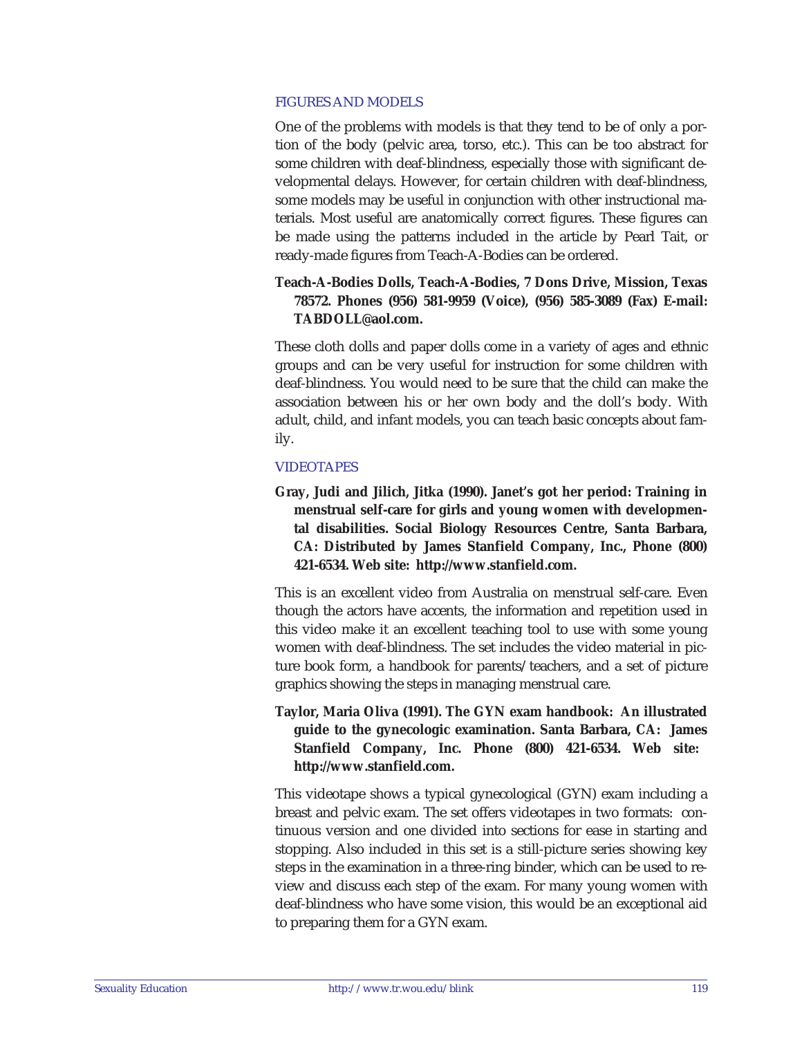### FIGURES AND MODELS

One of the problems with models is that they tend to be of only a portion of the body (pelvic area, torso, etc.). This can be too abstract for some children with deaf-blindness, especially those with significant developmental delays. However, for certain children with deaf-blindness, some models may be useful in conjunction with other instructional materials. Most useful are anatomically correct figures. These figures can be made using the patterns included in the article by Pearl Tait, or ready-made figures from Teach-A-Bodies can be ordered.

**Teach-A-Bodies Dolls, Teach-A-Bodies, 7 Dons Drive, Mission, Texas 78572. Phones (956) 581-9959 (Voice), (956) 585-3089 (Fax) E-mail: TABDOLL@aol.com.**

These cloth dolls and paper dolls come in a variety of ages and ethnic groups and can be very useful for instruction for some children with deaf-blindness. You would need to be sure that the child can make the association between his or her own body and the doll's body. With adult, child, and infant models, you can teach basic concepts about family.

### VIDEOTAPES

**Gray, Judi and Jilich, Jitka (1990). Janet's got her period: Training in menstrual self-care for girls and young women with developmental disabilities. Social Biology Resources Centre, Santa Barbara, CA: Distributed by James Stanfield Company, Inc., Phone (800) 421-6534. Web site: http://www.stanfield.com.**

This is an excellent video from Australia on menstrual self-care. Even though the actors have accents, the information and repetition used in this video make it an excellent teaching tool to use with some young women with deaf-blindness. The set includes the video material in picture book form, a handbook for parents/teachers, and a set of picture graphics showing the steps in managing menstrual care.

**Taylor, Maria Oliva (1991). The GYN exam handbook: An illustrated guide to the gynecologic examination. Santa Barbara, CA: James Stanfield Company, Inc. Phone (800) 421-6534. Web site: http://www.stanfield.com.**

This videotape shows a typical gynecological (GYN) exam including a breast and pelvic exam. The set offers videotapes in two formats: continuous version and one divided into sections for ease in starting and stopping. Also included in this set is a still-picture series showing key steps in the examination in a three-ring binder, which can be used to review and discuss each step of the exam. For many young women with deaf-blindness who have some vision, this would be an exceptional aid to preparing them for a GYN exam.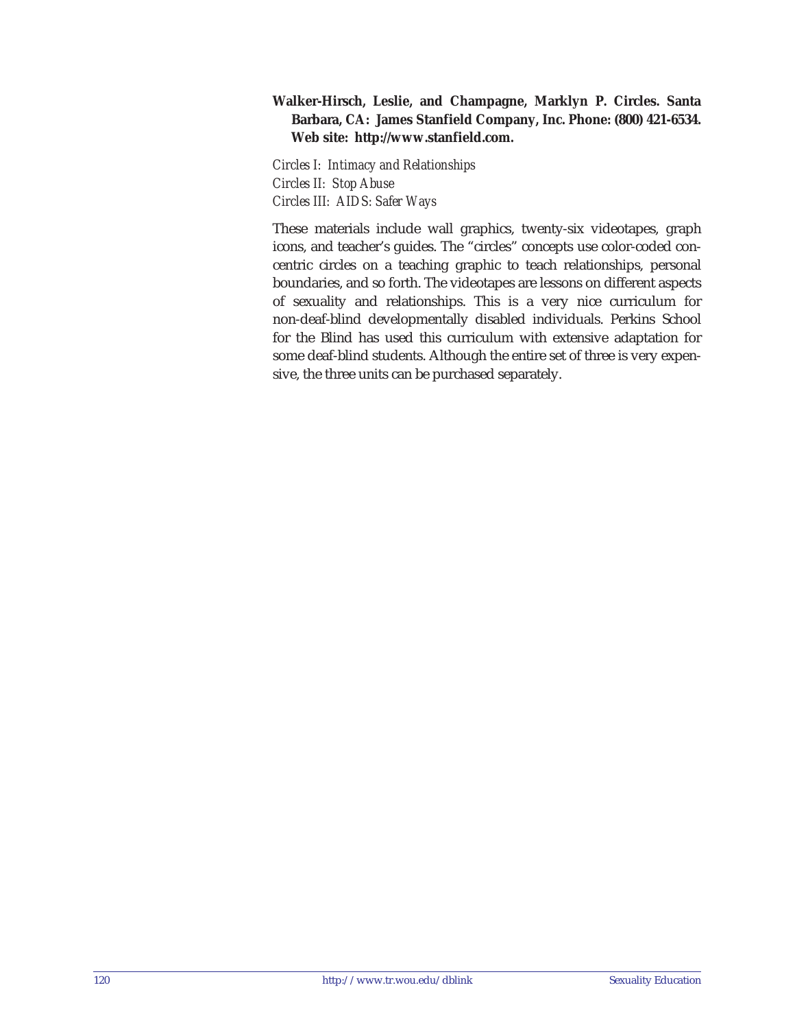**Walker-Hirsch, Leslie, and Champagne, Marklyn P. Circles. Santa Barbara, CA: James Stanfield Company, Inc. Phone: (800) 421-6534. Web site: http://www.stanfield.com.**

*Circles I: Intimacy and Relationships*
*Circles II: Stop Abuse*
*Circles III: AIDS: Safer Ways*

These materials include wall graphics, twenty-six videotapes, graph icons, and teacher's guides. The "circles" concepts use color-coded concentric circles on a teaching graphic to teach relationships, personal boundaries, and so forth. The videotapes are lessons on different aspects of sexuality and relationships. This is a very nice curriculum for non-deaf-blind developmentally disabled individuals. Perkins School for the Blind has used this curriculum with extensive adaptation for some deaf-blind students. Although the entire set of three is very expensive, the three units can be purchased separately.